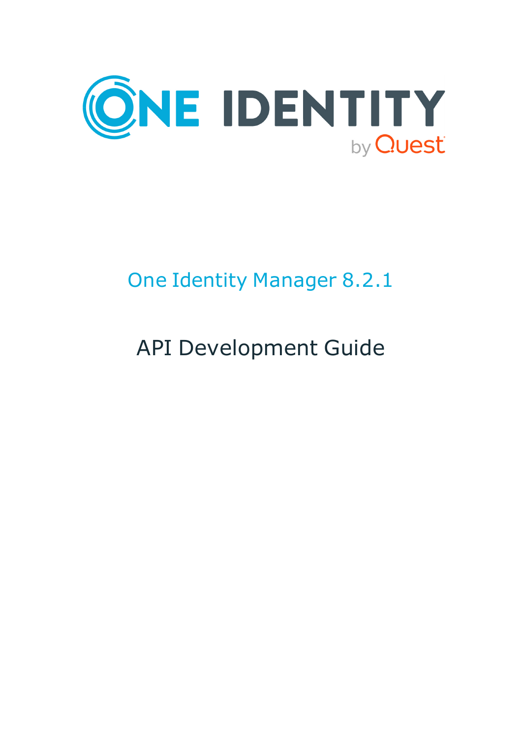# One Identity Manager 8.2.1

## API Development Guide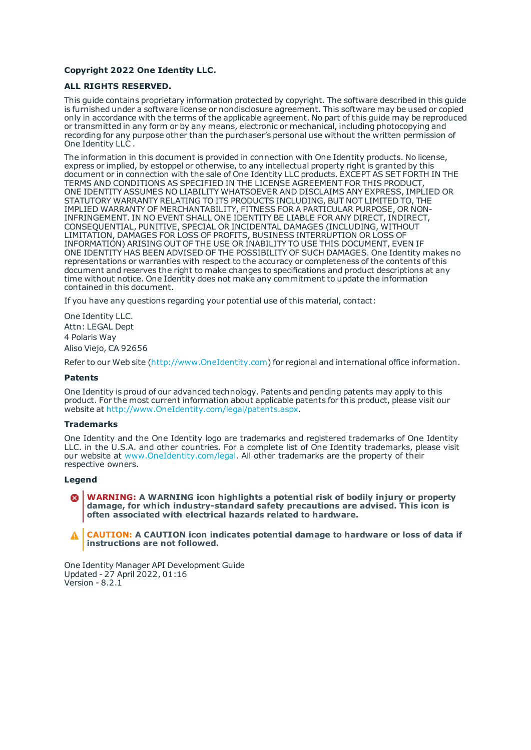**Copyright 2022 One Identity LLC.**

**ALL RIGHTS RESERVED.**

This guide contains proprietary information protected by copyright. The software described in this guide is furnished under a software license or nondisclosure agreement. This software may be used or copied only in accordance with the terms of the applicable agreement. No part of this guide may be reproduced or transmitted in any form or by any means, electronic or mechanical, including photocopying and recording for any purpose other than the purchaser's personal use without the written permission of One Identity LLC .

The information in this document is provided in connection with One Identity products. No license, express or implied, by estoppel or otherwise, to any intellectual property right is granted by this document or in connection with the sale of One Identity LLC products. EXCEPT AS SET FORTH IN THE TERMS AND CONDITIONS AS SPECIFIED IN THE LICENSE AGREEMENT FOR THIS PRODUCT, ONE IDENTITY ASSUMES NO LIABILITY WHATSOEVER AND DISCLAIMS ANY EXPRESS, IMPLIED OR STATUTORY WARRANTY RELATING TO ITS PRODUCTS INCLUDING, BUT NOT LIMITED TO, THE IMPLIED WARRANTY OF MERCHANTABILITY, FITNESS FOR A PARTICULAR PURPOSE, OR NON-INFRINGEMENT. IN NO EVENT SHALL ONE IDENTITY BE LIABLE FOR ANY DIRECT, INDIRECT, CONSEQUENTIAL, PUNITIVE, SPECIAL OR INCIDENTAL DAMAGES (INCLUDING, WITHOUT LIMITATION, DAMAGES FOR LOSS OF PROFITS, BUSINESS INTERRUPTION OR LOSS OF INFORMATION) ARISING OUT OF THE USE OR INABILITY TO USE THIS DOCUMENT, EVEN IF ONE IDENTITY HAS BEEN ADVISED OF THE POSSIBILITY OF SUCH DAMAGES. One Identity makes no representations or warranties with respect to the accuracy or completeness of the contents of this document and reserves the right to make changes to specifications and product descriptions at any time without notice. One Identity does not make any commitment to update the information contained in this document.

If you have any questions regarding your potential use of this material, contact:

One Identity LLC.
Attn: LEGAL Dept
4 Polaris Way
Aliso Viejo, CA 92656

Refer to our Web site (http://www.OneIdentity.com) for regional and international office information.

**Patents**

One Identity is proud of our advanced technology. Patents and pending patents may apply to this product. For the most current information about applicable patents for this product, please visit our website at http://www.OneIdentity.com/legal/patents.aspx.

**Trademarks**

One Identity and the One Identity logo are trademarks and registered trademarks of One Identity LLC. in the U.S.A. and other countries. For a complete list of One Identity trademarks, please visit our website at www.OneIdentity.com/legal. All other trademarks are the property of their respective owners.

**Legend**

**WARNING: A WARNING icon highlights a potential risk of bodily injury or property damage, for which industry-standard safety precautions are advised. This icon is often associated with electrical hazards related to hardware.**

**CAUTION: A CAUTION icon indicates potential damage to hardware or loss of data if instructions are not followed.**

One Identity Manager API Development Guide
Updated - 27 April 2022, 01:16
Version - 8.2.1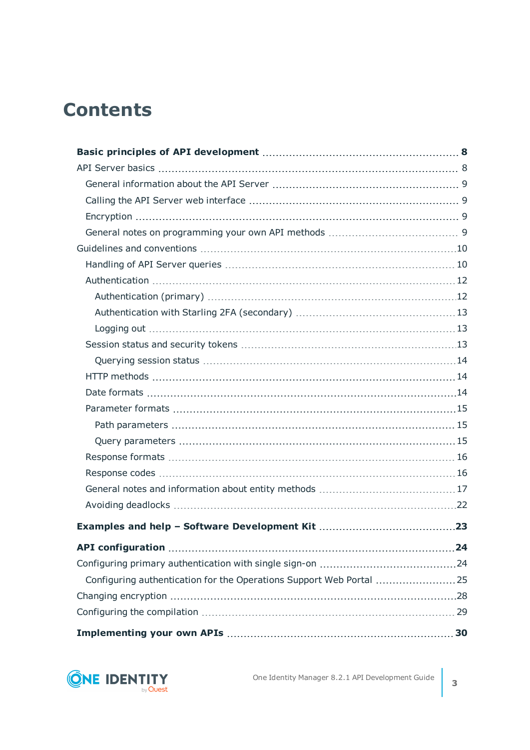# Contents

**Basic principles of API development** 8

- API Server basics 8
  - General information about the API Server 9
  - Calling the API Server web interface 9
  - Encryption 9
  - General notes on programming your own API methods 9
- Guidelines and conventions 10
  - Handling of API Server queries 10
  - Authentication 12
    - Authentication (primary) 12
    - Authentication with Starling 2FA (secondary) 13
    - Logging out 13
  - Session status and security tokens 13
    - Querying session status 14
  - HTTP methods 14
  - Date formats 14
  - Parameter formats 15
    - Path parameters 15
    - Query parameters 15
  - Response formats 16
  - Response codes 16
  - General notes and information about entity methods 17
  - Avoiding deadlocks 22

**Examples and help – Software Development Kit** 23

**API configuration** 24

- Configuring primary authentication with single sign-on 24
  - Configuring authentication for the Operations Support Web Portal 25
- Changing encryption 28
- Configuring the compilation 29

**Implementing your own APIs** 30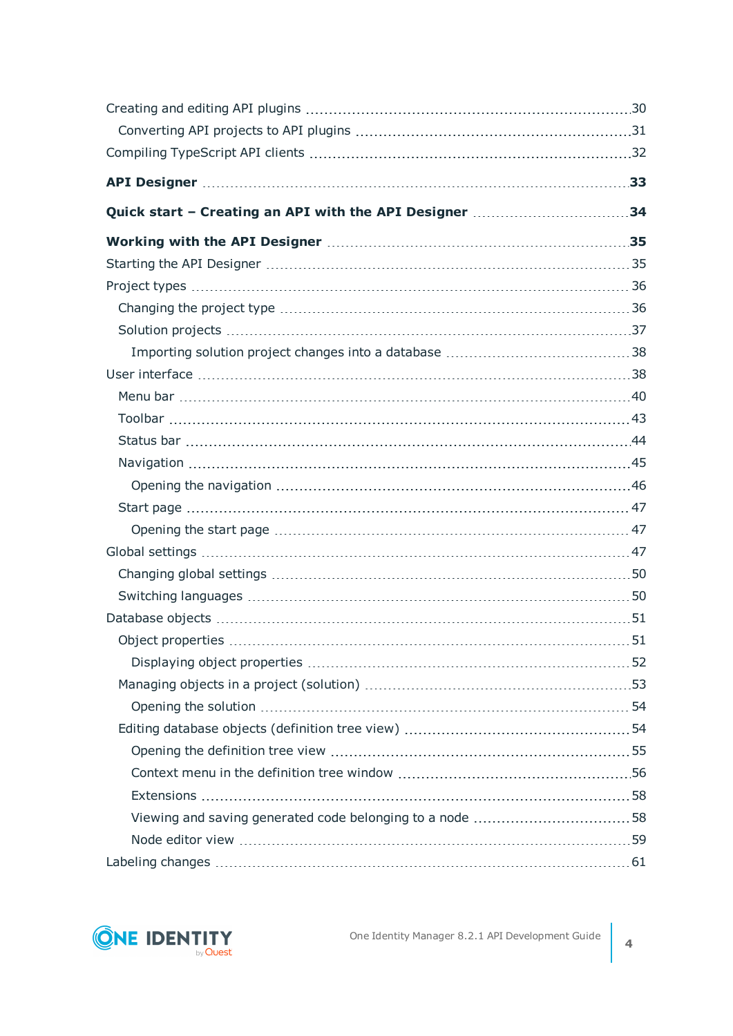Creating and editing API plugins 30

Converting API projects to API plugins 31

Compiling TypeScript API clients 32

**API Designer 33**

**Quick start – Creating an API with the API Designer 34**

**Working with the API Designer 35**

Starting the API Designer 35

Project types 36

Changing the project type 36

Solution projects 37

Importing solution project changes into a database 38

User interface 38

Menu bar 40

Toolbar 43

Status bar 44

Navigation 45

Opening the navigation 46

Start page 47

Opening the start page 47

Global settings 47

Changing global settings 50

Switching languages 50

Database objects 51

Object properties 51

Displaying object properties 52

Managing objects in a project (solution) 53

Opening the solution 54

Editing database objects (definition tree view) 54

Opening the definition tree view 55

Context menu in the definition tree window 56

Extensions 58

Viewing and saving generated code belonging to a node 58

Node editor view 59

Labeling changes 61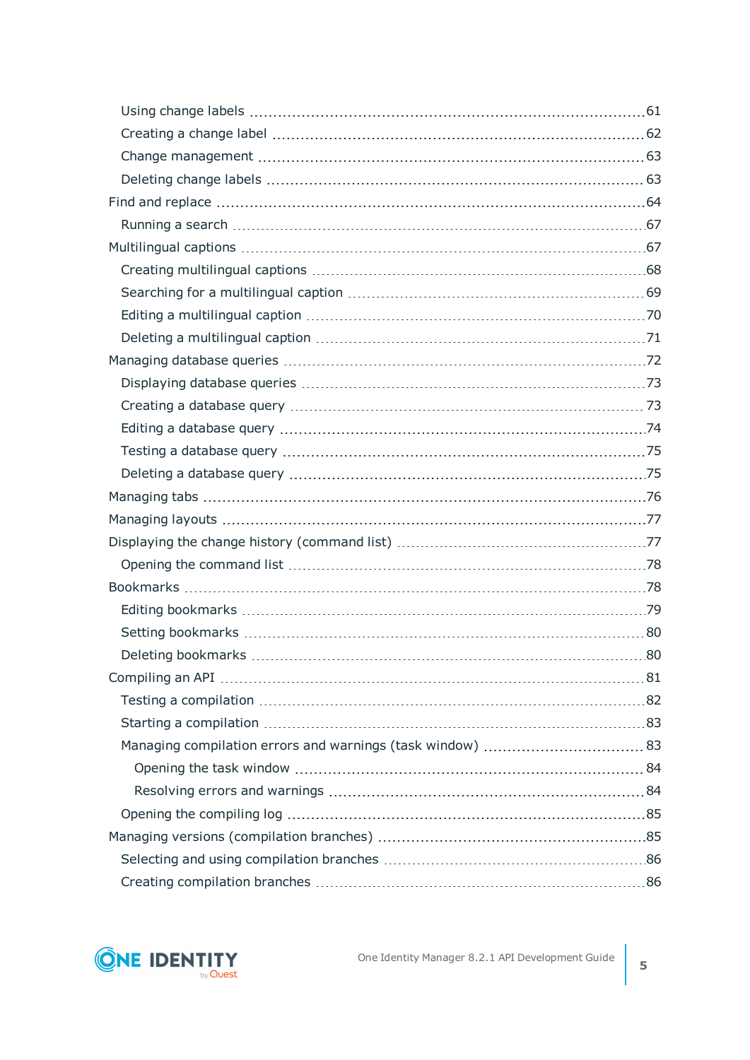- Using change labels .......... 61
- Creating a change label .......... 62
- Change management .......... 63
- Deleting change labels .......... 63

Find and replace .......... 64

- Running a search .......... 67

Multilingual captions .......... 67

- Creating multilingual captions .......... 68
- Searching for a multilingual caption .......... 69
- Editing a multilingual caption .......... 70
- Deleting a multilingual caption .......... 71

Managing database queries .......... 72

- Displaying database queries .......... 73
- Creating a database query .......... 73
- Editing a database query .......... 74
- Testing a database query .......... 75
- Deleting a database query .......... 75

Managing tabs .......... 76

Managing layouts .......... 77

Displaying the change history (command list) .......... 77

- Opening the command list .......... 78

Bookmarks .......... 78

- Editing bookmarks .......... 79
- Setting bookmarks .......... 80
- Deleting bookmarks .......... 80

Compiling an API .......... 81

- Testing a compilation .......... 82
- Starting a compilation .......... 83
- Managing compilation errors and warnings (task window) .......... 83
  - Opening the task window .......... 84
  - Resolving errors and warnings .......... 84
- Opening the compiling log .......... 85

Managing versions (compilation branches) .......... 85

- Selecting and using compilation branches .......... 86
- Creating compilation branches .......... 86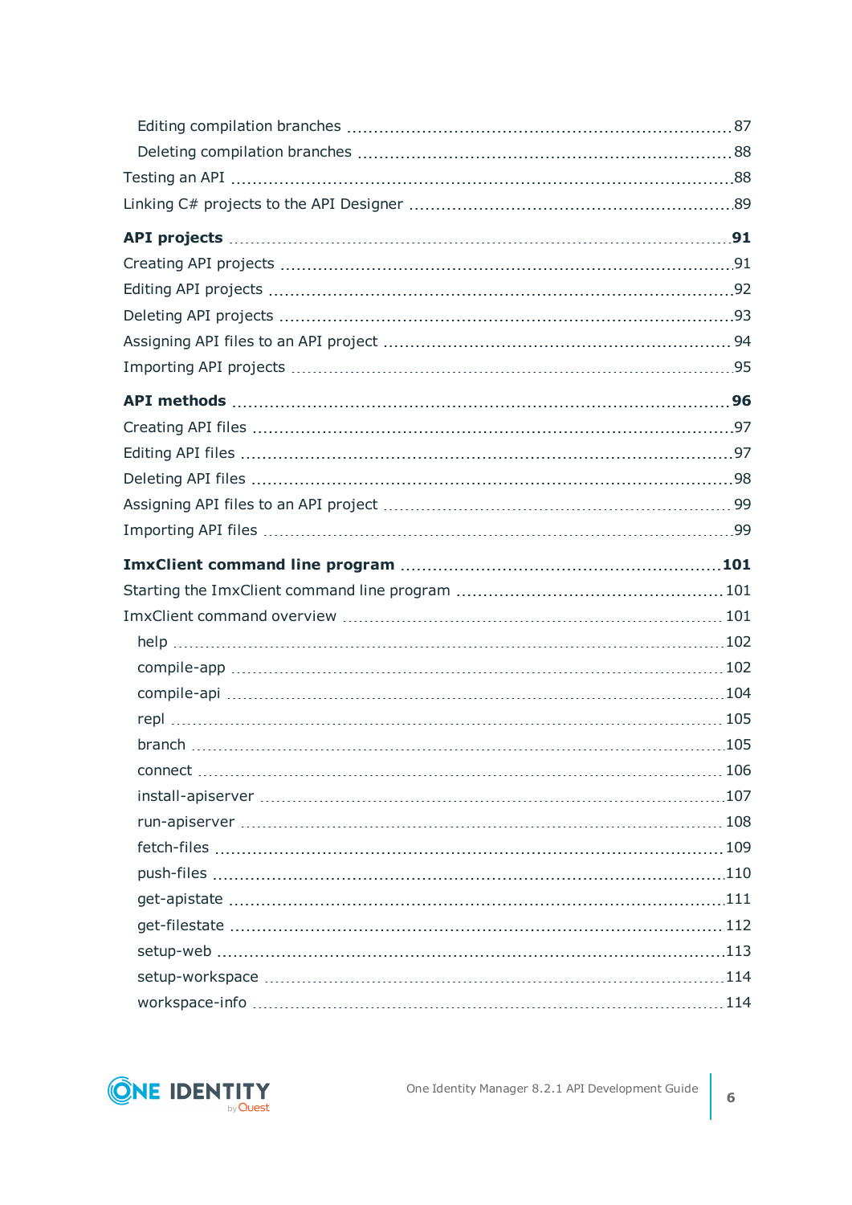Editing compilation branches 87
Deleting compilation branches 88
Testing an API 88
Linking C# projects to the API Designer 89

**API projects 91**
Creating API projects 91
Editing API projects 92
Deleting API projects 93
Assigning API files to an API project 94
Importing API projects 95

**API methods 96**
Creating API files 97
Editing API files 97
Deleting API files 98
Assigning API files to an API project 99
Importing API files 99

**ImxClient command line program 101**
Starting the ImxClient command line program 101
ImxClient command overview 101
help 102
compile-app 102
compile-api 104
repl 105
branch 105
connect 106
install-apiserver 107
run-apiserver 108
fetch-files 109
push-files 110
get-apistate 111
get-filestate 112
setup-web 113
setup-workspace 114
workspace-info 114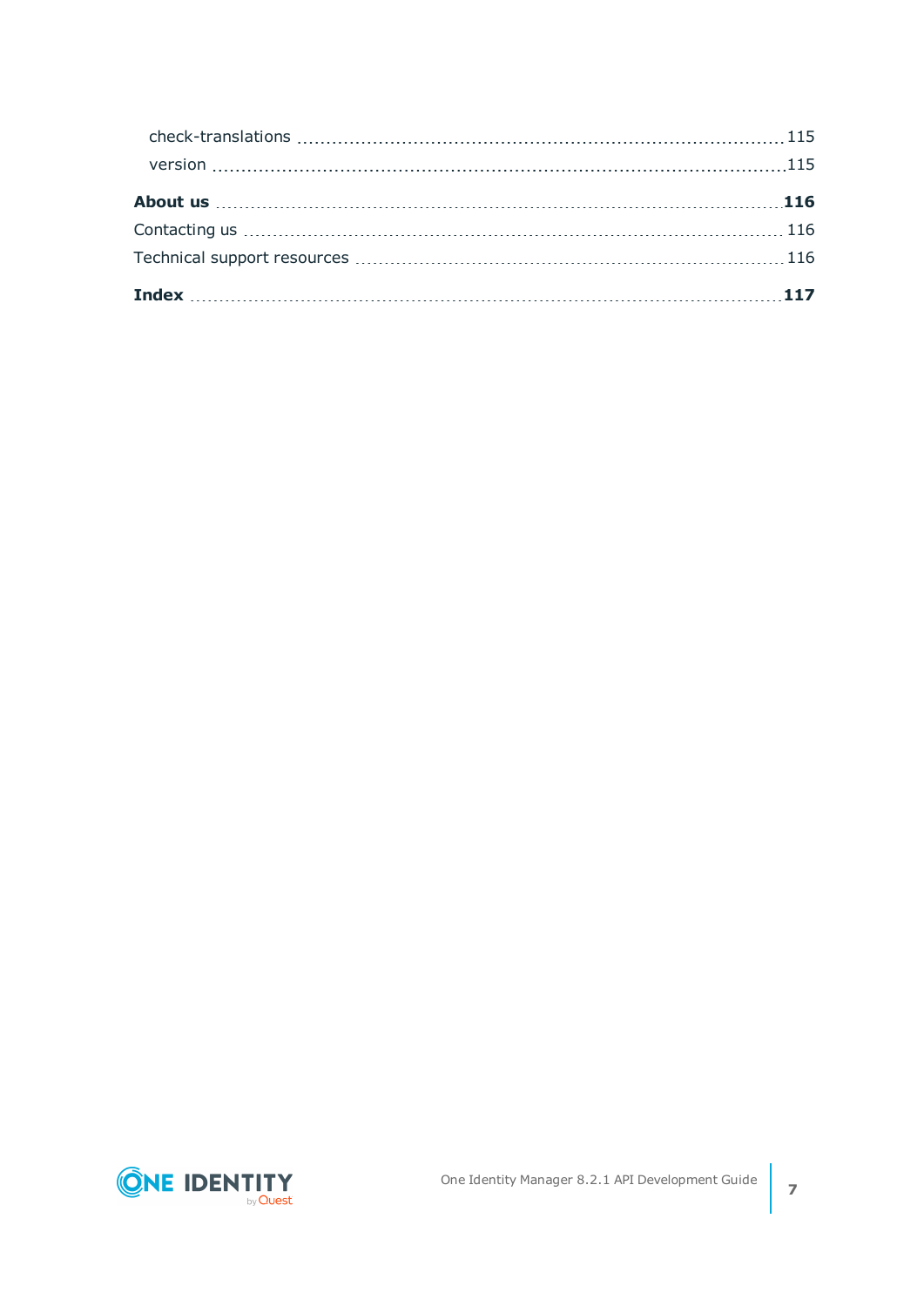check-translations 115

version 115

**About us** **116**

Contacting us 116

Technical support resources 116

**Index** **117**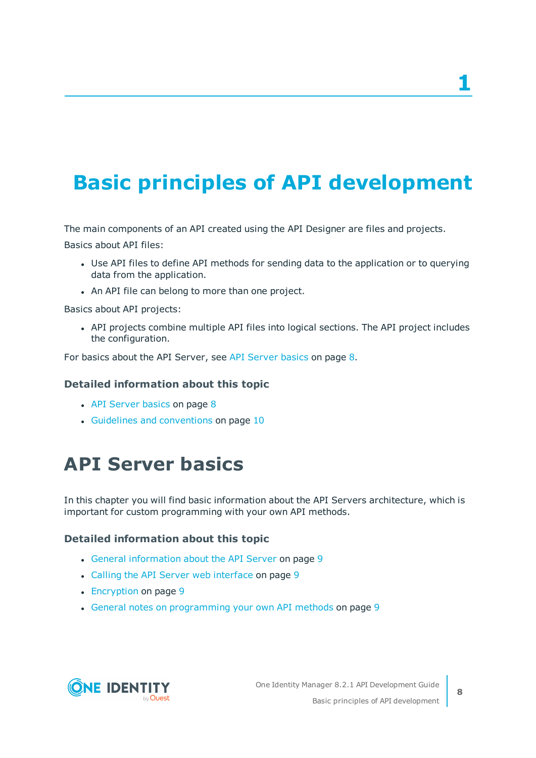# 1 Basic principles of API development

The main components of an API created using the API Designer are files and projects.

Basics about API files:

- Use API files to define API methods for sending data to the application or to querying data from the application.
- An API file can belong to more than one project.

Basics about API projects:

- API projects combine multiple API files into logical sections. The API project includes the configuration.

For basics about the API Server, see API Server basics on page 8.

### Detailed information about this topic

- API Server basics on page 8
- Guidelines and conventions on page 10

## API Server basics

In this chapter you will find basic information about the API Servers architecture, which is important for custom programming with your own API methods.

### Detailed information about this topic

- General information about the API Server on page 9
- Calling the API Server web interface on page 9
- Encryption on page 9
- General notes on programming your own API methods on page 9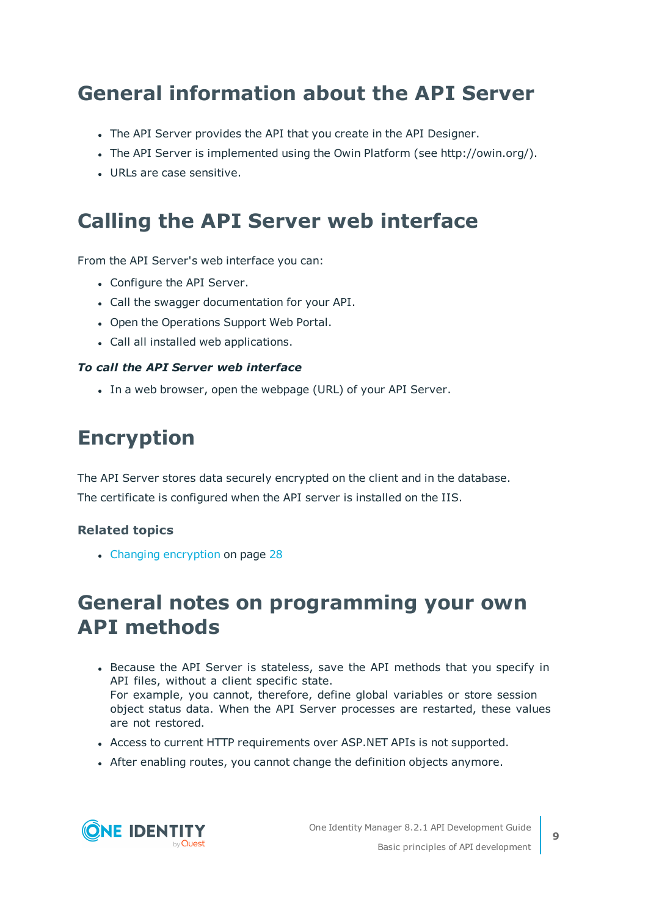# General information about the API Server

- The API Server provides the API that you create in the API Designer.
- The API Server is implemented using the Owin Platform (see http://owin.org/).
- URLs are case sensitive.

# Calling the API Server web interface

From the API Server's web interface you can:

- Configure the API Server.
- Call the swagger documentation for your API.
- Open the Operations Support Web Portal.
- Call all installed web applications.

***To call the API Server web interface***

- In a web browser, open the webpage (URL) of your API Server.

# Encryption

The API Server stores data securely encrypted on the client and in the database.

The certificate is configured when the API server is installed on the IIS.

### Related topics

- Changing encryption on page 28

# General notes on programming your own API methods

- Because the API Server is stateless, save the API methods that you specify in API files, without a client specific state.
  For example, you cannot, therefore, define global variables or store session object status data. When the API Server processes are restarted, these values are not restored.
- Access to current HTTP requirements over ASP.NET APIs is not supported.
- After enabling routes, you cannot change the definition objects anymore.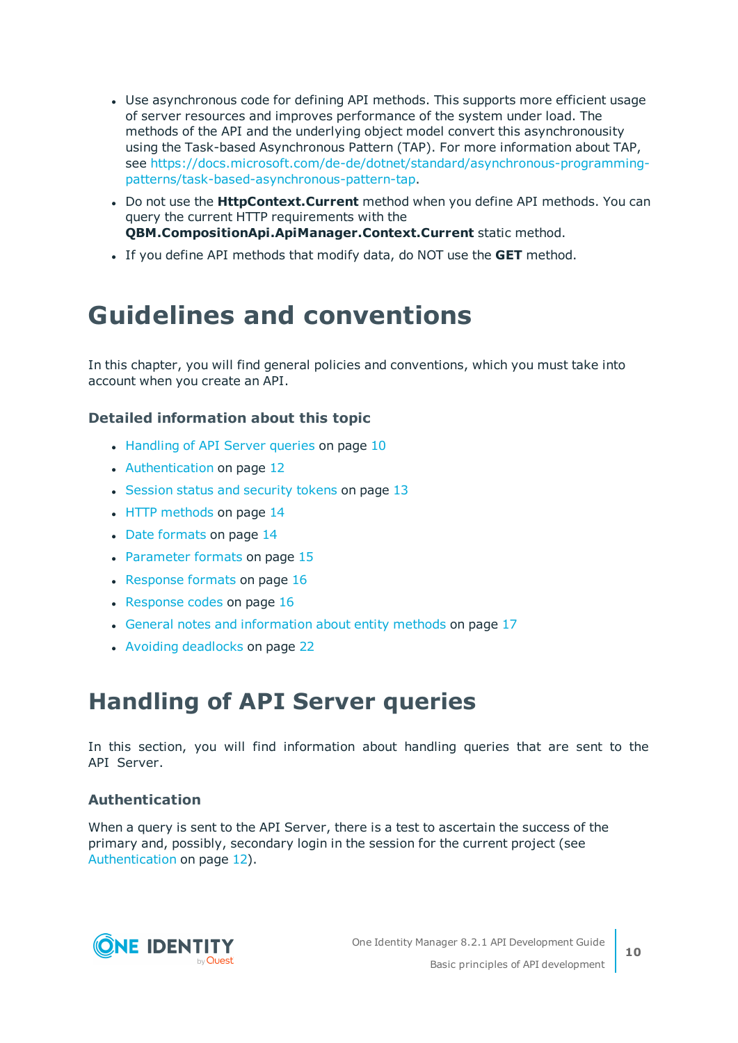- Use asynchronous code for defining API methods. This supports more efficient usage of server resources and improves performance of the system under load. The methods of the API and the underlying object model convert this asynchronousity using the Task-based Asynchronous Pattern (TAP). For more information about TAP, see https://docs.microsoft.com/de-de/dotnet/standard/asynchronous-programming-patterns/task-based-asynchronous-pattern-tap.
- Do not use the **HttpContext.Current** method when you define API methods. You can query the current HTTP requirements with the **QBM.CompositionApi.ApiManager.Context.Current** static method.
- If you define API methods that modify data, do NOT use the **GET** method.

# Guidelines and conventions

In this chapter, you will find general policies and conventions, which you must take into account when you create an API.

### Detailed information about this topic

- Handling of API Server queries on page 10
- Authentication on page 12
- Session status and security tokens on page 13
- HTTP methods on page 14
- Date formats on page 14
- Parameter formats on page 15
- Response formats on page 16
- Response codes on page 16
- General notes and information about entity methods on page 17
- Avoiding deadlocks on page 22

# Handling of API Server queries

In this section, you will find information about handling queries that are sent to the API Server.

### Authentication

When a query is sent to the API Server, there is a test to ascertain the success of the primary and, possibly, secondary login in the session for the current project (see Authentication on page 12).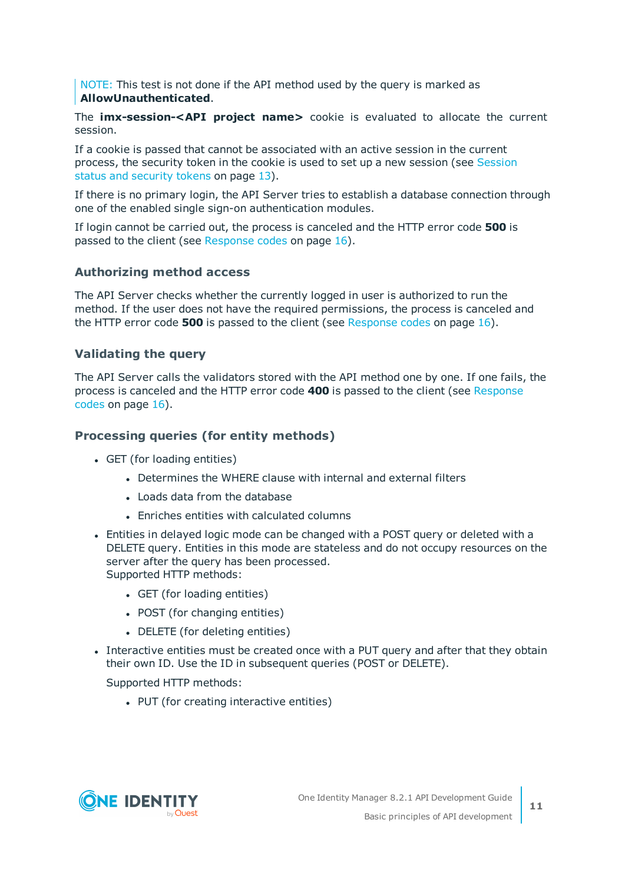> NOTE: This test is not done if the API method used by the query is marked as **AllowUnauthenticated**.

The **imx-session-<API project name>** cookie is evaluated to allocate the current session.

If a cookie is passed that cannot be associated with an active session in the current process, the security token in the cookie is used to set up a new session (see Session status and security tokens on page 13).

If there is no primary login, the API Server tries to establish a database connection through one of the enabled single sign-on authentication modules.

If login cannot be carried out, the process is canceled and the HTTP error code **500** is passed to the client (see Response codes on page 16).

### Authorizing method access

The API Server checks whether the currently logged in user is authorized to run the method. If the user does not have the required permissions, the process is canceled and the HTTP error code **500** is passed to the client (see Response codes on page 16).

### Validating the query

The API Server calls the validators stored with the API method one by one. If one fails, the process is canceled and the HTTP error code **400** is passed to the client (see Response codes on page 16).

### Processing queries (for entity methods)

- GET (for loading entities)
  - Determines the WHERE clause with internal and external filters
  - Loads data from the database
  - Enriches entities with calculated columns
- Entities in delayed logic mode can be changed with a POST query or deleted with a DELETE query. Entities in this mode are stateless and do not occupy resources on the server after the query has been processed.
  Supported HTTP methods:
  - GET (for loading entities)
  - POST (for changing entities)
  - DELETE (for deleting entities)
- Interactive entities must be created once with a PUT query and after that they obtain their own ID. Use the ID in subsequent queries (POST or DELETE).

  Supported HTTP methods:
  - PUT (for creating interactive entities)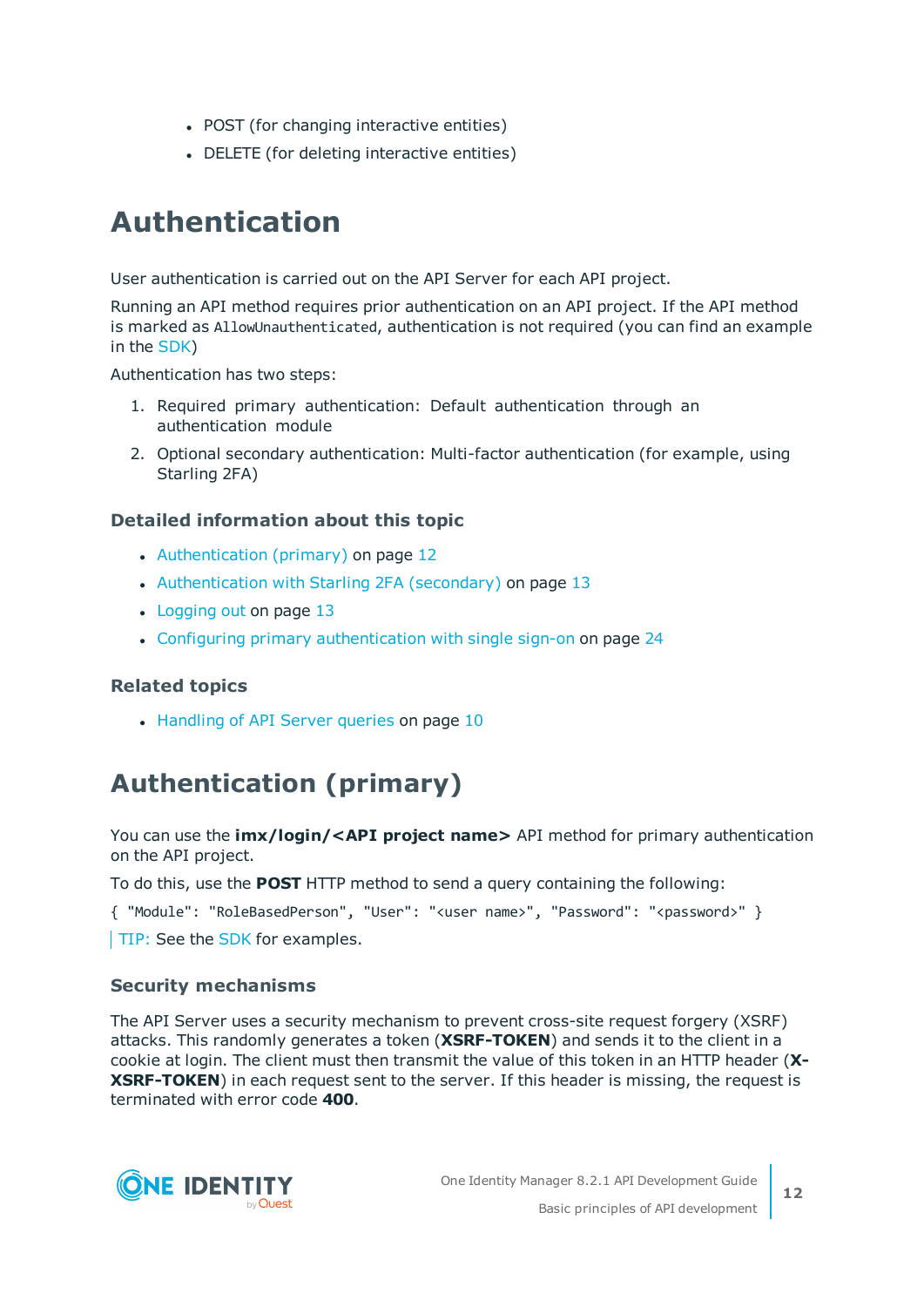- POST (for changing interactive entities)
- DELETE (for deleting interactive entities)

# Authentication

User authentication is carried out on the API Server for each API project.

Running an API method requires prior authentication on an API project. If the API method is marked as `AllowUnauthenticated`, authentication is not required (you can find an example in the SDK)

Authentication has two steps:

1. Required primary authentication: Default authentication through an authentication module
2. Optional secondary authentication: Multi-factor authentication (for example, using Starling 2FA)

### Detailed information about this topic

- Authentication (primary) on page 12
- Authentication with Starling 2FA (secondary) on page 13
- Logging out on page 13
- Configuring primary authentication with single sign-on on page 24

### Related topics

- Handling of API Server queries on page 10

# Authentication (primary)

You can use the **imx/login/<API project name>** API method for primary authentication on the API project.

To do this, use the **POST** HTTP method to send a query containing the following:

```
{ "Module": "RoleBasedPerson", "User": "<user name>", "Password": "<password>" }
```

TIP: See the SDK for examples.

### Security mechanisms

The API Server uses a security mechanism to prevent cross-site request forgery (XSRF) attacks. This randomly generates a token (**XSRF-TOKEN**) and sends it to the client in a cookie at login. The client must then transmit the value of this token in an HTTP header (**X-XSRF-TOKEN**) in each request sent to the server. If this header is missing, the request is terminated with error code **400**.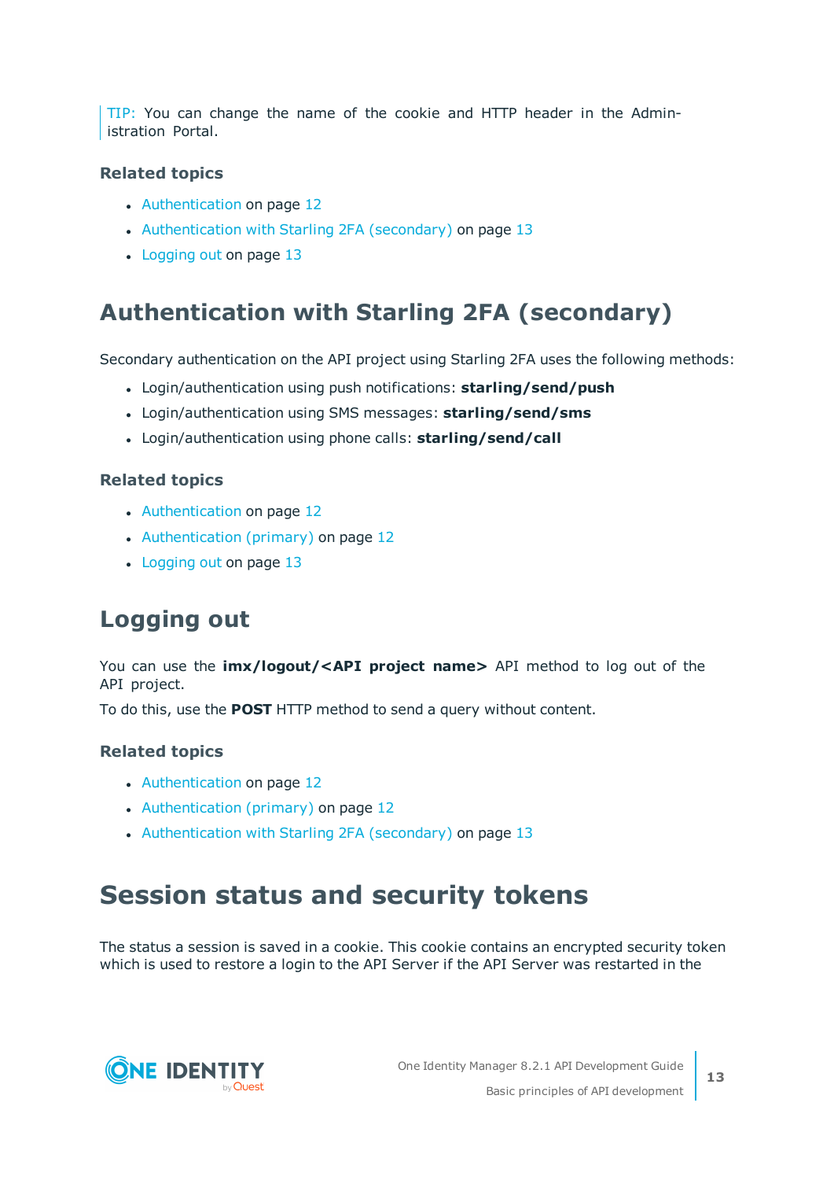TIP: You can change the name of the cookie and HTTP header in the Administration Portal.

### Related topics

- Authentication on page 12
- Authentication with Starling 2FA (secondary) on page 13
- Logging out on page 13

## Authentication with Starling 2FA (secondary)

Secondary authentication on the API project using Starling 2FA uses the following methods:

- Login/authentication using push notifications: **starling/send/push**
- Login/authentication using SMS messages: **starling/send/sms**
- Login/authentication using phone calls: **starling/send/call**

### Related topics

- Authentication on page 12
- Authentication (primary) on page 12
- Logging out on page 13

## Logging out

You can use the **imx/logout/<API project name>** API method to log out of the API project.

To do this, use the **POST** HTTP method to send a query without content.

### Related topics

- Authentication on page 12
- Authentication (primary) on page 12
- Authentication with Starling 2FA (secondary) on page 13

# Session status and security tokens

The status a session is saved in a cookie. This cookie contains an encrypted security token which is used to restore a login to the API Server if the API Server was restarted in the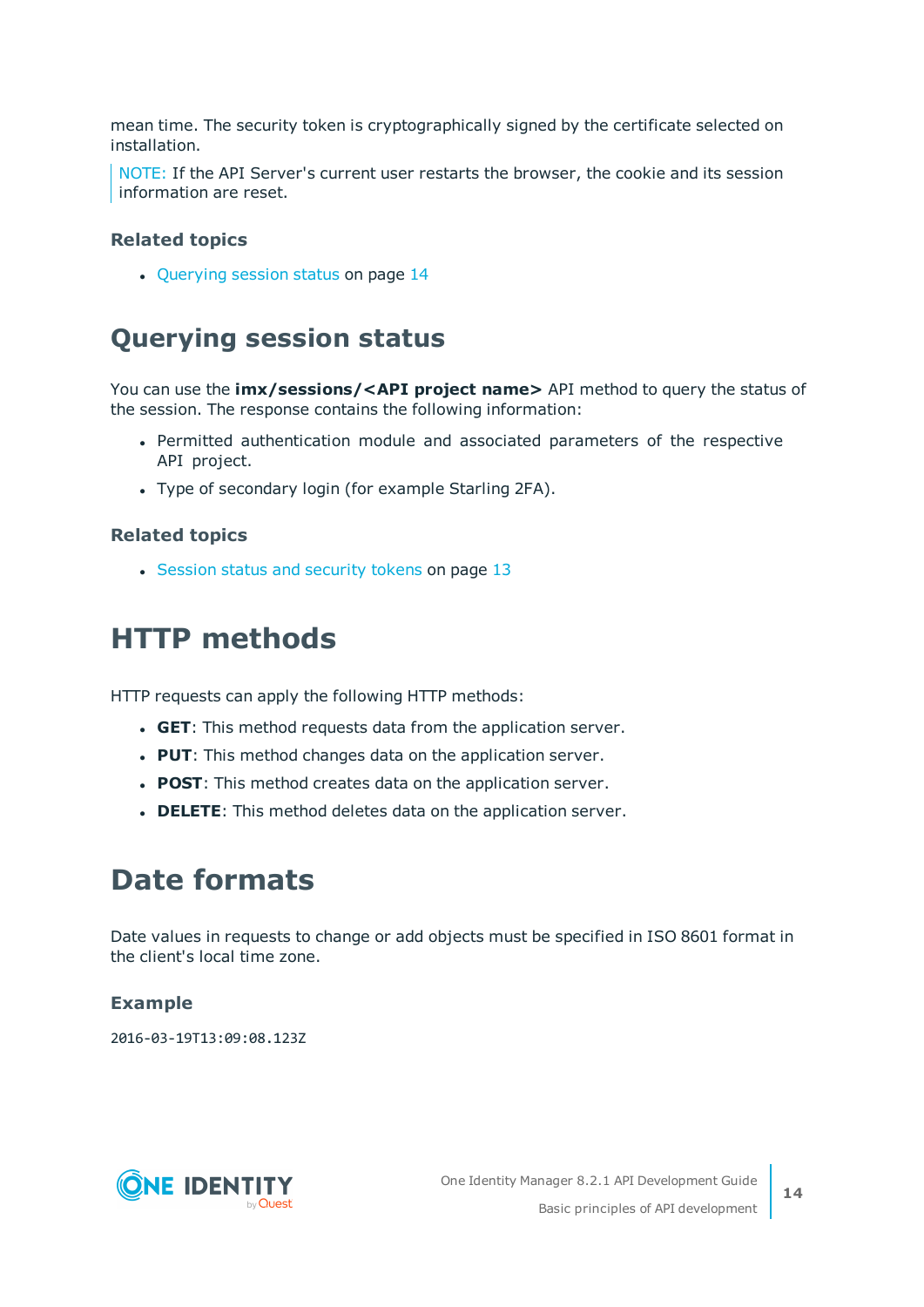mean time. The security token is cryptographically signed by the certificate selected on installation.

> NOTE: If the API Server's current user restarts the browser, the cookie and its session information are reset.

### Related topics

- Querying session status on page 14

## Querying session status

You can use the **imx/sessions/<API project name>** API method to query the status of the session. The response contains the following information:

- Permitted authentication module and associated parameters of the respective API project.
- Type of secondary login (for example Starling 2FA).

### Related topics

- Session status and security tokens on page 13

## HTTP methods

HTTP requests can apply the following HTTP methods:

- **GET**: This method requests data from the application server.
- **PUT**: This method changes data on the application server.
- **POST**: This method creates data on the application server.
- **DELETE**: This method deletes data on the application server.

## Date formats

Date values in requests to change or add objects must be specified in ISO 8601 format in the client's local time zone.

### Example

```
2016-03-19T13:09:08.123Z
```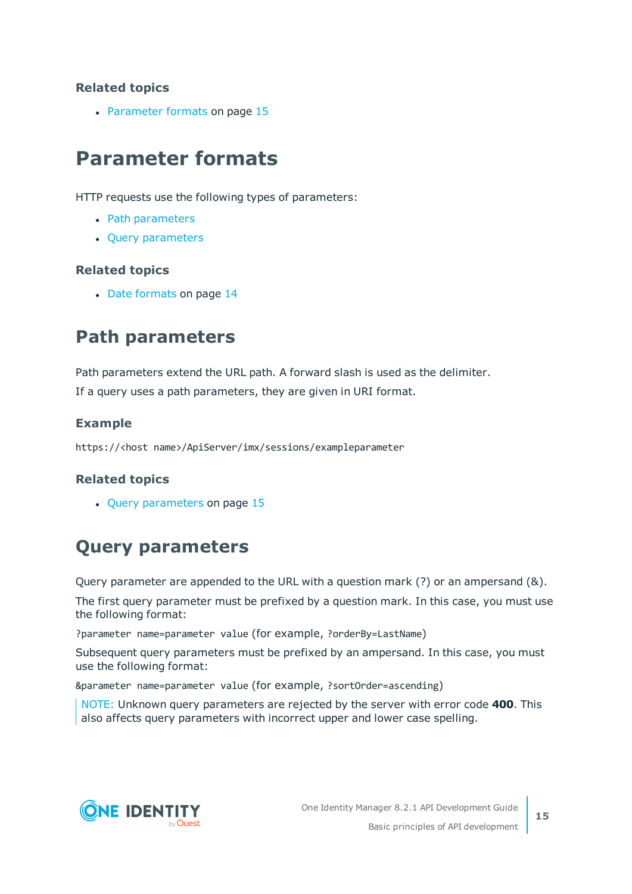### Related topics

- Parameter formats on page 15

# Parameter formats

HTTP requests use the following types of parameters:

- Path parameters
- Query parameters

### Related topics

- Date formats on page 14

## Path parameters

Path parameters extend the URL path. A forward slash is used as the delimiter.

If a query uses a path parameters, they are given in URI format.

### Example

```
https://<host name>/ApiServer/imx/sessions/exampleparameter
```

### Related topics

- Query parameters on page 15

## Query parameters

Query parameter are appended to the URL with a question mark (?) or an ampersand (&).

The first query parameter must be prefixed by a question mark. In this case, you must use the following format:

`?parameter name=parameter value` (for example, `?orderBy=LastName`)

Subsequent query parameters must be prefixed by an ampersand. In this case, you must use the following format:

`&parameter name=parameter value` (for example, `?sortOrder=ascending`)

> NOTE: Unknown query parameters are rejected by the server with error code **400**. This also affects query parameters with incorrect upper and lower case spelling.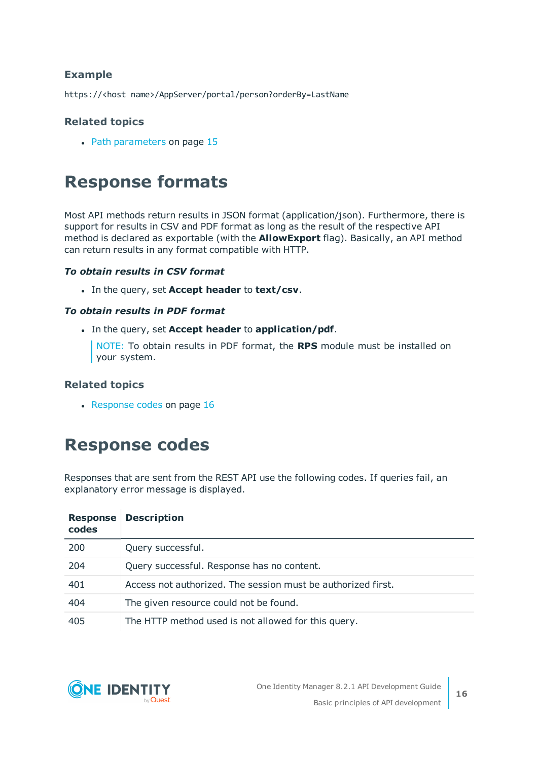### Example

```
https://<host name>/AppServer/portal/person?orderBy=LastName
```

### Related topics

- Path parameters on page 15

# Response formats

Most API methods return results in JSON format (application/json). Furthermore, there is support for results in CSV and PDF format as long as the result of the respective API method is declared as exportable (with the **AllowExport** flag). Basically, an API method can return results in any format compatible with HTTP.

***To obtain results in CSV format***

- In the query, set **Accept header** to **text/csv**.

***To obtain results in PDF format***

- In the query, set **Accept header** to **application/pdf**.

  NOTE: To obtain results in PDF format, the **RPS** module must be installed on your system.

### Related topics

- Response codes on page 16

# Response codes

Responses that are sent from the REST API use the following codes. If queries fail, an explanatory error message is displayed.

| Response codes | Description |
|---|---|
| 200 | Query successful. |
| 204 | Query successful. Response has no content. |
| 401 | Access not authorized. The session must be authorized first. |
| 404 | The given resource could not be found. |
| 405 | The HTTP method used is not allowed for this query. |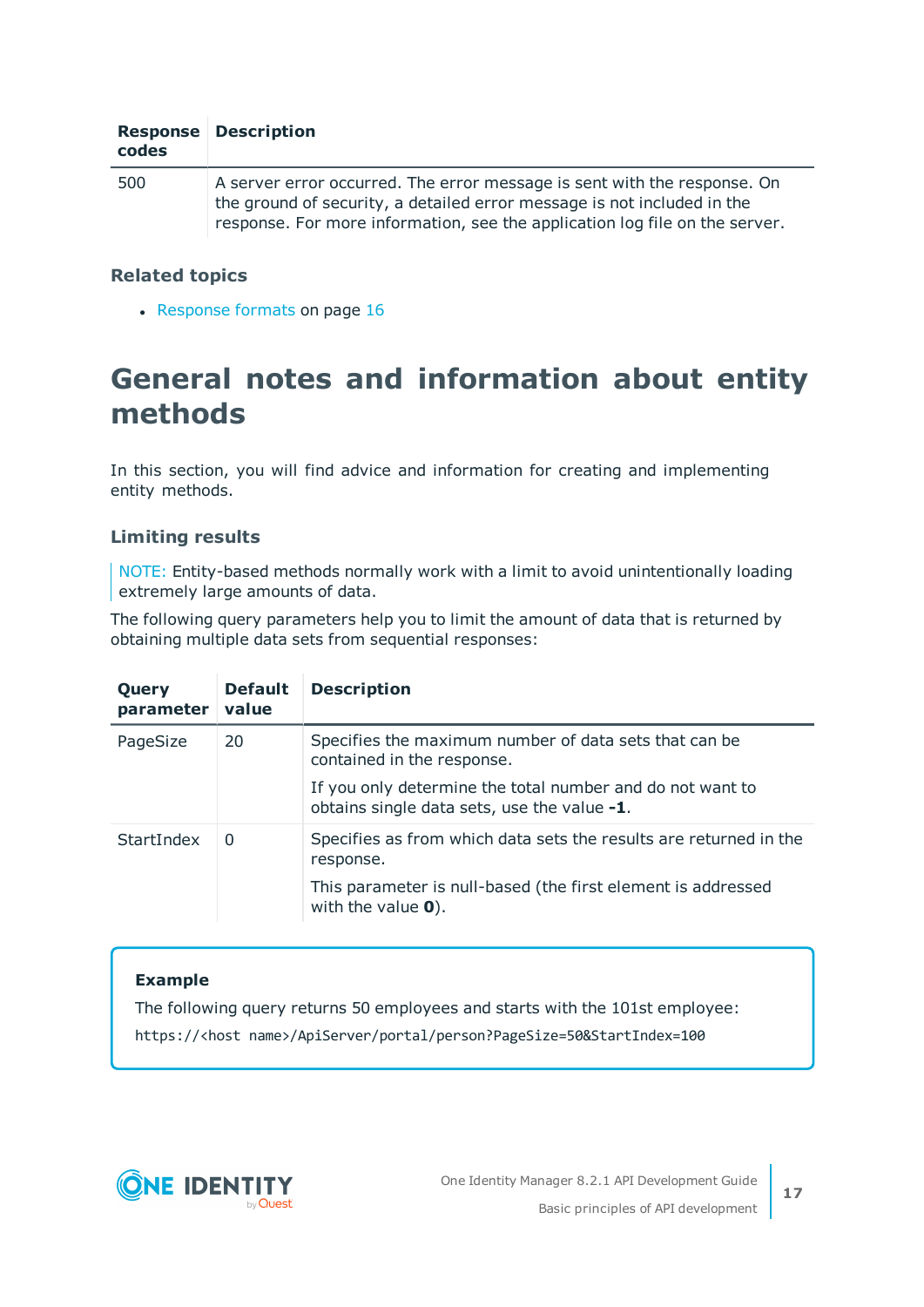| Response codes | Description |
|---|---|
| 500 | A server error occurred. The error message is sent with the response. On the ground of security, a detailed error message is not included in the response. For more information, see the application log file on the server. |

### Related topics

- Response formats on page 16

# General notes and information about entity methods

In this section, you will find advice and information for creating and implementing entity methods.

## Limiting results

NOTE: Entity-based methods normally work with a limit to avoid unintentionally loading extremely large amounts of data.

The following query parameters help you to limit the amount of data that is returned by obtaining multiple data sets from sequential responses:

| Query parameter | Default value | Description |
|---|---|---|
| PageSize | 20 | Specifies the maximum number of data sets that can be contained in the response.<br><br>If you only determine the total number and do not want to obtains single data sets, use the value **-1**. |
| StartIndex | 0 | Specifies as from which data sets the results are returned in the response.<br><br>This parameter is null-based (the first element is addressed with the value **0**). |

**Example**

The following query returns 50 employees and starts with the 101st employee:

```
https://<host name>/ApiServer/portal/person?PageSize=50&StartIndex=100
```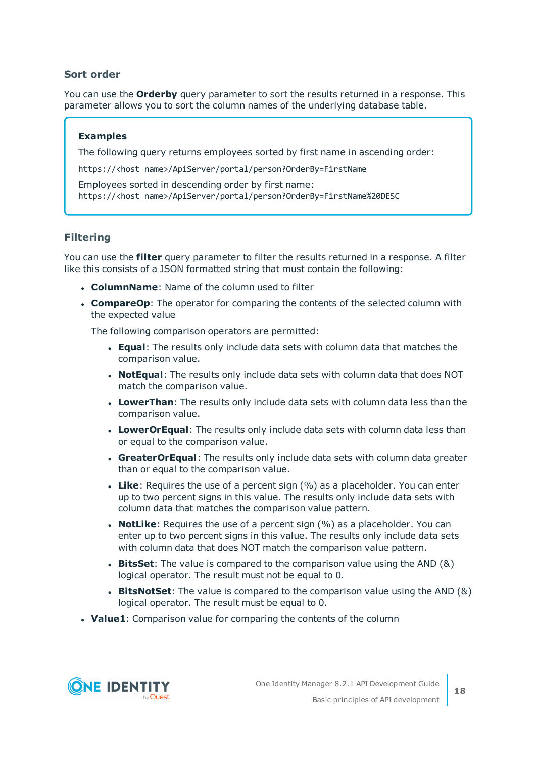### Sort order

You can use the **Orderby** query parameter to sort the results returned in a response. This parameter allows you to sort the column names of the underlying database table.

> **Examples**
>
> The following query returns employees sorted by first name in ascending order:
>
> `https://<host name>/ApiServer/portal/person?OrderBy=FirstName`
>
> Employees sorted in descending order by first name:
>
> `https://<host name>/ApiServer/portal/person?OrderBy=FirstName%20DESC`

### Filtering

You can use the **filter** query parameter to filter the results returned in a response. A filter like this consists of a JSON formatted string that must contain the following:

- **ColumnName**: Name of the column used to filter
- **CompareOp**: The operator for comparing the contents of the selected column with the expected value

  The following comparison operators are permitted:

  - **Equal**: The results only include data sets with column data that matches the comparison value.
  - **NotEqual**: The results only include data sets with column data that does NOT match the comparison value.
  - **LowerThan**: The results only include data sets with column data less than the comparison value.
  - **LowerOrEqual**: The results only include data sets with column data less than or equal to the comparison value.
  - **GreaterOrEqual**: The results only include data sets with column data greater than or equal to the comparison value.
  - **Like**: Requires the use of a percent sign (%) as a placeholder. You can enter up to two percent signs in this value. The results only include data sets with column data that matches the comparison value pattern.
  - **NotLike**: Requires the use of a percent sign (%) as a placeholder. You can enter up to two percent signs in this value. The results only include data sets with column data that does NOT match the comparison value pattern.
  - **BitsSet**: The value is compared to the comparison value using the AND (&) logical operator. The result must not be equal to 0.
  - **BitsNotSet**: The value is compared to the comparison value using the AND (&) logical operator. The result must be equal to 0.
- **Value1**: Comparison value for comparing the contents of the column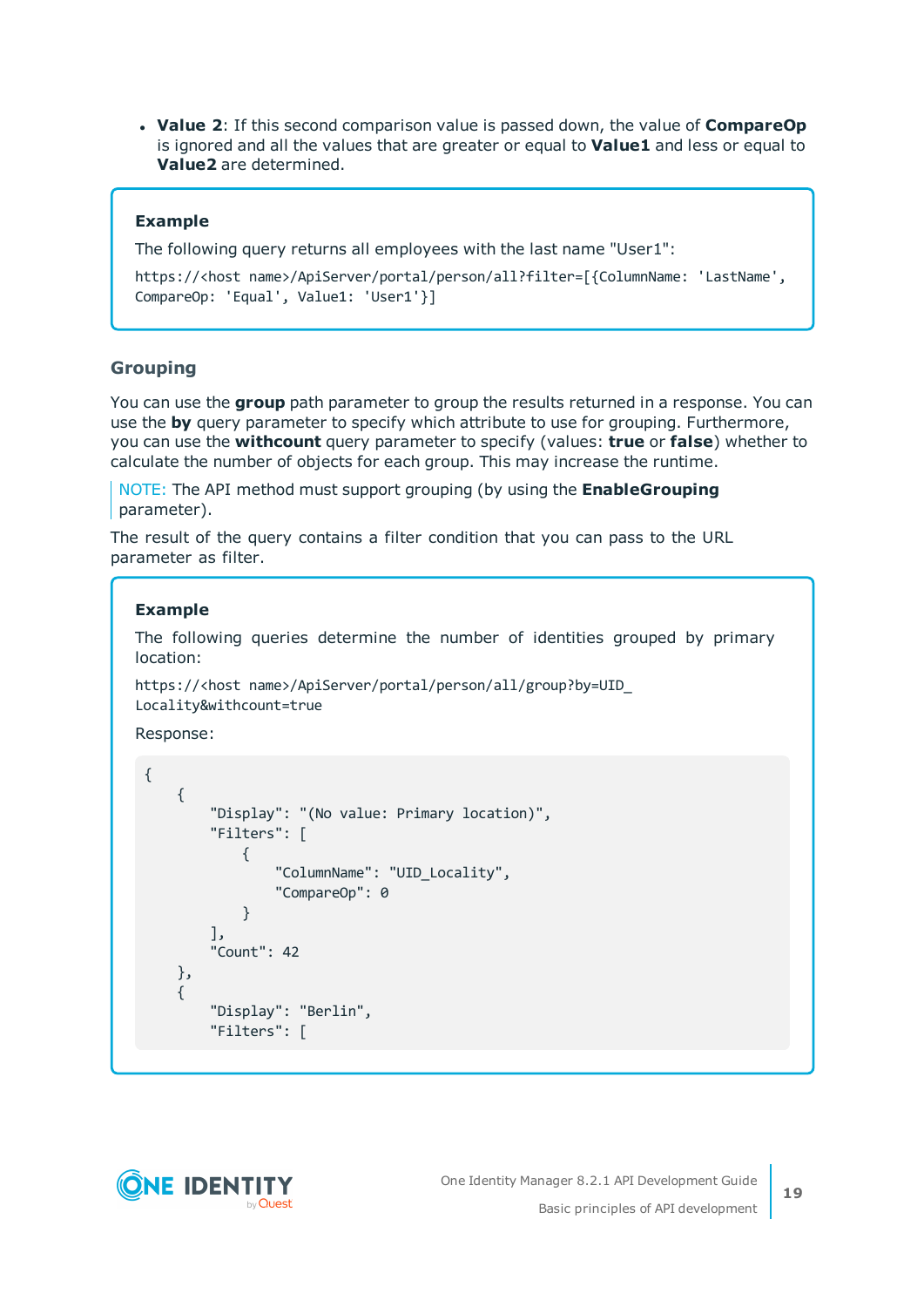- **Value 2**: If this second comparison value is passed down, the value of **CompareOp** is ignored and all the values that are greater or equal to **Value1** and less or equal to **Value2** are determined.

> **Example**
>
> The following query returns all employees with the last name "User1":
>
> ```
> https://<host name>/ApiServer/portal/person/all?filter=[{ColumnName: 'LastName', CompareOp: 'Equal', Value1: 'User1'}]
> ```

### Grouping

You can use the **group** path parameter to group the results returned in a response. You can use the **by** query parameter to specify which attribute to use for grouping. Furthermore, you can use the **withcount** query parameter to specify (values: **true** or **false**) whether to calculate the number of objects for each group. This may increase the runtime.

> NOTE: The API method must support grouping (by using the **EnableGrouping** parameter).

The result of the query contains a filter condition that you can pass to the URL parameter as filter.

> **Example**
>
> The following queries determine the number of identities grouped by primary location:
>
> ```
> https://<host name>/ApiServer/portal/person/all/group?by=UID_Locality&withcount=true
> ```
>
> Response:
>
> ```
> {
>     {
>         "Display": "(No value: Primary location)",
>         "Filters": [
>             {
>                 "ColumnName": "UID_Locality",
>                 "CompareOp": 0
>             }
>         ],
>         "Count": 42
>     },
>     {
>         "Display": "Berlin",
>         "Filters": [
> ```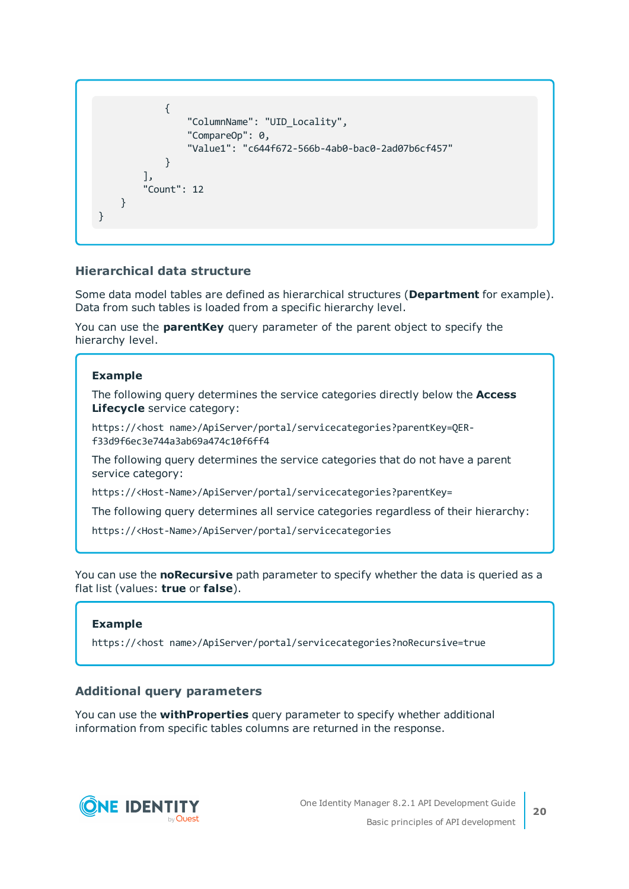```
            {
                "ColumnName": "UID_Locality",
                "CompareOp": 0,
                "Value1": "c644f672-566b-4ab0-bac0-2ad07b6cf457"
            }
        ],
        "Count": 12
    }
}
```

### Hierarchical data structure

Some data model tables are defined as hierarchical structures (**Department** for example). Data from such tables is loaded from a specific hierarchy level.

You can use the **parentKey** query parameter of the parent object to specify the hierarchy level.

> **Example**
>
> The following query determines the service categories directly below the **Access Lifecycle** service category:
>
> `https://<host name>/ApiServer/portal/servicecategories?parentKey=QER-f33d9f6ec3e744a3ab69a474c10f6ff4`
>
> The following query determines the service categories that do not have a parent service category:
>
> `https://<Host-Name>/ApiServer/portal/servicecategories?parentKey=`
>
> The following query determines all service categories regardless of their hierarchy:
>
> `https://<Host-Name>/ApiServer/portal/servicecategories`

You can use the **noRecursive** path parameter to specify whether the data is queried as a flat list (values: **true** or **false**).

> **Example**
>
> `https://<host name>/ApiServer/portal/servicecategories?noRecursive=true`

### Additional query parameters

You can use the **withProperties** query parameter to specify whether additional information from specific tables columns are returned in the response.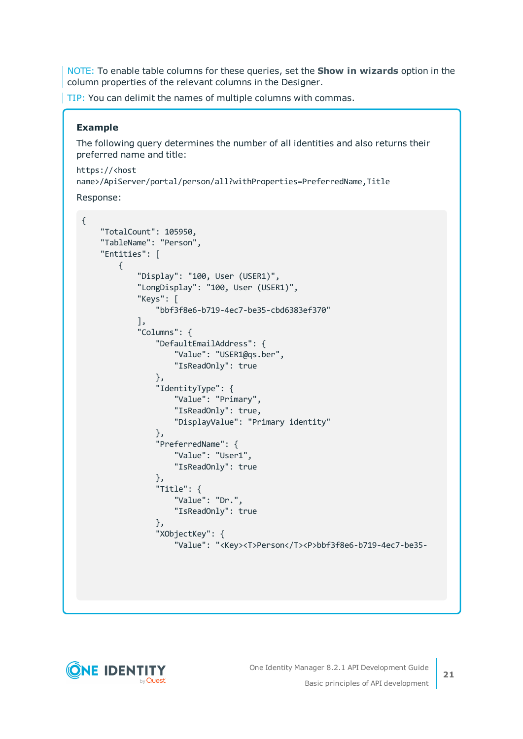NOTE: To enable table columns for these queries, set the **Show in wizards** option in the column properties of the relevant columns in the Designer.

TIP: You can delimit the names of multiple columns with commas.

**Example**

The following query determines the number of all identities and also returns their preferred name and title:

```
https://<host name>/ApiServer/portal/person/all?withProperties=PreferredName,Title
```

Response:

```
{
    "TotalCount": 105950,
    "TableName": "Person",
    "Entities": [
        {
            "Display": "100, User (USER1)",
            "LongDisplay": "100, User (USER1)",
            "Keys": [
                "bbf3f8e6-b719-4ec7-be35-cbd6383ef370"
            ],
            "Columns": {
                "DefaultEmailAddress": {
                    "Value": "USER1@qs.ber",
                    "IsReadOnly": true
                },
                "IdentityType": {
                    "Value": "Primary",
                    "IsReadOnly": true,
                    "DisplayValue": "Primary identity"
                },
                "PreferredName": {
                    "Value": "User1",
                    "IsReadOnly": true
                },
                "Title": {
                    "Value": "Dr.",
                    "IsReadOnly": true
                },
                "XObjectKey": {
                    "Value": "<Key><T>Person</T><P>bbf3f8e6-b719-4ec7-be35-
```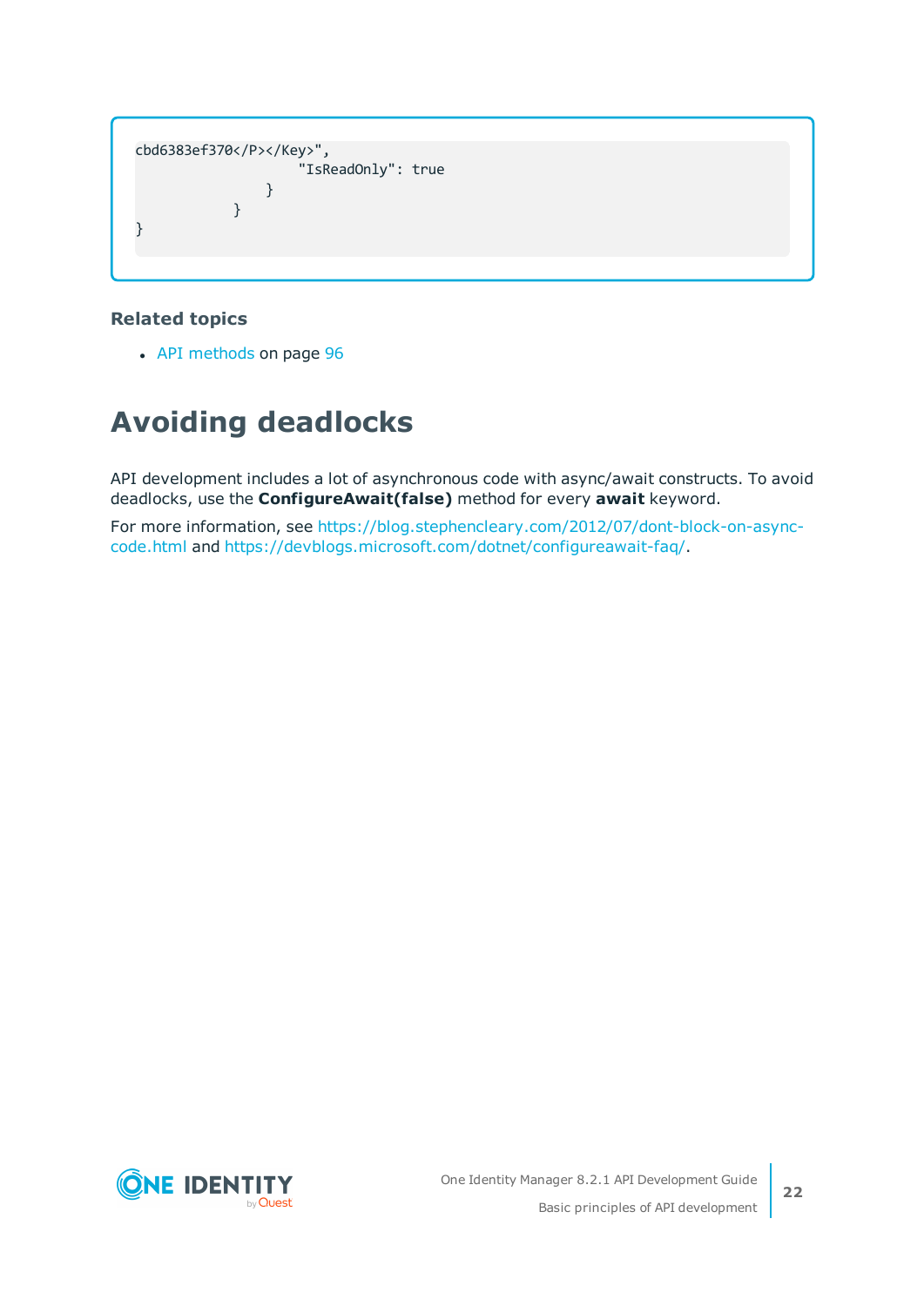```
cbd6383ef370</P></Key>",
                    "IsReadOnly": true
                }
            }
}
```

**Related topics**

- API methods on page 96

# Avoiding deadlocks

API development includes a lot of asynchronous code with async/await constructs. To avoid deadlocks, use the **ConfigureAwait(false)** method for every **await** keyword.

For more information, see https://blog.stephencleary.com/2012/07/dont-block-on-async-code.html and https://devblogs.microsoft.com/dotnet/configureawait-faq/.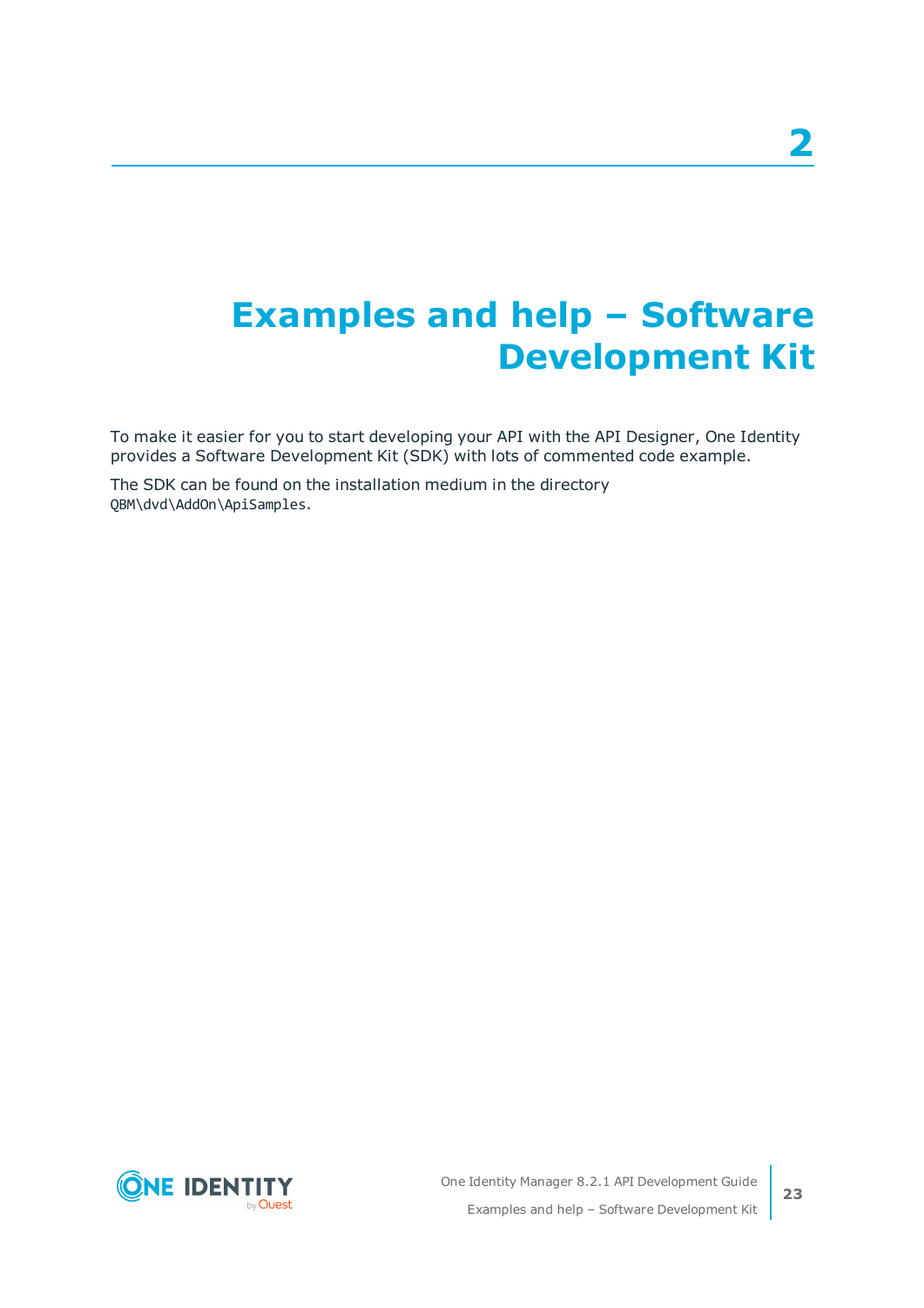# 2

# Examples and help – Software Development Kit

To make it easier for you to start developing your API with the API Designer, One Identity provides a Software Development Kit (SDK) with lots of commented code example.

The SDK can be found on the installation medium in the directory `QBM\dvd\AddOn\ApiSamples`.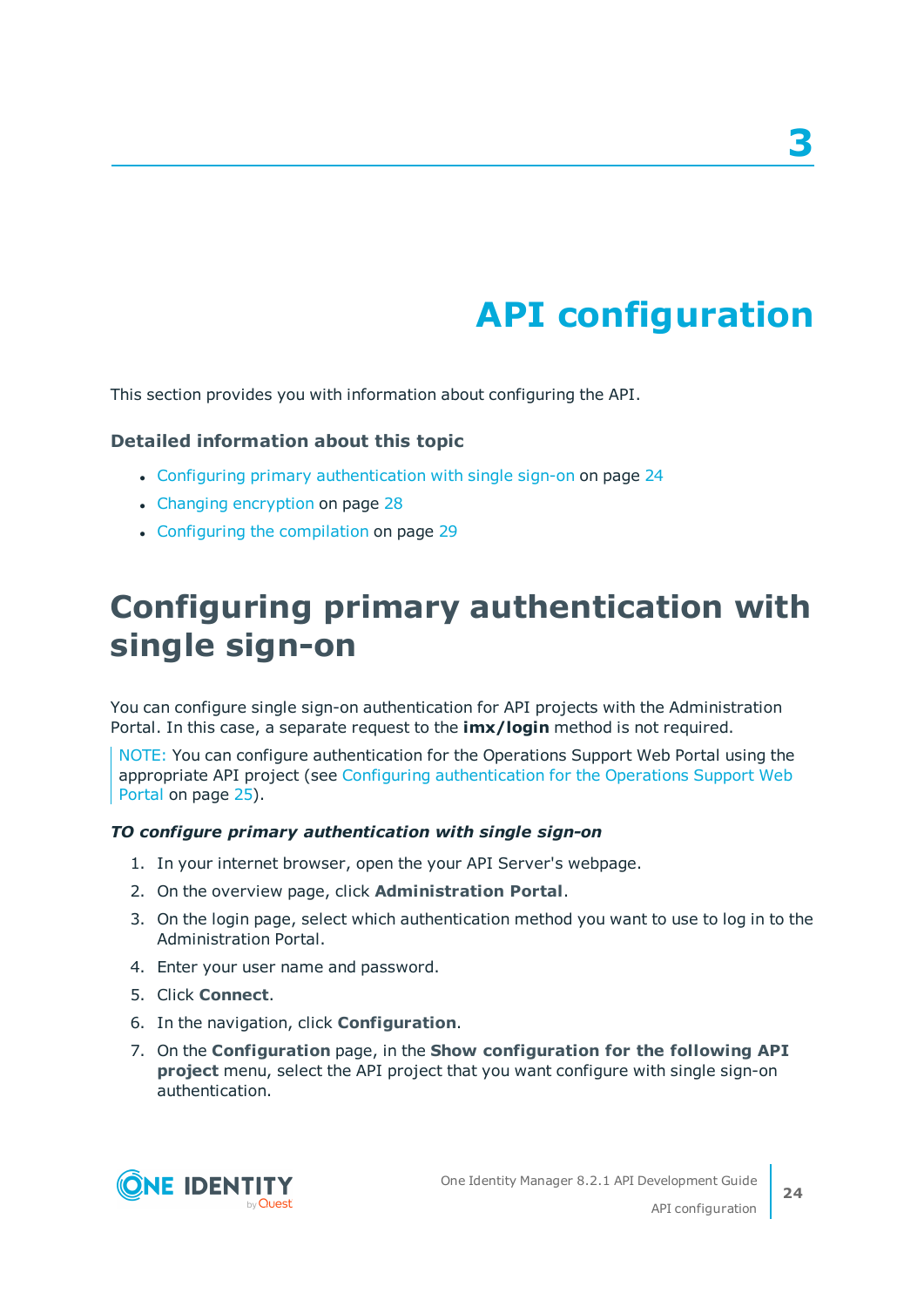# 3

# API configuration

This section provides you with information about configuring the API.

### Detailed information about this topic

- Configuring primary authentication with single sign-on on page 24
- Changing encryption on page 28
- Configuring the compilation on page 29

## Configuring primary authentication with single sign-on

You can configure single sign-on authentication for API projects with the Administration Portal. In this case, a separate request to the **imx/login** method is not required.

NOTE: You can configure authentication for the Operations Support Web Portal using the appropriate API project (see Configuring authentication for the Operations Support Web Portal on page 25).

***TO configure primary authentication with single sign-on***

1. In your internet browser, open the your API Server's webpage.
2. On the overview page, click **Administration Portal**.
3. On the login page, select which authentication method you want to use to log in to the Administration Portal.
4. Enter your user name and password.
5. Click **Connect**.
6. In the navigation, click **Configuration**.
7. On the **Configuration** page, in the **Show configuration for the following API project** menu, select the API project that you want configure with single sign-on authentication.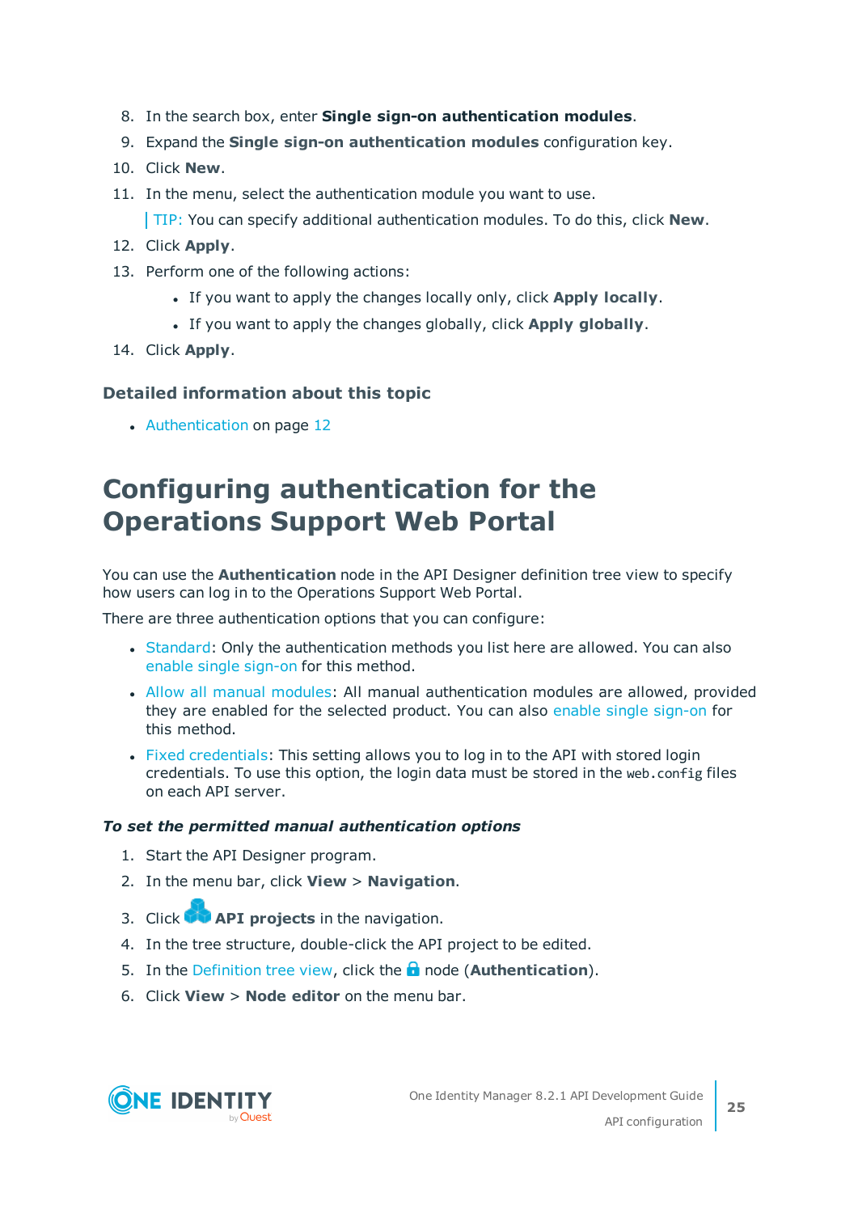8. In the search box, enter **Single sign-on authentication modules**.
9. Expand the **Single sign-on authentication modules** configuration key.
10. Click **New**.
11. In the menu, select the authentication module you want to use.

    TIP: You can specify additional authentication modules. To do this, click **New**.
12. Click **Apply**.
13. Perform one of the following actions:
    - If you want to apply the changes locally only, click **Apply locally**.
    - If you want to apply the changes globally, click **Apply globally**.
14. Click **Apply**.

### Detailed information about this topic

- Authentication on page 12

# Configuring authentication for the Operations Support Web Portal

You can use the **Authentication** node in the API Designer definition tree view to specify how users can log in to the Operations Support Web Portal.

There are three authentication options that you can configure:

- Standard: Only the authentication methods you list here are allowed. You can also enable single sign-on for this method.
- Allow all manual modules: All manual authentication modules are allowed, provided they are enabled for the selected product. You can also enable single sign-on for this method.
- Fixed credentials: This setting allows you to log in to the API with stored login credentials. To use this option, the login data must be stored in the `web.config` files on each API server.

#### *To set the permitted manual authentication options*

1. Start the API Designer program.
2. In the menu bar, click **View** > **Navigation**.
3. Click **API projects** in the navigation.
4. In the tree structure, double-click the API project to be edited.
5. In the Definition tree view, click the node (**Authentication**).
6. Click **View** > **Node editor** on the menu bar.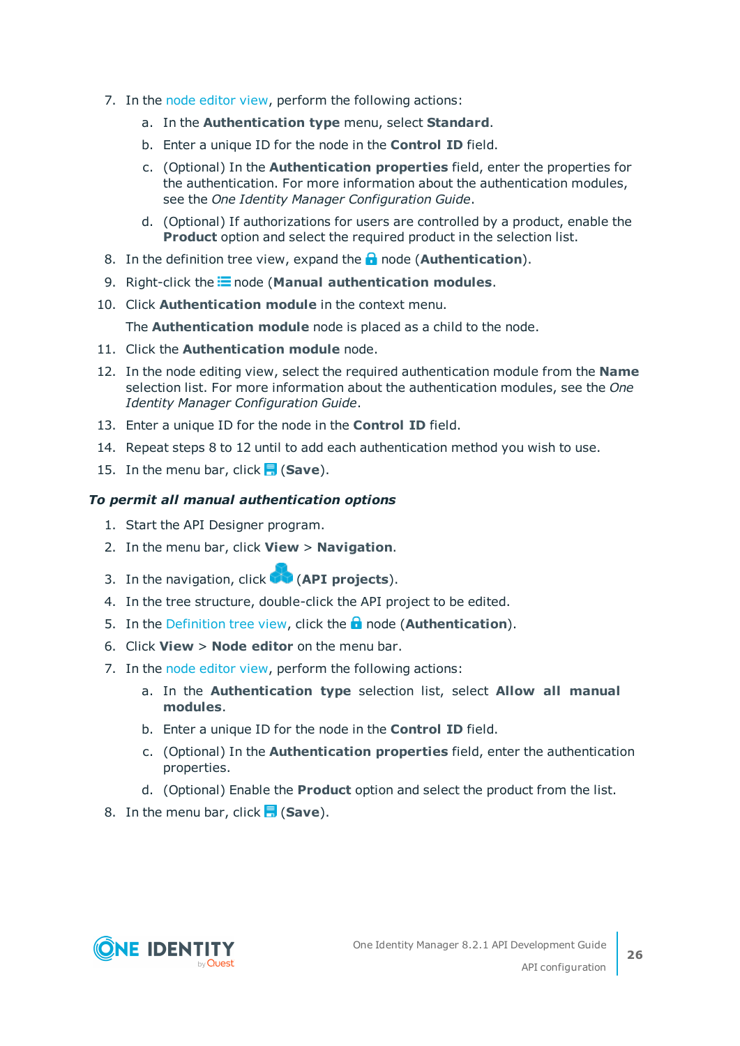7. In the node editor view, perform the following actions:

   a. In the **Authentication type** menu, select **Standard**.

   b. Enter a unique ID for the node in the **Control ID** field.

   c. (Optional) In the **Authentication properties** field, enter the properties for the authentication. For more information about the authentication modules, see the *One Identity Manager Configuration Guide*.

   d. (Optional) If authorizations for users are controlled by a product, enable the **Product** option and select the required product in the selection list.

8. In the definition tree view, expand the node (**Authentication**).
9. Right-click the node (**Manual authentication modules**.
10. Click **Authentication module** in the context menu.

    The **Authentication module** node is placed as a child to the node.

11. Click the **Authentication module** node.
12. In the node editing view, select the required authentication module from the **Name** selection list. For more information about the authentication modules, see the *One Identity Manager Configuration Guide*.
13. Enter a unique ID for the node in the **Control ID** field.
14. Repeat steps 8 to 12 until to add each authentication method you wish to use.
15. In the menu bar, click (**Save**).

***To permit all manual authentication options***

1. Start the API Designer program.
2. In the menu bar, click **View** > **Navigation**.
3. In the navigation, click (**API projects**).
4. In the tree structure, double-click the API project to be edited.
5. In the Definition tree view, click the node (**Authentication**).
6. Click **View** > **Node editor** on the menu bar.
7. In the node editor view, perform the following actions:

   a. In the **Authentication type** selection list, select **Allow all manual modules**.

   b. Enter a unique ID for the node in the **Control ID** field.

   c. (Optional) In the **Authentication properties** field, enter the authentication properties.

   d. (Optional) Enable the **Product** option and select the product from the list.

8. In the menu bar, click (**Save**).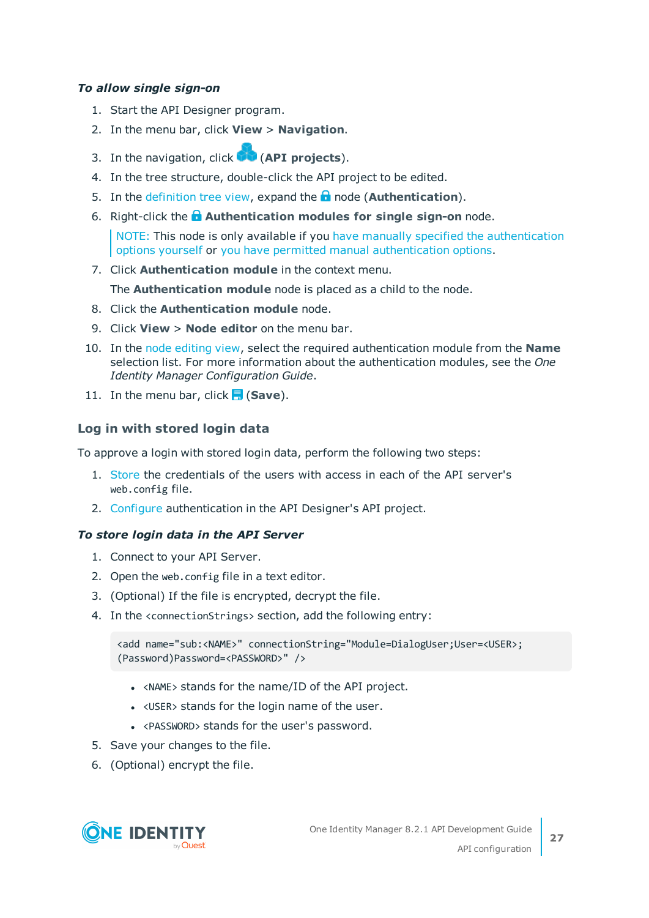***To allow single sign-on***

1. Start the API Designer program.
2. In the menu bar, click **View** > **Navigation**.
3. In the navigation, click (**API projects**).
4. In the tree structure, double-click the API project to be edited.
5. In the definition tree view, expand the node (**Authentication**).
6. Right-click the **Authentication modules for single sign-on** node.

   NOTE: This node is only available if you have manually specified the authentication options yourself or you have permitted manual authentication options.

7. Click **Authentication module** in the context menu.

   The **Authentication module** node is placed as a child to the node.

8. Click the **Authentication module** node.
9. Click **View** > **Node editor** on the menu bar.
10. In the node editing view, select the required authentication module from the **Name** selection list. For more information about the authentication modules, see the *One Identity Manager Configuration Guide*.
11. In the menu bar, click (**Save**).

## Log in with stored login data

To approve a login with stored login data, perform the following two steps:

1. Store the credentials of the users with access in each of the API server's `web.config` file.
2. Configure authentication in the API Designer's API project.

***To store login data in the API Server***

1. Connect to your API Server.
2. Open the `web.config` file in a text editor.
3. (Optional) If the file is encrypted, decrypt the file.
4. In the `<connectionStrings>` section, add the following entry:

```
<add name="sub:<NAME>" connectionString="Module=DialogUser;User=<USER>;
(Password)Password=<PASSWORD>" />
```

   - `<NAME>` stands for the name/ID of the API project.
   - `<USER>` stands for the login name of the user.
   - `<PASSWORD>` stands for the user's password.

5. Save your changes to the file.
6. (Optional) encrypt the file.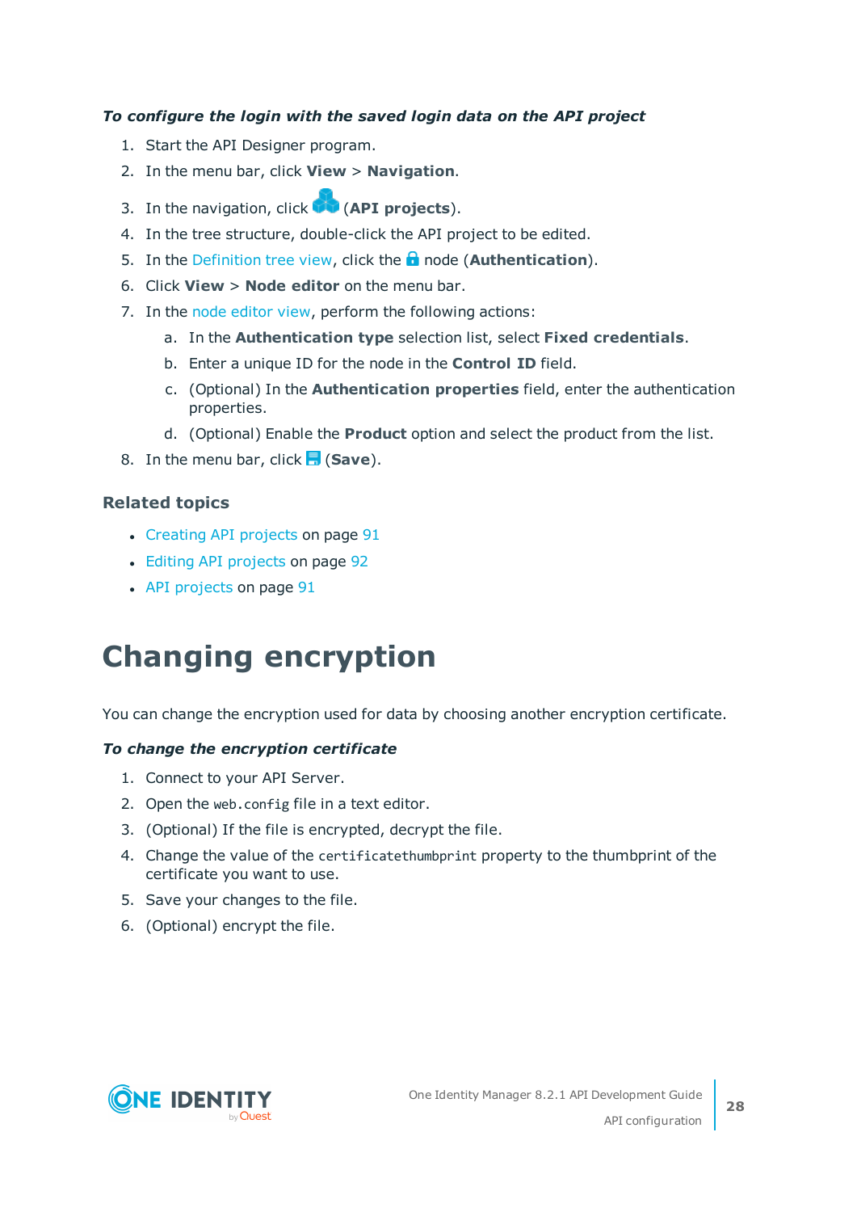***To configure the login with the saved login data on the API project***

1. Start the API Designer program.
2. In the menu bar, click **View** > **Navigation**.
3. In the navigation, click (**API projects**).
4. In the tree structure, double-click the API project to be edited.
5. In the Definition tree view, click the node (**Authentication**).
6. Click **View** > **Node editor** on the menu bar.
7. In the node editor view, perform the following actions:
   a. In the **Authentication type** selection list, select **Fixed credentials**.
   b. Enter a unique ID for the node in the **Control ID** field.
   c. (Optional) In the **Authentication properties** field, enter the authentication properties.
   d. (Optional) Enable the **Product** option and select the product from the list.
8. In the menu bar, click (**Save**).

### Related topics

- Creating API projects on page 91
- Editing API projects on page 92
- API projects on page 91

# Changing encryption

You can change the encryption used for data by choosing another encryption certificate.

***To change the encryption certificate***

1. Connect to your API Server.
2. Open the `web.config` file in a text editor.
3. (Optional) If the file is encrypted, decrypt the file.
4. Change the value of the `certificatethumbprint` property to the thumbprint of the certificate you want to use.
5. Save your changes to the file.
6. (Optional) encrypt the file.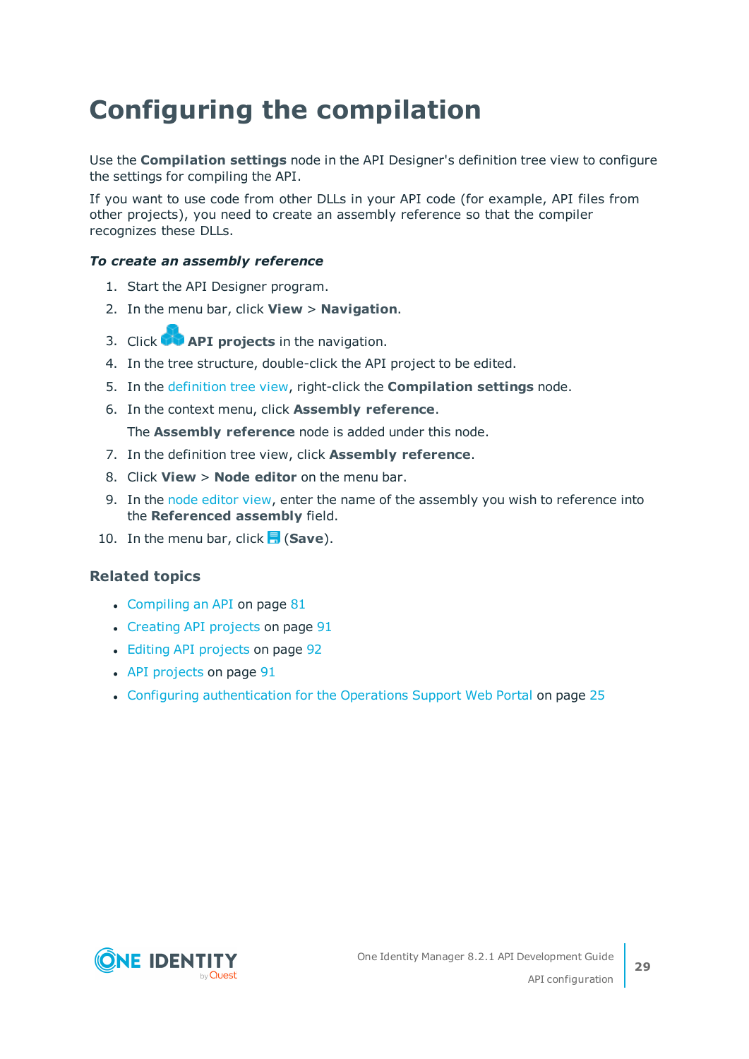# Configuring the compilation

Use the **Compilation settings** node in the API Designer's definition tree view to configure the settings for compiling the API.

If you want to use code from other DLLs in your API code (for example, API files from other projects), you need to create an assembly reference so that the compiler recognizes these DLLs.

***To create an assembly reference***

1. Start the API Designer program.
2. In the menu bar, click **View** > **Navigation**.
3. Click **API projects** in the navigation.
4. In the tree structure, double-click the API project to be edited.
5. In the definition tree view, right-click the **Compilation settings** node.
6. In the context menu, click **Assembly reference**.

   The **Assembly reference** node is added under this node.
7. In the definition tree view, click **Assembly reference**.
8. Click **View** > **Node editor** on the menu bar.
9. In the node editor view, enter the name of the assembly you wish to reference into the **Referenced assembly** field.
10. In the menu bar, click (**Save**).

### Related topics

- Compiling an API on page 81
- Creating API projects on page 91
- Editing API projects on page 92
- API projects on page 91
- Configuring authentication for the Operations Support Web Portal on page 25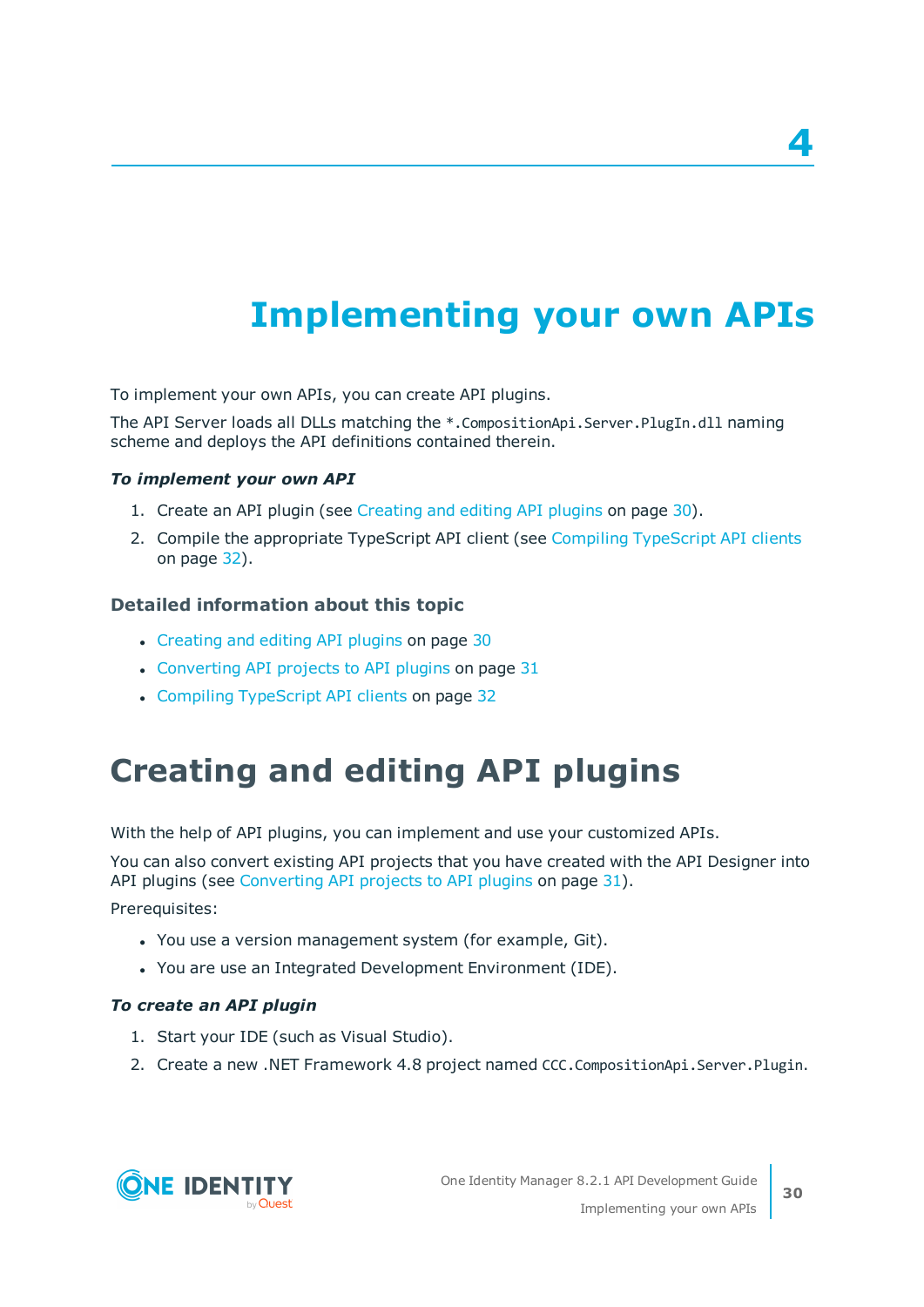# 4

# Implementing your own APIs

To implement your own APIs, you can create API plugins.

The API Server loads all DLLs matching the `*.CompositionApi.Server.PlugIn.dll` naming scheme and deploys the API definitions contained therein.

***To implement your own API***

1. Create an API plugin (see Creating and editing API plugins on page 30).
2. Compile the appropriate TypeScript API client (see Compiling TypeScript API clients on page 32).

### Detailed information about this topic

- Creating and editing API plugins on page 30
- Converting API projects to API plugins on page 31
- Compiling TypeScript API clients on page 32

## Creating and editing API plugins

With the help of API plugins, you can implement and use your customized APIs.

You can also convert existing API projects that you have created with the API Designer into API plugins (see Converting API projects to API plugins on page 31).

Prerequisites:

- You use a version management system (for example, Git).
- You are use an Integrated Development Environment (IDE).

***To create an API plugin***

1. Start your IDE (such as Visual Studio).
2. Create a new .NET Framework 4.8 project named `CCC.CompositionApi.Server.Plugin`.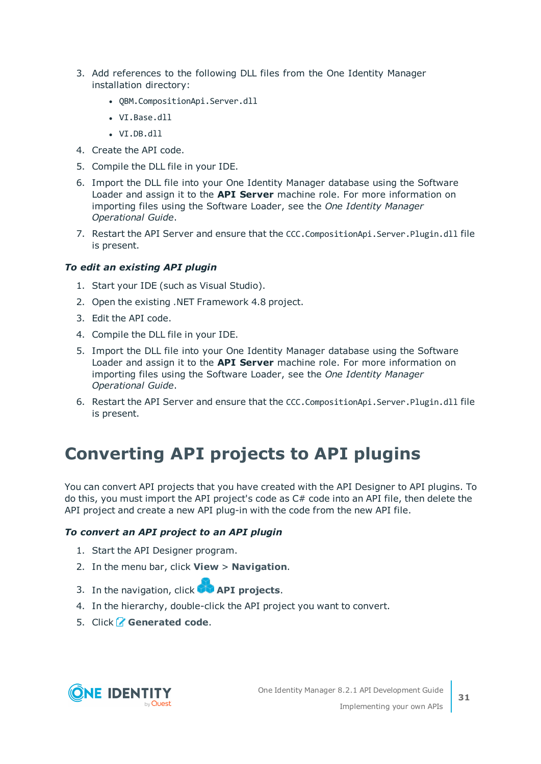3. Add references to the following DLL files from the One Identity Manager installation directory:
   - `QBM.CompositionApi.Server.dll`
   - `VI.Base.dll`
   - `VI.DB.dll`
4. Create the API code.
5. Compile the DLL file in your IDE.
6. Import the DLL file into your One Identity Manager database using the Software Loader and assign it to the **API Server** machine role. For more information on importing files using the Software Loader, see the *One Identity Manager Operational Guide*.
7. Restart the API Server and ensure that the `CCC.CompositionApi.Server.Plugin.dll` file is present.

***To edit an existing API plugin***

1. Start your IDE (such as Visual Studio).
2. Open the existing .NET Framework 4.8 project.
3. Edit the API code.
4. Compile the DLL file in your IDE.
5. Import the DLL file into your One Identity Manager database using the Software Loader and assign it to the **API Server** machine role. For more information on importing files using the Software Loader, see the *One Identity Manager Operational Guide*.
6. Restart the API Server and ensure that the `CCC.CompositionApi.Server.Plugin.dll` file is present.

# Converting API projects to API plugins

You can convert API projects that you have created with the API Designer to API plugins. To do this, you must import the API project's code as C# code into an API file, then delete the API project and create a new API plug-in with the code from the new API file.

***To convert an API project to an API plugin***

1. Start the API Designer program.
2. In the menu bar, click **View** > **Navigation**.
3. In the navigation, click **API projects**.
4. In the hierarchy, double-click the API project you want to convert.
5. Click **Generated code**.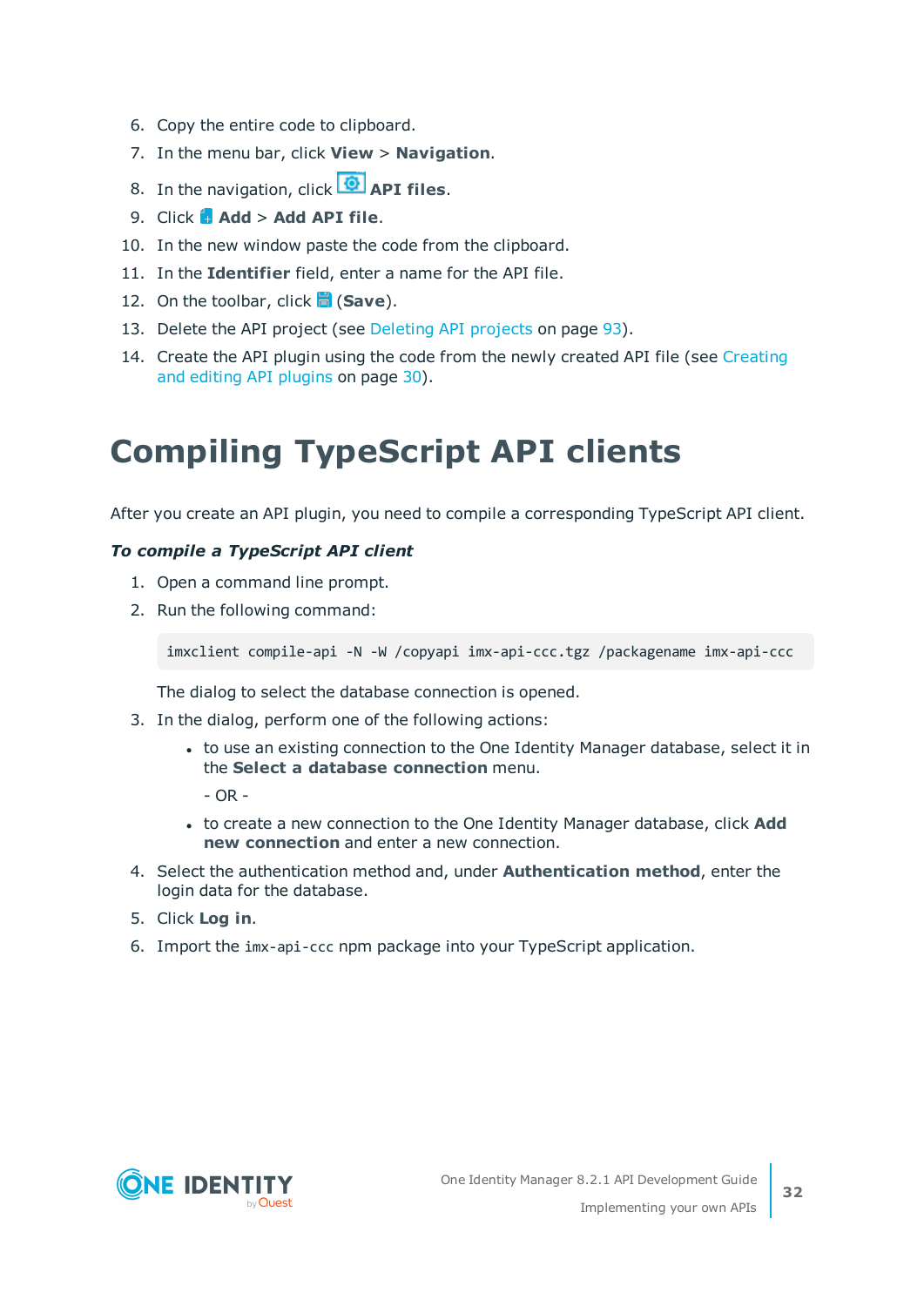6. Copy the entire code to clipboard.
7. In the menu bar, click **View** > **Navigation**.
8. In the navigation, click **API files**.
9. Click **Add** > **Add API file**.
10. In the new window paste the code from the clipboard.
11. In the **Identifier** field, enter a name for the API file.
12. On the toolbar, click (**Save**).
13. Delete the API project (see Deleting API projects on page 93).
14. Create the API plugin using the code from the newly created API file (see Creating and editing API plugins on page 30).

# Compiling TypeScript API clients

After you create an API plugin, you need to compile a corresponding TypeScript API client.

***To compile a TypeScript API client***

1. Open a command line prompt.
2. Run the following command:

   ```
   imxclient compile-api -N -W /copyapi imx-api-ccc.tgz /packagename imx-api-ccc
   ```

   The dialog to select the database connection is opened.
3. In the dialog, perform one of the following actions:
   - to use an existing connection to the One Identity Manager database, select it in the **Select a database connection** menu.

     - OR -
   - to create a new connection to the One Identity Manager database, click **Add new connection** and enter a new connection.
4. Select the authentication method and, under **Authentication method**, enter the login data for the database.
5. Click **Log in**.
6. Import the `imx-api-ccc` npm package into your TypeScript application.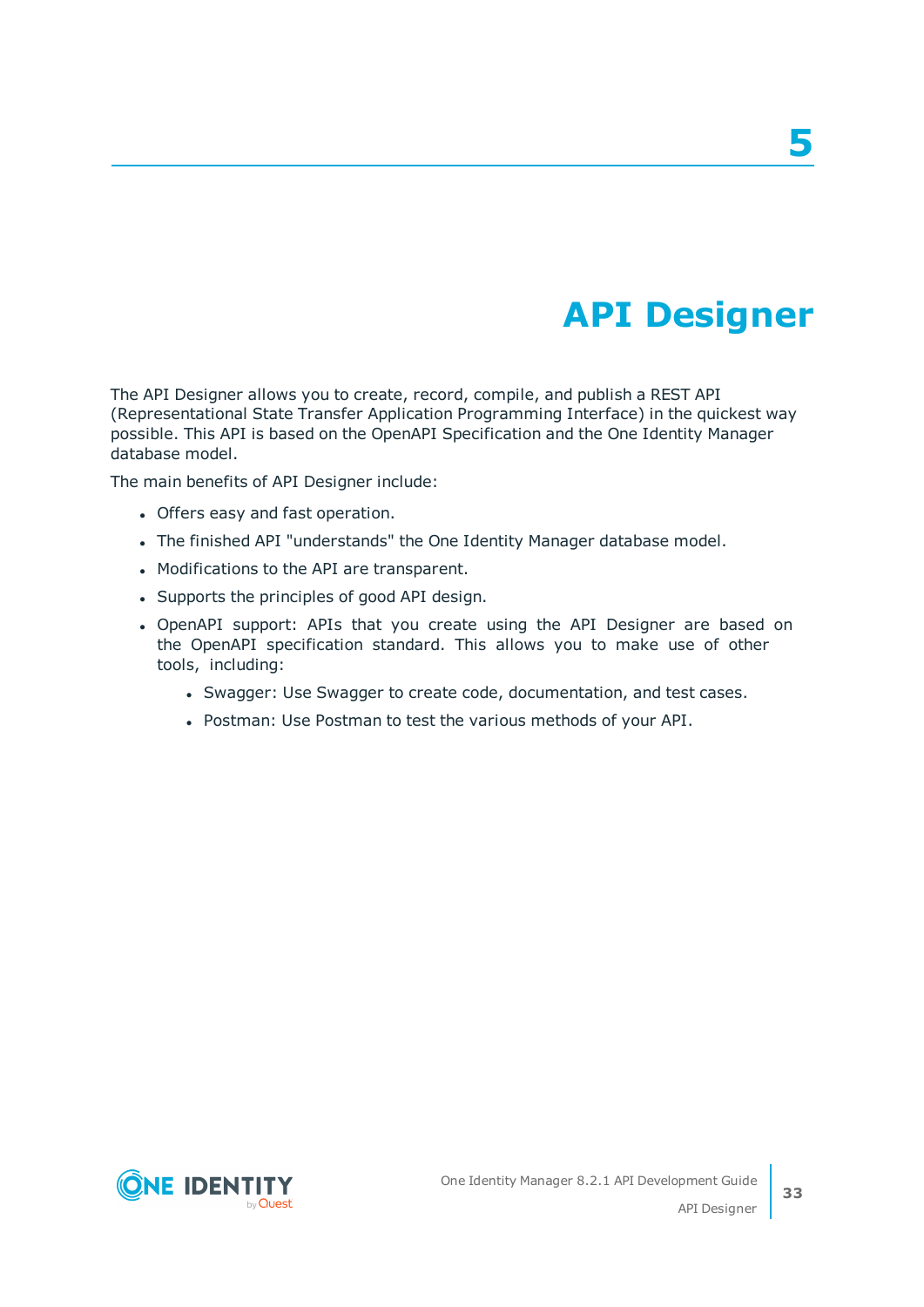# 5 API Designer

The API Designer allows you to create, record, compile, and publish a REST API (Representational State Transfer Application Programming Interface) in the quickest way possible. This API is based on the OpenAPI Specification and the One Identity Manager database model.

The main benefits of API Designer include:

- Offers easy and fast operation.
- The finished API "understands" the One Identity Manager database model.
- Modifications to the API are transparent.
- Supports the principles of good API design.
- OpenAPI support: APIs that you create using the API Designer are based on the OpenAPI specification standard. This allows you to make use of other tools, including:
  - Swagger: Use Swagger to create code, documentation, and test cases.
  - Postman: Use Postman to test the various methods of your API.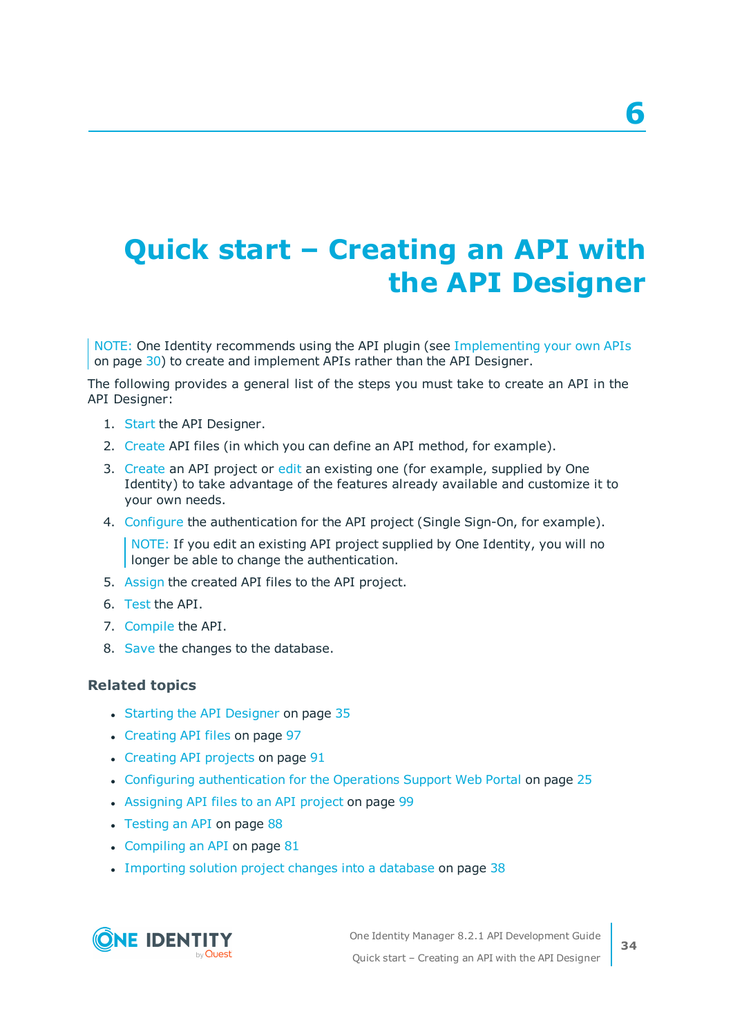# 6

# Quick start – Creating an API with the API Designer

> NOTE: One Identity recommends using the API plugin (see Implementing your own APIs on page 30) to create and implement APIs rather than the API Designer.

The following provides a general list of the steps you must take to create an API in the API Designer:

1. Start the API Designer.
2. Create API files (in which you can define an API method, for example).
3. Create an API project or edit an existing one (for example, supplied by One Identity) to take advantage of the features already available and customize it to your own needs.
4. Configure the authentication for the API project (Single Sign-On, for example).

   > NOTE: If you edit an existing API project supplied by One Identity, you will no longer be able to change the authentication.

5. Assign the created API files to the API project.
6. Test the API.
7. Compile the API.
8. Save the changes to the database.

### Related topics

- Starting the API Designer on page 35
- Creating API files on page 97
- Creating API projects on page 91
- Configuring authentication for the Operations Support Web Portal on page 25
- Assigning API files to an API project on page 99
- Testing an API on page 88
- Compiling an API on page 81
- Importing solution project changes into a database on page 38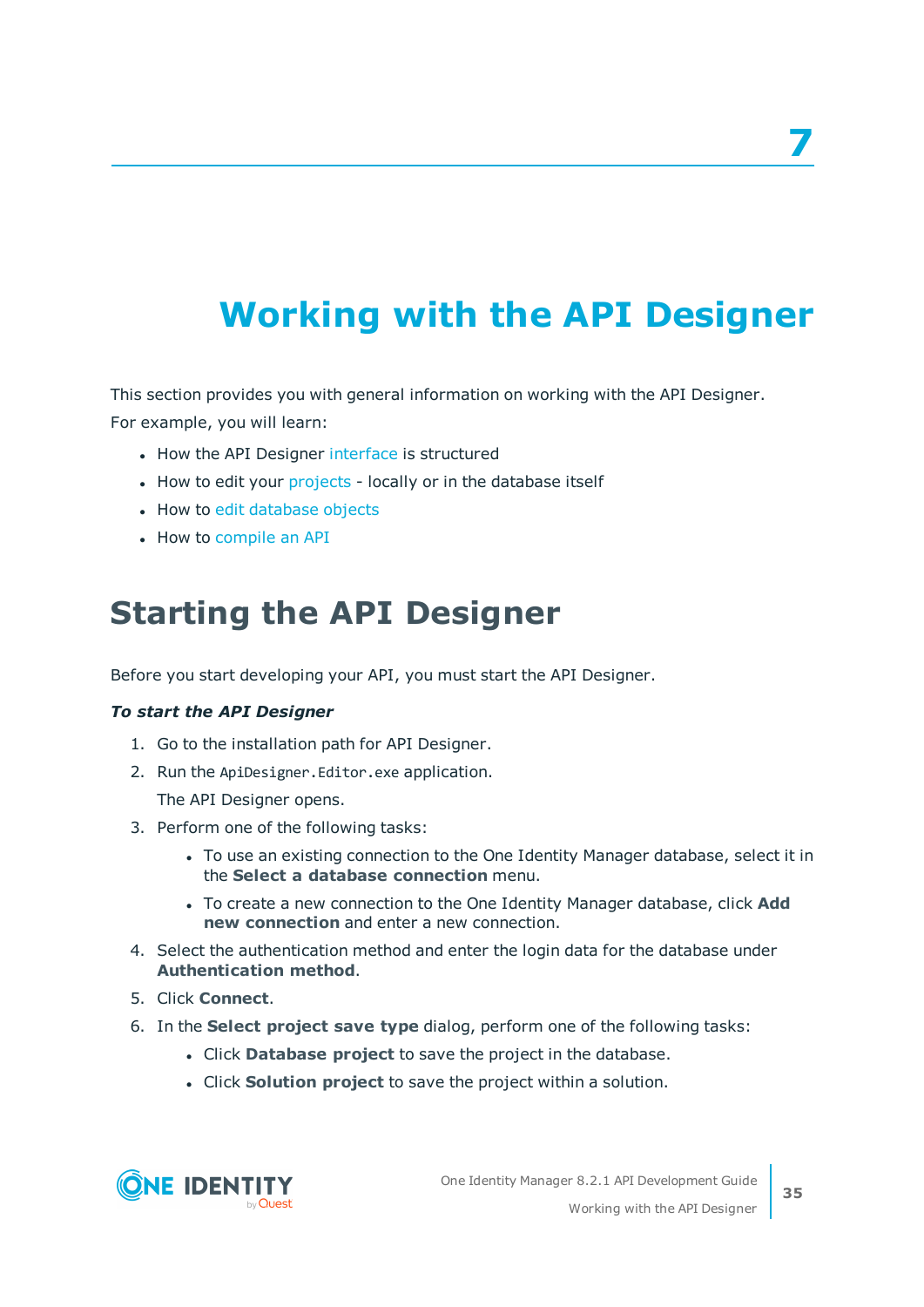# 7 Working with the API Designer

This section provides you with general information on working with the API Designer. For example, you will learn:

- How the API Designer interface is structured
- How to edit your projects - locally or in the database itself
- How to edit database objects
- How to compile an API

## Starting the API Designer

Before you start developing your API, you must start the API Designer.

***To start the API Designer***

1. Go to the installation path for API Designer.
2. Run the `ApiDesigner.Editor.exe` application.

   The API Designer opens.
3. Perform one of the following tasks:
   - To use an existing connection to the One Identity Manager database, select it in the **Select a database connection** menu.
   - To create a new connection to the One Identity Manager database, click **Add new connection** and enter a new connection.
4. Select the authentication method and enter the login data for the database under **Authentication method**.
5. Click **Connect**.
6. In the **Select project save type** dialog, perform one of the following tasks:
   - Click **Database project** to save the project in the database.
   - Click **Solution project** to save the project within a solution.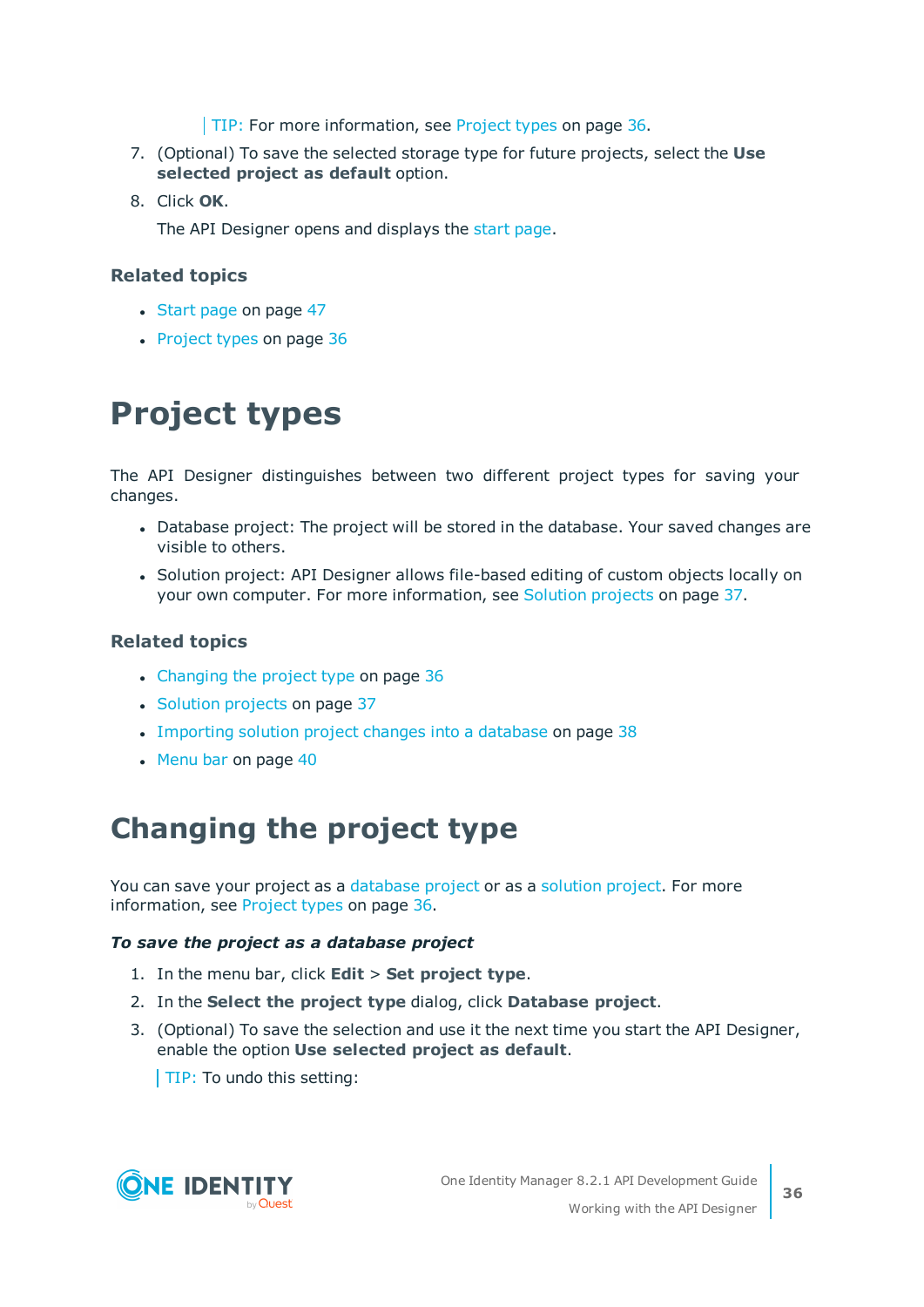> TIP: For more information, see Project types on page 36.

7. (Optional) To save the selected storage type for future projects, select the **Use selected project as default** option.
8. Click **OK**.

   The API Designer opens and displays the start page.

### Related topics

- Start page on page 47
- Project types on page 36

# Project types

The API Designer distinguishes between two different project types for saving your changes.

- Database project: The project will be stored in the database. Your saved changes are visible to others.
- Solution project: API Designer allows file-based editing of custom objects locally on your own computer. For more information, see Solution projects on page 37.

### Related topics

- Changing the project type on page 36
- Solution projects on page 37
- Importing solution project changes into a database on page 38
- Menu bar on page 40

# Changing the project type

You can save your project as a database project or as a solution project. For more information, see Project types on page 36.

***To save the project as a database project***

1. In the menu bar, click **Edit** > **Set project type**.
2. In the **Select the project type** dialog, click **Database project**.
3. (Optional) To save the selection and use it the next time you start the API Designer, enable the option **Use selected project as default**.

   > TIP: To undo this setting: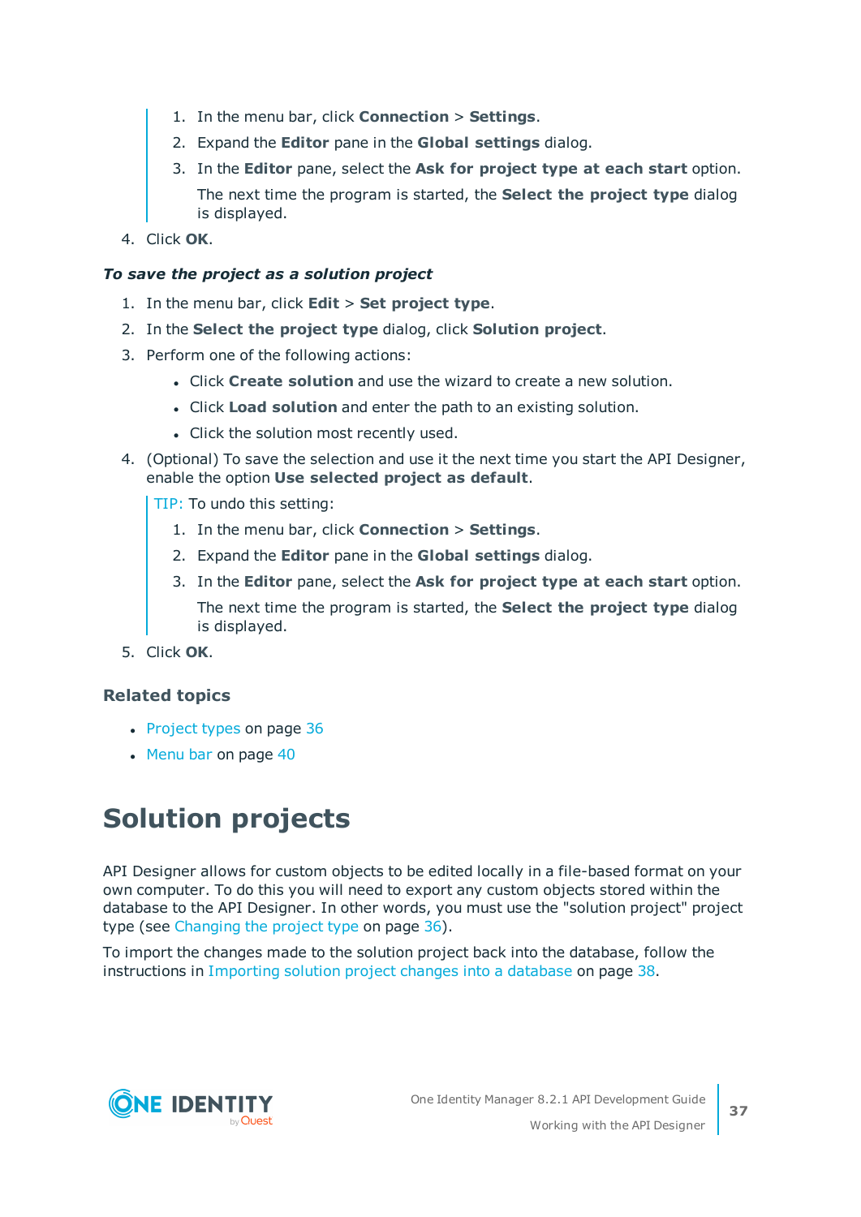1. In the menu bar, click **Connection** > **Settings**.
   2. Expand the **Editor** pane in the **Global settings** dialog.
   3. In the **Editor** pane, select the **Ask for project type at each start** option.

      The next time the program is started, the **Select the project type** dialog is displayed.

4. Click **OK**.

***To save the project as a solution project***

1. In the menu bar, click **Edit** > **Set project type**.
2. In the **Select the project type** dialog, click **Solution project**.
3. Perform one of the following actions:
   - Click **Create solution** and use the wizard to create a new solution.
   - Click **Load solution** and enter the path to an existing solution.
   - Click the solution most recently used.
4. (Optional) To save the selection and use it the next time you start the API Designer, enable the option **Use selected project as default**.

   TIP: To undo this setting:

   1. In the menu bar, click **Connection** > **Settings**.
   2. Expand the **Editor** pane in the **Global settings** dialog.
   3. In the **Editor** pane, select the **Ask for project type at each start** option.

      The next time the program is started, the **Select the project type** dialog is displayed.

5. Click **OK**.

### Related topics

- Project types on page 36
- Menu bar on page 40

# Solution projects

API Designer allows for custom objects to be edited locally in a file-based format on your own computer. To do this you will need to export any custom objects stored within the database to the API Designer. In other words, you must use the "solution project" project type (see Changing the project type on page 36).

To import the changes made to the solution project back into the database, follow the instructions in Importing solution project changes into a database on page 38.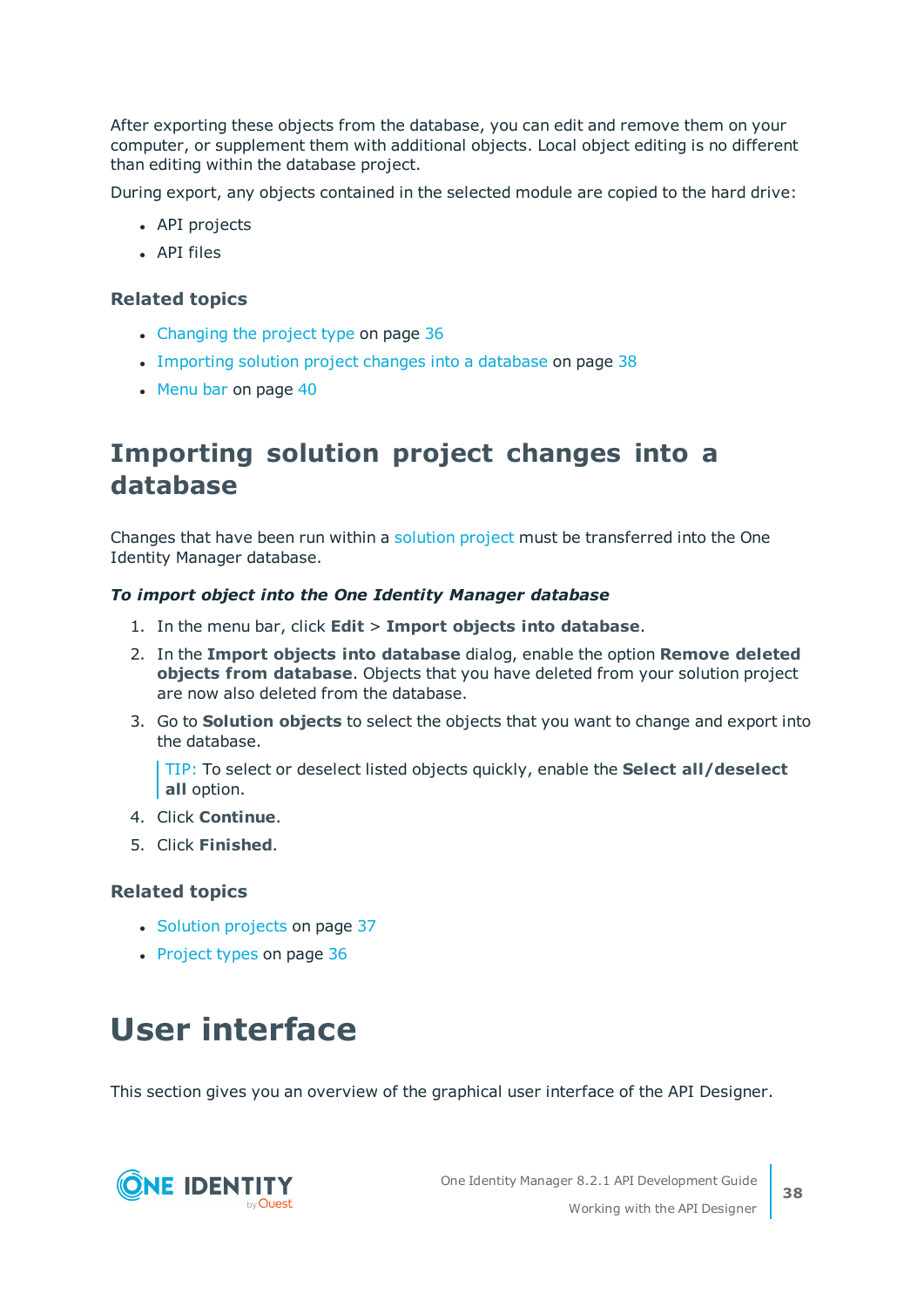After exporting these objects from the database, you can edit and remove them on your computer, or supplement them with additional objects. Local object editing is no different than editing within the database project.

During export, any objects contained in the selected module are copied to the hard drive:

- API projects
- API files

### Related topics

- Changing the project type on page 36
- Importing solution project changes into a database on page 38
- Menu bar on page 40

## Importing solution project changes into a database

Changes that have been run within a solution project must be transferred into the One Identity Manager database.

***To import object into the One Identity Manager database***

1. In the menu bar, click **Edit** > **Import objects into database**.
2. In the **Import objects into database** dialog, enable the option **Remove deleted objects from database**. Objects that you have deleted from your solution project are now also deleted from the database.
3. Go to **Solution objects** to select the objects that you want to change and export into the database.

   > TIP: To select or deselect listed objects quickly, enable the **Select all/deselect all** option.

4. Click **Continue**.
5. Click **Finished**.

### Related topics

- Solution projects on page 37
- Project types on page 36

# User interface

This section gives you an overview of the graphical user interface of the API Designer.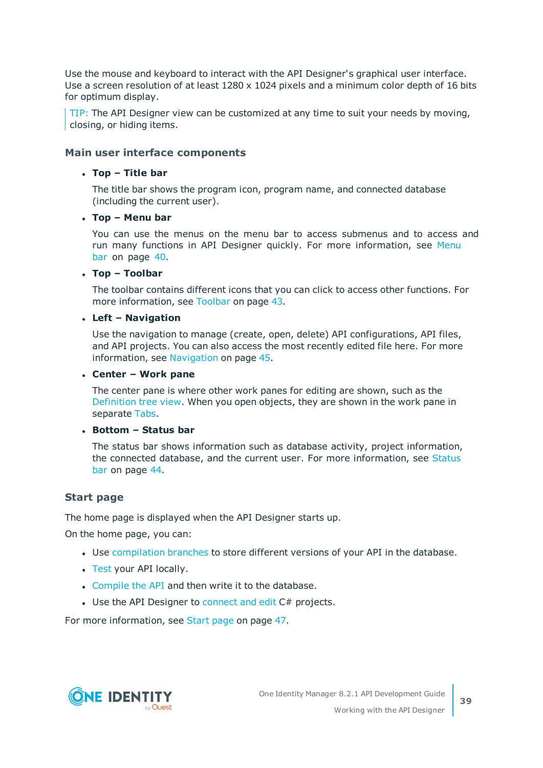Use the mouse and keyboard to interact with the API Designer's graphical user interface. Use a screen resolution of at least 1280 x 1024 pixels and a minimum color depth of 16 bits for optimum display.

> TIP: The API Designer view can be customized at any time to suit your needs by moving, closing, or hiding items.

### Main user interface components

- **Top – Title bar**

  The title bar shows the program icon, program name, and connected database (including the current user).

- **Top – Menu bar**

  You can use the menus on the menu bar to access submenus and to access and run many functions in API Designer quickly. For more information, see Menu bar on page 40.

- **Top – Toolbar**

  The toolbar contains different icons that you can click to access other functions. For more information, see Toolbar on page 43.

- **Left – Navigation**

  Use the navigation to manage (create, open, delete) API configurations, API files, and API projects. You can also access the most recently edited file here. For more information, see Navigation on page 45.

- **Center – Work pane**

  The center pane is where other work panes for editing are shown, such as the Definition tree view. When you open objects, they are shown in the work pane in separate Tabs.

- **Bottom – Status bar**

  The status bar shows information such as database activity, project information, the connected database, and the current user. For more information, see Status bar on page 44.

### Start page

The home page is displayed when the API Designer starts up.

On the home page, you can:

- Use compilation branches to store different versions of your API in the database.
- Test your API locally.
- Compile the API and then write it to the database.
- Use the API Designer to connect and edit C# projects.

For more information, see Start page on page 47.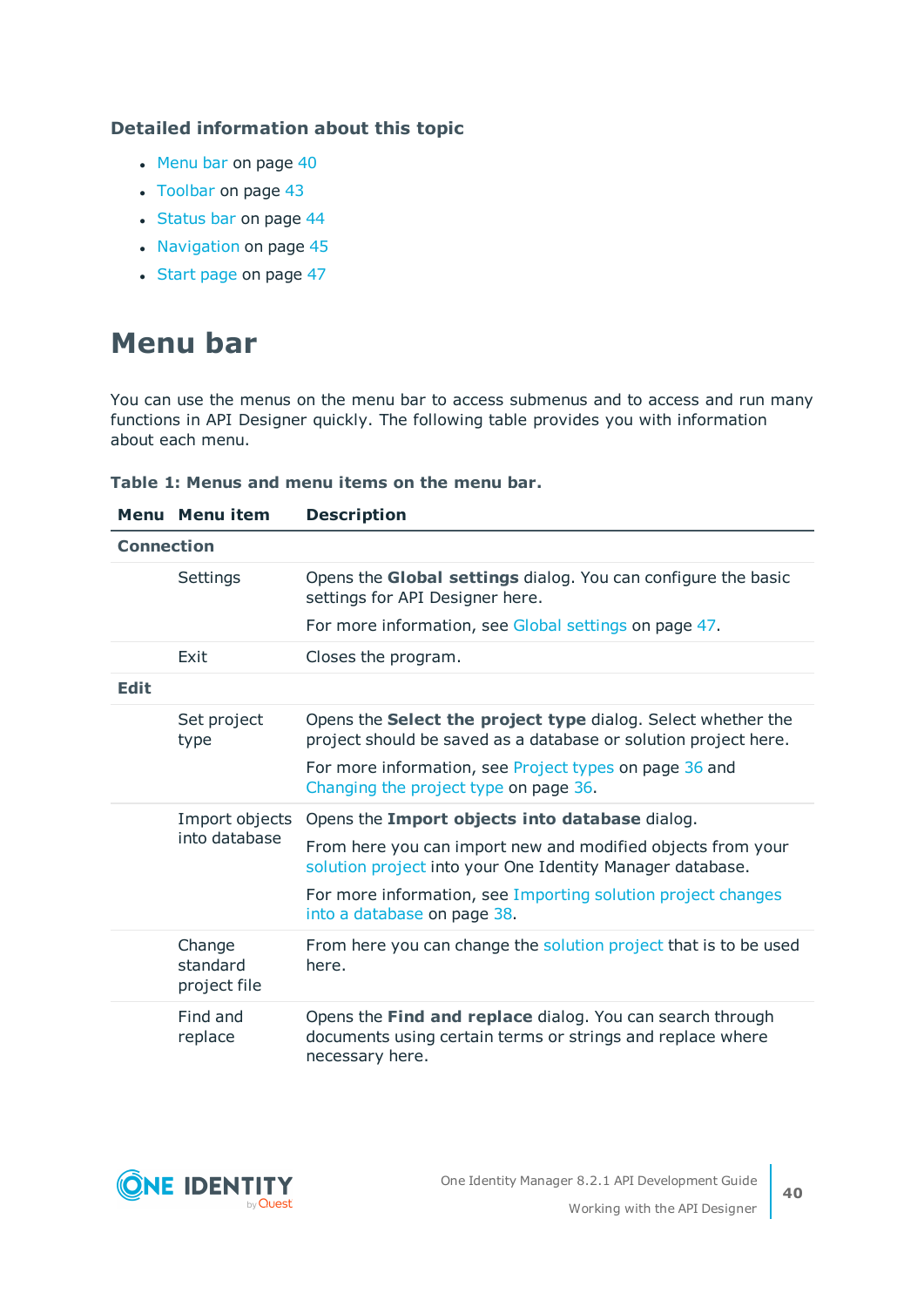### Detailed information about this topic

- Menu bar on page 40
- Toolbar on page 43
- Status bar on page 44
- Navigation on page 45
- Start page on page 47

# Menu bar

You can use the menus on the menu bar to access submenus and to access and run many functions in API Designer quickly. The following table provides you with information about each menu.

**Table 1: Menus and menu items on the menu bar.**

| Menu | Menu item | Description |
|---|---|---|
| **Connection** | | |
| | Settings | Opens the **Global settings** dialog. You can configure the basic settings for API Designer here.<br><br>For more information, see Global settings on page 47. |
| | Exit | Closes the program. |
| **Edit** | | |
| | Set project type | Opens the **Select the project type** dialog. Select whether the project should be saved as a database or solution project here.<br><br>For more information, see Project types on page 36 and Changing the project type on page 36. |
| | Import objects into database | Opens the **Import objects into database** dialog.<br><br>From here you can import new and modified objects from your solution project into your One Identity Manager database.<br><br>For more information, see Importing solution project changes into a database on page 38. |
| | Change standard project file | From here you can change the solution project that is to be used here. |
| | Find and replace | Opens the **Find and replace** dialog. You can search through documents using certain terms or strings and replace where necessary here. |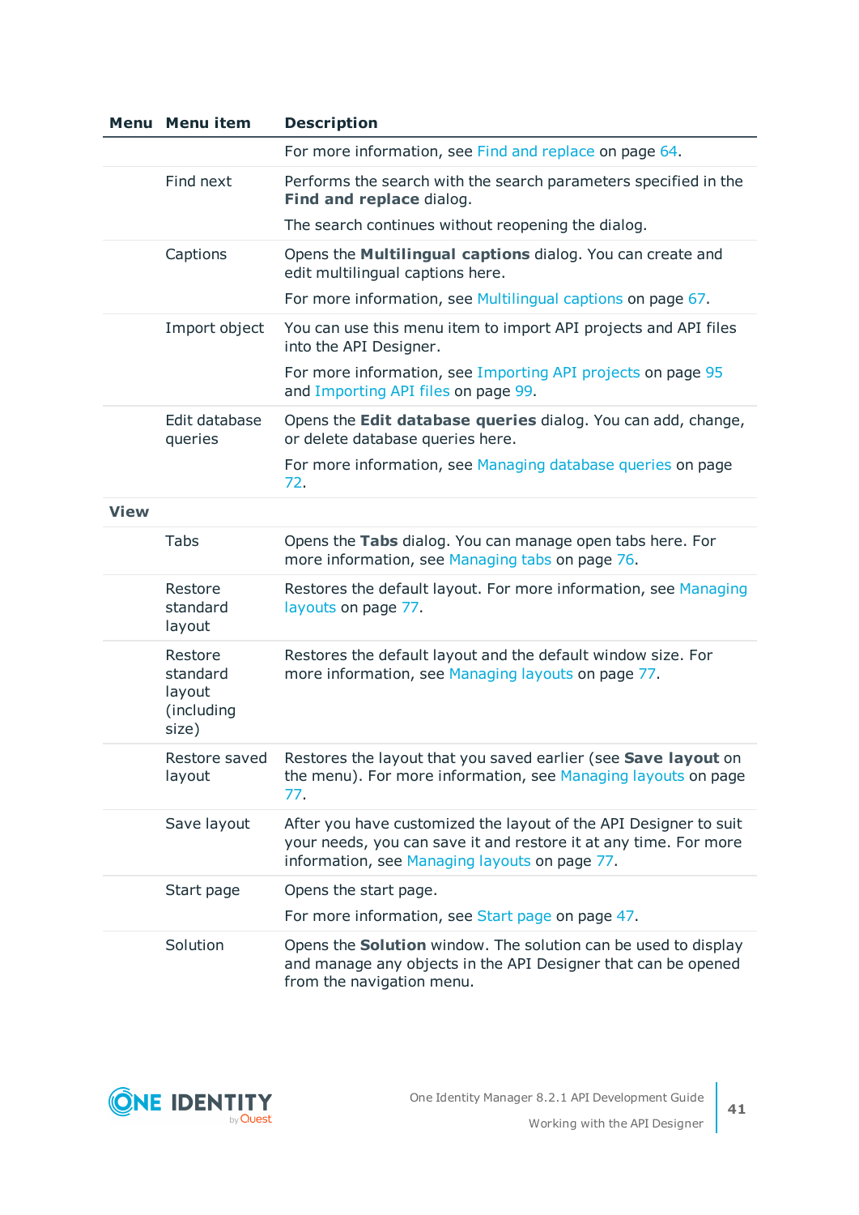| Menu | Menu item | Description |
|---|---|---|
| | | For more information, see Find and replace on page 64. |
| | Find next | Performs the search with the search parameters specified in the **Find and replace** dialog. The search continues without reopening the dialog. |
| | Captions | Opens the **Multilingual captions** dialog. You can create and edit multilingual captions here. For more information, see Multilingual captions on page 67. |
| | Import object | You can use this menu item to import API projects and API files into the API Designer. For more information, see Importing API projects on page 95 and Importing API files on page 99. |
| | Edit database queries | Opens the **Edit database queries** dialog. You can add, change, or delete database queries here. For more information, see Managing database queries on page 72. |
| **View** | | |
| | Tabs | Opens the **Tabs** dialog. You can manage open tabs here. For more information, see Managing tabs on page 76. |
| | Restore standard layout | Restores the default layout. For more information, see Managing layouts on page 77. |
| | Restore standard layout (including size) | Restores the default layout and the default window size. For more information, see Managing layouts on page 77. |
| | Restore saved layout | Restores the layout that you saved earlier (see **Save layout** on the menu). For more information, see Managing layouts on page 77. |
| | Save layout | After you have customized the layout of the API Designer to suit your needs, you can save it and restore it at any time. For more information, see Managing layouts on page 77. |
| | Start page | Opens the start page. For more information, see Start page on page 47. |
| | Solution | Opens the **Solution** window. The solution can be used to display and manage any objects in the API Designer that can be opened from the navigation menu. |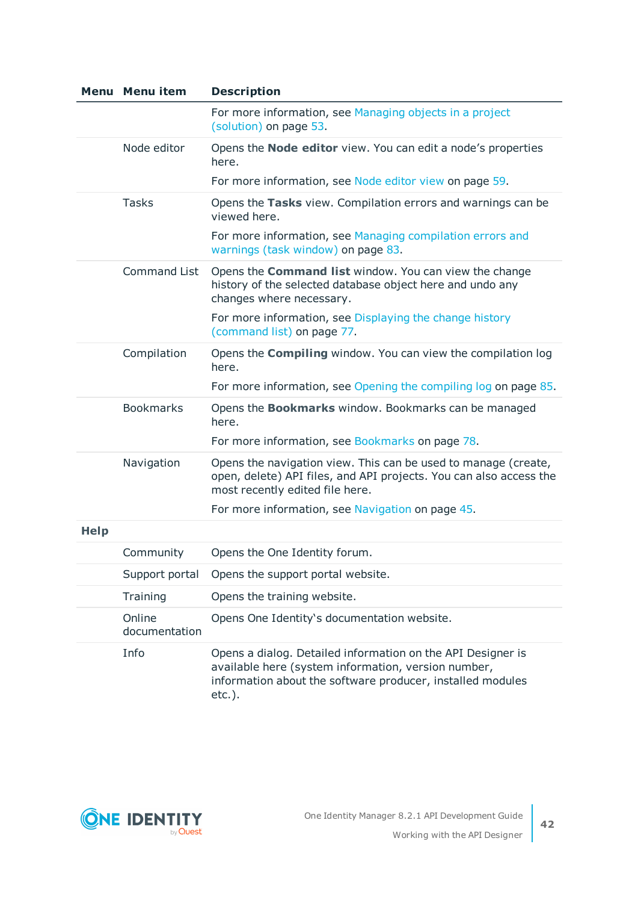| Menu | Menu item | Description |
|---|---|---|
| | | For more information, see Managing objects in a project (solution) on page 53. |
| | Node editor | Opens the **Node editor** view. You can edit a node's properties here.<br><br>For more information, see Node editor view on page 59. |
| | Tasks | Opens the **Tasks** view. Compilation errors and warnings can be viewed here.<br><br>For more information, see Managing compilation errors and warnings (task window) on page 83. |
| | Command List | Opens the **Command list** window. You can view the change history of the selected database object here and undo any changes where necessary.<br><br>For more information, see Displaying the change history (command list) on page 77. |
| | Compilation | Opens the **Compiling** window. You can view the compilation log here.<br><br>For more information, see Opening the compiling log on page 85. |
| | Bookmarks | Opens the **Bookmarks** window. Bookmarks can be managed here.<br><br>For more information, see Bookmarks on page 78. |
| | Navigation | Opens the navigation view. This can be used to manage (create, open, delete) API files, and API projects. You can also access the most recently edited file here.<br><br>For more information, see Navigation on page 45. |
| **Help** | | |
| | Community | Opens the One Identity forum. |
| | Support portal | Opens the support portal website. |
| | Training | Opens the training website. |
| | Online documentation | Opens One Identity's documentation website. |
| | Info | Opens a dialog. Detailed information on the API Designer is available here (system information, version number, information about the software producer, installed modules etc.). |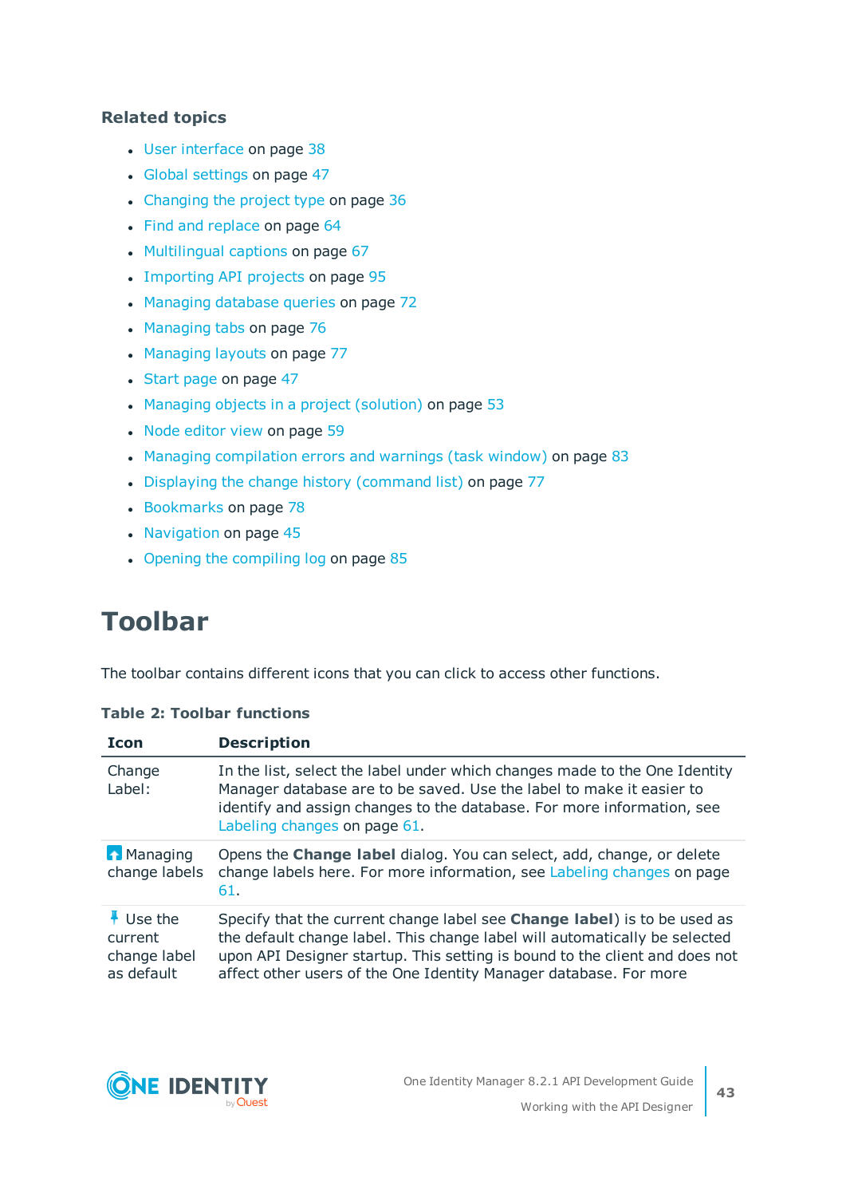### Related topics

- User interface on page 38
- Global settings on page 47
- Changing the project type on page 36
- Find and replace on page 64
- Multilingual captions on page 67
- Importing API projects on page 95
- Managing database queries on page 72
- Managing tabs on page 76
- Managing layouts on page 77
- Start page on page 47
- Managing objects in a project (solution) on page 53
- Node editor view on page 59
- Managing compilation errors and warnings (task window) on page 83
- Displaying the change history (command list) on page 77
- Bookmarks on page 78
- Navigation on page 45
- Opening the compiling log on page 85

# Toolbar

The toolbar contains different icons that you can click to access other functions.

**Table 2: Toolbar functions**

| Icon | Description |
|---|---|
| Change Label: | In the list, select the label under which changes made to the One Identity Manager database are to be saved. Use the label to make it easier to identify and assign changes to the database. For more information, see Labeling changes on page 61. |
| Managing change labels | Opens the **Change label** dialog. You can select, add, change, or delete change labels here. For more information, see Labeling changes on page 61. |
| Use the current change label as default | Specify that the current change label see **Change label**) is to be used as the default change label. This change label will automatically be selected upon API Designer startup. This setting is bound to the client and does not affect other users of the One Identity Manager database. For more |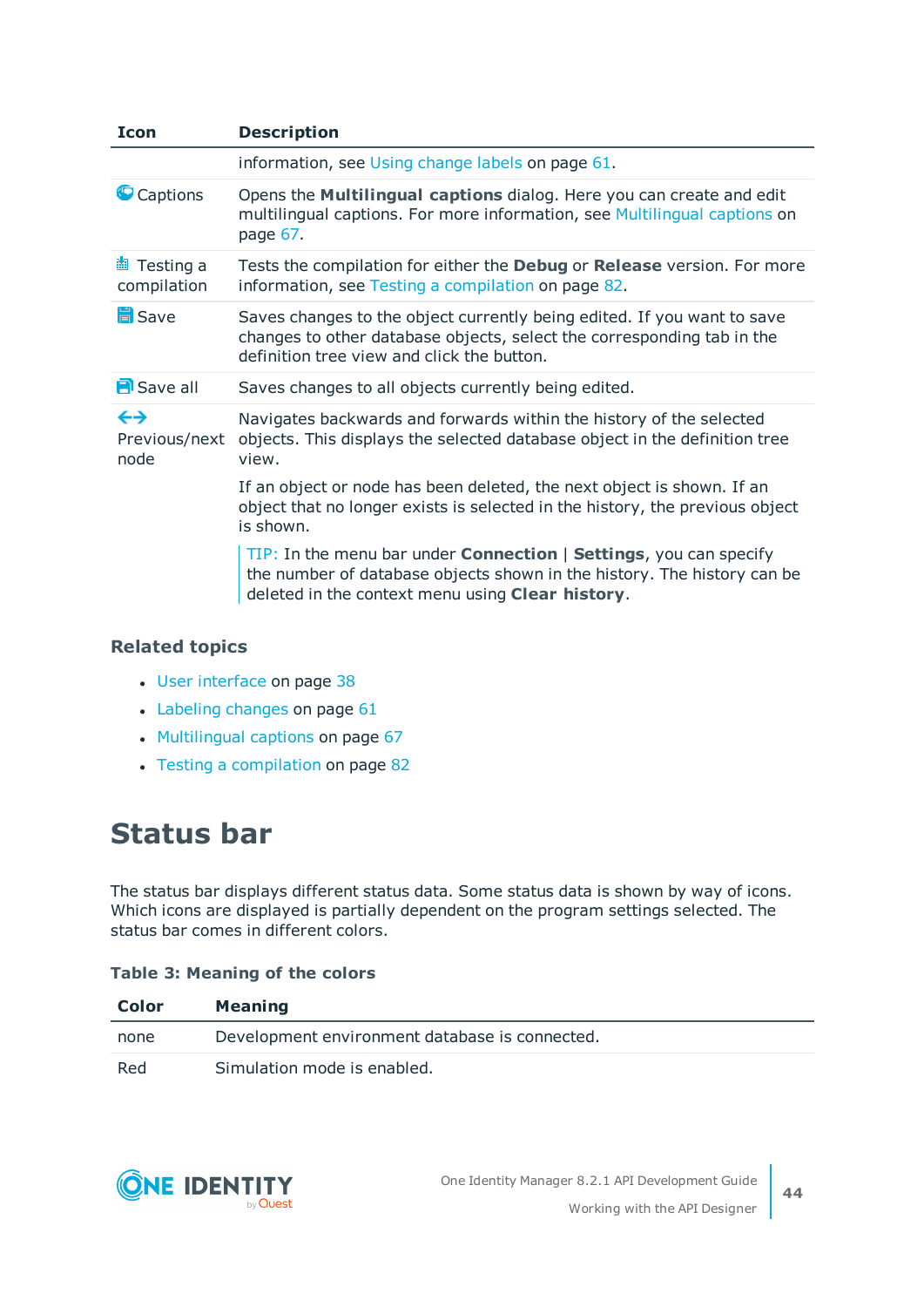| Icon | Description |
|---|---|
| | information, see Using change labels on page 61. |
| Captions | Opens the **Multilingual captions** dialog. Here you can create and edit multilingual captions. For more information, see Multilingual captions on page 67. |
| Testing a compilation | Tests the compilation for either the **Debug** or **Release** version. For more information, see Testing a compilation on page 82. |
| Save | Saves changes to the object currently being edited. If you want to save changes to other database objects, select the corresponding tab in the definition tree view and click the button. |
| Save all | Saves changes to all objects currently being edited. |
| Previous/next node | Navigates backwards and forwards within the history of the selected objects. This displays the selected database object in the definition tree view.<br><br>If an object or node has been deleted, the next object is shown. If an object that no longer exists is selected in the history, the previous object is shown.<br><br>TIP: In the menu bar under **Connection** \| **Settings**, you can specify the number of database objects shown in the history. The history can be deleted in the context menu using **Clear history**. |

### Related topics

- User interface on page 38
- Labeling changes on page 61
- Multilingual captions on page 67
- Testing a compilation on page 82

# Status bar

The status bar displays different status data. Some status data is shown by way of icons. Which icons are displayed is partially dependent on the program settings selected. The status bar comes in different colors.

**Table 3: Meaning of the colors**

| Color | Meaning |
|---|---|
| none | Development environment database is connected. |
| Red | Simulation mode is enabled. |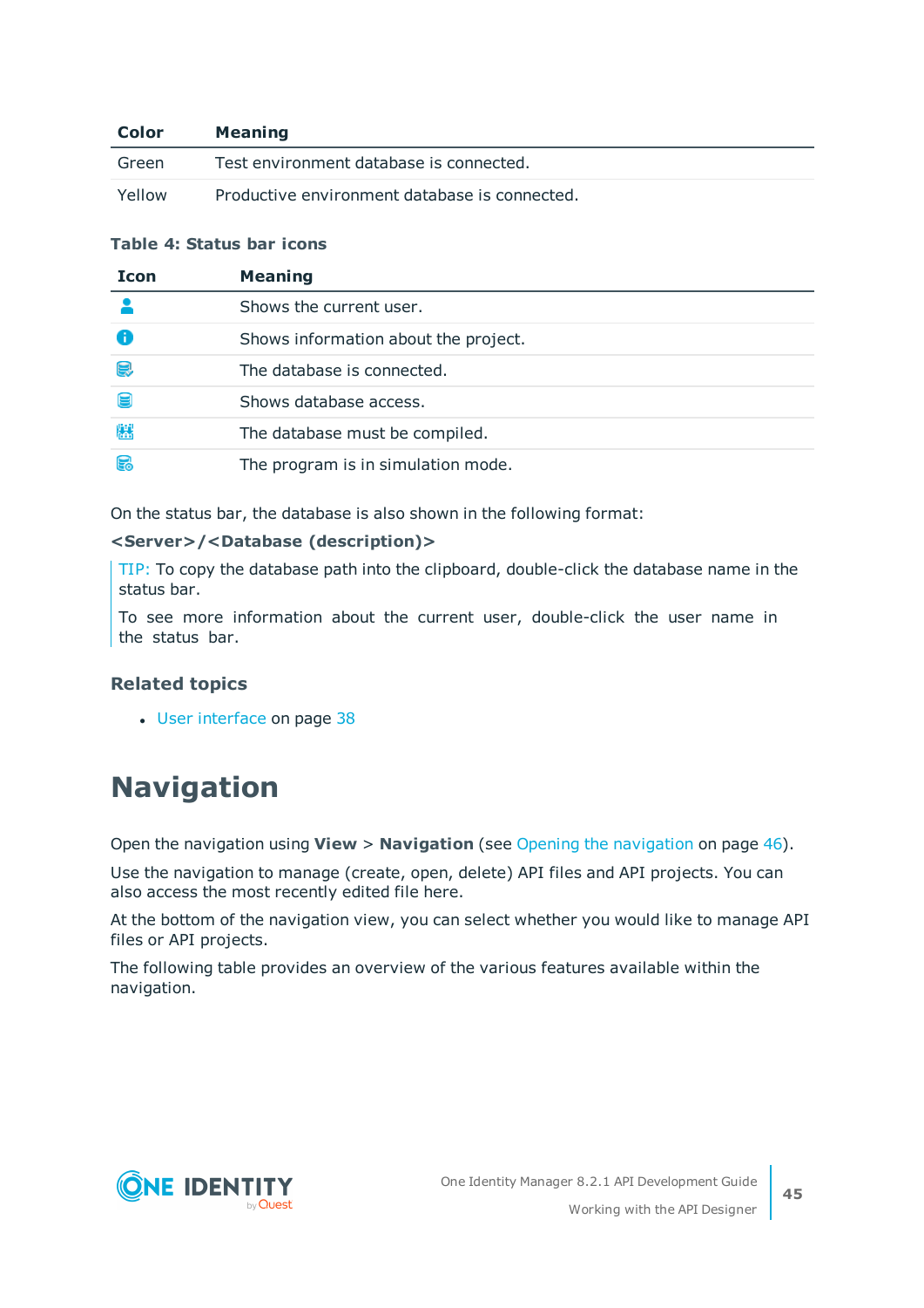| Color | Meaning |
| --- | --- |
| Green | Test environment database is connected. |
| Yellow | Productive environment database is connected. |

**Table 4: Status bar icons**

| Icon | Meaning |
| --- | --- |
| | Shows the current user. |
| | Shows information about the project. |
| | The database is connected. |
| | Shows database access. |
| | The database must be compiled. |
| | The program is in simulation mode. |

On the status bar, the database is also shown in the following format:

**<Server>/<Database (description)>**

TIP: To copy the database path into the clipboard, double-click the database name in the status bar.

To see more information about the current user, double-click the user name in the status bar.

### Related topics

- User interface on page 38

# Navigation

Open the navigation using **View** > **Navigation** (see Opening the navigation on page 46).

Use the navigation to manage (create, open, delete) API files and API projects. You can also access the most recently edited file here.

At the bottom of the navigation view, you can select whether you would like to manage API files or API projects.

The following table provides an overview of the various features available within the navigation.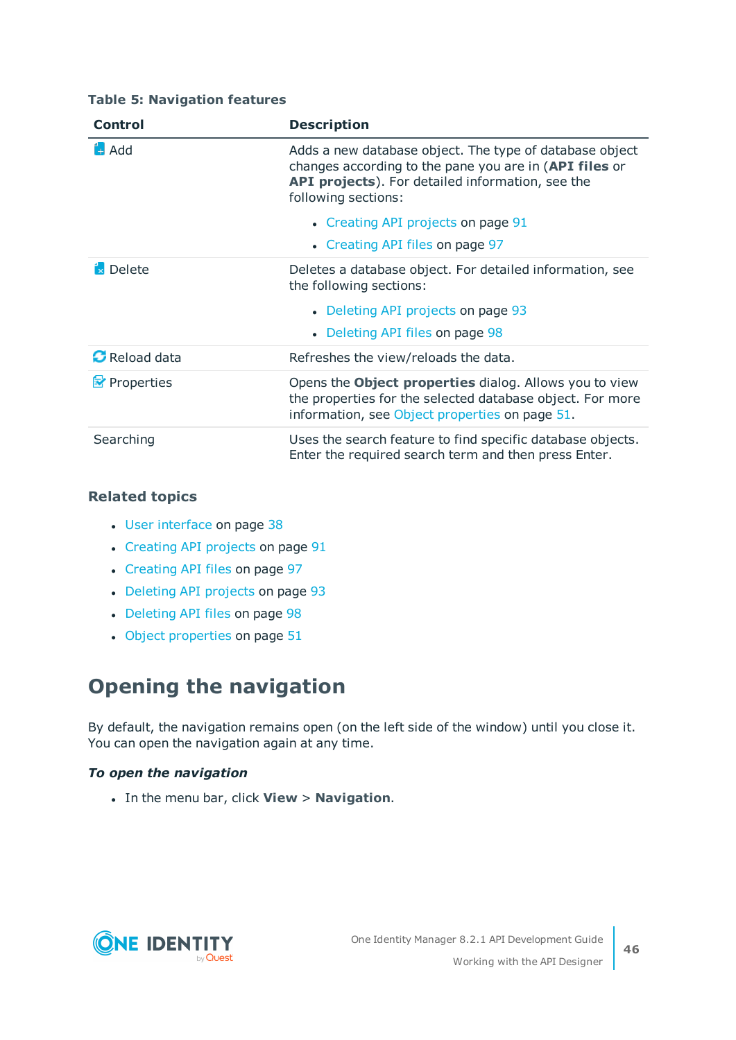**Table 5: Navigation features**

| Control | Description |
|---|---|
| Add | Adds a new database object. The type of database object changes according to the pane you are in (**API files** or **API projects**). For detailed information, see the following sections:<br>• Creating API projects on page 91<br>• Creating API files on page 97 |
| Delete | Deletes a database object. For detailed information, see the following sections:<br>• Deleting API projects on page 93<br>• Deleting API files on page 98 |
| Reload data | Refreshes the view/reloads the data. |
| Properties | Opens the **Object properties** dialog. Allows you to view the properties for the selected database object. For more information, see Object properties on page 51. |
| Searching | Uses the search feature to find specific database objects. Enter the required search term and then press Enter. |

### Related topics

- User interface on page 38
- Creating API projects on page 91
- Creating API files on page 97
- Deleting API projects on page 93
- Deleting API files on page 98
- Object properties on page 51

## Opening the navigation

By default, the navigation remains open (on the left side of the window) until you close it. You can open the navigation again at any time.

***To open the navigation***

- In the menu bar, click **View** > **Navigation**.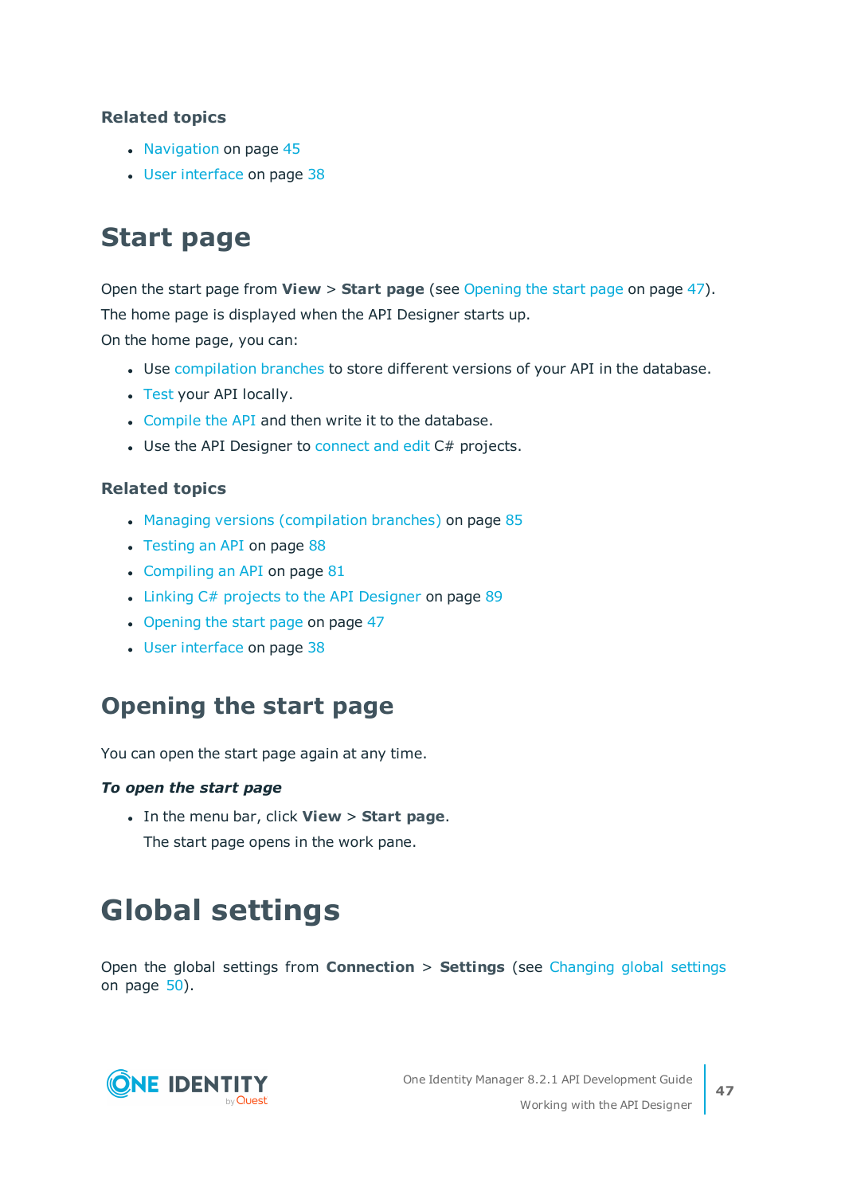**Related topics**

- Navigation on page 45
- User interface on page 38

# Start page

Open the start page from **View** > **Start page** (see Opening the start page on page 47).

The home page is displayed when the API Designer starts up.

On the home page, you can:

- Use compilation branches to store different versions of your API in the database.
- Test your API locally.
- Compile the API and then write it to the database.
- Use the API Designer to connect and edit C# projects.

**Related topics**

- Managing versions (compilation branches) on page 85
- Testing an API on page 88
- Compiling an API on page 81
- Linking C# projects to the API Designer on page 89
- Opening the start page on page 47
- User interface on page 38

## Opening the start page

You can open the start page again at any time.

***To open the start page***

- In the menu bar, click **View** > **Start page**.

  The start page opens in the work pane.

# Global settings

Open the global settings from **Connection** > **Settings** (see Changing global settings on page 50).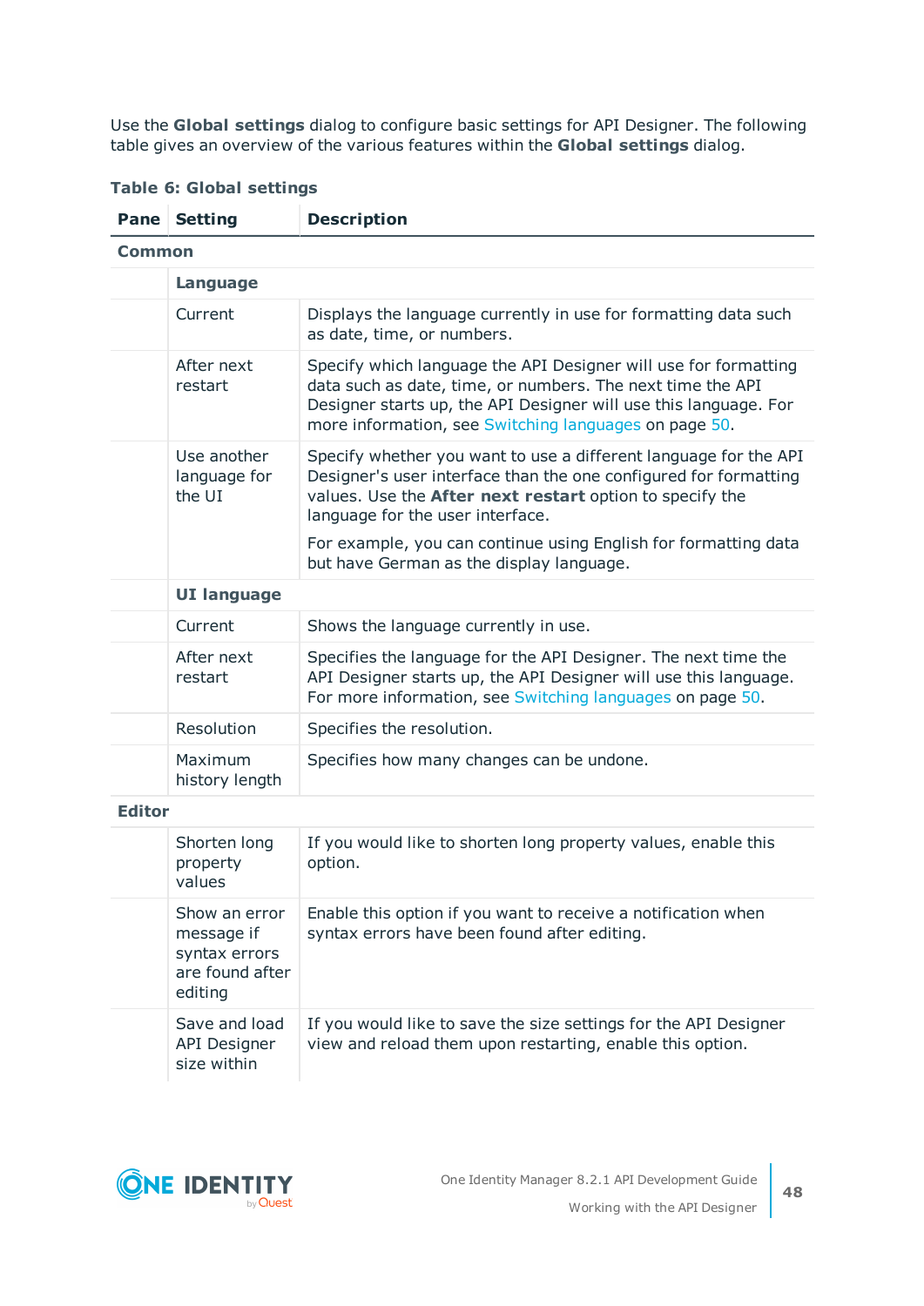Use the **Global settings** dialog to configure basic settings for API Designer. The following table gives an overview of the various features within the **Global settings** dialog.

**Table 6: Global settings**

| Pane | Setting | Description |
|---|---|---|
| **Common** | | |
| | **Language** | |
| | Current | Displays the language currently in use for formatting data such as date, time, or numbers. |
| | After next restart | Specify which language the API Designer will use for formatting data such as date, time, or numbers. The next time the API Designer starts up, the API Designer will use this language. For more information, see Switching languages on page 50. |
| | Use another language for the UI | Specify whether you want to use a different language for the API Designer's user interface than the one configured for formatting values. Use the **After next restart** option to specify the language for the user interface.<br><br>For example, you can continue using English for formatting data but have German as the display language. |
| | **UI language** | |
| | Current | Shows the language currently in use. |
| | After next restart | Specifies the language for the API Designer. The next time the API Designer starts up, the API Designer will use this language. For more information, see Switching languages on page 50. |
| | Resolution | Specifies the resolution. |
| | Maximum history length | Specifies how many changes can be undone. |
| **Editor** | | |
| | Shorten long property values | If you would like to shorten long property values, enable this option. |
| | Show an error message if syntax errors are found after editing | Enable this option if you want to receive a notification when syntax errors have been found after editing. |
| | Save and load API Designer size within | If you would like to save the size settings for the API Designer view and reload them upon restarting, enable this option. |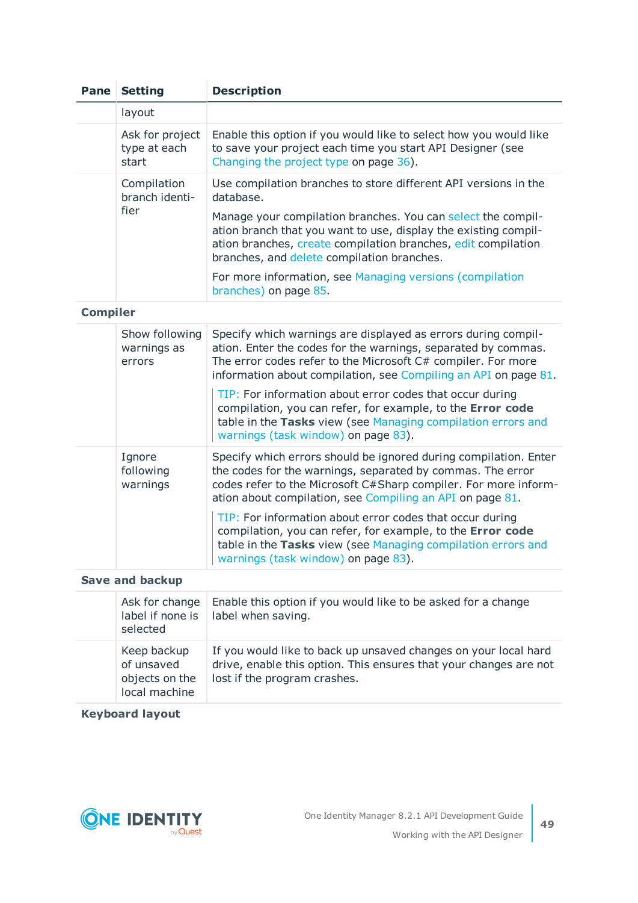| Pane | Setting | Description |
|---|---|---|
| | layout | |
| | Ask for project type at each start | Enable this option if you would like to select how you would like to save your project each time you start API Designer (see Changing the project type on page 36). |
| | Compilation branch identifier | Use compilation branches to store different API versions in the database.<br><br>Manage your compilation branches. You can select the compilation branch that you want to use, display the existing compilation branches, create compilation branches, edit compilation branches, and delete compilation branches.<br><br>For more information, see Managing versions (compilation branches) on page 85. |
| **Compiler** | | |
| | Show following warnings as errors | Specify which warnings are displayed as errors during compilation. Enter the codes for the warnings, separated by commas. The error codes refer to the Microsoft C# compiler. For more information about compilation, see Compiling an API on page 81.<br><br>TIP: For information about error codes that occur during compilation, you can refer, for example, to the **Error code** table in the **Tasks** view (see Managing compilation errors and warnings (task window) on page 83). |
| | Ignore following warnings | Specify which errors should be ignored during compilation. Enter the codes for the warnings, separated by commas. The error codes refer to the Microsoft C#Sharp compiler. For more information about compilation, see Compiling an API on page 81.<br><br>TIP: For information about error codes that occur during compilation, you can refer, for example, to the **Error code** table in the **Tasks** view (see Managing compilation errors and warnings (task window) on page 83). |
| **Save and backup** | | |
| | Ask for change label if none is selected | Enable this option if you would like to be asked for a change label when saving. |
| | Keep backup of unsaved objects on the local machine | If you would like to back up unsaved changes on your local hard drive, enable this option. This ensures that your changes are not lost if the program crashes. |
| **Keyboard layout** | | |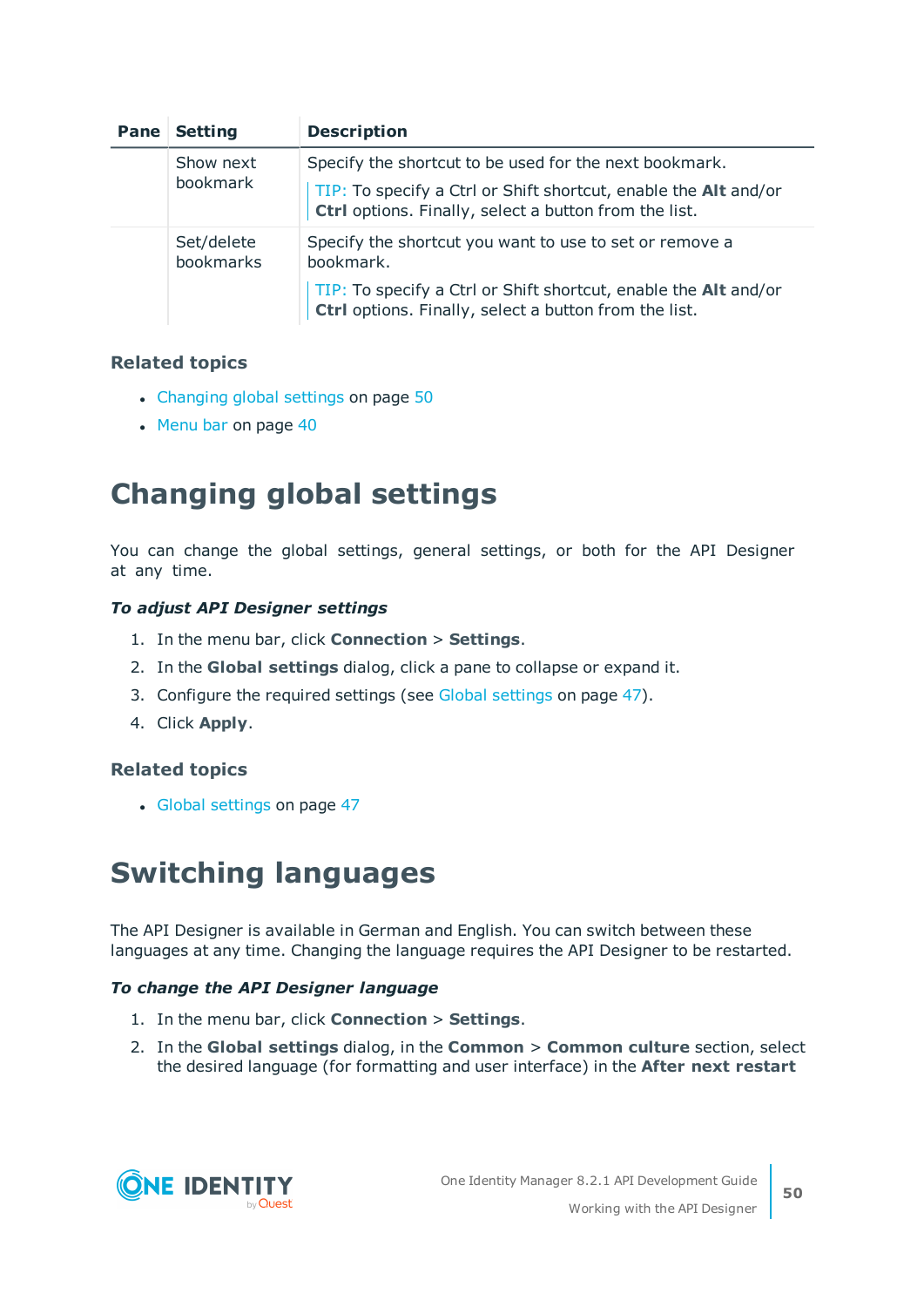| Pane | Setting | Description |
|---|---|---|
| | Show next bookmark | Specify the shortcut to be used for the next bookmark.<br><br>TIP: To specify a Ctrl or Shift shortcut, enable the **Alt** and/or **Ctrl** options. Finally, select a button from the list. |
| | Set/delete bookmarks | Specify the shortcut you want to use to set or remove a bookmark.<br><br>TIP: To specify a Ctrl or Shift shortcut, enable the **Alt** and/or **Ctrl** options. Finally, select a button from the list. |

### Related topics

- Changing global settings on page 50
- Menu bar on page 40

# Changing global settings

You can change the global settings, general settings, or both for the API Designer at any time.

***To adjust API Designer settings***

1. In the menu bar, click **Connection** > **Settings**.
2. In the **Global settings** dialog, click a pane to collapse or expand it.
3. Configure the required settings (see Global settings on page 47).
4. Click **Apply**.

### Related topics

- Global settings on page 47

# Switching languages

The API Designer is available in German and English. You can switch between these languages at any time. Changing the language requires the API Designer to be restarted.

***To change the API Designer language***

1. In the menu bar, click **Connection** > **Settings**.
2. In the **Global settings** dialog, in the **Common** > **Common culture** section, select the desired language (for formatting and user interface) in the **After next restart**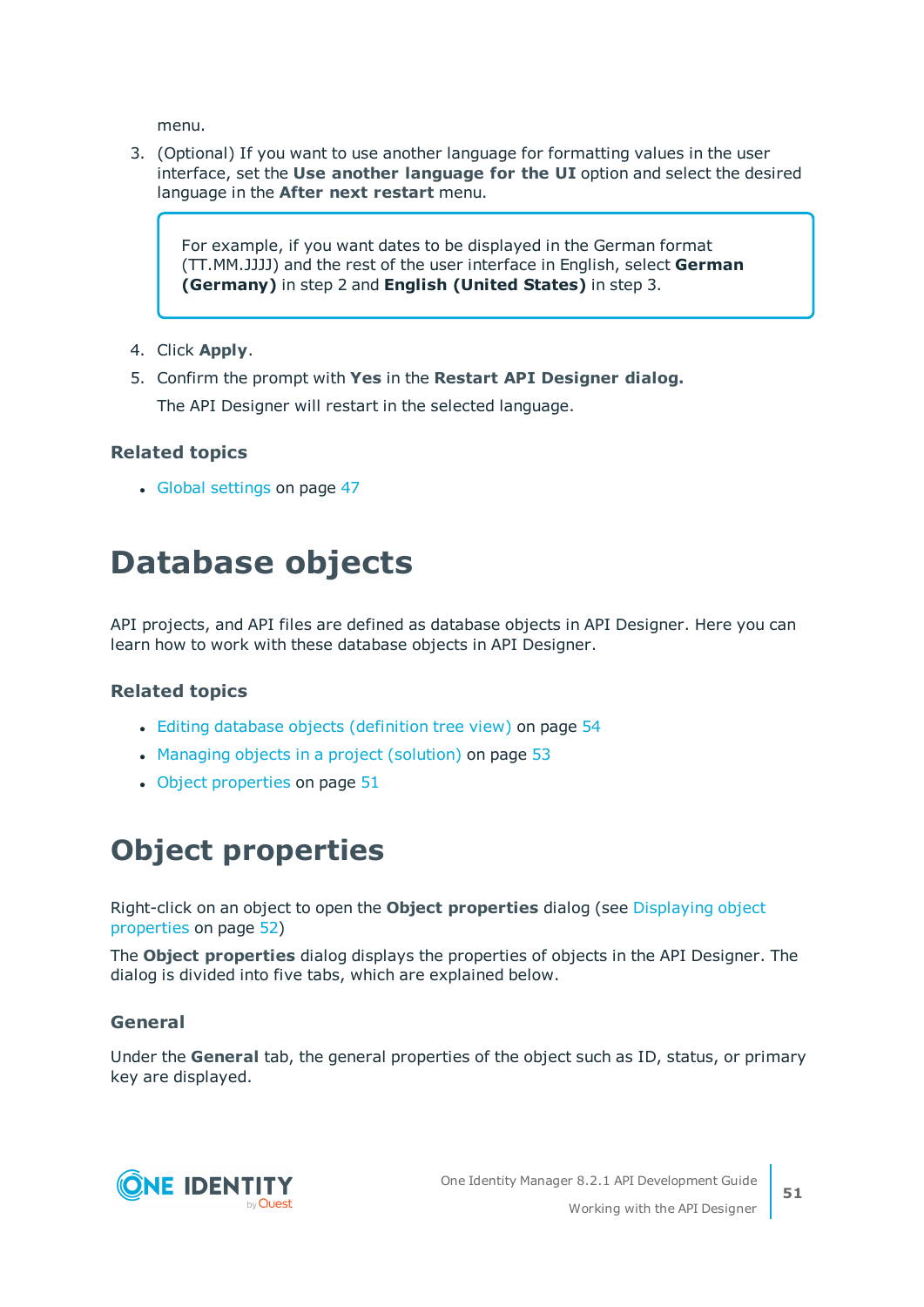menu.

3. (Optional) If you want to use another language for formatting values in the user interface, set the **Use another language for the UI** option and select the desired language in the **After next restart** menu.

   > For example, if you want dates to be displayed in the German format (TT.MM.JJJJ) and the rest of the user interface in English, select **German (Germany)** in step 2 and **English (United States)** in step 3.

4. Click **Apply**.
5. Confirm the prompt with **Yes** in the **Restart API Designer dialog.**

   The API Designer will restart in the selected language.

### Related topics

- Global settings on page 47

# Database objects

API projects, and API files are defined as database objects in API Designer. Here you can learn how to work with these database objects in API Designer.

### Related topics

- Editing database objects (definition tree view) on page 54
- Managing objects in a project (solution) on page 53
- Object properties on page 51

# Object properties

Right-click on an object to open the **Object properties** dialog (see Displaying object properties on page 52)

The **Object properties** dialog displays the properties of objects in the API Designer. The dialog is divided into five tabs, which are explained below.

### General

Under the **General** tab, the general properties of the object such as ID, status, or primary key are displayed.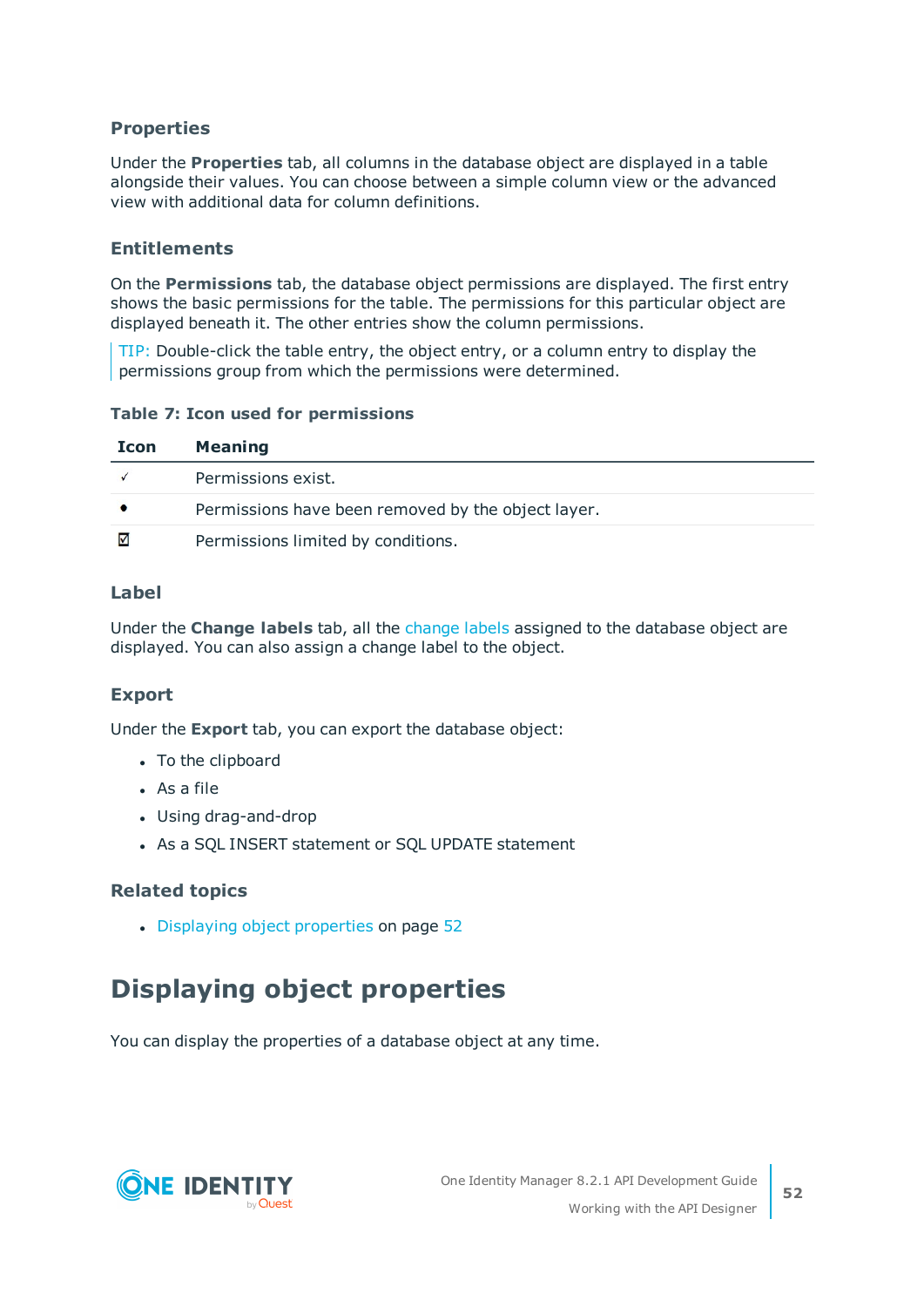### Properties

Under the **Properties** tab, all columns in the database object are displayed in a table alongside their values. You can choose between a simple column view or the advanced view with additional data for column definitions.

### Entitlements

On the **Permissions** tab, the database object permissions are displayed. The first entry shows the basic permissions for the table. The permissions for this particular object are displayed beneath it. The other entries show the column permissions.

TIP: Double-click the table entry, the object entry, or a column entry to display the permissions group from which the permissions were determined.

**Table 7: Icon used for permissions**

| Icon | Meaning |
|---|---|
| ✓ | Permissions exist. |
| • | Permissions have been removed by the object layer. |
| ☑ | Permissions limited by conditions. |

### Label

Under the **Change labels** tab, all the change labels assigned to the database object are displayed. You can also assign a change label to the object.

### Export

Under the **Export** tab, you can export the database object:

- To the clipboard
- As a file
- Using drag-and-drop
- As a SQL INSERT statement or SQL UPDATE statement

### Related topics

- Displaying object properties on page 52

## Displaying object properties

You can display the properties of a database object at any time.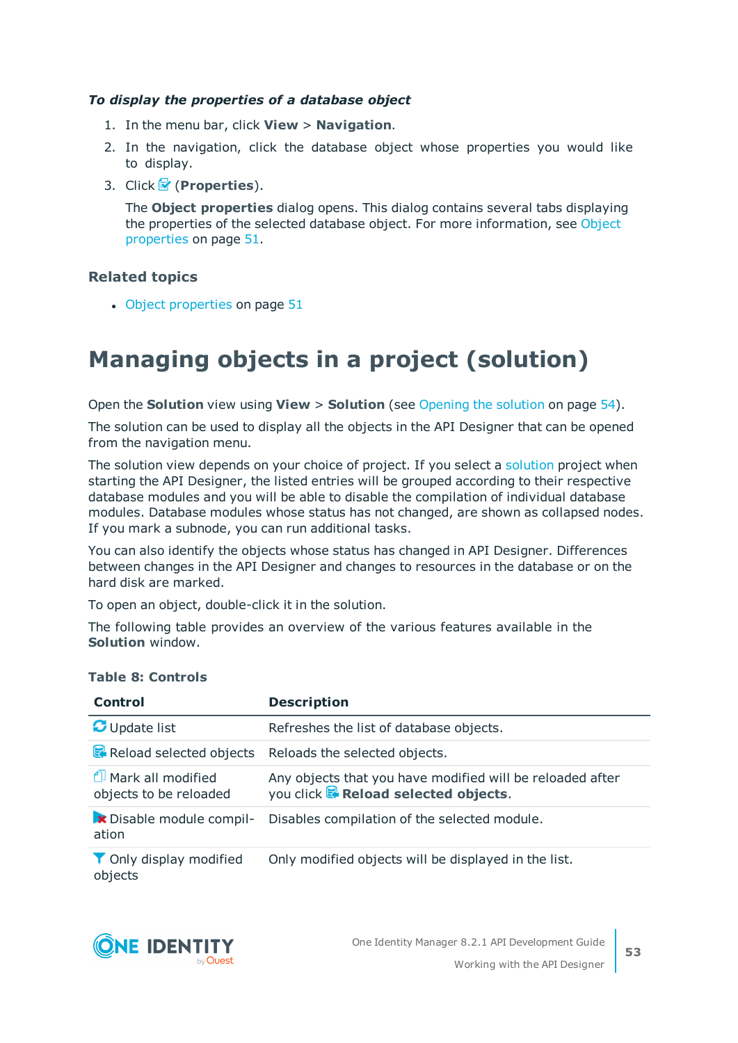***To display the properties of a database object***

1. In the menu bar, click **View** > **Navigation**.
2. In the navigation, click the database object whose properties you would like to display.
3. Click (**Properties**).

   The **Object properties** dialog opens. This dialog contains several tabs displaying the properties of the selected database object. For more information, see Object properties on page 51.

### Related topics

- Object properties on page 51

# Managing objects in a project (solution)

Open the **Solution** view using **View** > **Solution** (see Opening the solution on page 54).

The solution can be used to display all the objects in the API Designer that can be opened from the navigation menu.

The solution view depends on your choice of project. If you select a solution project when starting the API Designer, the listed entries will be grouped according to their respective database modules and you will be able to disable the compilation of individual database modules. Database modules whose status has not changed, are shown as collapsed nodes. If you mark a subnode, you can run additional tasks.

You can also identify the objects whose status has changed in API Designer. Differences between changes in the API Designer and changes to resources in the database or on the hard disk are marked.

To open an object, double-click it in the solution.

The following table provides an overview of the various features available in the **Solution** window.

**Table 8: Controls**

| Control | Description |
|---|---|
| Update list | Refreshes the list of database objects. |
| Reload selected objects | Reloads the selected objects. |
| Mark all modified objects to be reloaded | Any objects that you have modified will be reloaded after you click **Reload selected objects**. |
| Disable module compilation | Disables compilation of the selected module. |
| Only display modified objects | Only modified objects will be displayed in the list. |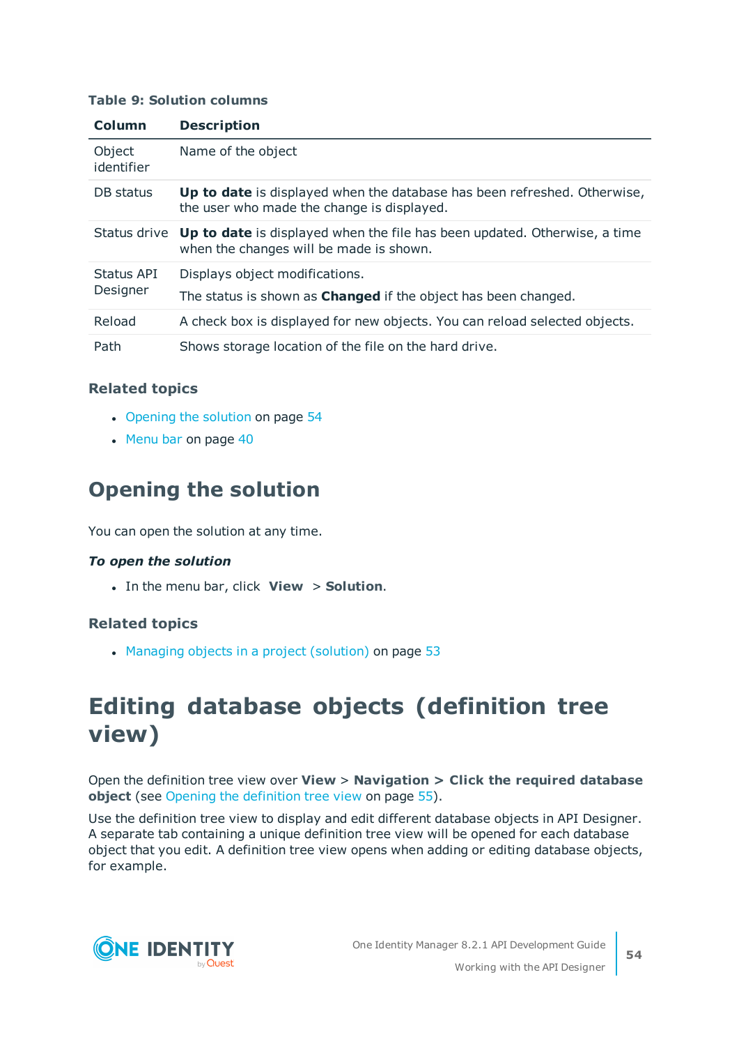**Table 9: Solution columns**

| Column | Description |
|---|---|
| Object identifier | Name of the object |
| DB status | **Up to date** is displayed when the database has been refreshed. Otherwise, the user who made the change is displayed. |
| Status drive | **Up to date** is displayed when the file has been updated. Otherwise, a time when the changes will be made is shown. |
| Status API Designer | Displays object modifications. The status is shown as **Changed** if the object has been changed. |
| Reload | A check box is displayed for new objects. You can reload selected objects. |
| Path | Shows storage location of the file on the hard drive. |

### Related topics

- Opening the solution on page 54
- Menu bar on page 40

## Opening the solution

You can open the solution at any time.

***To open the solution***

- In the menu bar, click **View** > **Solution**.

### Related topics

- Managing objects in a project (solution) on page 53

# Editing database objects (definition tree view)

Open the definition tree view over **View** > **Navigation > Click the required database object** (see Opening the definition tree view on page 55).

Use the definition tree view to display and edit different database objects in API Designer. A separate tab containing a unique definition tree view will be opened for each database object that you edit. A definition tree view opens when adding or editing database objects, for example.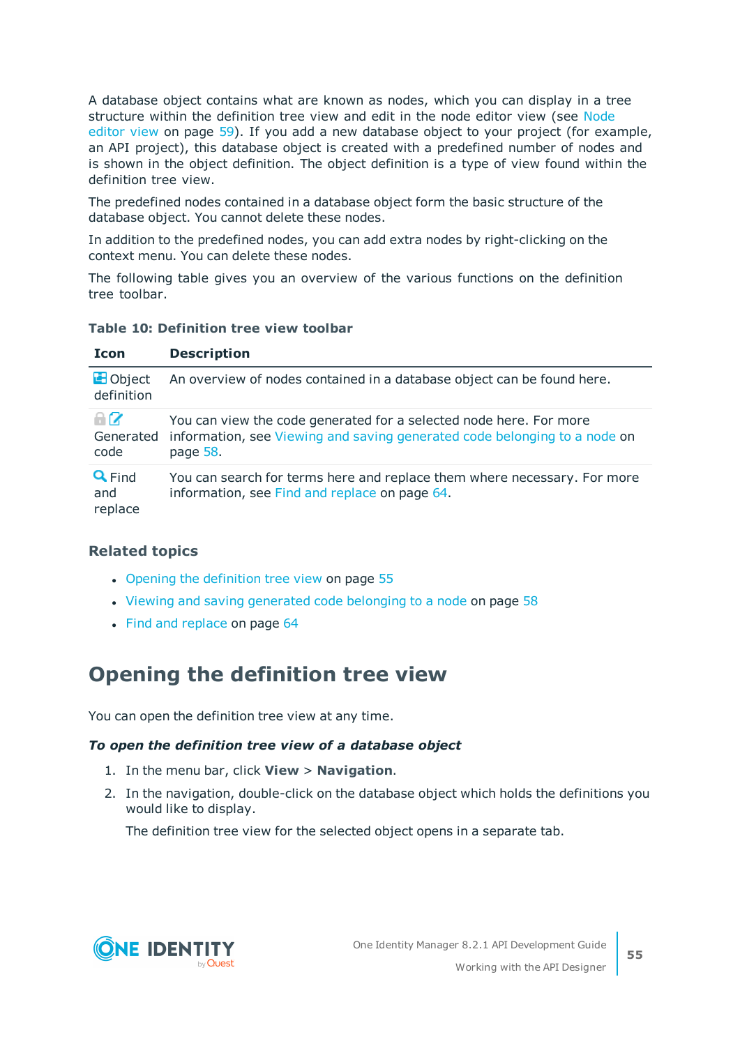A database object contains what are known as nodes, which you can display in a tree structure within the definition tree view and edit in the node editor view (see Node editor view on page 59). If you add a new database object to your project (for example, an API project), this database object is created with a predefined number of nodes and is shown in the object definition. The object definition is a type of view found within the definition tree view.

The predefined nodes contained in a database object form the basic structure of the database object. You cannot delete these nodes.

In addition to the predefined nodes, you can add extra nodes by right-clicking on the context menu. You can delete these nodes.

The following table gives you an overview of the various functions on the definition tree toolbar.

**Table 10: Definition tree view toolbar**

| Icon | Description |
|---|---|
| Object definition | An overview of nodes contained in a database object can be found here. |
| Generated code | You can view the code generated for a selected node here. For more information, see Viewing and saving generated code belonging to a node on page 58. |
| Find and replace | You can search for terms here and replace them where necessary. For more information, see Find and replace on page 64. |

### Related topics

- Opening the definition tree view on page 55
- Viewing and saving generated code belonging to a node on page 58
- Find and replace on page 64

# Opening the definition tree view

You can open the definition tree view at any time.

***To open the definition tree view of a database object***

1. In the menu bar, click **View** > **Navigation**.
2. In the navigation, double-click on the database object which holds the definitions you would like to display.

   The definition tree view for the selected object opens in a separate tab.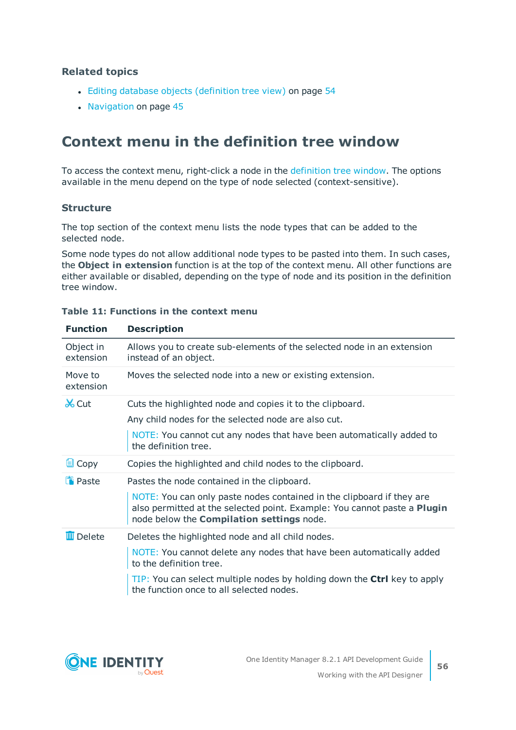**Related topics**

- Editing database objects (definition tree view) on page 54
- Navigation on page 45

## Context menu in the definition tree window

To access the context menu, right-click a node in the definition tree window. The options available in the menu depend on the type of node selected (context-sensitive).

### Structure

The top section of the context menu lists the node types that can be added to the selected node.

Some node types do not allow additional node types to be pasted into them. In such cases, the **Object in extension** function is at the top of the context menu. All other functions are either available or disabled, depending on the type of node and its position in the definition tree window.

**Table 11: Functions in the context menu**

| Function | Description |
|---|---|
| Object in extension | Allows you to create sub-elements of the selected node in an extension instead of an object. |
| Move to extension | Moves the selected node into a new or existing extension. |
| Cut | Cuts the highlighted node and copies it to the clipboard.<br><br>Any child nodes for the selected node are also cut.<br><br>NOTE: You cannot cut any nodes that have been automatically added to the definition tree. |
| Copy | Copies the highlighted and child nodes to the clipboard. |
| Paste | Pastes the node contained in the clipboard.<br><br>NOTE: You can only paste nodes contained in the clipboard if they are also permitted at the selected point. Example: You cannot paste a **Plugin** node below the **Compilation settings** node. |
| Delete | Deletes the highlighted node and all child nodes.<br><br>NOTE: You cannot delete any nodes that have been automatically added to the definition tree.<br><br>TIP: You can select multiple nodes by holding down the **Ctrl** key to apply the function once to all selected nodes. |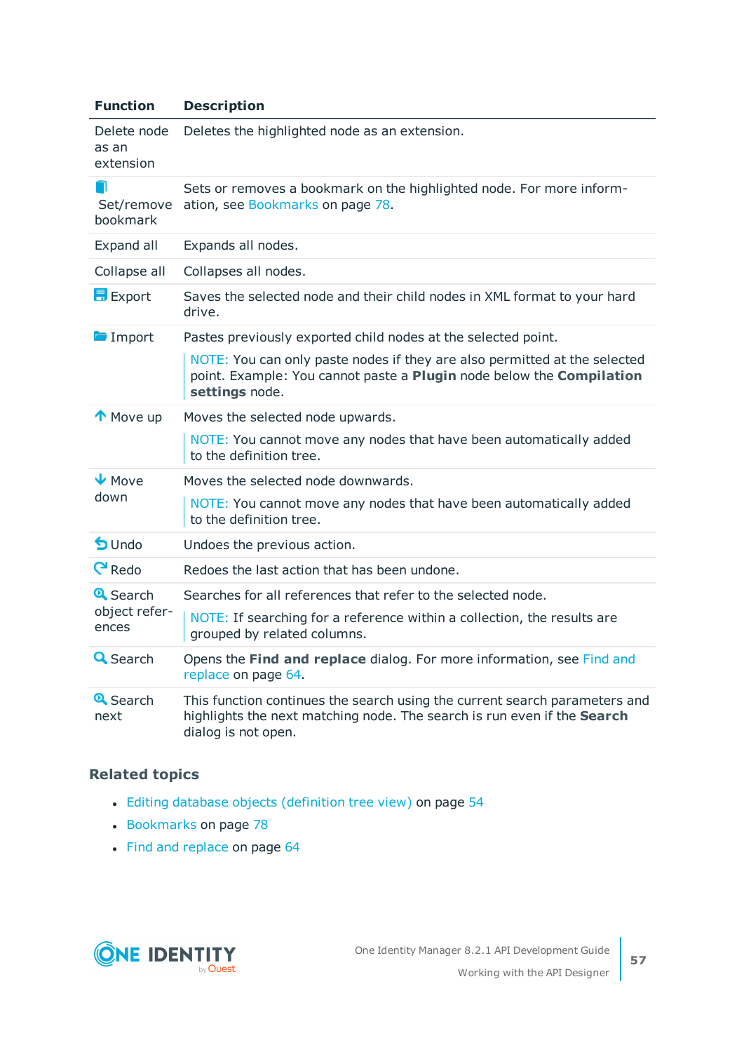| Function | Description |
| --- | --- |
| Delete node as an extension | Deletes the highlighted node as an extension. |
| Set/remove bookmark | Sets or removes a bookmark on the highlighted node. For more information, see Bookmarks on page 78. |
| Expand all | Expands all nodes. |
| Collapse all | Collapses all nodes. |
| Export | Saves the selected node and their child nodes in XML format to your hard drive. |
| Import | Pastes previously exported child nodes at the selected point. <br> NOTE: You can only paste nodes if they are also permitted at the selected point. Example: You cannot paste a **Plugin** node below the **Compilation settings** node. |
| Move up | Moves the selected node upwards. <br> NOTE: You cannot move any nodes that have been automatically added to the definition tree. |
| Move down | Moves the selected node downwards. <br> NOTE: You cannot move any nodes that have been automatically added to the definition tree. |
| Undo | Undoes the previous action. |
| Redo | Redoes the last action that has been undone. |
| Search object references | Searches for all references that refer to the selected node. <br> NOTE: If searching for a reference within a collection, the results are grouped by related columns. |
| Search | Opens the **Find and replace** dialog. For more information, see Find and replace on page 64. |
| Search next | This function continues the search using the current search parameters and highlights the next matching node. The search is run even if the **Search** dialog is not open. |

## Related topics

- Editing database objects (definition tree view) on page 54
- Bookmarks on page 78
- Find and replace on page 64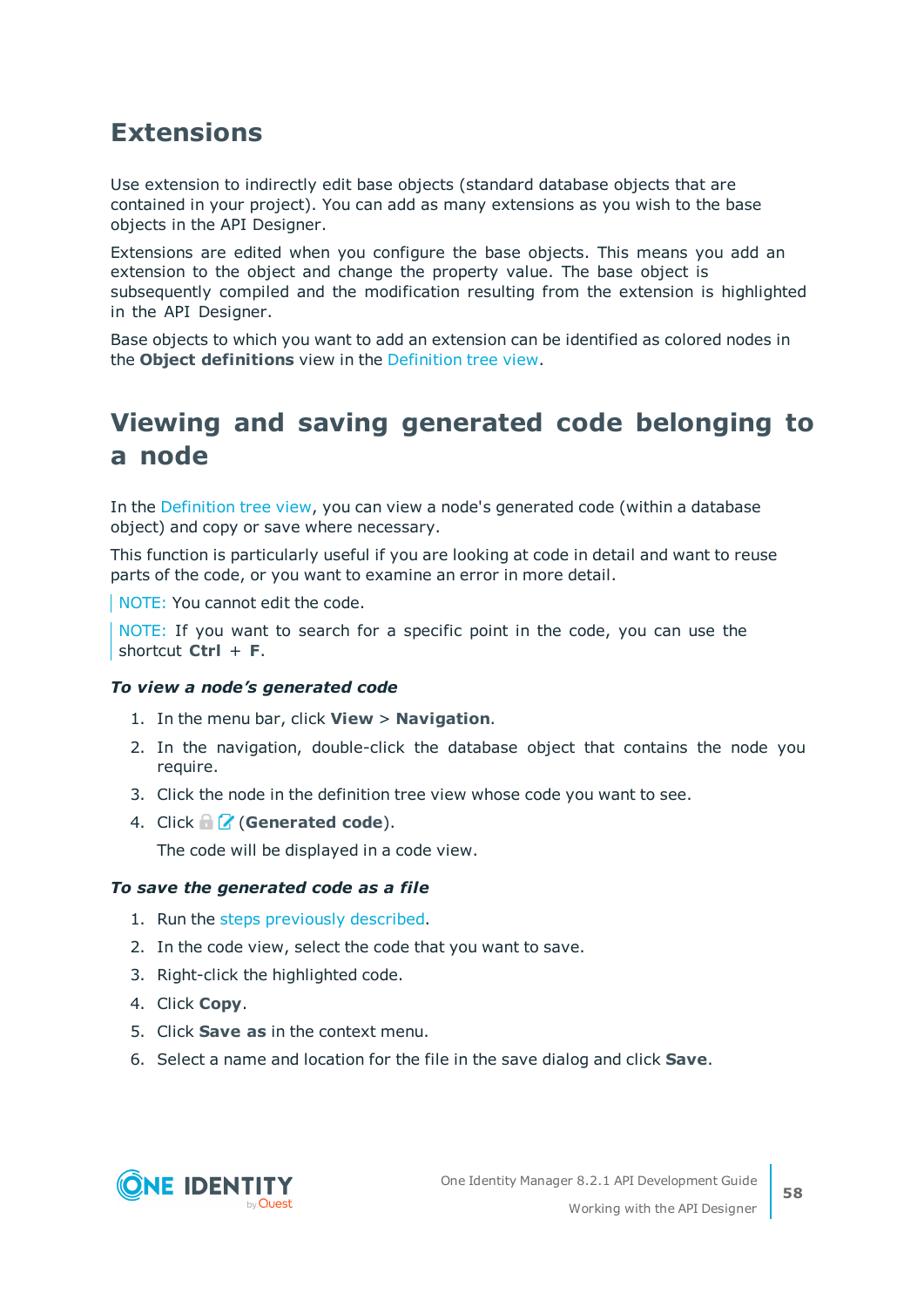# Extensions

Use extension to indirectly edit base objects (standard database objects that are contained in your project). You can add as many extensions as you wish to the base objects in the API Designer.

Extensions are edited when you configure the base objects. This means you add an extension to the object and change the property value. The base object is subsequently compiled and the modification resulting from the extension is highlighted in the API Designer.

Base objects to which you want to add an extension can be identified as colored nodes in the **Object definitions** view in the Definition tree view.

# Viewing and saving generated code belonging to a node

In the Definition tree view, you can view a node's generated code (within a database object) and copy or save where necessary.

This function is particularly useful if you are looking at code in detail and want to reuse parts of the code, or you want to examine an error in more detail.

NOTE: You cannot edit the code.

NOTE: If you want to search for a specific point in the code, you can use the shortcut **Ctrl** + **F**.

***To view a node's generated code***

1. In the menu bar, click **View** > **Navigation**.
2. In the navigation, double-click the database object that contains the node you require.
3. Click the node in the definition tree view whose code you want to see.
4. Click (**Generated code**).

   The code will be displayed in a code view.

***To save the generated code as a file***

1. Run the steps previously described.
2. In the code view, select the code that you want to save.
3. Right-click the highlighted code.
4. Click **Copy**.
5. Click **Save as** in the context menu.
6. Select a name and location for the file in the save dialog and click **Save**.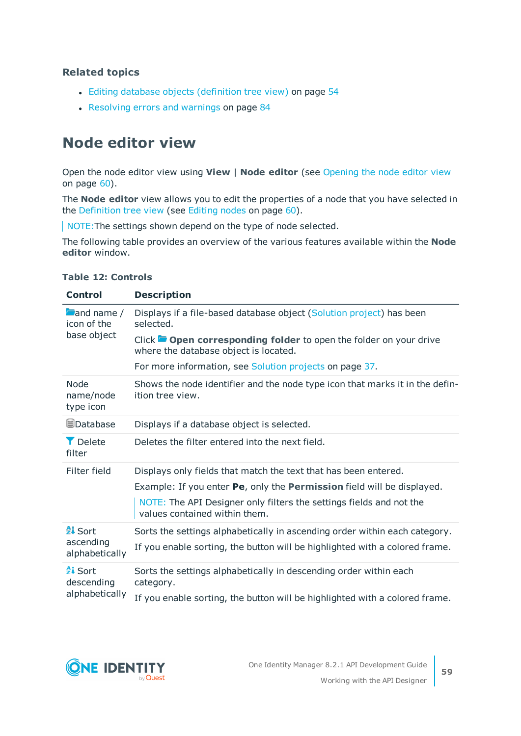### Related topics

- Editing database objects (definition tree view) on page 54
- Resolving errors and warnings on page 84

## Node editor view

Open the node editor view using **View** | **Node editor** (see Opening the node editor view on page 60).

The **Node editor** view allows you to edit the properties of a node that you have selected in the Definition tree view (see Editing nodes on page 60).

NOTE:The settings shown depend on the type of node selected.

The following table provides an overview of the various features available within the **Node editor** window.

**Table 12: Controls**

| Control | Description |
|---|---|
| and name / icon of the base object | Displays if a file-based database object (Solution project) has been selected.<br><br>Click **Open corresponding folder** to open the folder on your drive where the database object is located.<br><br>For more information, see Solution projects on page 37. |
| Node name/node type icon | Shows the node identifier and the node type icon that marks it in the definition tree view. |
| Database | Displays if a database object is selected. |
| Delete filter | Deletes the filter entered into the next field. |
| Filter field | Displays only fields that match the text that has been entered.<br><br>Example: If you enter **Pe**, only the **Permission** field will be displayed.<br><br>NOTE: The API Designer only filters the settings fields and not the values contained within them. |
| Sort ascending alphabetically | Sorts the settings alphabetically in ascending order within each category.<br><br>If you enable sorting, the button will be highlighted with a colored frame. |
| Sort descending alphabetically | Sorts the settings alphabetically in descending order within each category.<br><br>If you enable sorting, the button will be highlighted with a colored frame. |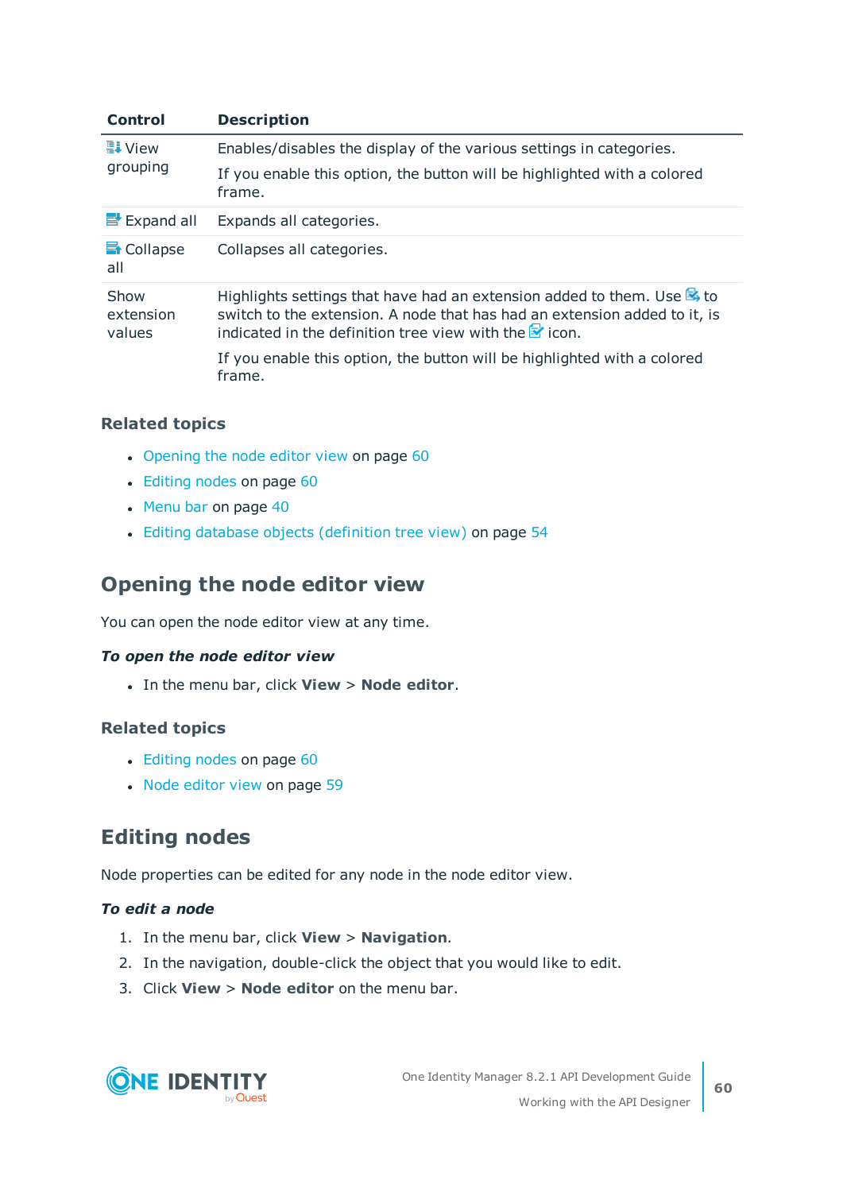| Control | Description |
|---|---|
| View grouping | Enables/disables the display of the various settings in categories.<br><br>If you enable this option, the button will be highlighted with a colored frame. |
| Expand all | Expands all categories. |
| Collapse all | Collapses all categories. |
| Show extension values | Highlights settings that have had an extension added to them. Use to switch to the extension. A node that has had an extension added to it, is indicated in the definition tree view with the icon.<br><br>If you enable this option, the button will be highlighted with a colored frame. |

### Related topics

- Opening the node editor view on page 60
- Editing nodes on page 60
- Menu bar on page 40
- Editing database objects (definition tree view) on page 54

## Opening the node editor view

You can open the node editor view at any time.

#### *To open the node editor view*

- In the menu bar, click **View** > **Node editor**.

### Related topics

- Editing nodes on page 60
- Node editor view on page 59

## Editing nodes

Node properties can be edited for any node in the node editor view.

#### *To edit a node*

1. In the menu bar, click **View** > **Navigation**.
2. In the navigation, double-click the object that you would like to edit.
3. Click **View** > **Node editor** on the menu bar.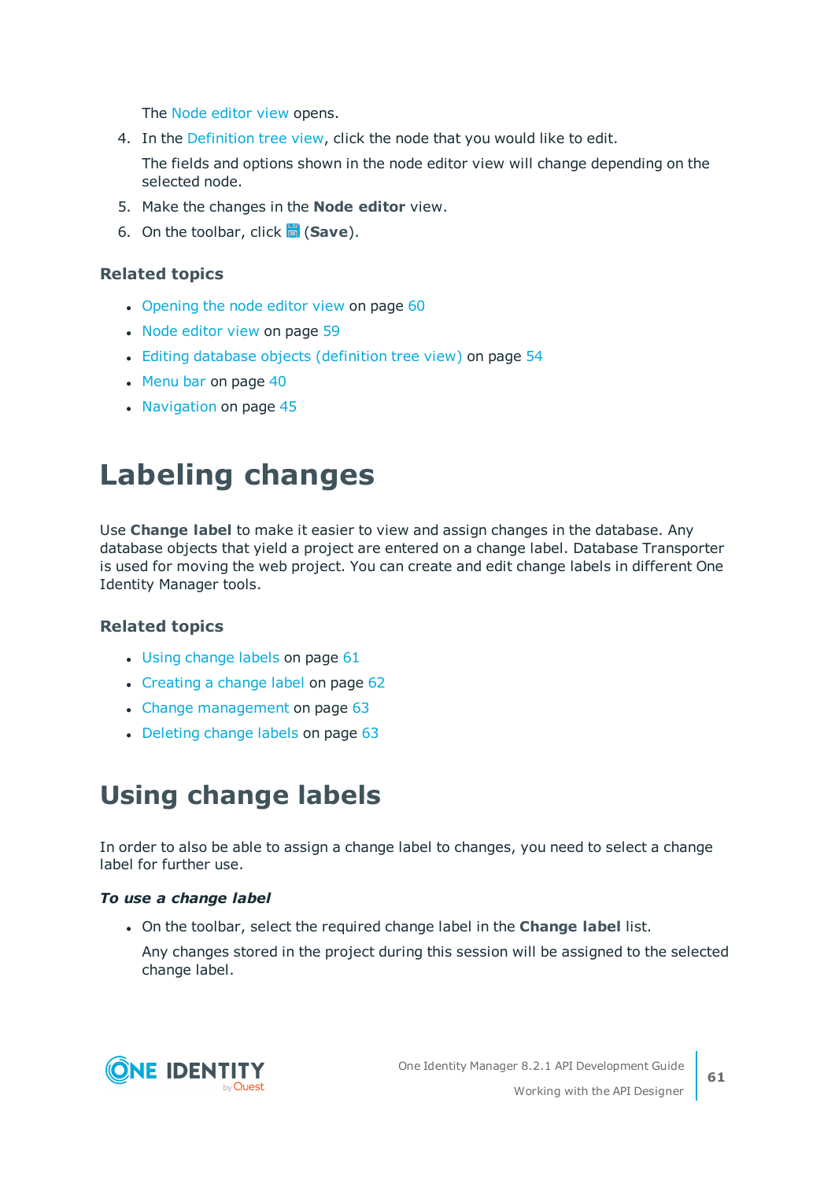The Node editor view opens.

4. In the Definition tree view, click the node that you would like to edit.

   The fields and options shown in the node editor view will change depending on the selected node.

5. Make the changes in the **Node editor** view.
6. On the toolbar, click (**Save**).

### Related topics

- Opening the node editor view on page 60
- Node editor view on page 59
- Editing database objects (definition tree view) on page 54
- Menu bar on page 40
- Navigation on page 45

# Labeling changes

Use **Change label** to make it easier to view and assign changes in the database. Any database objects that yield a project are entered on a change label. Database Transporter is used for moving the web project. You can create and edit change labels in different One Identity Manager tools.

### Related topics

- Using change labels on page 61
- Creating a change label on page 62
- Change management on page 63
- Deleting change labels on page 63

# Using change labels

In order to also be able to assign a change label to changes, you need to select a change label for further use.

***To use a change label***

- On the toolbar, select the required change label in the **Change label** list.

  Any changes stored in the project during this session will be assigned to the selected change label.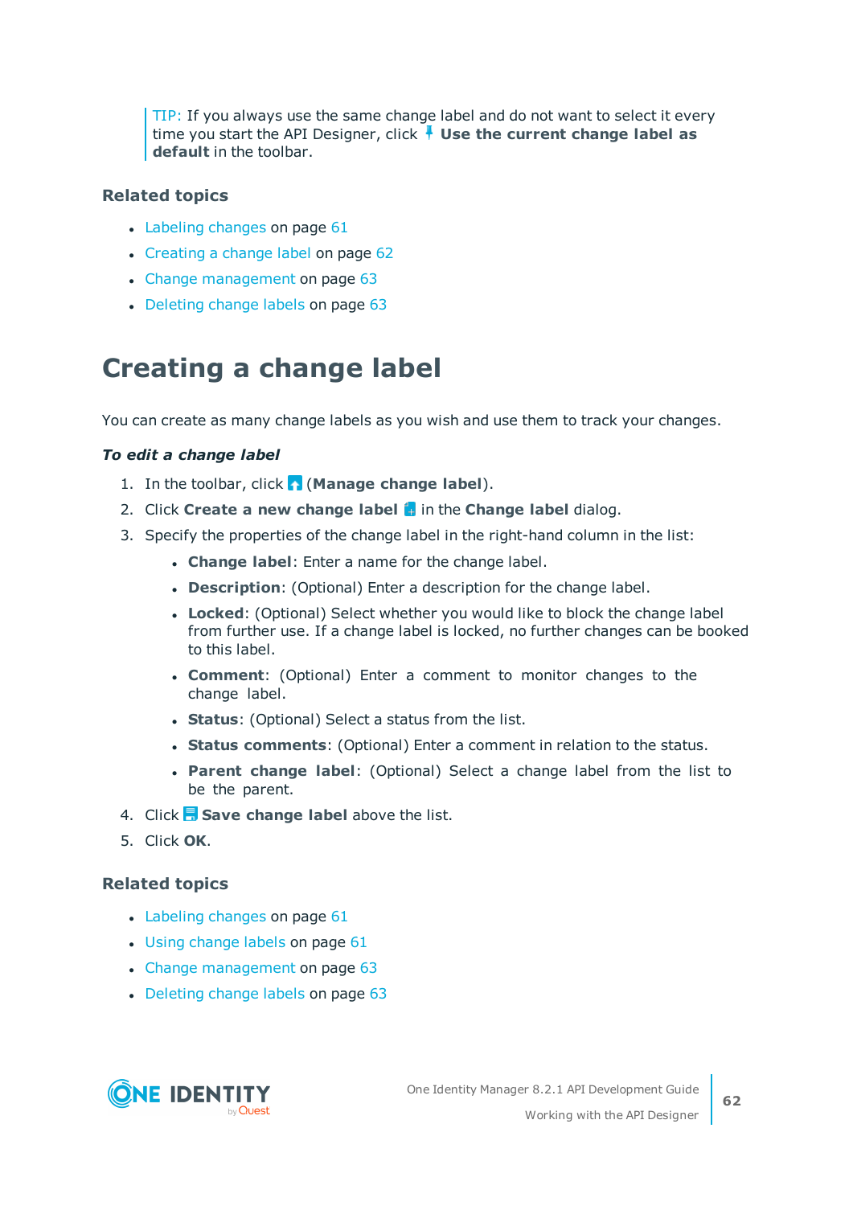TIP: If you always use the same change label and do not want to select it every time you start the API Designer, click **Use the current change label as default** in the toolbar.

### Related topics

- Labeling changes on page 61
- Creating a change label on page 62
- Change management on page 63
- Deleting change labels on page 63

# Creating a change label

You can create as many change labels as you wish and use them to track your changes.

***To edit a change label***

1. In the toolbar, click (**Manage change label**).
2. Click **Create a new change label** in the **Change label** dialog.
3. Specify the properties of the change label in the right-hand column in the list:
   - **Change label**: Enter a name for the change label.
   - **Description**: (Optional) Enter a description for the change label.
   - **Locked**: (Optional) Select whether you would like to block the change label from further use. If a change label is locked, no further changes can be booked to this label.
   - **Comment**: (Optional) Enter a comment to monitor changes to the change label.
   - **Status**: (Optional) Select a status from the list.
   - **Status comments**: (Optional) Enter a comment in relation to the status.
   - **Parent change label**: (Optional) Select a change label from the list to be the parent.
4. Click **Save change label** above the list.
5. Click **OK**.

### Related topics

- Labeling changes on page 61
- Using change labels on page 61
- Change management on page 63
- Deleting change labels on page 63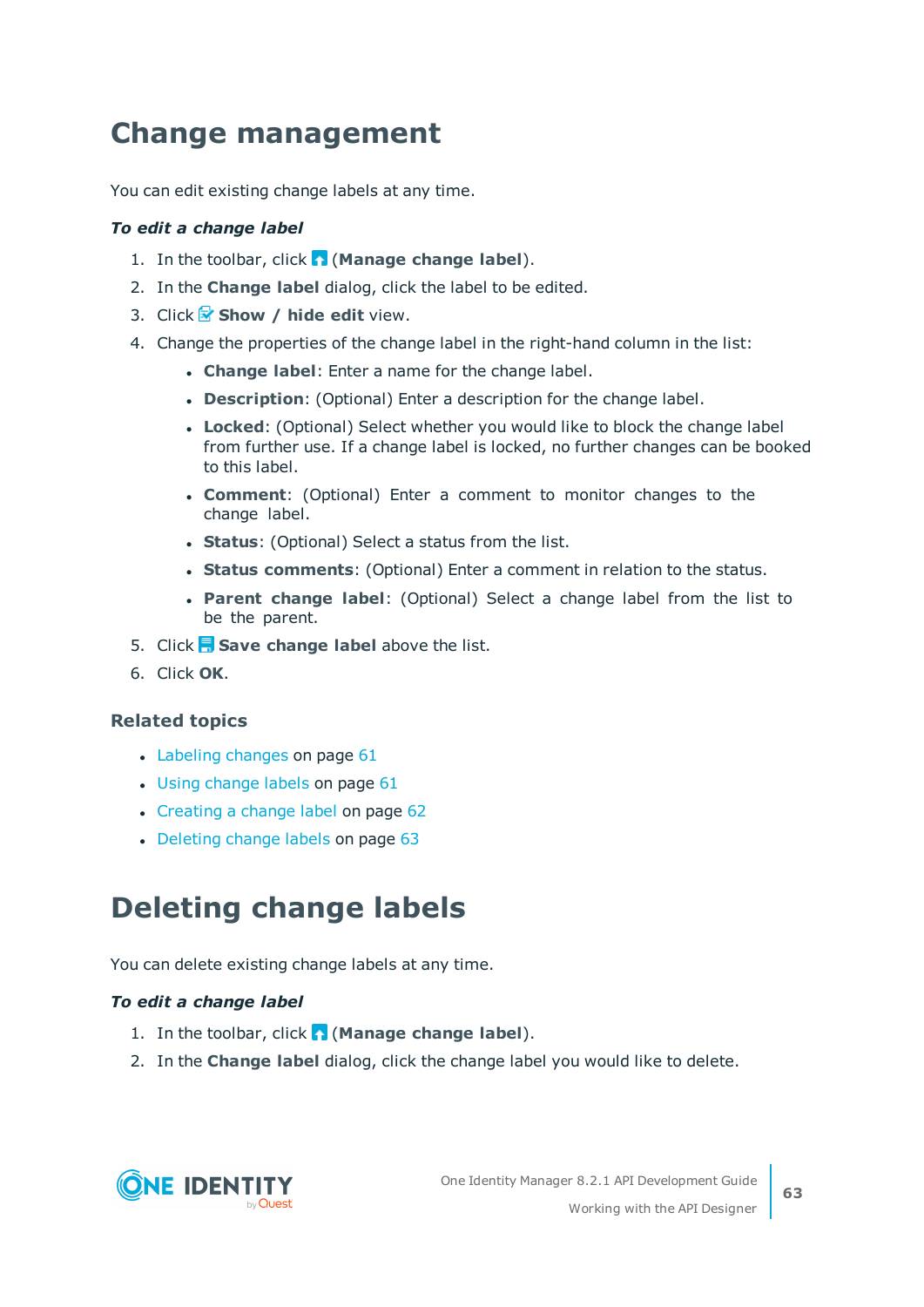# Change management

You can edit existing change labels at any time.

***To edit a change label***

1. In the toolbar, click (**Manage change label**).
2. In the **Change label** dialog, click the label to be edited.
3. Click **Show / hide edit** view.
4. Change the properties of the change label in the right-hand column in the list:
   - **Change label**: Enter a name for the change label.
   - **Description**: (Optional) Enter a description for the change label.
   - **Locked**: (Optional) Select whether you would like to block the change label from further use. If a change label is locked, no further changes can be booked to this label.
   - **Comment**: (Optional) Enter a comment to monitor changes to the change label.
   - **Status**: (Optional) Select a status from the list.
   - **Status comments**: (Optional) Enter a comment in relation to the status.
   - **Parent change label**: (Optional) Select a change label from the list to be the parent.
5. Click **Save change label** above the list.
6. Click **OK**.

### Related topics

- Labeling changes on page 61
- Using change labels on page 61
- Creating a change label on page 62
- Deleting change labels on page 63

# Deleting change labels

You can delete existing change labels at any time.

***To edit a change label***

1. In the toolbar, click (**Manage change label**).
2. In the **Change label** dialog, click the change label you would like to delete.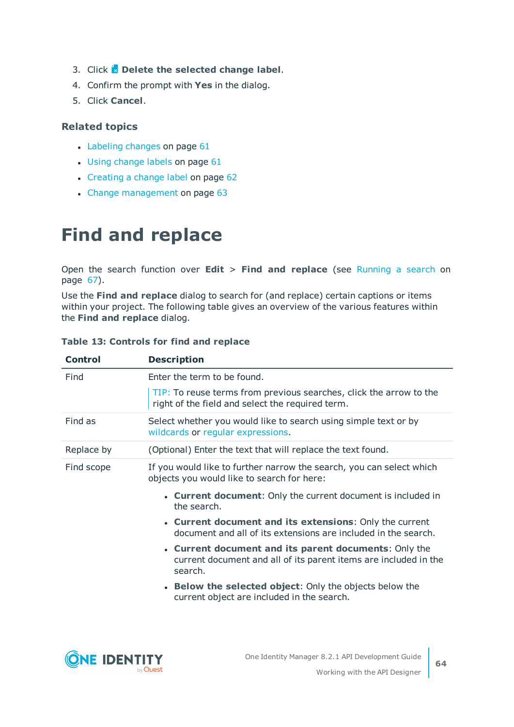3. Click **Delete the selected change label**.
4. Confirm the prompt with **Yes** in the dialog.
5. Click **Cancel**.

### Related topics

- Labeling changes on page 61
- Using change labels on page 61
- Creating a change label on page 62
- Change management on page 63

# Find and replace

Open the search function over **Edit** > **Find and replace** (see Running a search on page 67).

Use the **Find and replace** dialog to search for (and replace) certain captions or items within your project. The following table gives an overview of the various features within the **Find and replace** dialog.

**Table 13: Controls for find and replace**

| Control | Description |
|---|---|
| Find | Enter the term to be found.<br><br>TIP: To reuse terms from previous searches, click the arrow to the right of the field and select the required term. |
| Find as | Select whether you would like to search using simple text or by wildcards or regular expressions. |
| Replace by | (Optional) Enter the text that will replace the text found. |
| Find scope | If you would like to further narrow the search, you can select which objects you would like to search for here:<br><br>• **Current document**: Only the current document is included in the search.<br>• **Current document and its extensions**: Only the current document and all of its extensions are included in the search.<br>• **Current document and its parent documents**: Only the current document and all of its parent items are included in the search.<br>• **Below the selected object**: Only the objects below the current object are included in the search. |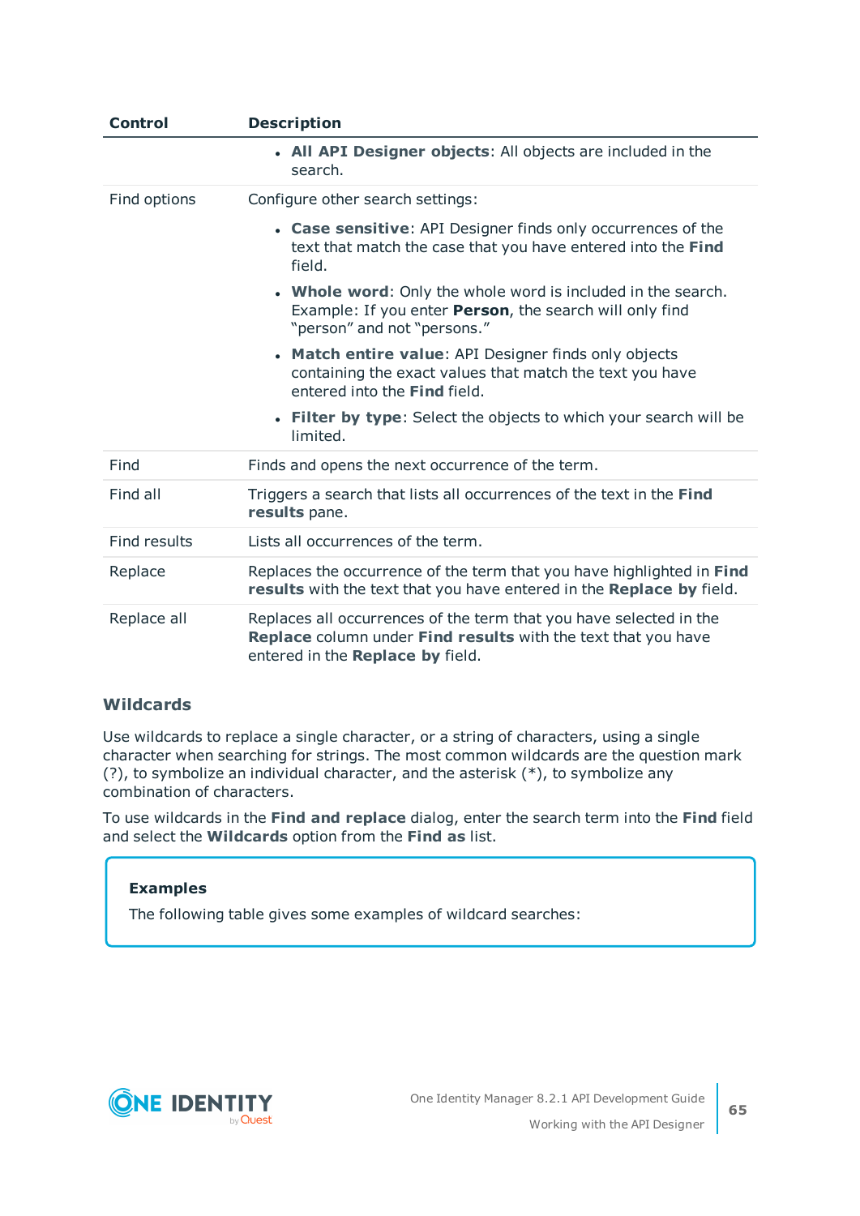| Control | Description |
| --- | --- |
| | • **All API Designer objects**: All objects are included in the search. |
| Find options | Configure other search settings:<br><br>• **Case sensitive**: API Designer finds only occurrences of the text that match the case that you have entered into the **Find** field.<br><br>• **Whole word**: Only the whole word is included in the search. Example: If you enter **Person**, the search will only find “person” and not “persons.”<br><br>• **Match entire value**: API Designer finds only objects containing the exact values that match the text you have entered into the **Find** field.<br><br>• **Filter by type**: Select the objects to which your search will be limited. |
| Find | Finds and opens the next occurrence of the term. |
| Find all | Triggers a search that lists all occurrences of the text in the **Find results** pane. |
| Find results | Lists all occurrences of the term. |
| Replace | Replaces the occurrence of the term that you have highlighted in **Find results** with the text that you have entered in the **Replace by** field. |
| Replace all | Replaces all occurrences of the term that you have selected in the **Replace** column under **Find results** with the text that you have entered in the **Replace by** field. |

### Wildcards

Use wildcards to replace a single character, or a string of characters, using a single character when searching for strings. The most common wildcards are the question mark (?), to symbolize an individual character, and the asterisk (*), to symbolize any combination of characters.

To use wildcards in the **Find and replace** dialog, enter the search term into the **Find** field and select the **Wildcards** option from the **Find as** list.

**Examples**

The following table gives some examples of wildcard searches: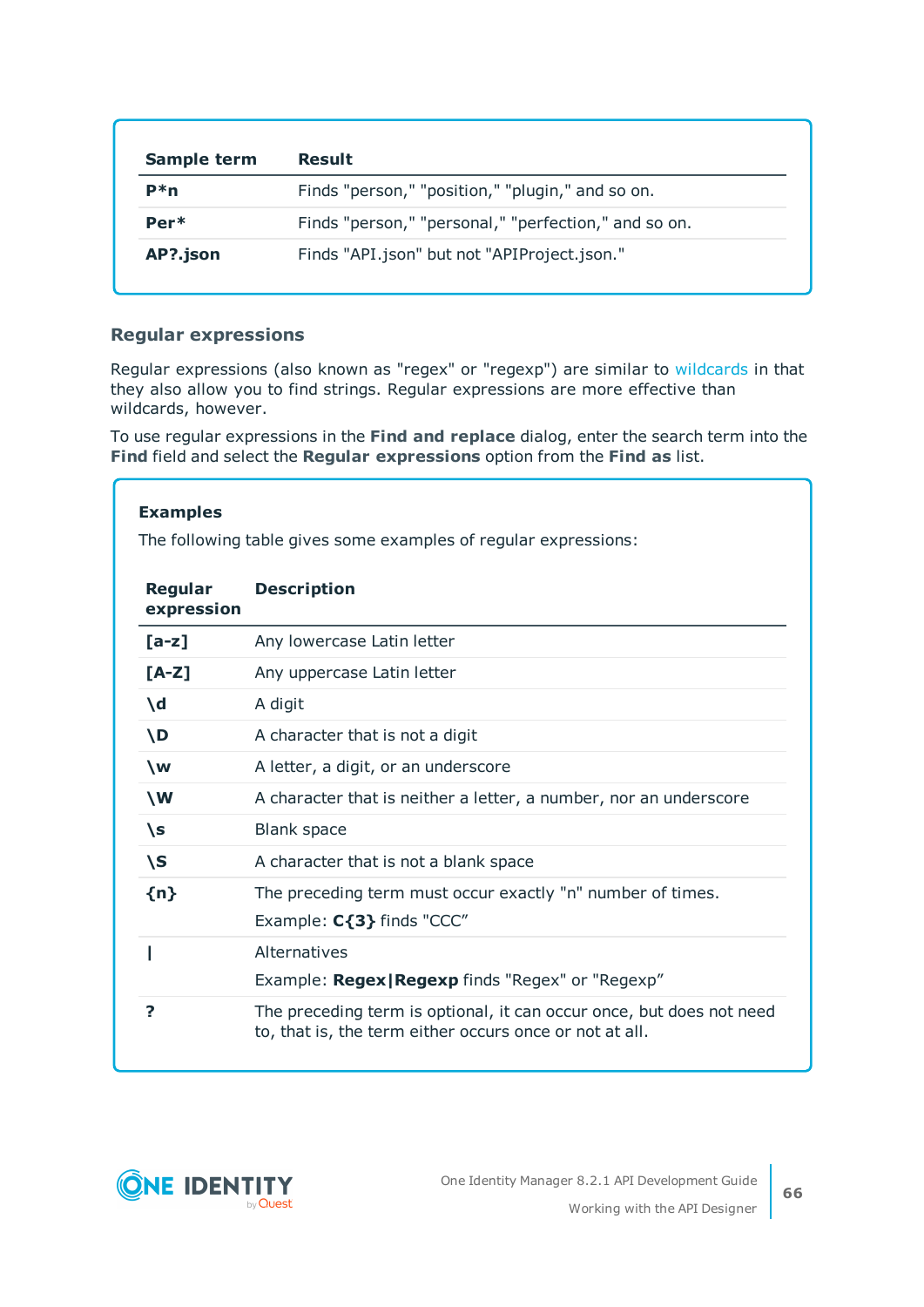| Sample term | Result |
|---|---|
| **P*n** | Finds "person," "position," "plugin," and so on. |
| **Per*** | Finds "person," "personal," "perfection," and so on. |
| **AP?.json** | Finds "API.json" but not "APIProject.json." |

### Regular expressions

Regular expressions (also known as "regex" or "regexp") are similar to wildcards in that they also allow you to find strings. Regular expressions are more effective than wildcards, however.

To use regular expressions in the **Find and replace** dialog, enter the search term into the **Find** field and select the **Regular expressions** option from the **Find as** list.

**Examples**

The following table gives some examples of regular expressions:

| Regular expression | Description |
|---|---|
| **[a-z]** | Any lowercase Latin letter |
| **[A-Z]** | Any uppercase Latin letter |
| **\d** | A digit |
| **\D** | A character that is not a digit |
| **\w** | A letter, a digit, or an underscore |
| **\W** | A character that is neither a letter, a number, nor an underscore |
| **\s** | Blank space |
| **\S** | A character that is not a blank space |
| **{n}** | The preceding term must occur exactly "n" number of times. Example: **C{3}** finds "CCC" |
| **\|** | Alternatives Example: **Regex\|Regexp** finds "Regex" or "Regexp" |
| **?** | The preceding term is optional, it can occur once, but does not need to, that is, the term either occurs once or not at all. |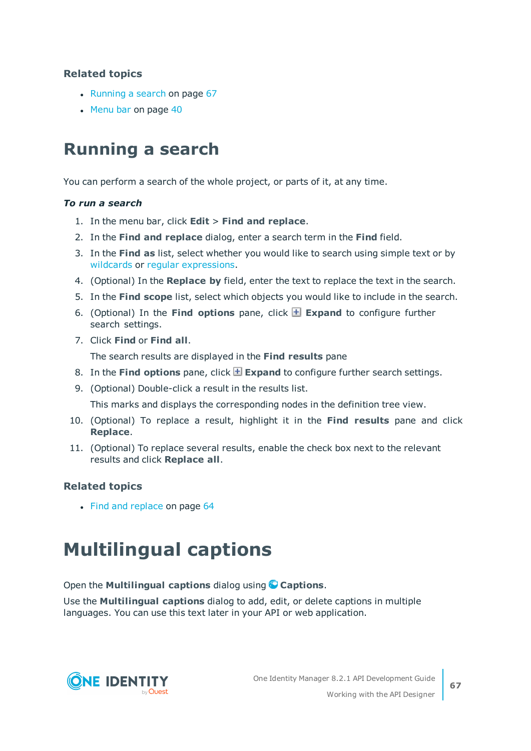### Related topics

- Running a search on page 67
- Menu bar on page 40

## Running a search

You can perform a search of the whole project, or parts of it, at any time.

***To run a search***

1. In the menu bar, click **Edit** > **Find and replace**.
2. In the **Find and replace** dialog, enter a search term in the **Find** field.
3. In the **Find as** list, select whether you would like to search using simple text or by wildcards or regular expressions.
4. (Optional) In the **Replace by** field, enter the text to replace the text in the search.
5. In the **Find scope** list, select which objects you would like to include in the search.
6. (Optional) In the **Find options** pane, click **Expand** to configure further search settings.
7. Click **Find** or **Find all**.

   The search results are displayed in the **Find results** pane
8. In the **Find options** pane, click **Expand** to configure further search settings.
9. (Optional) Double-click a result in the results list.

   This marks and displays the corresponding nodes in the definition tree view.
10. (Optional) To replace a result, highlight it in the **Find results** pane and click **Replace**.
11. (Optional) To replace several results, enable the check box next to the relevant results and click **Replace all**.

### Related topics

- Find and replace on page 64

## Multilingual captions

Open the **Multilingual captions** dialog using **Captions**.

Use the **Multilingual captions** dialog to add, edit, or delete captions in multiple languages. You can use this text later in your API or web application.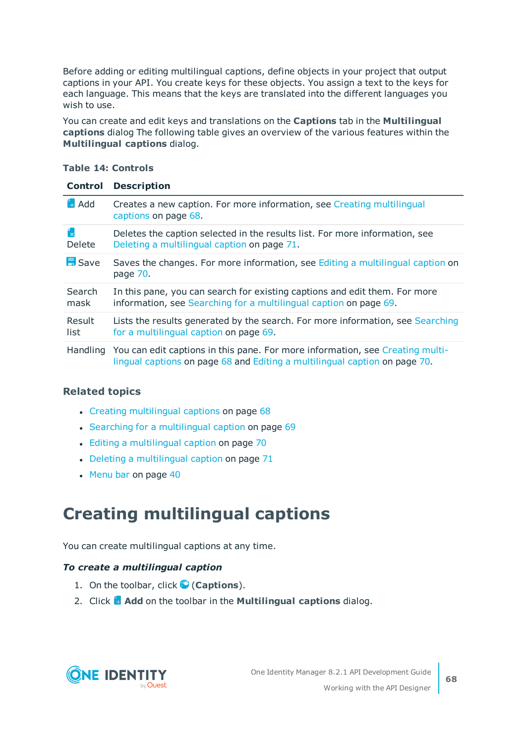Before adding or editing multilingual captions, define objects in your project that output captions in your API. You create keys for these objects. You assign a text to the keys for each language. This means that the keys are translated into the different languages you wish to use.

You can create and edit keys and translations on the **Captions** tab in the **Multilingual captions** dialog The following table gives an overview of the various features within the **Multilingual captions** dialog.

**Table 14: Controls**

| Control | Description |
|---|---|
| Add | Creates a new caption. For more information, see Creating multilingual captions on page 68. |
| Delete | Deletes the caption selected in the results list. For more information, see Deleting a multilingual caption on page 71. |
| Save | Saves the changes. For more information, see Editing a multilingual caption on page 70. |
| Search mask | In this pane, you can search for existing captions and edit them. For more information, see Searching for a multilingual caption on page 69. |
| Result list | Lists the results generated by the search. For more information, see Searching for a multilingual caption on page 69. |
| Handling | You can edit captions in this pane. For more information, see Creating multi-lingual captions on page 68 and Editing a multilingual caption on page 70. |

### Related topics

- Creating multilingual captions on page 68
- Searching for a multilingual caption on page 69
- Editing a multilingual caption on page 70
- Deleting a multilingual caption on page 71
- Menu bar on page 40

# Creating multilingual captions

You can create multilingual captions at any time.

***To create a multilingual caption***

1. On the toolbar, click (**Captions**).
2. Click **Add** on the toolbar in the **Multilingual captions** dialog.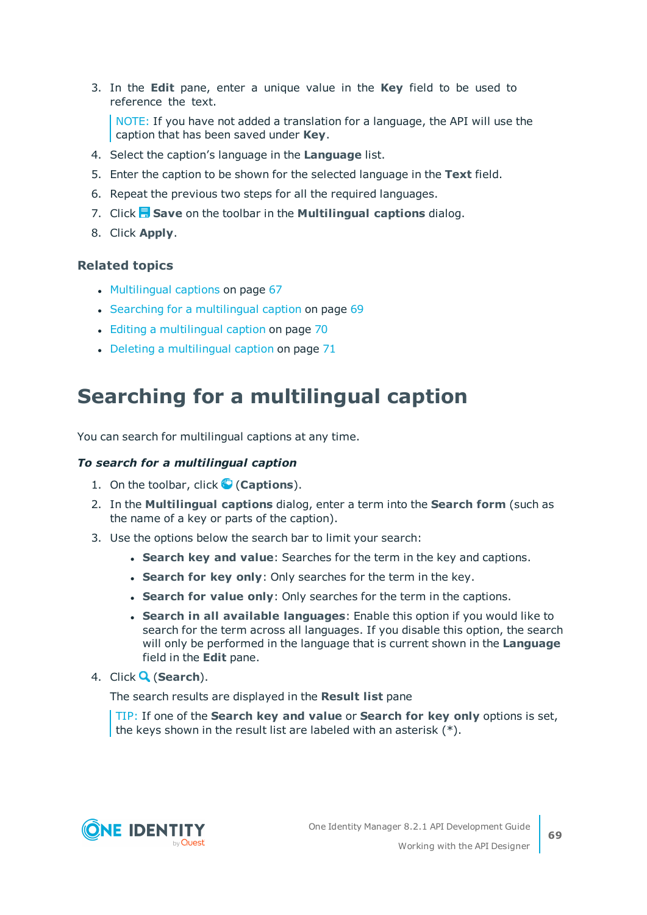3. In the **Edit** pane, enter a unique value in the **Key** field to be used to reference the text.

   NOTE: If you have not added a translation for a language, the API will use the caption that has been saved under **Key**.

4. Select the caption's language in the **Language** list.
5. Enter the caption to be shown for the selected language in the **Text** field.
6. Repeat the previous two steps for all the required languages.
7. Click **Save** on the toolbar in the **Multilingual captions** dialog.
8. Click **Apply**.

### Related topics

- Multilingual captions on page 67
- Searching for a multilingual caption on page 69
- Editing a multilingual caption on page 70
- Deleting a multilingual caption on page 71

# Searching for a multilingual caption

You can search for multilingual captions at any time.

***To search for a multilingual caption***

1. On the toolbar, click (**Captions**).
2. In the **Multilingual captions** dialog, enter a term into the **Search form** (such as the name of a key or parts of the caption).
3. Use the options below the search bar to limit your search:
   - **Search key and value**: Searches for the term in the key and captions.
   - **Search for key only**: Only searches for the term in the key.
   - **Search for value only**: Only searches for the term in the captions.
   - **Search in all available languages**: Enable this option if you would like to search for the term across all languages. If you disable this option, the search will only be performed in the language that is current shown in the **Language** field in the **Edit** pane.
4. Click (**Search**).

   The search results are displayed in the **Result list** pane

   TIP: If one of the **Search key and value** or **Search for key only** options is set, the keys shown in the result list are labeled with an asterisk (*).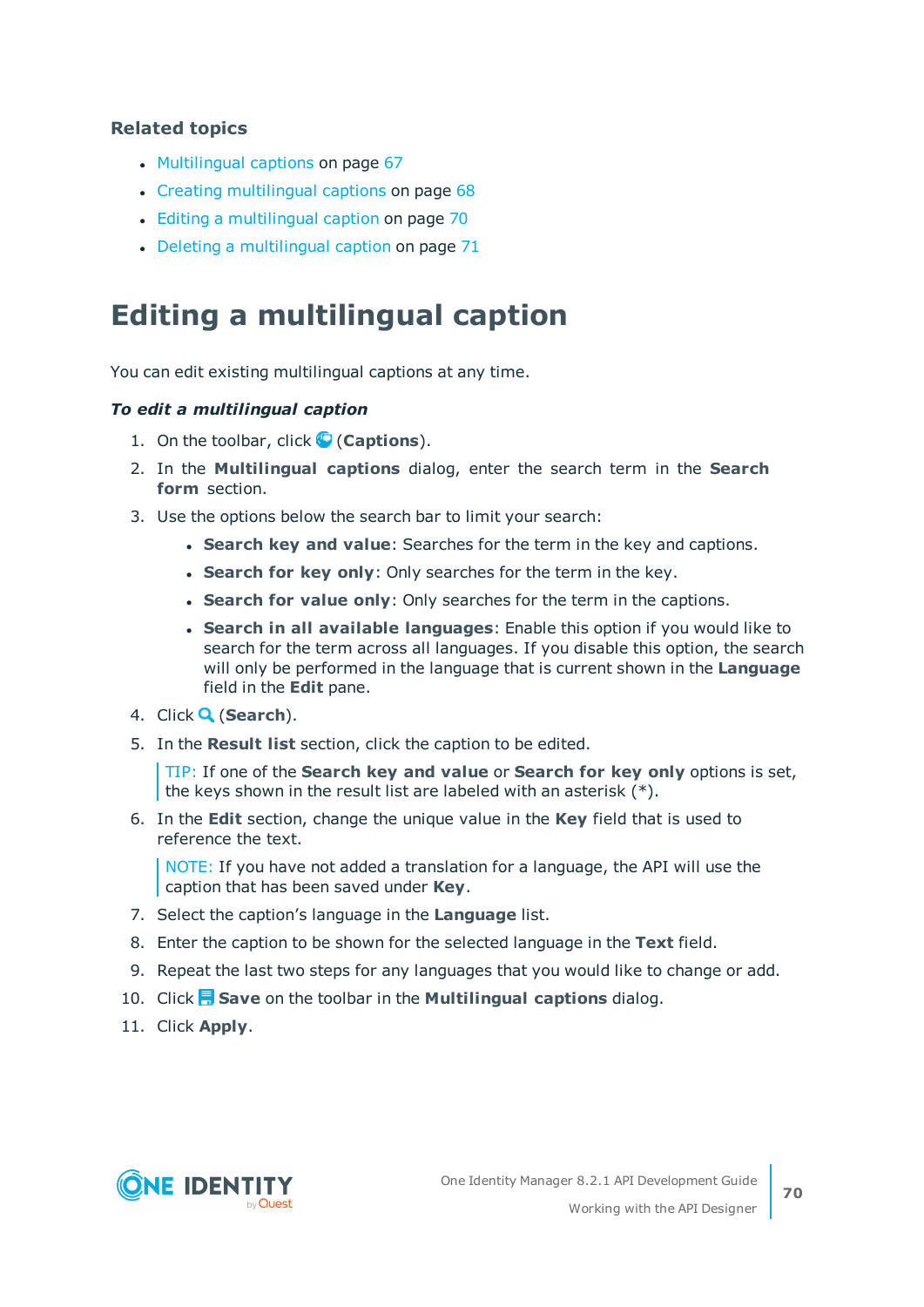### Related topics

- Multilingual captions on page 67
- Creating multilingual captions on page 68
- Editing a multilingual caption on page 70
- Deleting a multilingual caption on page 71

# Editing a multilingual caption

You can edit existing multilingual captions at any time.

***To edit a multilingual caption***

1. On the toolbar, click (**Captions**).
2. In the **Multilingual captions** dialog, enter the search term in the **Search form** section.
3. Use the options below the search bar to limit your search:
   - **Search key and value**: Searches for the term in the key and captions.
   - **Search for key only**: Only searches for the term in the key.
   - **Search for value only**: Only searches for the term in the captions.
   - **Search in all available languages**: Enable this option if you would like to search for the term across all languages. If you disable this option, the search will only be performed in the language that is current shown in the **Language** field in the **Edit** pane.
4. Click (**Search**).
5. In the **Result list** section, click the caption to be edited.

   TIP: If one of the **Search key and value** or **Search for key only** options is set, the keys shown in the result list are labeled with an asterisk (*).
6. In the **Edit** section, change the unique value in the **Key** field that is used to reference the text.

   NOTE: If you have not added a translation for a language, the API will use the caption that has been saved under **Key**.
7. Select the caption's language in the **Language** list.
8. Enter the caption to be shown for the selected language in the **Text** field.
9. Repeat the last two steps for any languages that you would like to change or add.
10. Click **Save** on the toolbar in the **Multilingual captions** dialog.
11. Click **Apply**.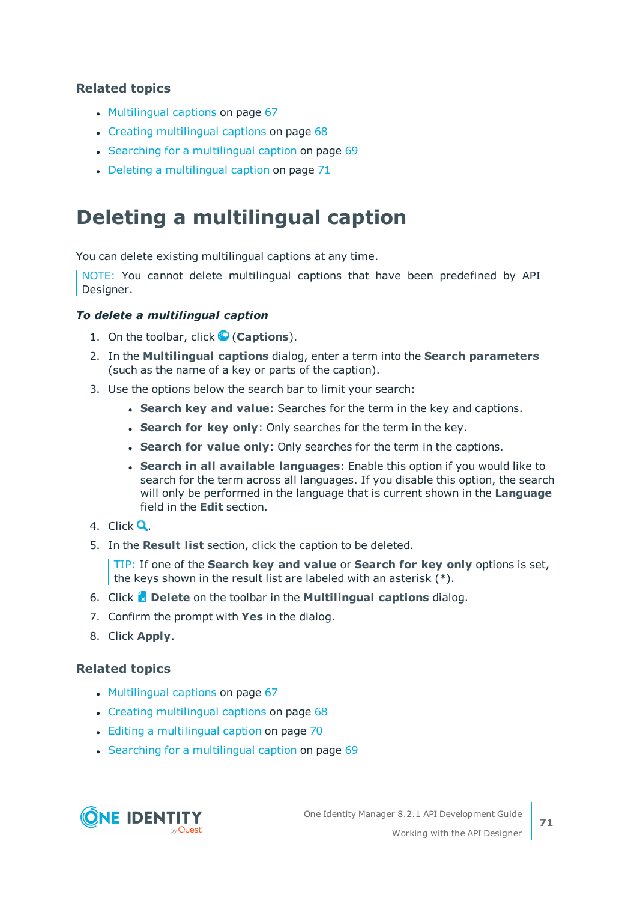### Related topics

- Multilingual captions on page 67
- Creating multilingual captions on page 68
- Searching for a multilingual caption on page 69
- Deleting a multilingual caption on page 71

# Deleting a multilingual caption

You can delete existing multilingual captions at any time.

NOTE: You cannot delete multilingual captions that have been predefined by API Designer.

***To delete a multilingual caption***

1. On the toolbar, click (**Captions**).
2. In the **Multilingual captions** dialog, enter a term into the **Search parameters** (such as the name of a key or parts of the caption).
3. Use the options below the search bar to limit your search:
   - **Search key and value**: Searches for the term in the key and captions.
   - **Search for key only**: Only searches for the term in the key.
   - **Search for value only**: Only searches for the term in the captions.
   - **Search in all available languages**: Enable this option if you would like to search for the term across all languages. If you disable this option, the search will only be performed in the language that is current shown in the **Language** field in the **Edit** section.
4. Click .
5. In the **Result list** section, click the caption to be deleted.

   TIP: If one of the **Search key and value** or **Search for key only** options is set, the keys shown in the result list are labeled with an asterisk (*).
6. Click **Delete** on the toolbar in the **Multilingual captions** dialog.
7. Confirm the prompt with **Yes** in the dialog.
8. Click **Apply**.

### Related topics

- Multilingual captions on page 67
- Creating multilingual captions on page 68
- Editing a multilingual caption on page 70
- Searching for a multilingual caption on page 69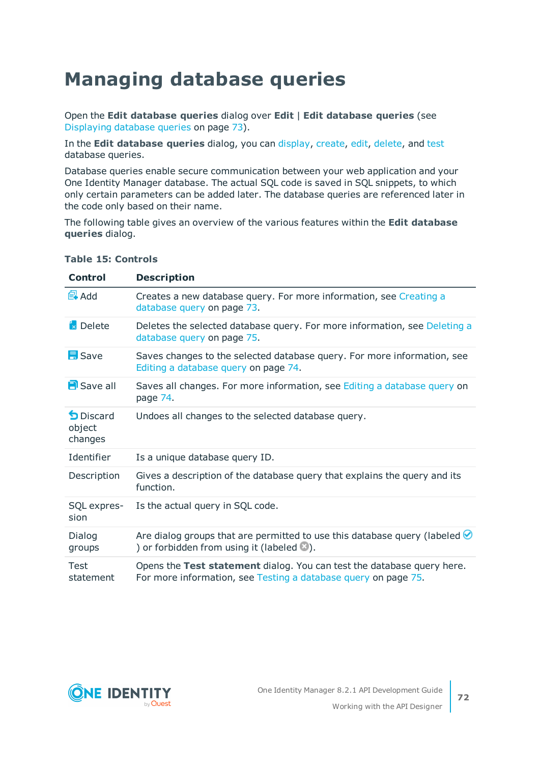# Managing database queries

Open the **Edit database queries** dialog over **Edit** | **Edit database queries** (see Displaying database queries on page 73).

In the **Edit database queries** dialog, you can display, create, edit, delete, and test database queries.

Database queries enable secure communication between your web application and your One Identity Manager database. The actual SQL code is saved in SQL snippets, to which only certain parameters can be added later. The database queries are referenced later in the code only based on their name.

The following table gives an overview of the various features within the **Edit database queries** dialog.

**Table 15: Controls**

| Control | Description |
|---|---|
| Add | Creates a new database query. For more information, see Creating a database query on page 73. |
| Delete | Deletes the selected database query. For more information, see Deleting a database query on page 75. |
| Save | Saves changes to the selected database query. For more information, see Editing a database query on page 74. |
| Save all | Saves all changes. For more information, see Editing a database query on page 74. |
| Discard object changes | Undoes all changes to the selected database query. |
| Identifier | Is a unique database query ID. |
| Description | Gives a description of the database query that explains the query and its function. |
| SQL expression | Is the actual query in SQL code. |
| Dialog groups | Are dialog groups that are permitted to use this database query (labeled ✓) or forbidden from using it (labeled ⊗). |
| Test statement | Opens the **Test statement** dialog. You can test the database query here. For more information, see Testing a database query on page 75. |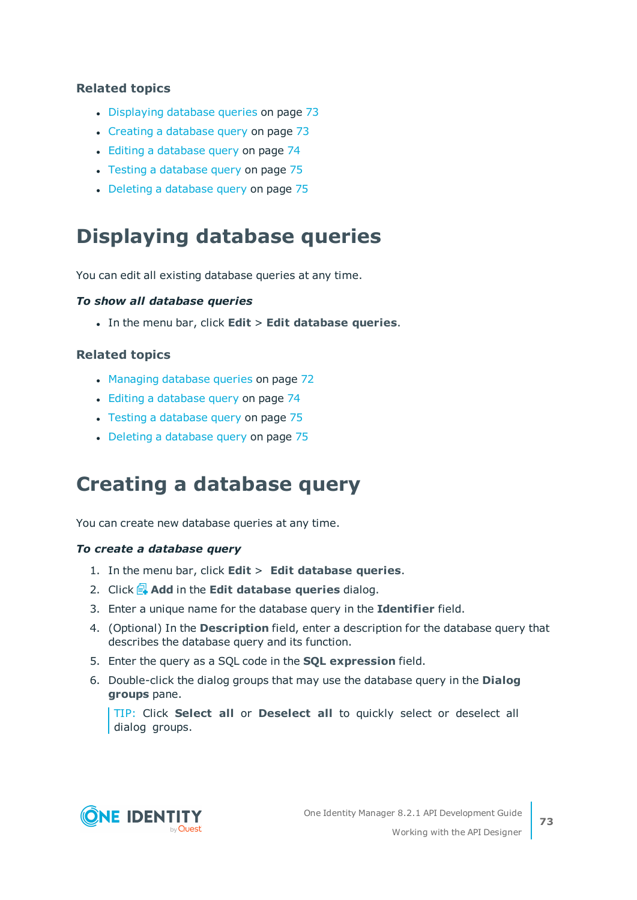### Related topics

- Displaying database queries on page 73
- Creating a database query on page 73
- Editing a database query on page 74
- Testing a database query on page 75
- Deleting a database query on page 75

## Displaying database queries

You can edit all existing database queries at any time.

***To show all database queries***

- In the menu bar, click **Edit** > **Edit database queries**.

### Related topics

- Managing database queries on page 72
- Editing a database query on page 74
- Testing a database query on page 75
- Deleting a database query on page 75

## Creating a database query

You can create new database queries at any time.

***To create a database query***

1. In the menu bar, click **Edit** > **Edit database queries**.
2. Click **Add** in the **Edit database queries** dialog.
3. Enter a unique name for the database query in the **Identifier** field.
4. (Optional) In the **Description** field, enter a description for the database query that describes the database query and its function.
5. Enter the query as a SQL code in the **SQL expression** field.
6. Double-click the dialog groups that may use the database query in the **Dialog groups** pane.

   TIP: Click **Select all** or **Deselect all** to quickly select or deselect all dialog groups.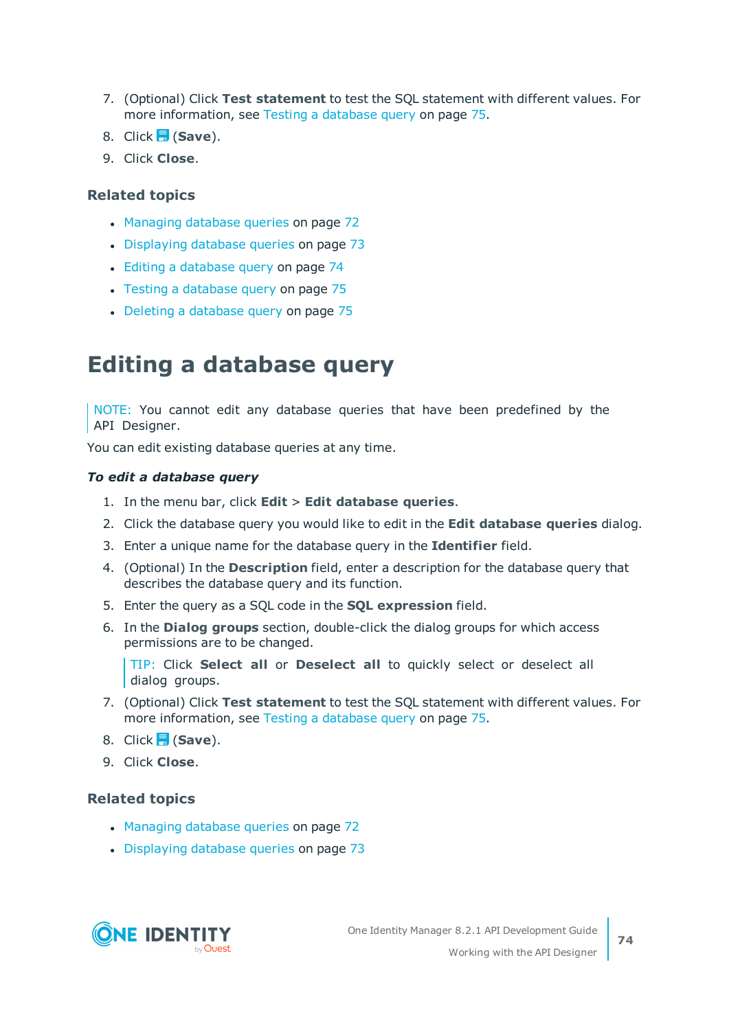7. (Optional) Click **Test statement** to test the SQL statement with different values. For more information, see Testing a database query on page 75.
8. Click (**Save**).
9. Click **Close**.

### Related topics

- Managing database queries on page 72
- Displaying database queries on page 73
- Editing a database query on page 74
- Testing a database query on page 75
- Deleting a database query on page 75

# Editing a database query

> NOTE: You cannot edit any database queries that have been predefined by the API Designer.

You can edit existing database queries at any time.

***To edit a database query***

1. In the menu bar, click **Edit** > **Edit database queries**.
2. Click the database query you would like to edit in the **Edit database queries** dialog.
3. Enter a unique name for the database query in the **Identifier** field.
4. (Optional) In the **Description** field, enter a description for the database query that describes the database query and its function.
5. Enter the query as a SQL code in the **SQL expression** field.
6. In the **Dialog groups** section, double-click the dialog groups for which access permissions are to be changed.

   > TIP: Click **Select all** or **Deselect all** to quickly select or deselect all dialog groups.

7. (Optional) Click **Test statement** to test the SQL statement with different values. For more information, see Testing a database query on page 75.
8. Click (**Save**).
9. Click **Close**.

### Related topics

- Managing database queries on page 72
- Displaying database queries on page 73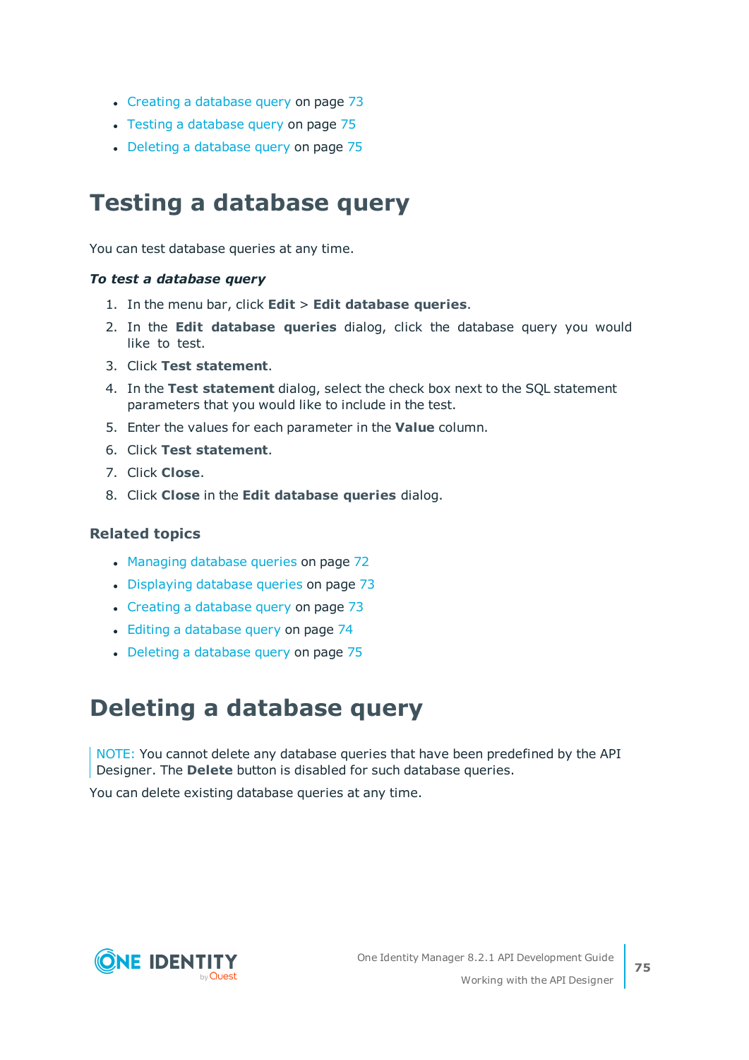- Creating a database query on page 73
- Testing a database query on page 75
- Deleting a database query on page 75

# Testing a database query

You can test database queries at any time.

***To test a database query***

1. In the menu bar, click **Edit** > **Edit database queries**.
2. In the **Edit database queries** dialog, click the database query you would like to test.
3. Click **Test statement**.
4. In the **Test statement** dialog, select the check box next to the SQL statement parameters that you would like to include in the test.
5. Enter the values for each parameter in the **Value** column.
6. Click **Test statement**.
7. Click **Close**.
8. Click **Close** in the **Edit database queries** dialog.

### Related topics

- Managing database queries on page 72
- Displaying database queries on page 73
- Creating a database query on page 73
- Editing a database query on page 74
- Deleting a database query on page 75

# Deleting a database query

NOTE: You cannot delete any database queries that have been predefined by the API Designer. The **Delete** button is disabled for such database queries.

You can delete existing database queries at any time.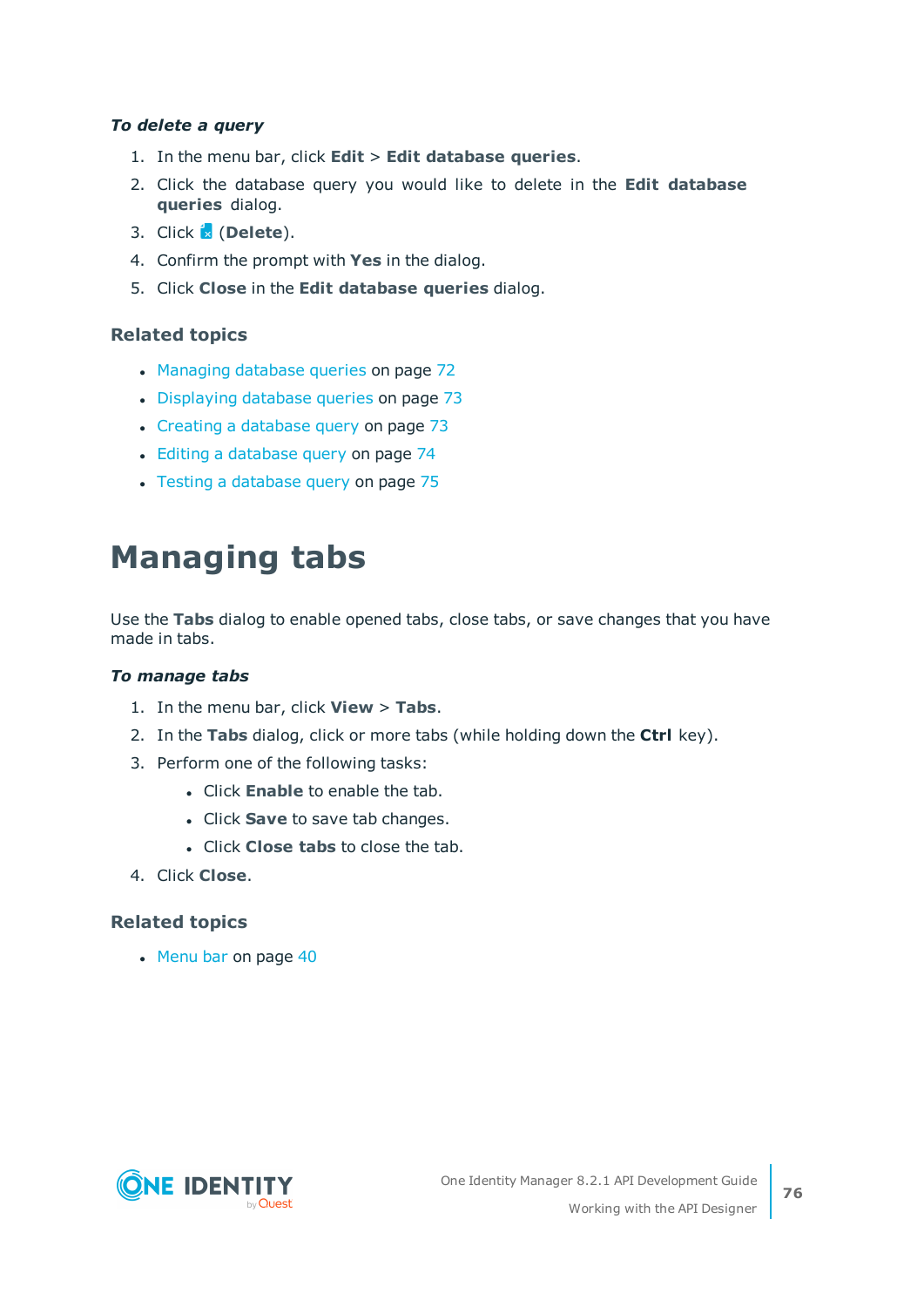*To delete a query*

1. In the menu bar, click **Edit** > **Edit database queries**.
2. Click the database query you would like to delete in the **Edit database queries** dialog.
3. Click (**Delete**).
4. Confirm the prompt with **Yes** in the dialog.
5. Click **Close** in the **Edit database queries** dialog.

### Related topics

- Managing database queries on page 72
- Displaying database queries on page 73
- Creating a database query on page 73
- Editing a database query on page 74
- Testing a database query on page 75

# Managing tabs

Use the **Tabs** dialog to enable opened tabs, close tabs, or save changes that you have made in tabs.

*To manage tabs*

1. In the menu bar, click **View** > **Tabs**.
2. In the **Tabs** dialog, click or more tabs (while holding down the **Ctrl** key).
3. Perform one of the following tasks:
   - Click **Enable** to enable the tab.
   - Click **Save** to save tab changes.
   - Click **Close tabs** to close the tab.
4. Click **Close**.

### Related topics

- Menu bar on page 40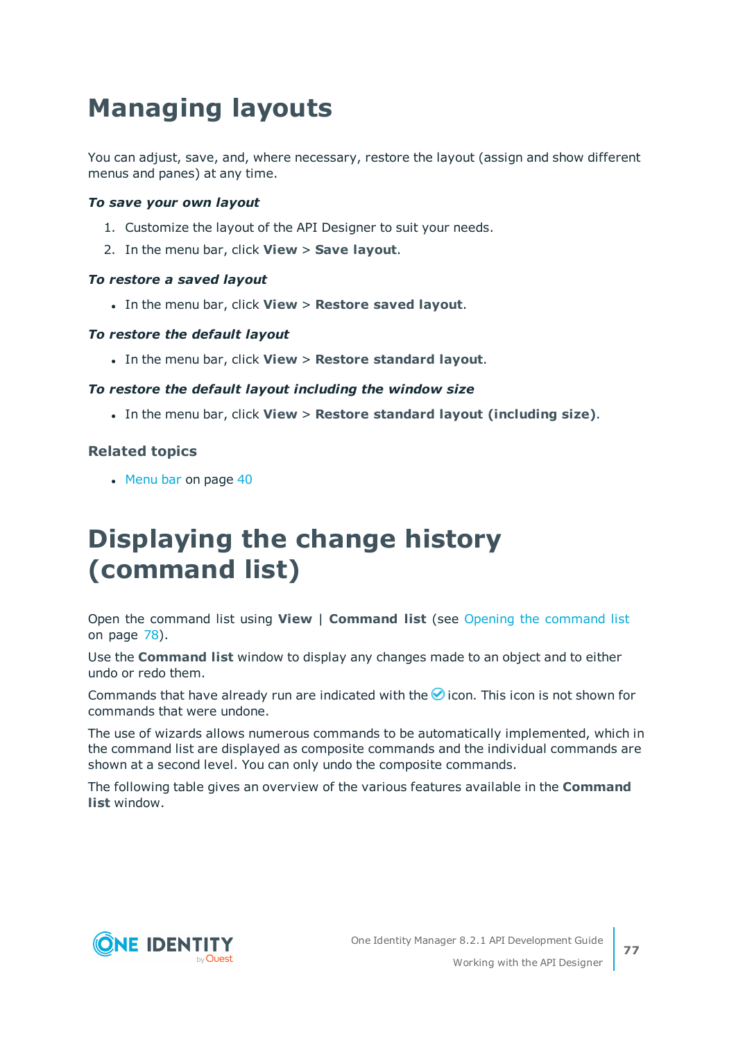# Managing layouts

You can adjust, save, and, where necessary, restore the layout (assign and show different menus and panes) at any time.

***To save your own layout***

1. Customize the layout of the API Designer to suit your needs.
2. In the menu bar, click **View** > **Save layout**.

***To restore a saved layout***

- In the menu bar, click **View** > **Restore saved layout**.

***To restore the default layout***

- In the menu bar, click **View** > **Restore standard layout**.

***To restore the default layout including the window size***

- In the menu bar, click **View** > **Restore standard layout (including size)**.

### Related topics

- Menu bar on page 40

# Displaying the change history (command list)

Open the command list using **View** | **Command list** (see Opening the command list on page 78).

Use the **Command list** window to display any changes made to an object and to either undo or redo them.

Commands that have already run are indicated with the ✓ icon. This icon is not shown for commands that were undone.

The use of wizards allows numerous commands to be automatically implemented, which in the command list are displayed as composite commands and the individual commands are shown at a second level. You can only undo the composite commands.

The following table gives an overview of the various features available in the **Command list** window.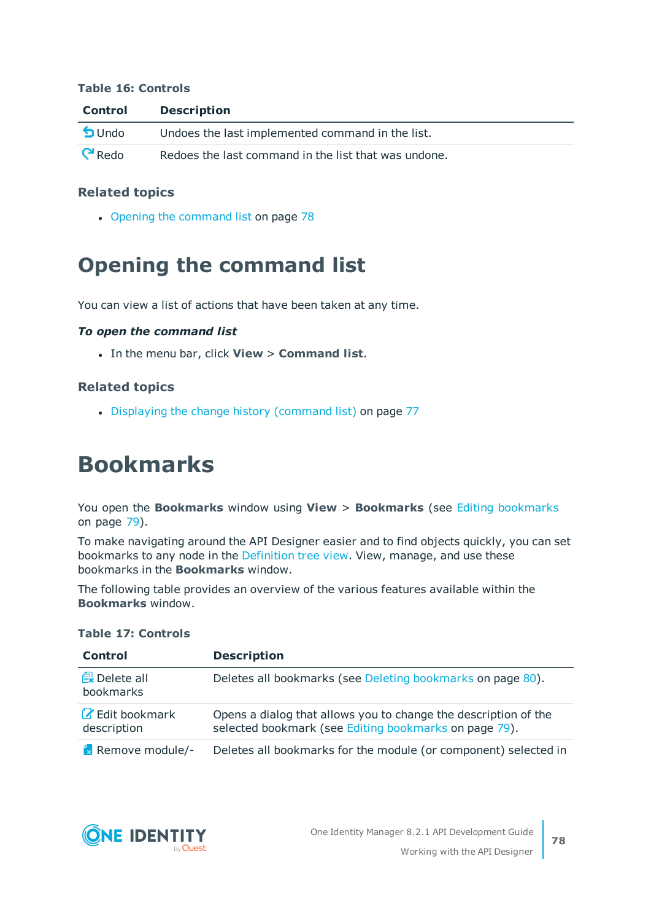**Table 16: Controls**

| Control | Description |
|---|---|
| Undo | Undoes the last implemented command in the list. |
| Redo | Redoes the last command in the list that was undone. |

### Related topics

- Opening the command list on page 78

# Opening the command list

You can view a list of actions that have been taken at any time.

***To open the command list***

- In the menu bar, click **View** > **Command list**.

### Related topics

- Displaying the change history (command list) on page 77

# Bookmarks

You open the **Bookmarks** window using **View** > **Bookmarks** (see Editing bookmarks on page 79).

To make navigating around the API Designer easier and to find objects quickly, you can set bookmarks to any node in the Definition tree view. View, manage, and use these bookmarks in the **Bookmarks** window.

The following table provides an overview of the various features available within the **Bookmarks** window.

**Table 17: Controls**

| Control | Description |
|---|---|
| Delete all bookmarks | Deletes all bookmarks (see Deleting bookmarks on page 80). |
| Edit bookmark description | Opens a dialog that allows you to change the description of the selected bookmark (see Editing bookmarks on page 79). |
| Remove module/- | Deletes all bookmarks for the module (or component) selected in |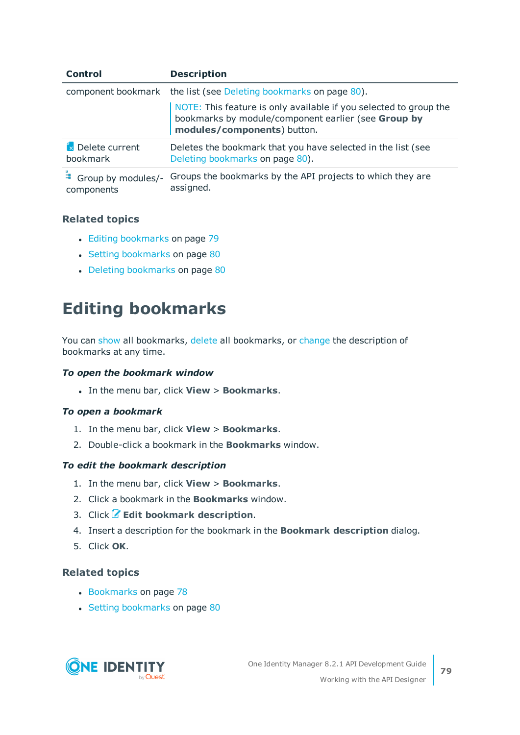| Control | Description |
|---|---|
| component bookmark | the list (see Deleting bookmarks on page 80).<br>NOTE: This feature is only available if you selected to group the bookmarks by module/component earlier (see **Group by modules/components**) button. |
| Delete current bookmark | Deletes the bookmark that you have selected in the list (see Deleting bookmarks on page 80). |
| Group by modules/-components | Groups the bookmarks by the API projects to which they are assigned. |

### Related topics

- Editing bookmarks on page 79
- Setting bookmarks on page 80
- Deleting bookmarks on page 80

# Editing bookmarks

You can show all bookmarks, delete all bookmarks, or change the description of bookmarks at any time.

***To open the bookmark window***

- In the menu bar, click **View** > **Bookmarks**.

***To open a bookmark***

1. In the menu bar, click **View** > **Bookmarks**.
2. Double-click a bookmark in the **Bookmarks** window.

***To edit the bookmark description***

1. In the menu bar, click **View** > **Bookmarks**.
2. Click a bookmark in the **Bookmarks** window.
3. Click **Edit bookmark description**.
4. Insert a description for the bookmark in the **Bookmark description** dialog.
5. Click **OK**.

### Related topics

- Bookmarks on page 78
- Setting bookmarks on page 80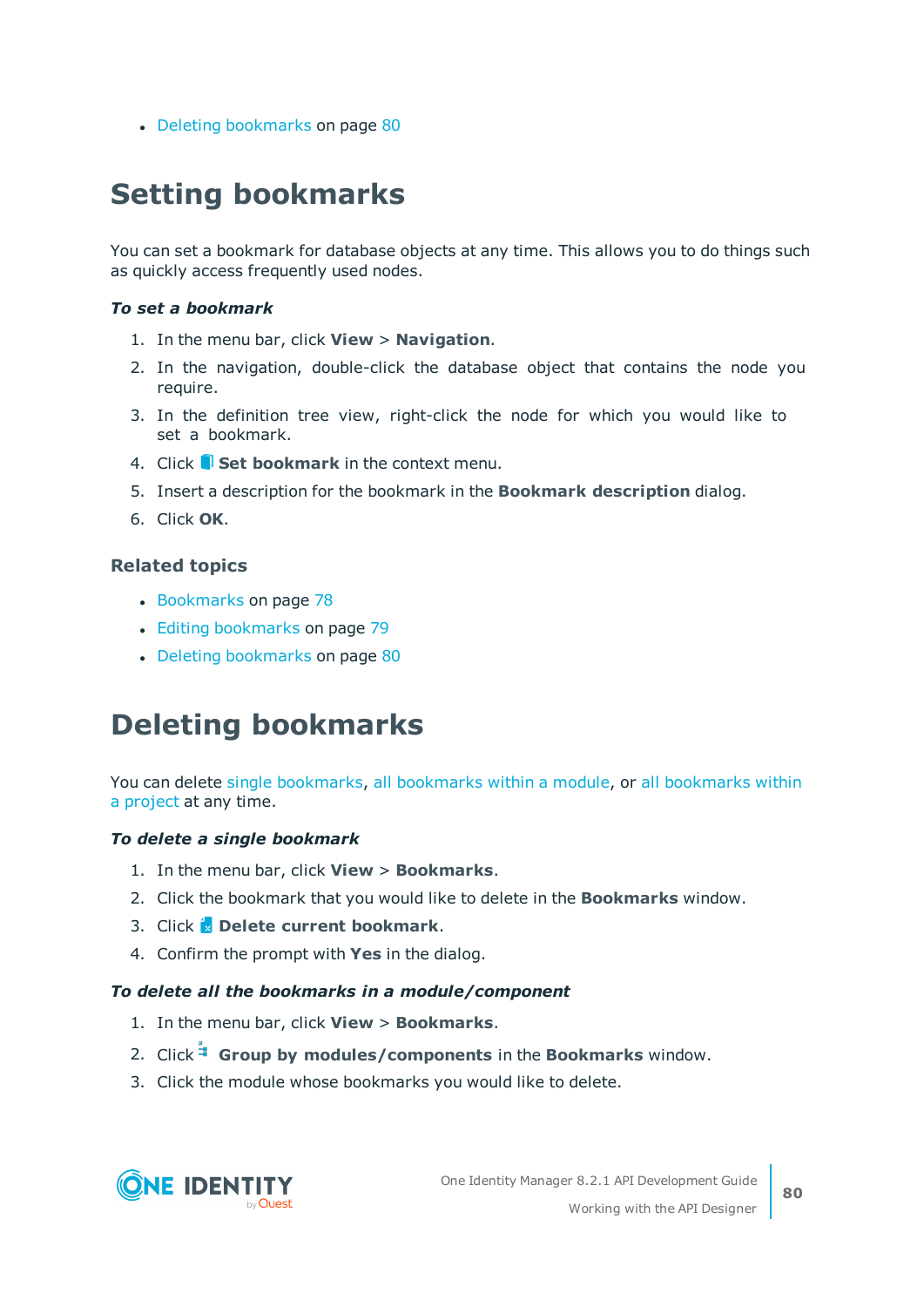- Deleting bookmarks on page 80

# Setting bookmarks

You can set a bookmark for database objects at any time. This allows you to do things such as quickly access frequently used nodes.

***To set a bookmark***

1. In the menu bar, click **View** > **Navigation**.
2. In the navigation, double-click the database object that contains the node you require.
3. In the definition tree view, right-click the node for which you would like to set a bookmark.
4. Click **Set bookmark** in the context menu.
5. Insert a description for the bookmark in the **Bookmark description** dialog.
6. Click **OK**.

### Related topics

- Bookmarks on page 78
- Editing bookmarks on page 79
- Deleting bookmarks on page 80

# Deleting bookmarks

You can delete single bookmarks, all bookmarks within a module, or all bookmarks within a project at any time.

***To delete a single bookmark***

1. In the menu bar, click **View** > **Bookmarks**.
2. Click the bookmark that you would like to delete in the **Bookmarks** window.
3. Click **Delete current bookmark**.
4. Confirm the prompt with **Yes** in the dialog.

***To delete all the bookmarks in a module/component***

1. In the menu bar, click **View** > **Bookmarks**.
2. Click **Group by modules/components** in the **Bookmarks** window.
3. Click the module whose bookmarks you would like to delete.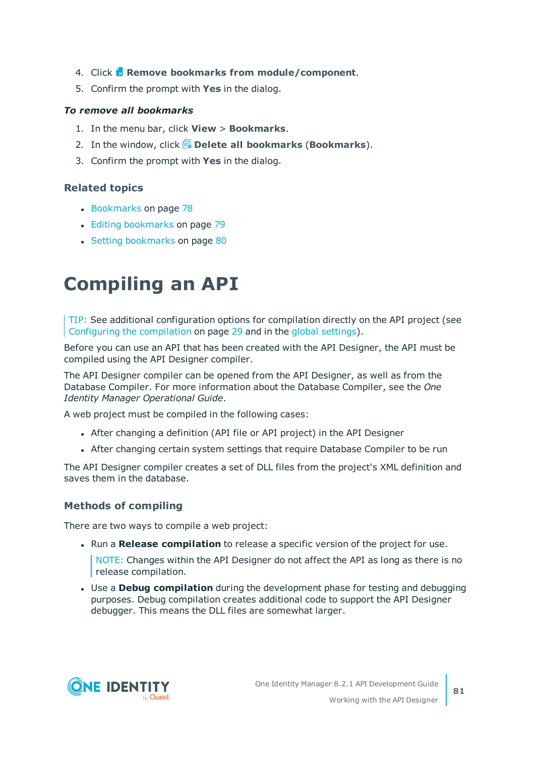4. Click **Remove bookmarks from module/component**.
5. Confirm the prompt with **Yes** in the dialog.

***To remove all bookmarks***

1. In the menu bar, click **View** > **Bookmarks**.
2. In the window, click **Delete all bookmarks** (**Bookmarks**).
3. Confirm the prompt with **Yes** in the dialog.

### Related topics

- Bookmarks on page 78
- Editing bookmarks on page 79
- Setting bookmarks on page 80

# Compiling an API

TIP: See additional configuration options for compilation directly on the API project (see Configuring the compilation on page 29 and in the global settings).

Before you can use an API that has been created with the API Designer, the API must be compiled using the API Designer compiler.

The API Designer compiler can be opened from the API Designer, as well as from the Database Compiler. For more information about the Database Compiler, see the *One Identity Manager Operational Guide*.

A web project must be compiled in the following cases:

- After changing a definition (API file or API project) in the API Designer
- After changing certain system settings that require Database Compiler to be run

The API Designer compiler creates a set of DLL files from the project's XML definition and saves them in the database.

### Methods of compiling

There are two ways to compile a web project:

- Run a **Release compilation** to release a specific version of the project for use.

  NOTE: Changes within the API Designer do not affect the API as long as there is no release compilation.

- Use a **Debug compilation** during the development phase for testing and debugging purposes. Debug compilation creates additional code to support the API Designer debugger. This means the DLL files are somewhat larger.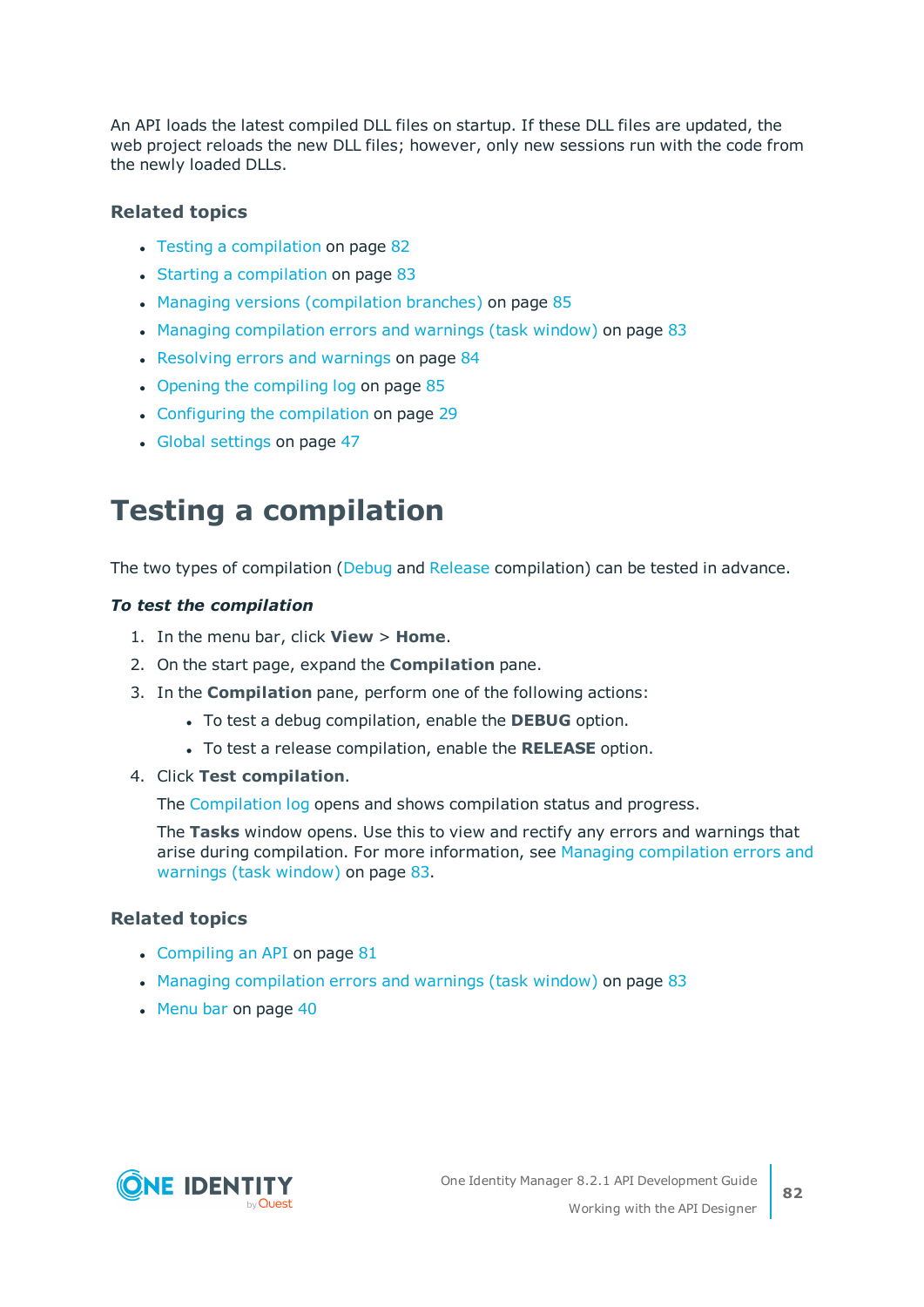An API loads the latest compiled DLL files on startup. If these DLL files are updated, the web project reloads the new DLL files; however, only new sessions run with the code from the newly loaded DLLs.

### Related topics

- Testing a compilation on page 82
- Starting a compilation on page 83
- Managing versions (compilation branches) on page 85
- Managing compilation errors and warnings (task window) on page 83
- Resolving errors and warnings on page 84
- Opening the compiling log on page 85
- Configuring the compilation on page 29
- Global settings on page 47

# Testing a compilation

The two types of compilation (Debug and Release compilation) can be tested in advance.

***To test the compilation***

1. In the menu bar, click **View** > **Home**.
2. On the start page, expand the **Compilation** pane.
3. In the **Compilation** pane, perform one of the following actions:
   - To test a debug compilation, enable the **DEBUG** option.
   - To test a release compilation, enable the **RELEASE** option.
4. Click **Test compilation**.

   The Compilation log opens and shows compilation status and progress.

   The **Tasks** window opens. Use this to view and rectify any errors and warnings that arise during compilation. For more information, see Managing compilation errors and warnings (task window) on page 83.

### Related topics

- Compiling an API on page 81
- Managing compilation errors and warnings (task window) on page 83
- Menu bar on page 40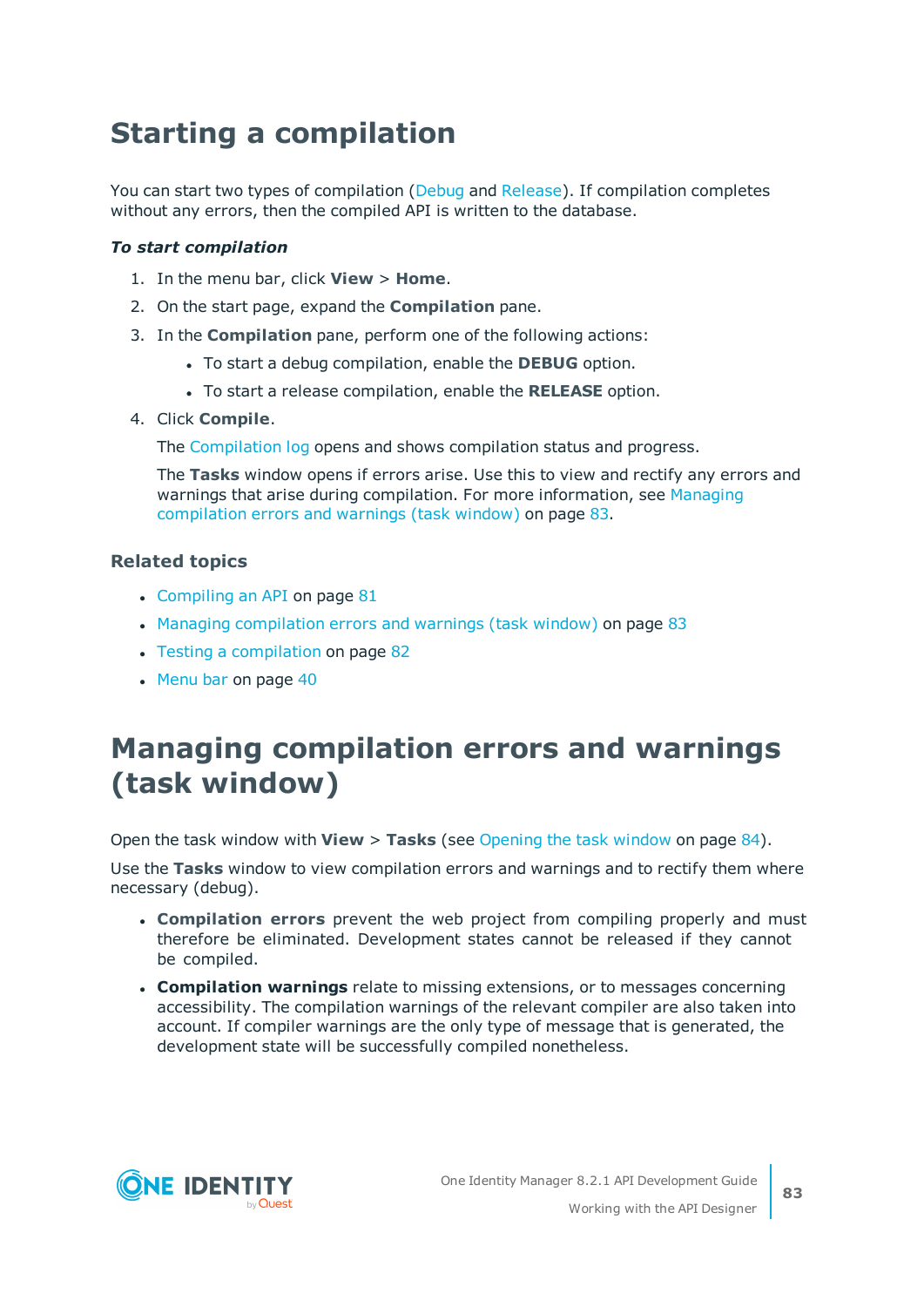# Starting a compilation

You can start two types of compilation (Debug and Release). If compilation completes without any errors, then the compiled API is written to the database.

***To start compilation***

1. In the menu bar, click **View** > **Home**.
2. On the start page, expand the **Compilation** pane.
3. In the **Compilation** pane, perform one of the following actions:
   - To start a debug compilation, enable the **DEBUG** option.
   - To start a release compilation, enable the **RELEASE** option.
4. Click **Compile**.

   The Compilation log opens and shows compilation status and progress.

   The **Tasks** window opens if errors arise. Use this to view and rectify any errors and warnings that arise during compilation. For more information, see Managing compilation errors and warnings (task window) on page 83.

### Related topics

- Compiling an API on page 81
- Managing compilation errors and warnings (task window) on page 83
- Testing a compilation on page 82
- Menu bar on page 40

# Managing compilation errors and warnings (task window)

Open the task window with **View** > **Tasks** (see Opening the task window on page 84).

Use the **Tasks** window to view compilation errors and warnings and to rectify them where necessary (debug).

- **Compilation errors** prevent the web project from compiling properly and must therefore be eliminated. Development states cannot be released if they cannot be compiled.
- **Compilation warnings** relate to missing extensions, or to messages concerning accessibility. The compilation warnings of the relevant compiler are also taken into account. If compiler warnings are the only type of message that is generated, the development state will be successfully compiled nonetheless.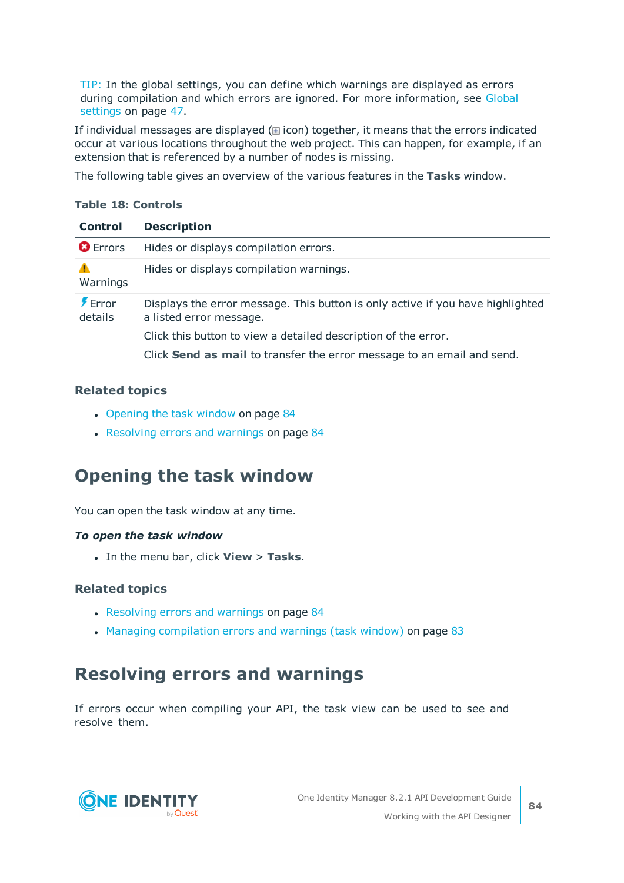TIP: In the global settings, you can define which warnings are displayed as errors during compilation and which errors are ignored. For more information, see Global settings on page 47.

If individual messages are displayed (⊞ icon) together, it means that the errors indicated occur at various locations throughout the web project. This can happen, for example, if an extension that is referenced by a number of nodes is missing.

The following table gives an overview of the various features in the **Tasks** window.

**Table 18: Controls**

| Control | Description |
|---|---|
| Errors | Hides or displays compilation errors. |
| Warnings | Hides or displays compilation warnings. |
| Error details | Displays the error message. This button is only active if you have highlighted a listed error message.<br><br>Click this button to view a detailed description of the error.<br><br>Click **Send as mail** to transfer the error message to an email and send. |

### Related topics

- Opening the task window on page 84
- Resolving errors and warnings on page 84

## Opening the task window

You can open the task window at any time.

***To open the task window***

- In the menu bar, click **View** > **Tasks**.

### Related topics

- Resolving errors and warnings on page 84
- Managing compilation errors and warnings (task window) on page 83

## Resolving errors and warnings

If errors occur when compiling your API, the task view can be used to see and resolve them.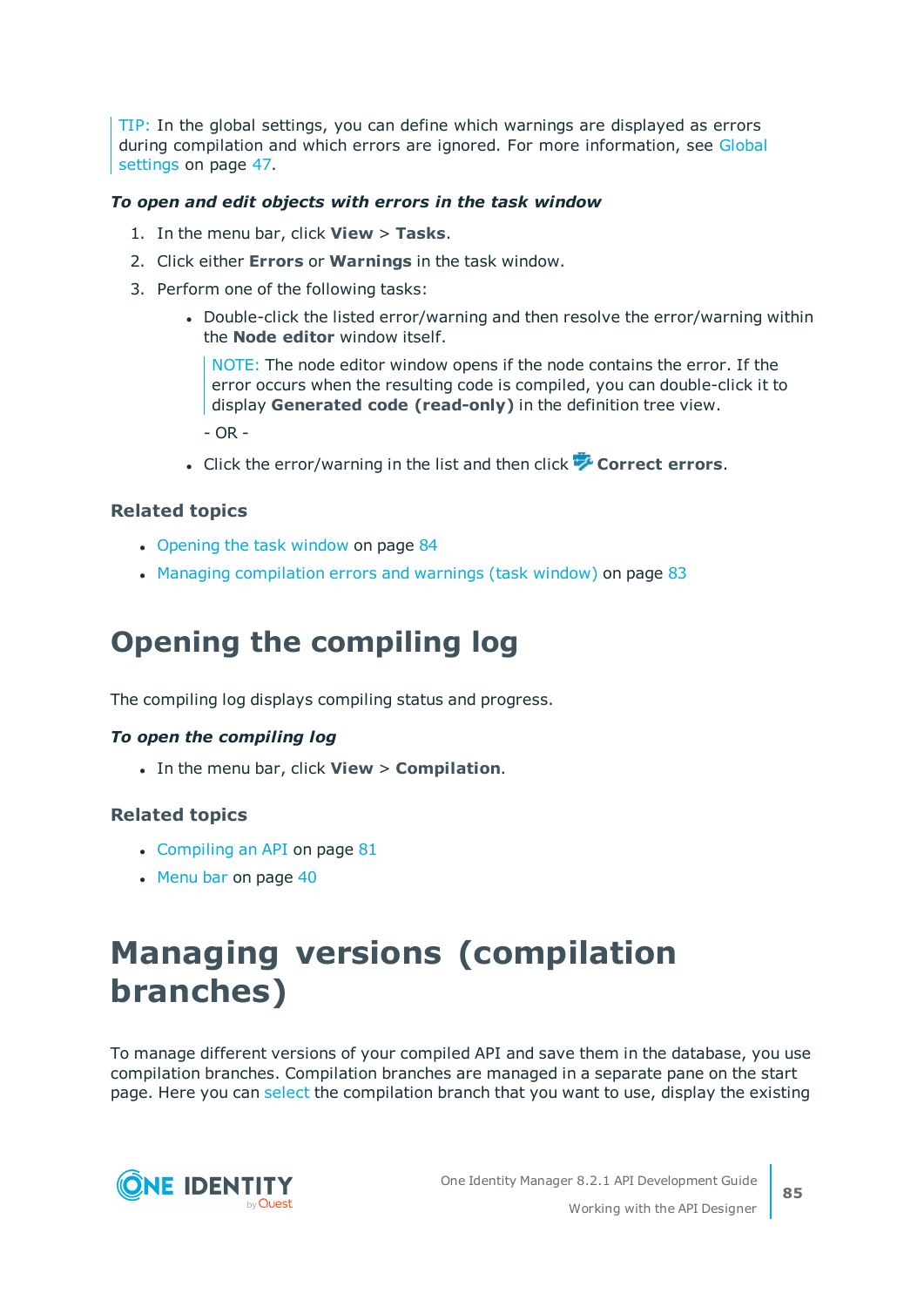TIP: In the global settings, you can define which warnings are displayed as errors during compilation and which errors are ignored. For more information, see Global settings on page 47.

***To open and edit objects with errors in the task window***

1. In the menu bar, click **View** > **Tasks**.
2. Click either **Errors** or **Warnings** in the task window.
3. Perform one of the following tasks:
   - Double-click the listed error/warning and then resolve the error/warning within the **Node editor** window itself.

     NOTE: The node editor window opens if the node contains the error. If the error occurs when the resulting code is compiled, you can double-click it to display **Generated code (read-only)** in the definition tree view.

     - OR -

   - Click the error/warning in the list and then click **Correct errors**.

### Related topics

- Opening the task window on page 84
- Managing compilation errors and warnings (task window) on page 83

# Opening the compiling log

The compiling log displays compiling status and progress.

***To open the compiling log***

- In the menu bar, click **View** > **Compilation**.

### Related topics

- Compiling an API on page 81
- Menu bar on page 40

# Managing versions (compilation branches)

To manage different versions of your compiled API and save them in the database, you use compilation branches. Compilation branches are managed in a separate pane on the start page. Here you can select the compilation branch that you want to use, display the existing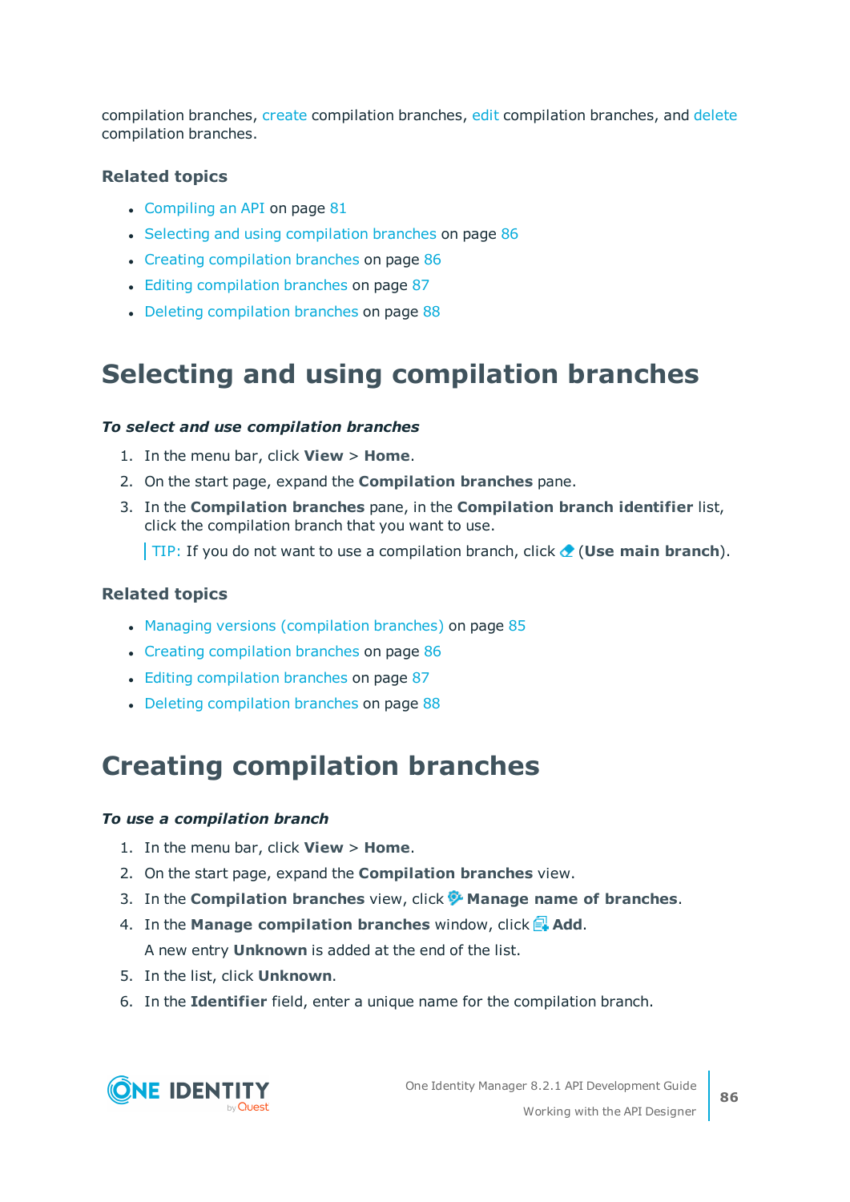compilation branches, create compilation branches, edit compilation branches, and delete compilation branches.

### Related topics

- Compiling an API on page 81
- Selecting and using compilation branches on page 86
- Creating compilation branches on page 86
- Editing compilation branches on page 87
- Deleting compilation branches on page 88

# Selecting and using compilation branches

***To select and use compilation branches***

1. In the menu bar, click **View** > **Home**.
2. On the start page, expand the **Compilation branches** pane.
3. In the **Compilation branches** pane, in the **Compilation branch identifier** list, click the compilation branch that you want to use.

   TIP: If you do not want to use a compilation branch, click (**Use main branch**).

### Related topics

- Managing versions (compilation branches) on page 85
- Creating compilation branches on page 86
- Editing compilation branches on page 87
- Deleting compilation branches on page 88

# Creating compilation branches

***To use a compilation branch***

1. In the menu bar, click **View** > **Home**.
2. On the start page, expand the **Compilation branches** view.
3. In the **Compilation branches** view, click **Manage name of branches**.
4. In the **Manage compilation branches** window, click **Add**.

   A new entry **Unknown** is added at the end of the list.
5. In the list, click **Unknown**.
6. In the **Identifier** field, enter a unique name for the compilation branch.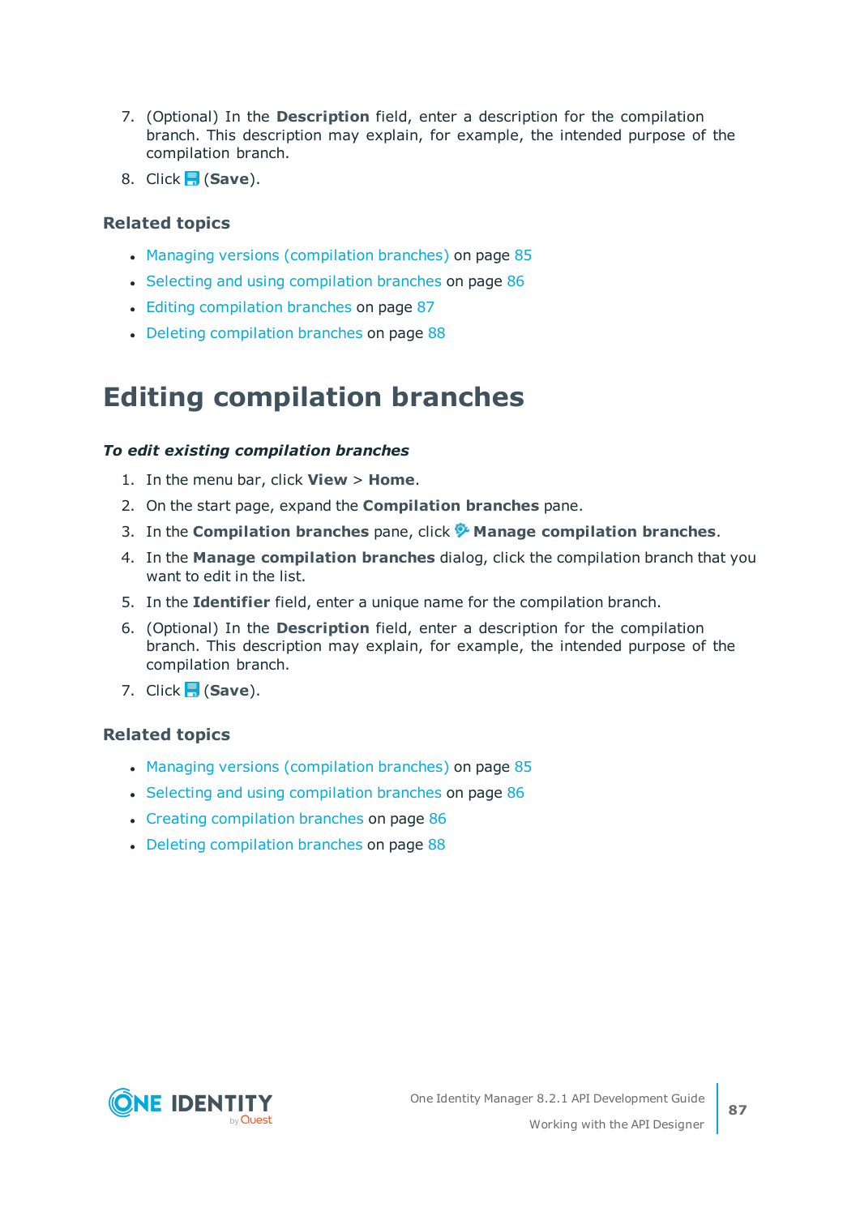7. (Optional) In the **Description** field, enter a description for the compilation branch. This description may explain, for example, the intended purpose of the compilation branch.
8. Click (**Save**).

### Related topics

- Managing versions (compilation branches) on page 85
- Selecting and using compilation branches on page 86
- Editing compilation branches on page 87
- Deleting compilation branches on page 88

# Editing compilation branches

***To edit existing compilation branches***

1. In the menu bar, click **View** > **Home**.
2. On the start page, expand the **Compilation branches** pane.
3. In the **Compilation branches** pane, click **Manage compilation branches**.
4. In the **Manage compilation branches** dialog, click the compilation branch that you want to edit in the list.
5. In the **Identifier** field, enter a unique name for the compilation branch.
6. (Optional) In the **Description** field, enter a description for the compilation branch. This description may explain, for example, the intended purpose of the compilation branch.
7. Click (**Save**).

### Related topics

- Managing versions (compilation branches) on page 85
- Selecting and using compilation branches on page 86
- Creating compilation branches on page 86
- Deleting compilation branches on page 88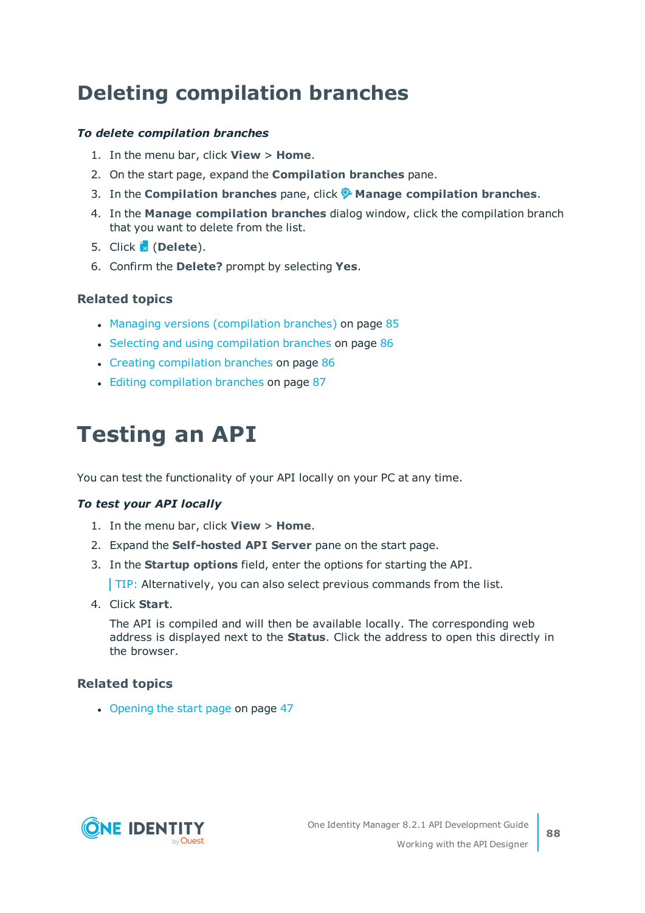# Deleting compilation branches

***To delete compilation branches***

1. In the menu bar, click **View** > **Home**.
2. On the start page, expand the **Compilation branches** pane.
3. In the **Compilation branches** pane, click **Manage compilation branches**.
4. In the **Manage compilation branches** dialog window, click the compilation branch that you want to delete from the list.
5. Click (**Delete**).
6. Confirm the **Delete?** prompt by selecting **Yes**.

### Related topics

- Managing versions (compilation branches) on page 85
- Selecting and using compilation branches on page 86
- Creating compilation branches on page 86
- Editing compilation branches on page 87

# Testing an API

You can test the functionality of your API locally on your PC at any time.

***To test your API locally***

1. In the menu bar, click **View** > **Home**.
2. Expand the **Self-hosted API Server** pane on the start page.
3. In the **Startup options** field, enter the options for starting the API.

   TIP: Alternatively, you can also select previous commands from the list.
4. Click **Start**.

   The API is compiled and will then be available locally. The corresponding web address is displayed next to the **Status**. Click the address to open this directly in the browser.

### Related topics

- Opening the start page on page 47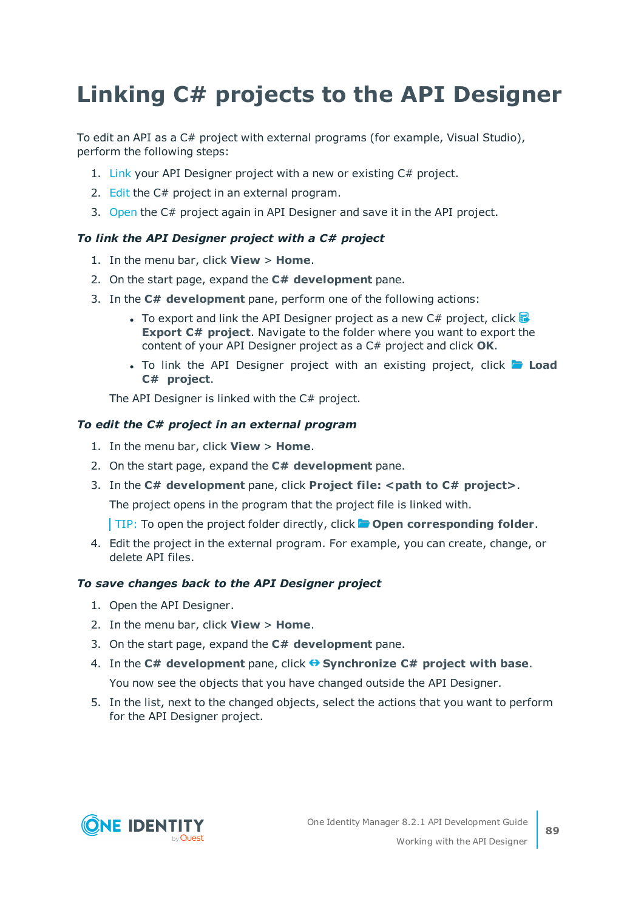# Linking C# projects to the API Designer

To edit an API as a C# project with external programs (for example, Visual Studio), perform the following steps:

1. Link your API Designer project with a new or existing C# project.
2. Edit the C# project in an external program.
3. Open the C# project again in API Designer and save it in the API project.

***To link the API Designer project with a C# project***

1. In the menu bar, click **View** > **Home**.
2. On the start page, expand the **C# development** pane.
3. In the **C# development** pane, perform one of the following actions:
   - To export and link the API Designer project as a new C# project, click **Export C# project**. Navigate to the folder where you want to export the content of your API Designer project as a C# project and click **OK**.
   - To link the API Designer project with an existing project, click **Load C# project**.

   The API Designer is linked with the C# project.

***To edit the C# project in an external program***

1. In the menu bar, click **View** > **Home**.
2. On the start page, expand the **C# development** pane.
3. In the **C# development** pane, click **Project file: <path to C# project>**.

   The project opens in the program that the project file is linked with.

   TIP: To open the project folder directly, click **Open corresponding folder**.
4. Edit the project in the external program. For example, you can create, change, or delete API files.

***To save changes back to the API Designer project***

1. Open the API Designer.
2. In the menu bar, click **View** > **Home**.
3. On the start page, expand the **C# development** pane.
4. In the **C# development** pane, click **Synchronize C# project with base**.

   You now see the objects that you have changed outside the API Designer.
5. In the list, next to the changed objects, select the actions that you want to perform for the API Designer project.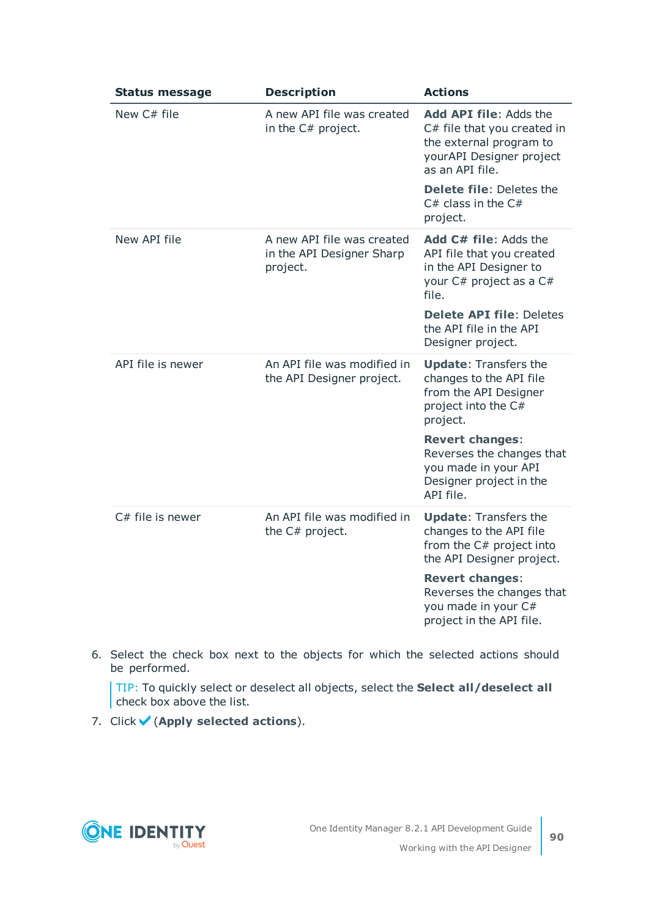| Status message | Description | Actions |
|---|---|---|
| New C# file | A new API file was created in the C# project. | **Add API file**: Adds the C# file that you created in the external program to yourAPI Designer project as an API file.<br><br>**Delete file**: Deletes the C# class in the C# project. |
| New API file | A new API file was created in the API Designer Sharp project. | **Add C# file**: Adds the API file that you created in the API Designer to your C# project as a C# file.<br><br>**Delete API file**: Deletes the API file in the API Designer project. |
| API file is newer | An API file was modified in the API Designer project. | **Update**: Transfers the changes to the API file from the API Designer project into the C# project.<br><br>**Revert changes**: Reverses the changes that you made in your API Designer project in the API file. |
| C# file is newer | An API file was modified in the C# project. | **Update**: Transfers the changes to the API file from the C# project into the API Designer project.<br><br>**Revert changes**: Reverses the changes that you made in your C# project in the API file. |

6. Select the check box next to the objects for which the selected actions should be performed.

   TIP: To quickly select or deselect all objects, select the **Select all/deselect all** check box above the list.

7. Click ✔ (**Apply selected actions**).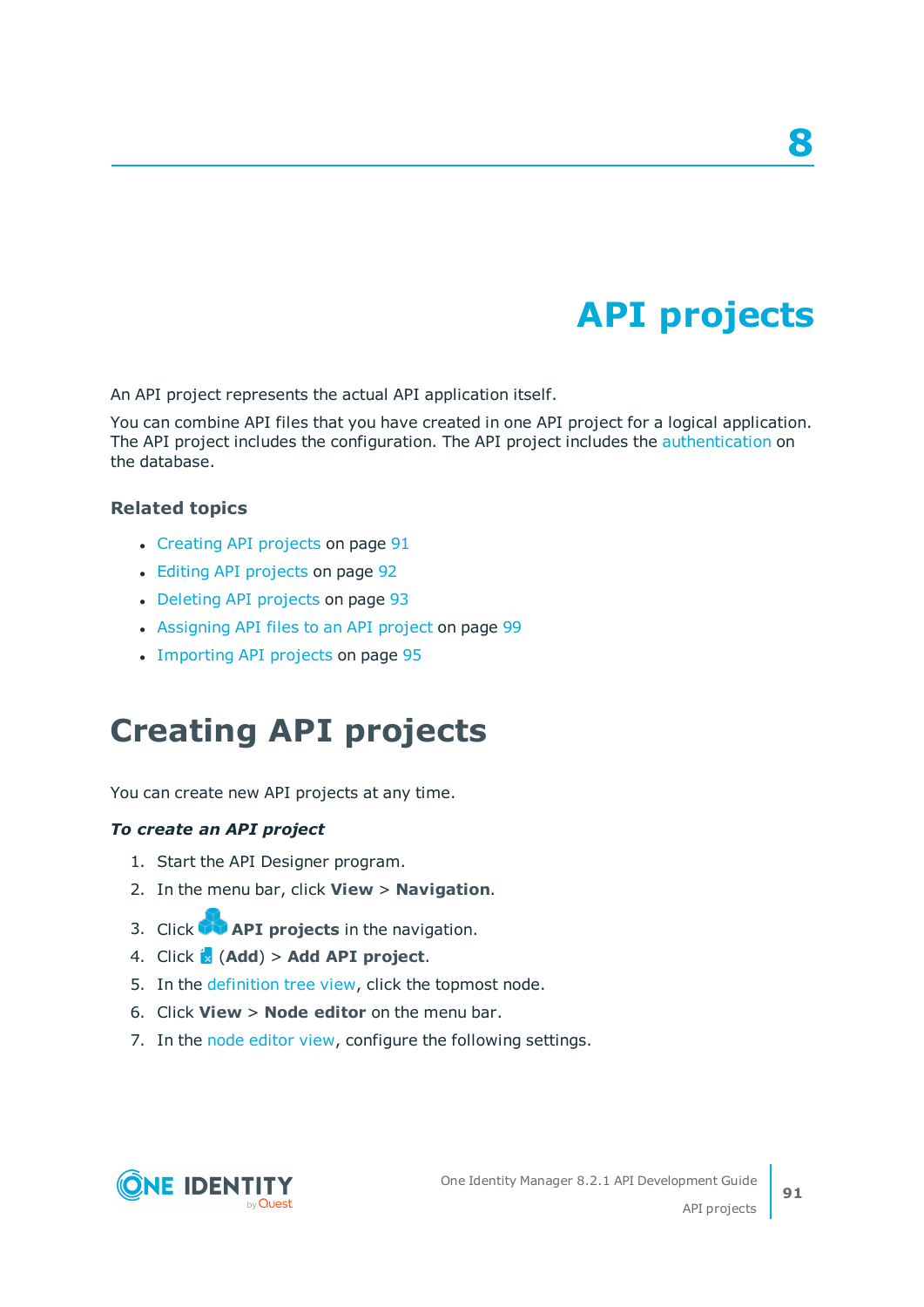8

# API projects

An API project represents the actual API application itself.

You can combine API files that you have created in one API project for a logical application. The API project includes the configuration. The API project includes the authentication on the database.

### Related topics

- Creating API projects on page 91
- Editing API projects on page 92
- Deleting API projects on page 93
- Assigning API files to an API project on page 99
- Importing API projects on page 95

## Creating API projects

You can create new API projects at any time.

***To create an API project***

1. Start the API Designer program.
2. In the menu bar, click **View** > **Navigation**.
3. Click **API projects** in the navigation.
4. Click (**Add**) > **Add API project**.
5. In the definition tree view, click the topmost node.
6. Click **View** > **Node editor** on the menu bar.
7. In the node editor view, configure the following settings.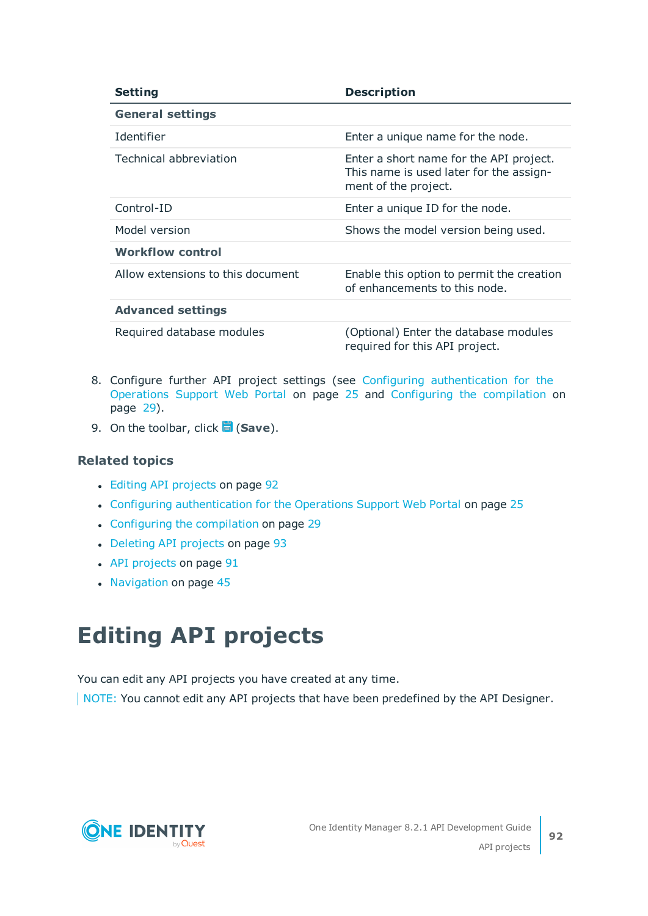| Setting | Description |
|---|---|
| **General settings** | |
| Identifier | Enter a unique name for the node. |
| Technical abbreviation | Enter a short name for the API project. This name is used later for the assignment of the project. |
| Control-ID | Enter a unique ID for the node. |
| Model version | Shows the model version being used. |
| **Workflow control** | |
| Allow extensions to this document | Enable this option to permit the creation of enhancements to this node. |
| **Advanced settings** | |
| Required database modules | (Optional) Enter the database modules required for this API project. |

8. Configure further API project settings (see Configuring authentication for the Operations Support Web Portal on page 25 and Configuring the compilation on page 29).
9. On the toolbar, click (**Save**).

### Related topics

- Editing API projects on page 92
- Configuring authentication for the Operations Support Web Portal on page 25
- Configuring the compilation on page 29
- Deleting API projects on page 93
- API projects on page 91
- Navigation on page 45

# Editing API projects

You can edit any API projects you have created at any time.

NOTE: You cannot edit any API projects that have been predefined by the API Designer.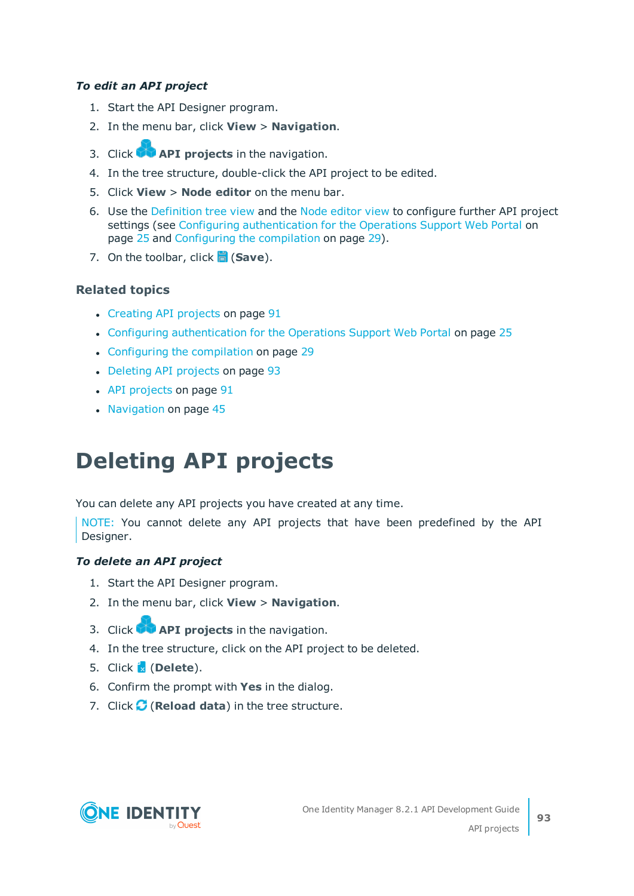**_To edit an API project_**

1. Start the API Designer program.
2. In the menu bar, click **View** > **Navigation**.
3. Click **API projects** in the navigation.
4. In the tree structure, double-click the API project to be edited.
5. Click **View** > **Node editor** on the menu bar.
6. Use the Definition tree view and the Node editor view to configure further API project settings (see Configuring authentication for the Operations Support Web Portal on page 25 and Configuring the compilation on page 29).
7. On the toolbar, click (**Save**).

### Related topics

- Creating API projects on page 91
- Configuring authentication for the Operations Support Web Portal on page 25
- Configuring the compilation on page 29
- Deleting API projects on page 93
- API projects on page 91
- Navigation on page 45

# Deleting API projects

You can delete any API projects you have created at any time.

> NOTE: You cannot delete any API projects that have been predefined by the API Designer.

**_To delete an API project_**

1. Start the API Designer program.
2. In the menu bar, click **View** > **Navigation**.
3. Click **API projects** in the navigation.
4. In the tree structure, click on the API project to be deleted.
5. Click (**Delete**).
6. Confirm the prompt with **Yes** in the dialog.
7. Click (**Reload data**) in the tree structure.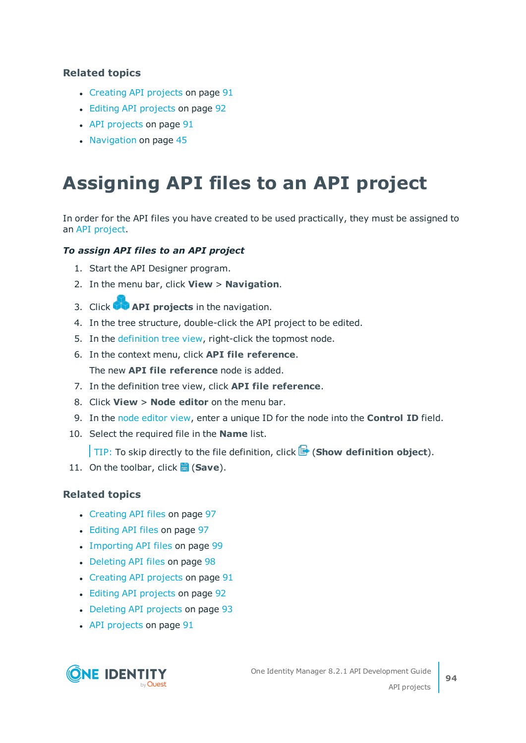### Related topics

- Creating API projects on page 91
- Editing API projects on page 92
- API projects on page 91
- Navigation on page 45

# Assigning API files to an API project

In order for the API files you have created to be used practically, they must be assigned to an API project.

#### *To assign API files to an API project*

1. Start the API Designer program.
2. In the menu bar, click **View** > **Navigation**.
3. Click **API projects** in the navigation.
4. In the tree structure, double-click the API project to be edited.
5. In the definition tree view, right-click the topmost node.
6. In the context menu, click **API file reference**.

   The new **API file reference** node is added.
7. In the definition tree view, click **API file reference**.
8. Click **View** > **Node editor** on the menu bar.
9. In the node editor view, enter a unique ID for the node into the **Control ID** field.
10. Select the required file in the **Name** list.

    TIP: To skip directly to the file definition, click (**Show definition object**).
11. On the toolbar, click (**Save**).

### Related topics

- Creating API files on page 97
- Editing API files on page 97
- Importing API files on page 99
- Deleting API files on page 98
- Creating API projects on page 91
- Editing API projects on page 92
- Deleting API projects on page 93
- API projects on page 91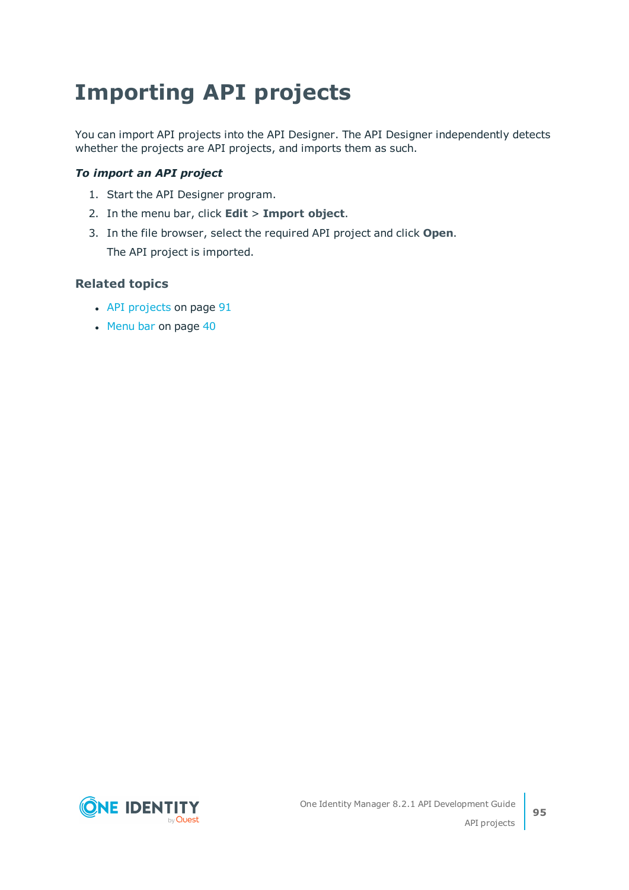# Importing API projects

You can import API projects into the API Designer. The API Designer independently detects whether the projects are API projects, and imports them as such.

***To import an API project***

1. Start the API Designer program.
2. In the menu bar, click **Edit** > **Import object**.
3. In the file browser, select the required API project and click **Open**.

   The API project is imported.

### Related topics

- API projects on page 91
- Menu bar on page 40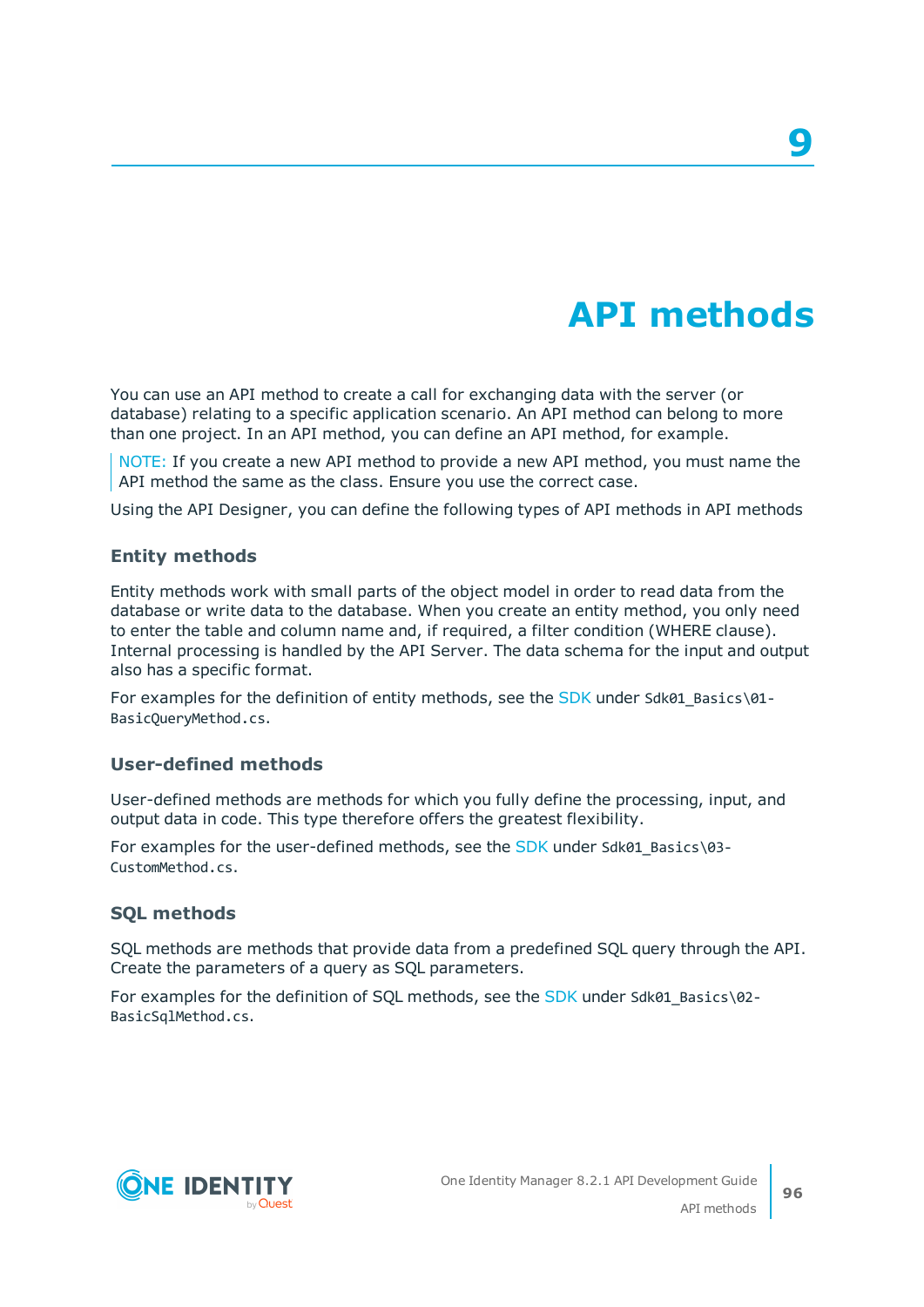# 9 API methods

You can use an API method to create a call for exchanging data with the server (or database) relating to a specific application scenario. An API method can belong to more than one project. In an API method, you can define an API method, for example.

> NOTE: If you create a new API method to provide a new API method, you must name the API method the same as the class. Ensure you use the correct case.

Using the API Designer, you can define the following types of API methods in API methods

### Entity methods

Entity methods work with small parts of the object model in order to read data from the database or write data to the database. When you create an entity method, you only need to enter the table and column name and, if required, a filter condition (WHERE clause). Internal processing is handled by the API Server. The data schema for the input and output also has a specific format.

For examples for the definition of entity methods, see the SDK under `Sdk01_Basics\01-BasicQueryMethod.cs`.

### User-defined methods

User-defined methods are methods for which you fully define the processing, input, and output data in code. This type therefore offers the greatest flexibility.

For examples for the user-defined methods, see the SDK under `Sdk01_Basics\03-CustomMethod.cs`.

### SQL methods

SQL methods are methods that provide data from a predefined SQL query through the API. Create the parameters of a query as SQL parameters.

For examples for the definition of SQL methods, see the SDK under `Sdk01_Basics\02-BasicSqlMethod.cs`.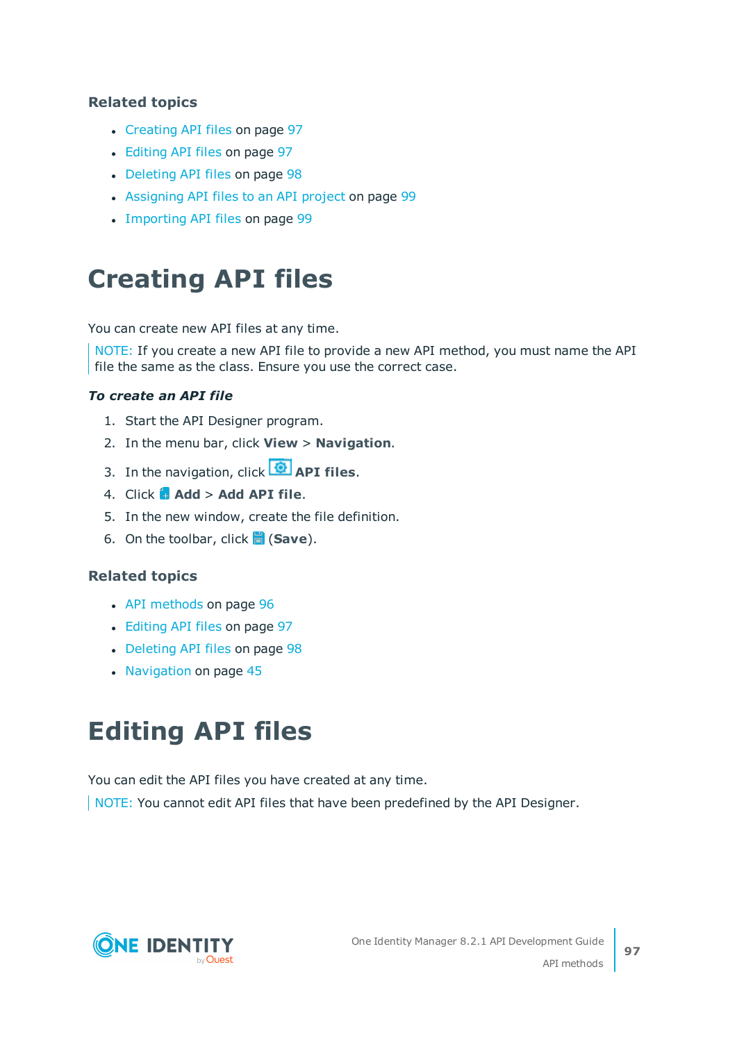### Related topics

- Creating API files on page 97
- Editing API files on page 97
- Deleting API files on page 98
- Assigning API files to an API project on page 99
- Importing API files on page 99

# Creating API files

You can create new API files at any time.

NOTE: If you create a new API file to provide a new API method, you must name the API file the same as the class. Ensure you use the correct case.

***To create an API file***

1. Start the API Designer program.
2. In the menu bar, click **View** > **Navigation**.
3. In the navigation, click **API files**.
4. Click **Add** > **Add API file**.
5. In the new window, create the file definition.
6. On the toolbar, click (**Save**).

### Related topics

- API methods on page 96
- Editing API files on page 97
- Deleting API files on page 98
- Navigation on page 45

# Editing API files

You can edit the API files you have created at any time.

NOTE: You cannot edit API files that have been predefined by the API Designer.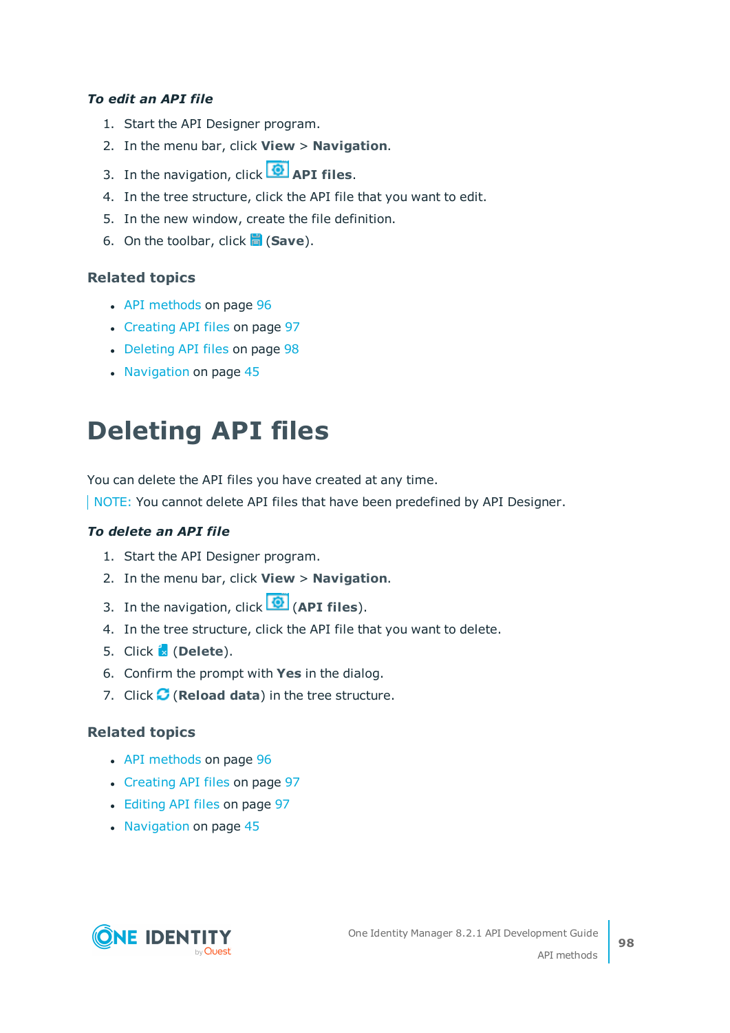***To edit an API file***

1. Start the API Designer program.
2. In the menu bar, click **View** > **Navigation**.
3. In the navigation, click **API files**.
4. In the tree structure, click the API file that you want to edit.
5. In the new window, create the file definition.
6. On the toolbar, click (**Save**).

### Related topics

- API methods on page 96
- Creating API files on page 97
- Deleting API files on page 98
- Navigation on page 45

# Deleting API files

You can delete the API files you have created at any time.

NOTE: You cannot delete API files that have been predefined by API Designer.

***To delete an API file***

1. Start the API Designer program.
2. In the menu bar, click **View** > **Navigation**.
3. In the navigation, click (**API files**).
4. In the tree structure, click the API file that you want to delete.
5. Click (**Delete**).
6. Confirm the prompt with **Yes** in the dialog.
7. Click (**Reload data**) in the tree structure.

### Related topics

- API methods on page 96
- Creating API files on page 97
- Editing API files on page 97
- Navigation on page 45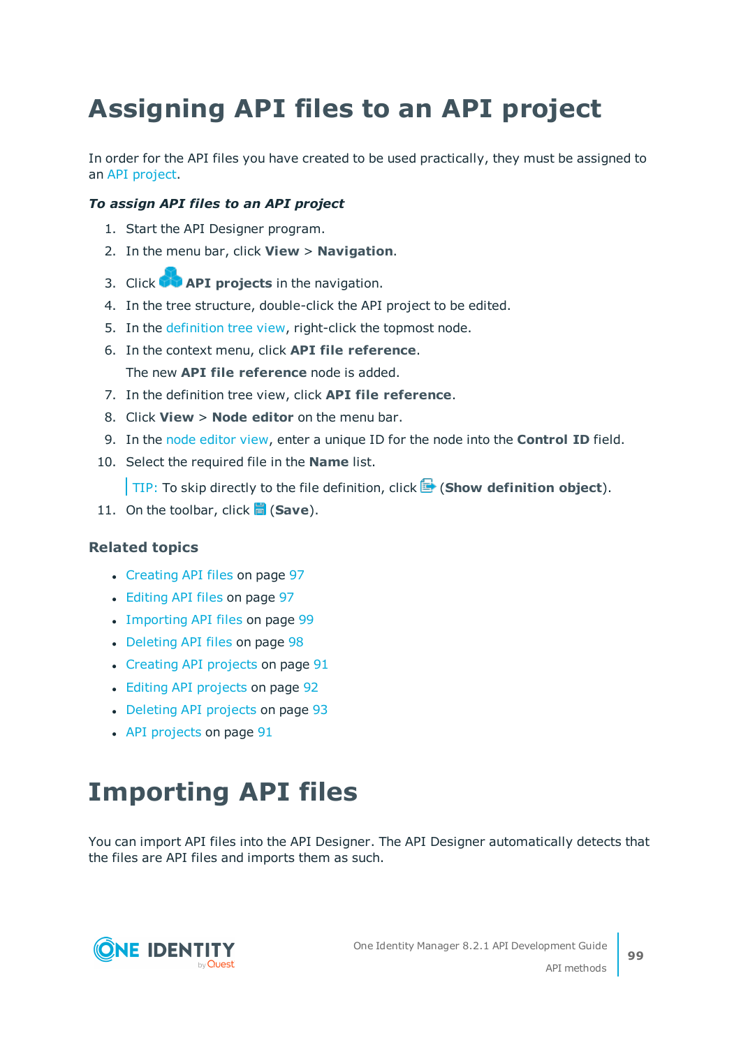# Assigning API files to an API project

In order for the API files you have created to be used practically, they must be assigned to an API project.

***To assign API files to an API project***

1. Start the API Designer program.
2. In the menu bar, click **View** > **Navigation**.
3. Click **API projects** in the navigation.
4. In the tree structure, double-click the API project to be edited.
5. In the definition tree view, right-click the topmost node.
6. In the context menu, click **API file reference**.

   The new **API file reference** node is added.
7. In the definition tree view, click **API file reference**.
8. Click **View** > **Node editor** on the menu bar.
9. In the node editor view, enter a unique ID for the node into the **Control ID** field.
10. Select the required file in the **Name** list.

    TIP: To skip directly to the file definition, click (**Show definition object**).
11. On the toolbar, click (**Save**).

### Related topics

- Creating API files on page 97
- Editing API files on page 97
- Importing API files on page 99
- Deleting API files on page 98
- Creating API projects on page 91
- Editing API projects on page 92
- Deleting API projects on page 93
- API projects on page 91

# Importing API files

You can import API files into the API Designer. The API Designer automatically detects that the files are API files and imports them as such.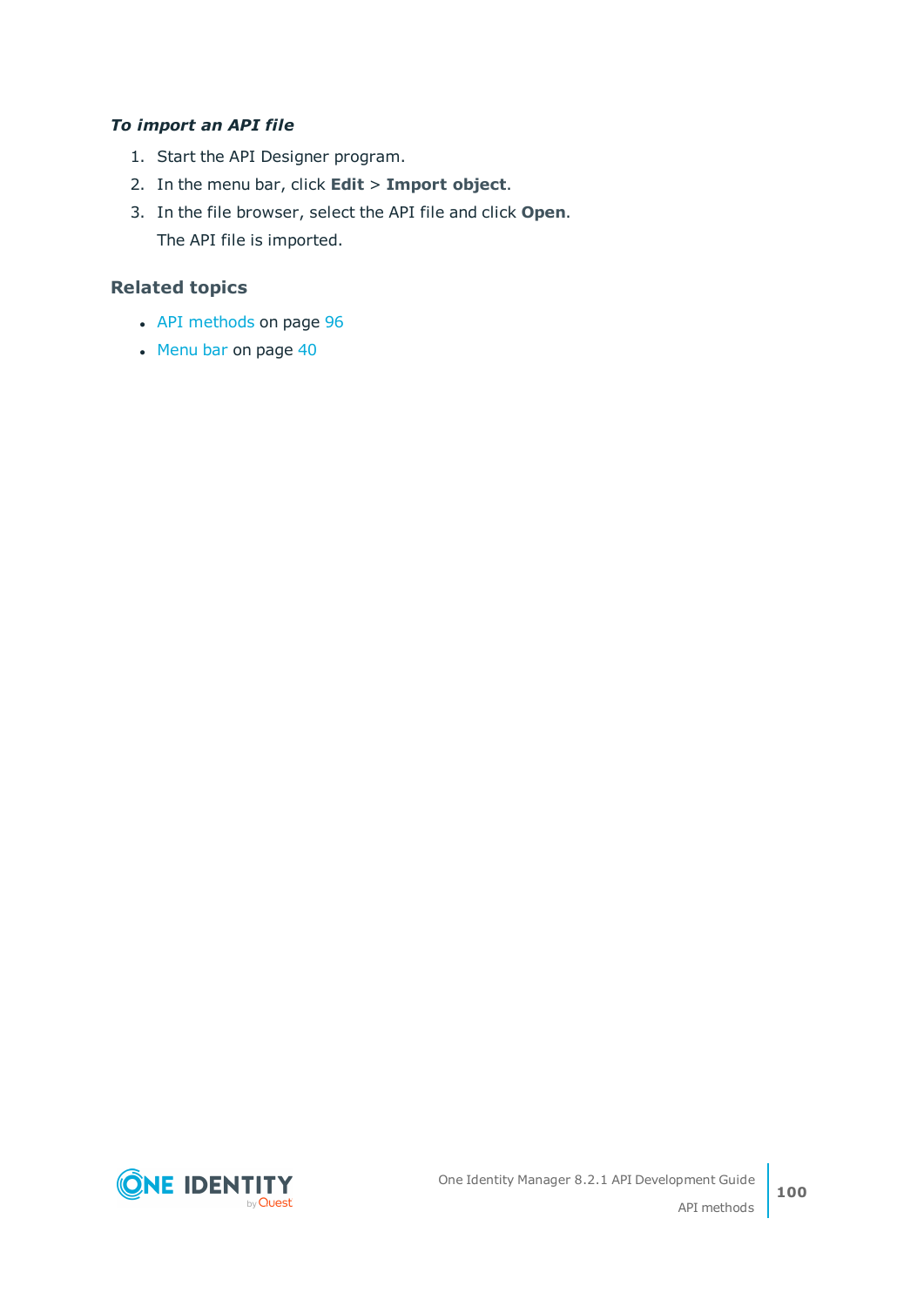***To import an API file***

1. Start the API Designer program.
2. In the menu bar, click **Edit** > **Import object**.
3. In the file browser, select the API file and click **Open**.

   The API file is imported.

## Related topics

- API methods on page 96
- Menu bar on page 40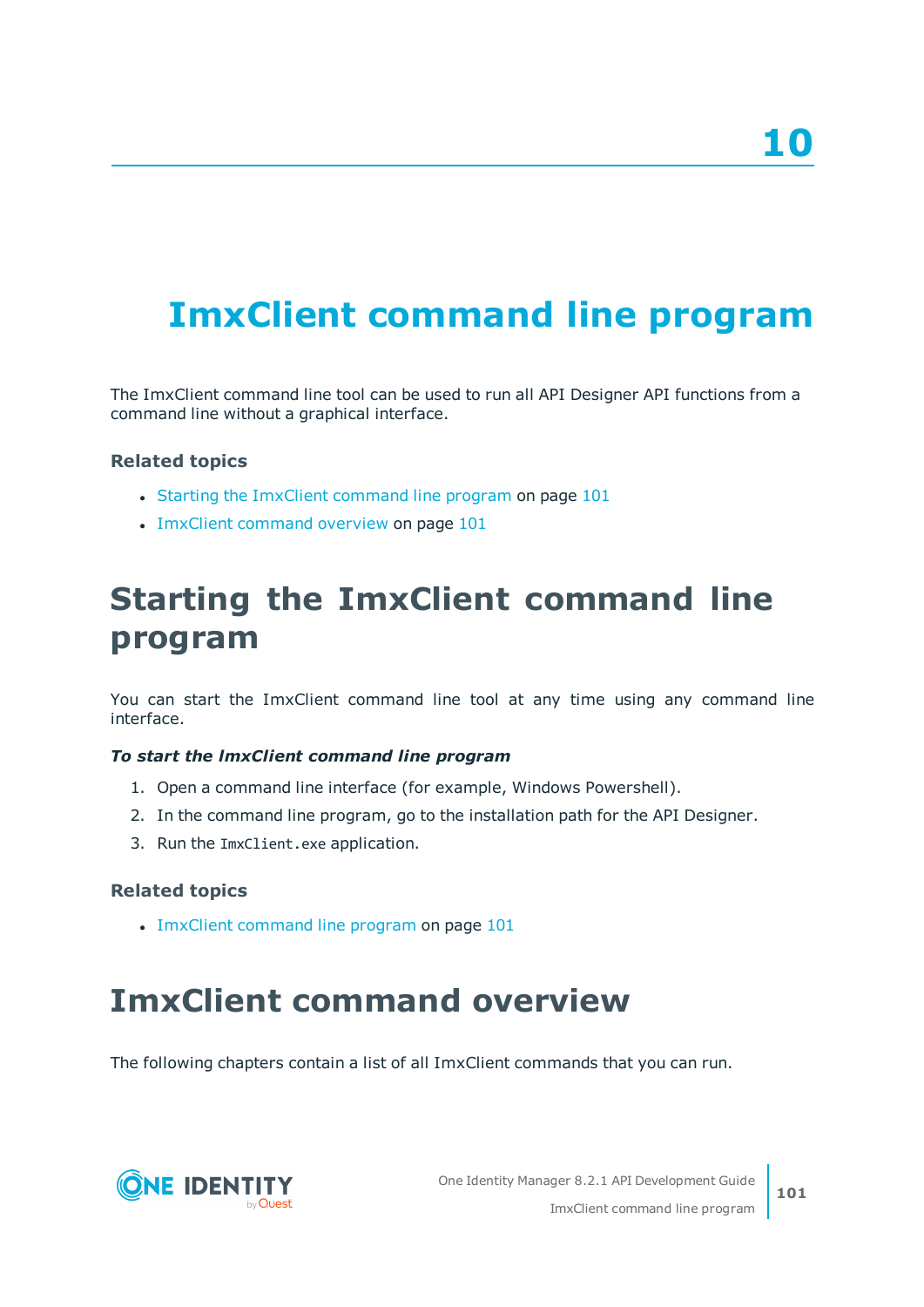# 10

# ImxClient command line program

The ImxClient command line tool can be used to run all API Designer API functions from a command line without a graphical interface.

### Related topics

- Starting the ImxClient command line program on page 101
- ImxClient command overview on page 101

## Starting the ImxClient command line program

You can start the ImxClient command line tool at any time using any command line interface.

***To start the ImxClient command line program***

1. Open a command line interface (for example, Windows Powershell).
2. In the command line program, go to the installation path for the API Designer.
3. Run the `ImxClient.exe` application.

### Related topics

- ImxClient command line program on page 101

## ImxClient command overview

The following chapters contain a list of all ImxClient commands that you can run.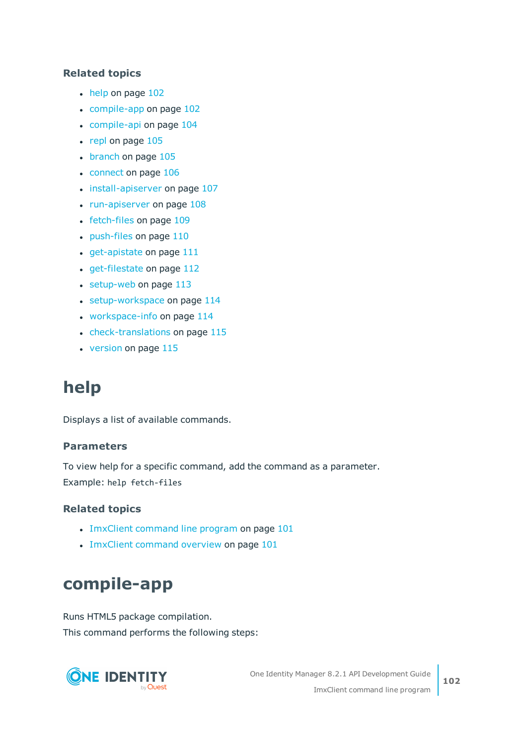### Related topics

- help on page 102
- compile-app on page 102
- compile-api on page 104
- repl on page 105
- branch on page 105
- connect on page 106
- install-apiserver on page 107
- run-apiserver on page 108
- fetch-files on page 109
- push-files on page 110
- get-apistate on page 111
- get-filestate on page 112
- setup-web on page 113
- setup-workspace on page 114
- workspace-info on page 114
- check-translations on page 115
- version on page 115

## help

Displays a list of available commands.

### Parameters

To view help for a specific command, add the command as a parameter.

Example: `help fetch-files`

### Related topics

- ImxClient command line program on page 101
- ImxClient command overview on page 101

## compile-app

Runs HTML5 package compilation.

This command performs the following steps: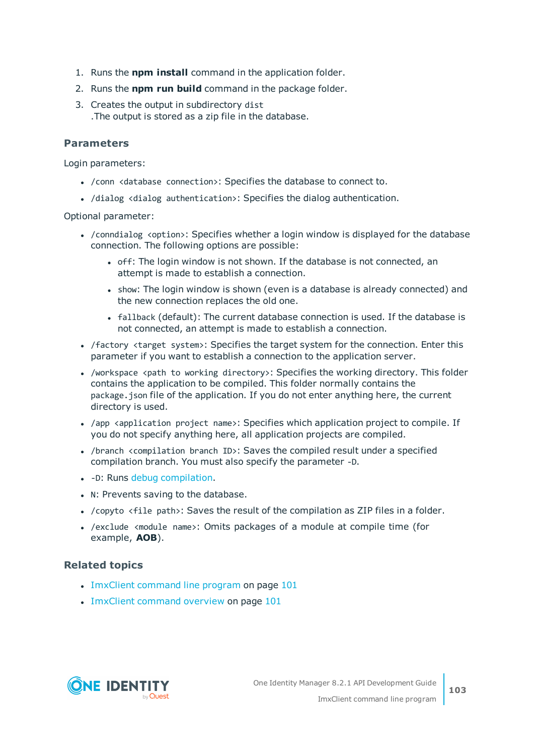1. Runs the **npm install** command in the application folder.
2. Runs the **npm run build** command in the package folder.
3. Creates the output in subdirectory `dist`
   .The output is stored as a zip file in the database.

### Parameters

Login parameters:

- `/conn <database connection>`: Specifies the database to connect to.
- `/dialog <dialog authentication>`: Specifies the dialog authentication.

Optional parameter:

- `/conndialog <option>`: Specifies whether a login window is displayed for the database connection. The following options are possible:
  - `off`: The login window is not shown. If the database is not connected, an attempt is made to establish a connection.
  - `show`: The login window is shown (even is a database is already connected) and the new connection replaces the old one.
  - `fallback` (default): The current database connection is used. If the database is not connected, an attempt is made to establish a connection.
- `/factory <target system>`: Specifies the target system for the connection. Enter this parameter if you want to establish a connection to the application server.
- `/workspace <path to working directory>`: Specifies the working directory. This folder contains the application to be compiled. This folder normally contains the `package.json` file of the application. If you do not enter anything here, the current directory is used.
- `/app <application project name>`: Specifies which application project to compile. If you do not specify anything here, all application projects are compiled.
- `/branch <compilation branch ID>`: Saves the compiled result under a specified compilation branch. You must also specify the parameter `-D`.
- `-D`: Runs debug compilation.
- `N`: Prevents saving to the database.
- `/copyto <file path>`: Saves the result of the compilation as ZIP files in a folder.
- `/exclude <module name>`: Omits packages of a module at compile time (for example, **AOB**).

### Related topics

- ImxClient command line program on page 101
- ImxClient command overview on page 101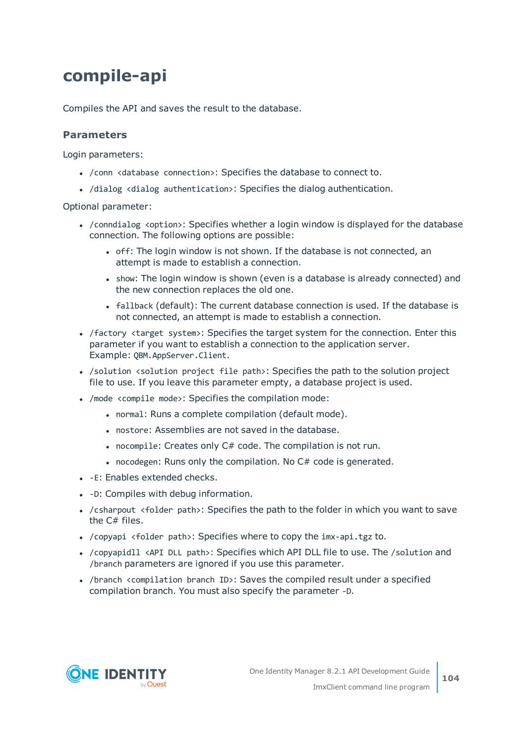# compile-api

Compiles the API and saves the result to the database.

### Parameters

Login parameters:

- `/conn <database connection>`: Specifies the database to connect to.
- `/dialog <dialog authentication>`: Specifies the dialog authentication.

Optional parameter:

- `/conndialog <option>`: Specifies whether a login window is displayed for the database connection. The following options are possible:
  - `off`: The login window is not shown. If the database is not connected, an attempt is made to establish a connection.
  - `show`: The login window is shown (even is a database is already connected) and the new connection replaces the old one.
  - `fallback` (default): The current database connection is used. If the database is not connected, an attempt is made to establish a connection.
- `/factory <target system>`: Specifies the target system for the connection. Enter this parameter if you want to establish a connection to the application server. Example: `QBM.AppServer.Client`.
- `/solution <solution project file path>`: Specifies the path to the solution project file to use. If you leave this parameter empty, a database project is used.
- `/mode <compile mode>`: Specifies the compilation mode:
  - `normal`: Runs a complete compilation (default mode).
  - `nostore`: Assemblies are not saved in the database.
  - `nocompile`: Creates only C# code. The compilation is not run.
  - `nocodegen`: Runs only the compilation. No C# code is generated.
- `-E`: Enables extended checks.
- `-D`: Compiles with debug information.
- `/csharpout <folder path>`: Specifies the path to the folder in which you want to save the C# files.
- `/copyapi <folder path>`: Specifies where to copy the `imx-api.tgz` to.
- `/copyapidll <API DLL path>`: Specifies which API DLL file to use. The `/solution` and `/branch` parameters are ignored if you use this parameter.
- `/branch <compilation branch ID>`: Saves the compiled result under a specified compilation branch. You must also specify the parameter `-D`.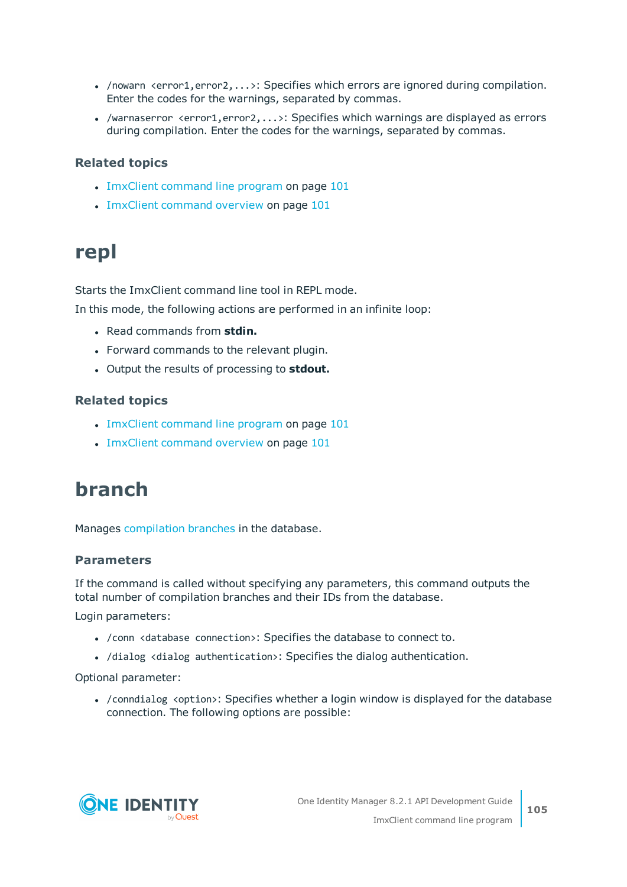- `/nowarn <error1,error2,...>`: Specifies which errors are ignored during compilation. Enter the codes for the warnings, separated by commas.
- `/warnaserror <error1,error2,...>`: Specifies which warnings are displayed as errors during compilation. Enter the codes for the warnings, separated by commas.

### Related topics

- ImxClient command line program on page 101
- ImxClient command overview on page 101

# repl

Starts the ImxClient command line tool in REPL mode.

In this mode, the following actions are performed in an infinite loop:

- Read commands from **stdin.**
- Forward commands to the relevant plugin.
- Output the results of processing to **stdout.**

### Related topics

- ImxClient command line program on page 101
- ImxClient command overview on page 101

# branch

Manages compilation branches in the database.

### Parameters

If the command is called without specifying any parameters, this command outputs the total number of compilation branches and their IDs from the database.

Login parameters:

- `/conn <database connection>`: Specifies the database to connect to.
- `/dialog <dialog authentication>`: Specifies the dialog authentication.

Optional parameter:

- `/conndialog <option>`: Specifies whether a login window is displayed for the database connection. The following options are possible: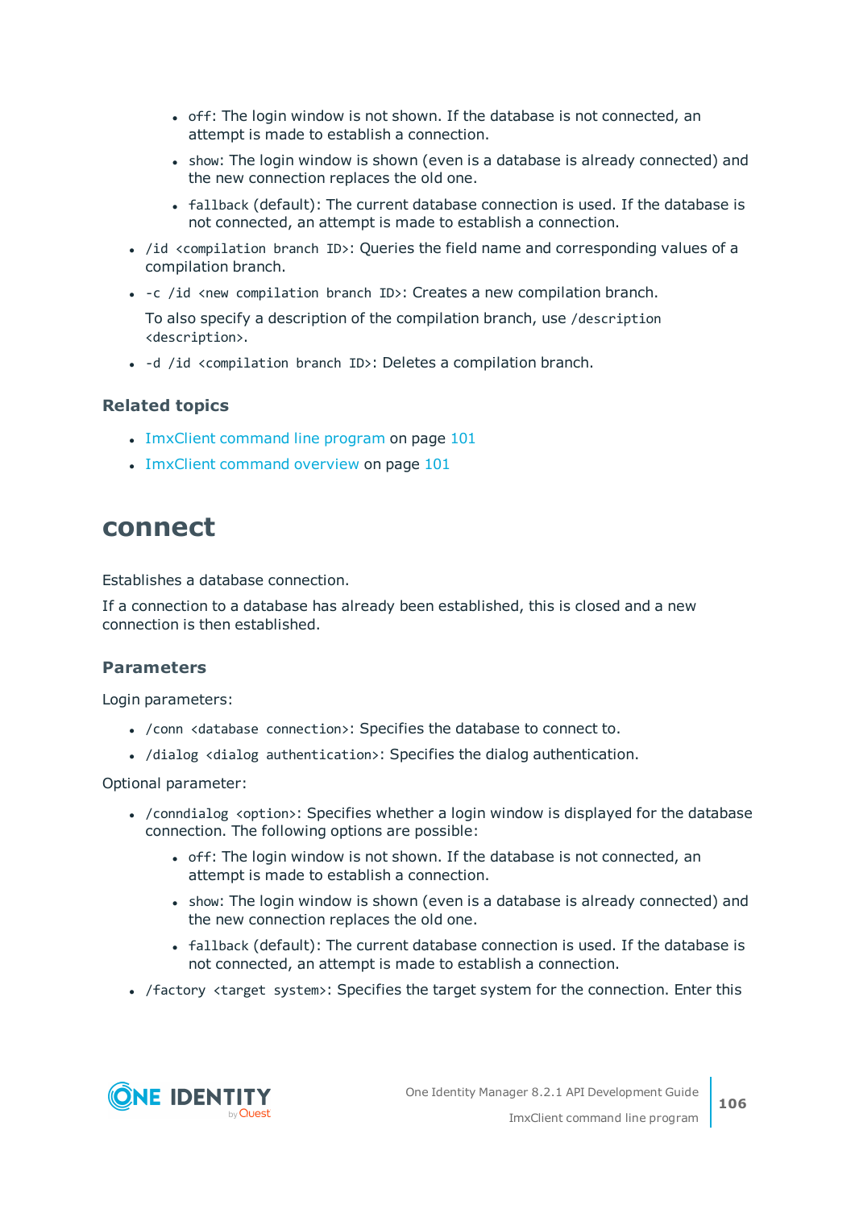- `off`: The login window is not shown. If the database is not connected, an attempt is made to establish a connection.
    - `show`: The login window is shown (even is a database is already connected) and the new connection replaces the old one.
    - `fallback` (default): The current database connection is used. If the database is not connected, an attempt is made to establish a connection.
- `/id <compilation branch ID>`: Queries the field name and corresponding values of a compilation branch.
- `-c /id <new compilation branch ID>`: Creates a new compilation branch.

  To also specify a description of the compilation branch, use `/description <description>`.
- `-d /id <compilation branch ID>`: Deletes a compilation branch.

### Related topics

- ImxClient command line program on page 101
- ImxClient command overview on page 101

## connect

Establishes a database connection.

If a connection to a database has already been established, this is closed and a new connection is then established.

### Parameters

Login parameters:

- `/conn <database connection>`: Specifies the database to connect to.
- `/dialog <dialog authentication>`: Specifies the dialog authentication.

Optional parameter:

- `/conndialog <option>`: Specifies whether a login window is displayed for the database connection. The following options are possible:
    - `off`: The login window is not shown. If the database is not connected, an attempt is made to establish a connection.
    - `show`: The login window is shown (even is a database is already connected) and the new connection replaces the old one.
    - `fallback` (default): The current database connection is used. If the database is not connected, an attempt is made to establish a connection.
- `/factory <target system>`: Specifies the target system for the connection. Enter this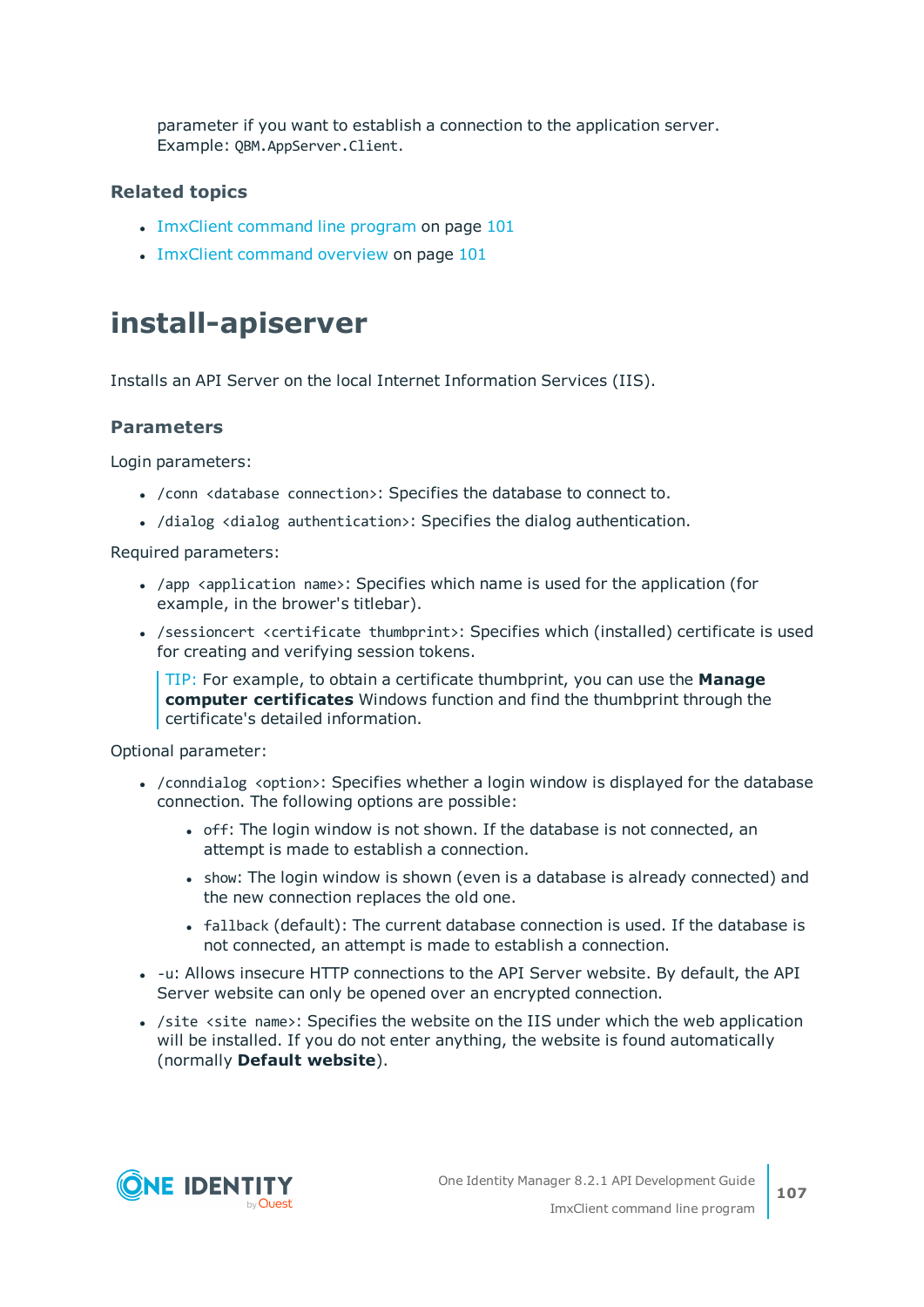parameter if you want to establish a connection to the application server.
Example: `QBM.AppServer.Client`.

### Related topics

- ImxClient command line program on page 101
- ImxClient command overview on page 101

# install-apiserver

Installs an API Server on the local Internet Information Services (IIS).

### Parameters

Login parameters:

- `/conn <database connection>`: Specifies the database to connect to.
- `/dialog <dialog authentication>`: Specifies the dialog authentication.

Required parameters:

- `/app <application name>`: Specifies which name is used for the application (for example, in the brower's titlebar).
- `/sessioncert <certificate thumbprint>`: Specifies which (installed) certificate is used for creating and verifying session tokens.

  > TIP: For example, to obtain a certificate thumbprint, you can use the **Manage computer certificates** Windows function and find the thumbprint through the certificate's detailed information.

Optional parameter:

- `/conndialog <option>`: Specifies whether a login window is displayed for the database connection. The following options are possible:
  - `off`: The login window is not shown. If the database is not connected, an attempt is made to establish a connection.
  - `show`: The login window is shown (even is a database is already connected) and the new connection replaces the old one.
  - `fallback` (default): The current database connection is used. If the database is not connected, an attempt is made to establish a connection.
- `-u`: Allows insecure HTTP connections to the API Server website. By default, the API Server website can only be opened over an encrypted connection.
- `/site <site name>`: Specifies the website on the IIS under which the web application will be installed. If you do not enter anything, the website is found automatically (normally **Default website**).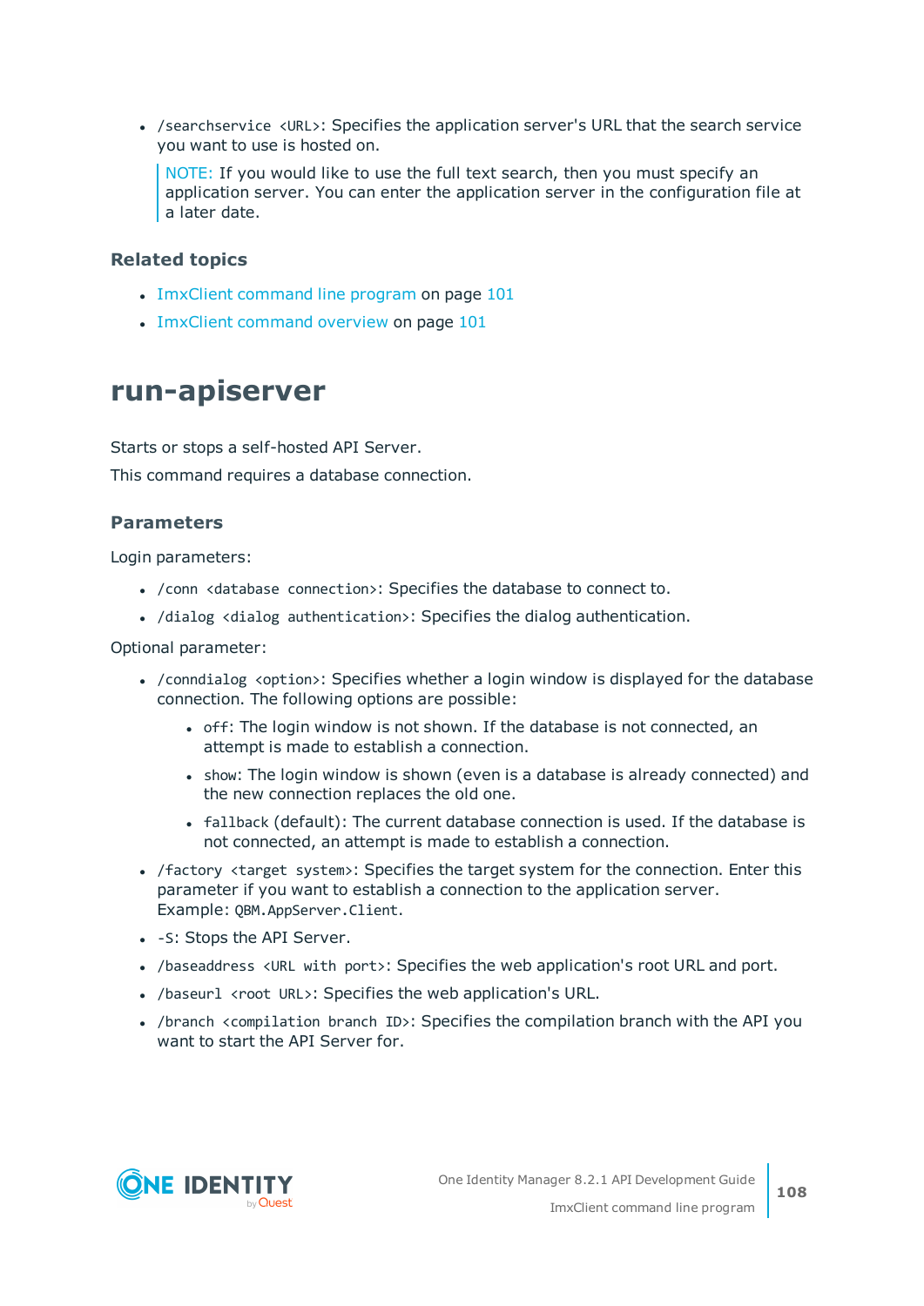- `/searchservice <URL>`: Specifies the application server's URL that the search service you want to use is hosted on.

  NOTE: If you would like to use the full text search, then you must specify an application server. You can enter the application server in the configuration file at a later date.

### Related topics

- ImxClient command line program on page 101
- ImxClient command overview on page 101

# run-apiserver

Starts or stops a self-hosted API Server.

This command requires a database connection.

### Parameters

Login parameters:

- `/conn <database connection>`: Specifies the database to connect to.
- `/dialog <dialog authentication>`: Specifies the dialog authentication.

Optional parameter:

- `/conndialog <option>`: Specifies whether a login window is displayed for the database connection. The following options are possible:
  - `off`: The login window is not shown. If the database is not connected, an attempt is made to establish a connection.
  - `show`: The login window is shown (even is a database is already connected) and the new connection replaces the old one.
  - `fallback` (default): The current database connection is used. If the database is not connected, an attempt is made to establish a connection.
- `/factory <target system>`: Specifies the target system for the connection. Enter this parameter if you want to establish a connection to the application server. Example: `QBM.AppServer.Client`.
- `-S`: Stops the API Server.
- `/baseaddress <URL with port>`: Specifies the web application's root URL and port.
- `/baseurl <root URL>`: Specifies the web application's URL.
- `/branch <compilation branch ID>`: Specifies the compilation branch with the API you want to start the API Server for.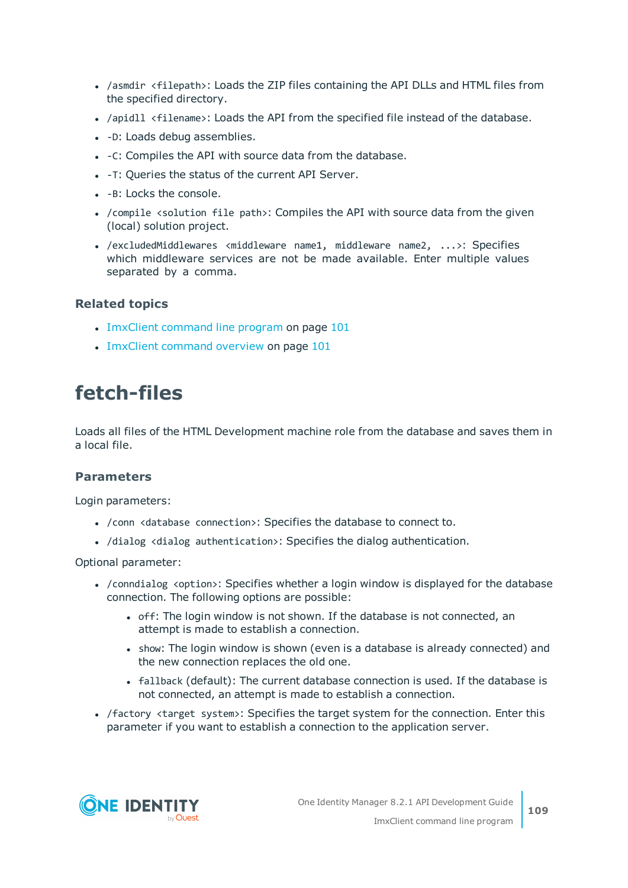- `/asmdir <filepath>`: Loads the ZIP files containing the API DLLs and HTML files from the specified directory.
- `/apidll <filename>`: Loads the API from the specified file instead of the database.
- `-D`: Loads debug assemblies.
- `-C`: Compiles the API with source data from the database.
- `-T`: Queries the status of the current API Server.
- `-B`: Locks the console.
- `/compile <solution file path>`: Compiles the API with source data from the given (local) solution project.
- `/excludedMiddlewares <middleware name1, middleware name2, ...>`: Specifies which middleware services are not be made available. Enter multiple values separated by a comma.

### Related topics

- ImxClient command line program on page 101
- ImxClient command overview on page 101

# fetch-files

Loads all files of the HTML Development machine role from the database and saves them in a local file.

### Parameters

Login parameters:

- `/conn <database connection>`: Specifies the database to connect to.
- `/dialog <dialog authentication>`: Specifies the dialog authentication.

Optional parameter:

- `/conndialog <option>`: Specifies whether a login window is displayed for the database connection. The following options are possible:
  - `off`: The login window is not shown. If the database is not connected, an attempt is made to establish a connection.
  - `show`: The login window is shown (even is a database is already connected) and the new connection replaces the old one.
  - `fallback` (default): The current database connection is used. If the database is not connected, an attempt is made to establish a connection.
- `/factory <target system>`: Specifies the target system for the connection. Enter this parameter if you want to establish a connection to the application server.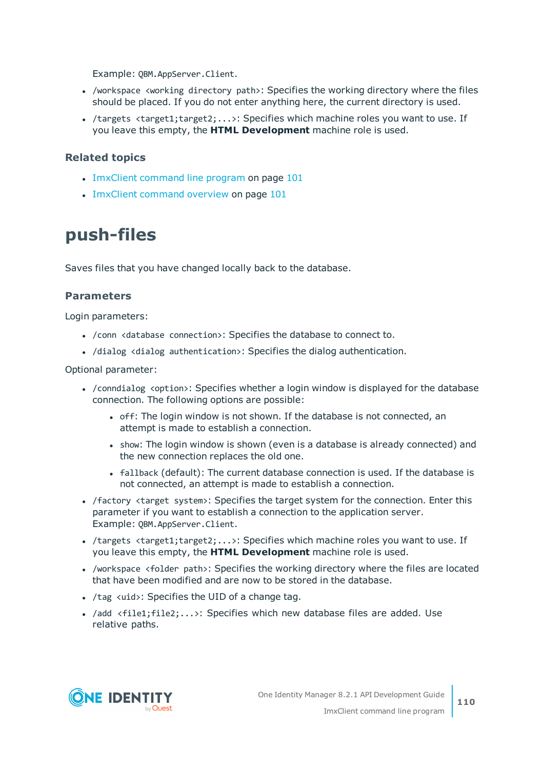Example: `QBM.AppServer.Client`.

- `/workspace <working directory path>`: Specifies the working directory where the files should be placed. If you do not enter anything here, the current directory is used.
- `/targets <target1;target2;...>`: Specifies which machine roles you want to use. If you leave this empty, the **HTML Development** machine role is used.

### Related topics

- ImxClient command line program on page 101
- ImxClient command overview on page 101

# push-files

Saves files that you have changed locally back to the database.

### Parameters

Login parameters:

- `/conn <database connection>`: Specifies the database to connect to.
- `/dialog <dialog authentication>`: Specifies the dialog authentication.

Optional parameter:

- `/conndialog <option>`: Specifies whether a login window is displayed for the database connection. The following options are possible:
  - `off`: The login window is not shown. If the database is not connected, an attempt is made to establish a connection.
  - `show`: The login window is shown (even is a database is already connected) and the new connection replaces the old one.
  - `fallback` (default): The current database connection is used. If the database is not connected, an attempt is made to establish a connection.
- `/factory <target system>`: Specifies the target system for the connection. Enter this parameter if you want to establish a connection to the application server. Example: `QBM.AppServer.Client`.
- `/targets <target1;target2;...>`: Specifies which machine roles you want to use. If you leave this empty, the **HTML Development** machine role is used.
- `/workspace <folder path>`: Specifies the working directory where the files are located that have been modified and are now to be stored in the database.
- `/tag <uid>`: Specifies the UID of a change tag.
- `/add <file1;file2;...>`: Specifies which new database files are added. Use relative paths.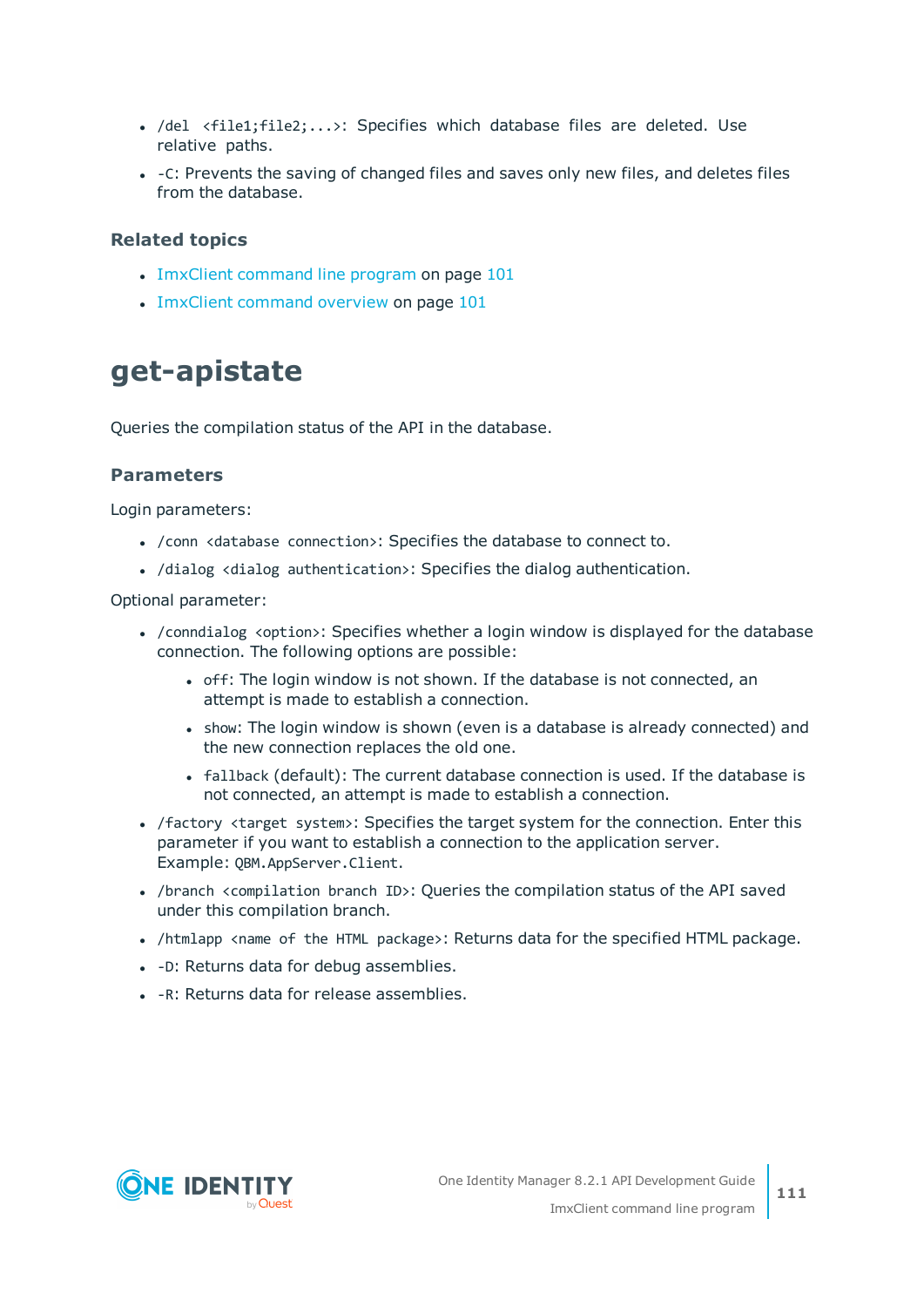- `/del <file1;file2;...>`: Specifies which database files are deleted. Use relative paths.
- `-C`: Prevents the saving of changed files and saves only new files, and deletes files from the database.

### Related topics

- ImxClient command line program on page 101
- ImxClient command overview on page 101

# get-apistate

Queries the compilation status of the API in the database.

### Parameters

Login parameters:

- `/conn <database connection>`: Specifies the database to connect to.
- `/dialog <dialog authentication>`: Specifies the dialog authentication.

Optional parameter:

- `/conndialog <option>`: Specifies whether a login window is displayed for the database connection. The following options are possible:
  - `off`: The login window is not shown. If the database is not connected, an attempt is made to establish a connection.
  - `show`: The login window is shown (even is a database is already connected) and the new connection replaces the old one.
  - `fallback` (default): The current database connection is used. If the database is not connected, an attempt is made to establish a connection.
- `/factory <target system>`: Specifies the target system for the connection. Enter this parameter if you want to establish a connection to the application server. Example: `QBM.AppServer.Client`.
- `/branch <compilation branch ID>`: Queries the compilation status of the API saved under this compilation branch.
- `/htmlapp <name of the HTML package>`: Returns data for the specified HTML package.
- `-D`: Returns data for debug assemblies.
- `-R`: Returns data for release assemblies.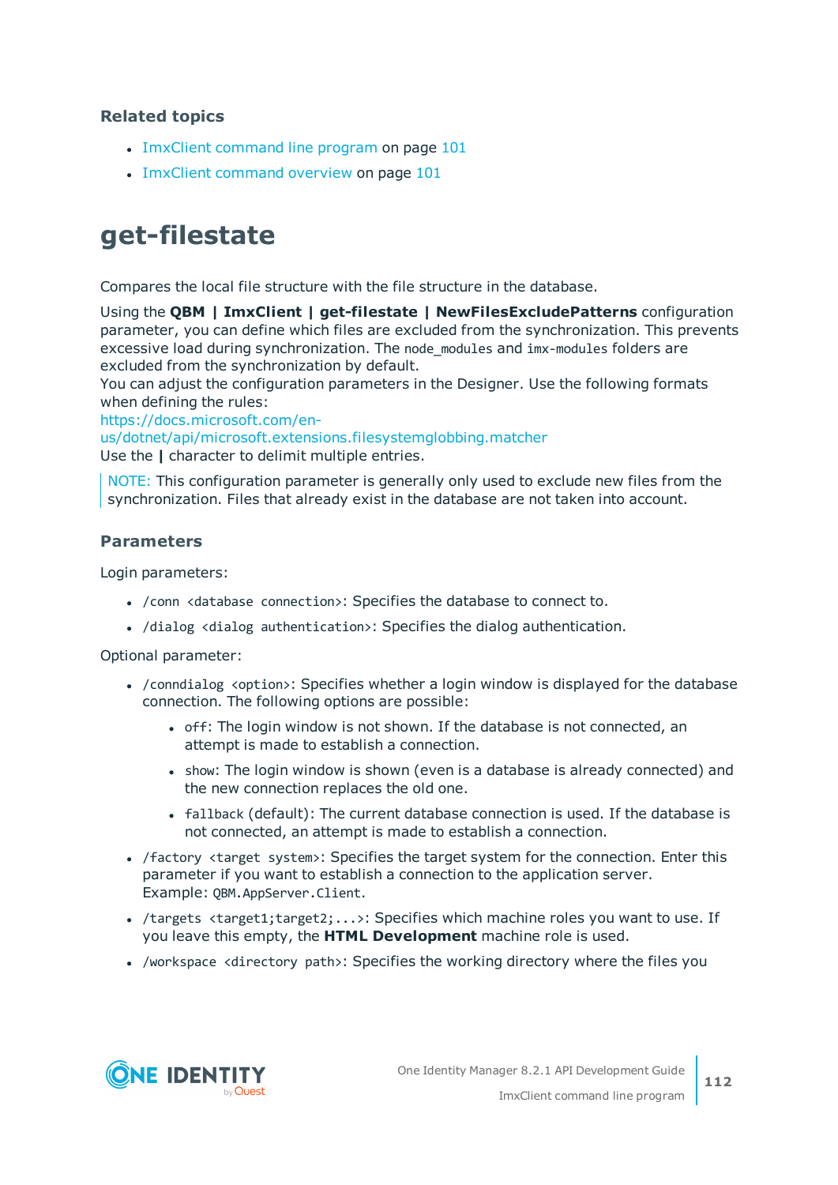### Related topics

- ImxClient command line program on page 101
- ImxClient command overview on page 101

# get-filestate

Compares the local file structure with the file structure in the database.

Using the **QBM | ImxClient | get-filestate | NewFilesExcludePatterns** configuration parameter, you can define which files are excluded from the synchronization. This prevents excessive load during synchronization. The `node_modules` and `imx-modules` folders are excluded from the synchronization by default.
You can adjust the configuration parameters in the Designer. Use the following formats when defining the rules:
https://docs.microsoft.com/en-us/dotnet/api/microsoft.extensions.filesystemglobbing.matcher
Use the **|** character to delimit multiple entries.

> NOTE: This configuration parameter is generally only used to exclude new files from the synchronization. Files that already exist in the database are not taken into account.

### Parameters

Login parameters:

- `/conn <database connection>`: Specifies the database to connect to.
- `/dialog <dialog authentication>`: Specifies the dialog authentication.

Optional parameter:

- `/conndialog <option>`: Specifies whether a login window is displayed for the database connection. The following options are possible:
  - `off`: The login window is not shown. If the database is not connected, an attempt is made to establish a connection.
  - `show`: The login window is shown (even is a database is already connected) and the new connection replaces the old one.
  - `fallback` (default): The current database connection is used. If the database is not connected, an attempt is made to establish a connection.
- `/factory <target system>`: Specifies the target system for the connection. Enter this parameter if you want to establish a connection to the application server. Example: `QBM.AppServer.Client`.
- `/targets <target1;target2;...>`: Specifies which machine roles you want to use. If you leave this empty, the **HTML Development** machine role is used.
- `/workspace <directory path>`: Specifies the working directory where the files you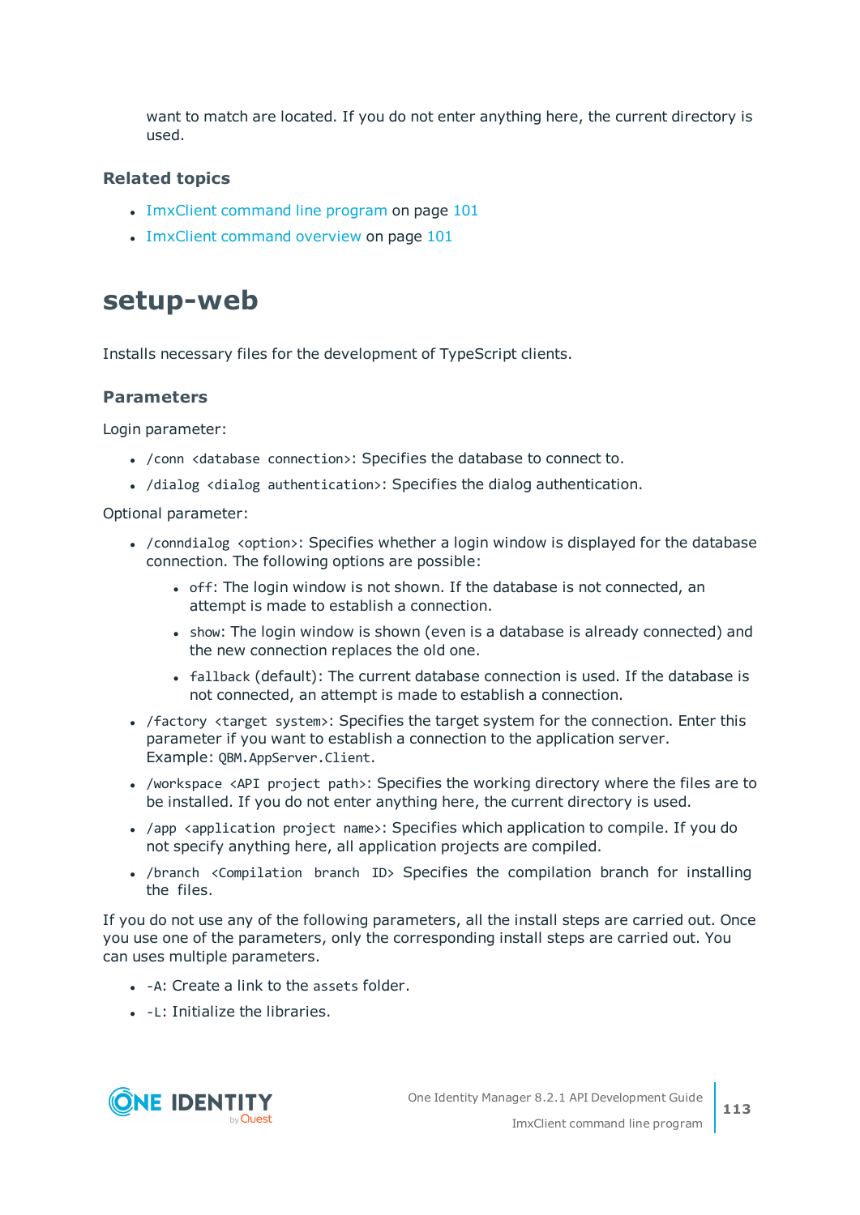want to match are located. If you do not enter anything here, the current directory is used.

### Related topics

- ImxClient command line program on page 101
- ImxClient command overview on page 101

# setup-web

Installs necessary files for the development of TypeScript clients.

### Parameters

Login parameter:

- `/conn <database connection>`: Specifies the database to connect to.
- `/dialog <dialog authentication>`: Specifies the dialog authentication.

Optional parameter:

- `/conndialog <option>`: Specifies whether a login window is displayed for the database connection. The following options are possible:
  - `off`: The login window is not shown. If the database is not connected, an attempt is made to establish a connection.
  - `show`: The login window is shown (even is a database is already connected) and the new connection replaces the old one.
  - `fallback` (default): The current database connection is used. If the database is not connected, an attempt is made to establish a connection.
- `/factory <target system>`: Specifies the target system for the connection. Enter this parameter if you want to establish a connection to the application server. Example: `QBM.AppServer.Client`.
- `/workspace <API project path>`: Specifies the working directory where the files are to be installed. If you do not enter anything here, the current directory is used.
- `/app <application project name>`: Specifies which application to compile. If you do not specify anything here, all application projects are compiled.
- `/branch <Compilation branch ID>` Specifies the compilation branch for installing the files.

If you do not use any of the following parameters, all the install steps are carried out. Once you use one of the parameters, only the corresponding install steps are carried out. You can uses multiple parameters.

- `-A`: Create a link to the `assets` folder.
- `-L`: Initialize the libraries.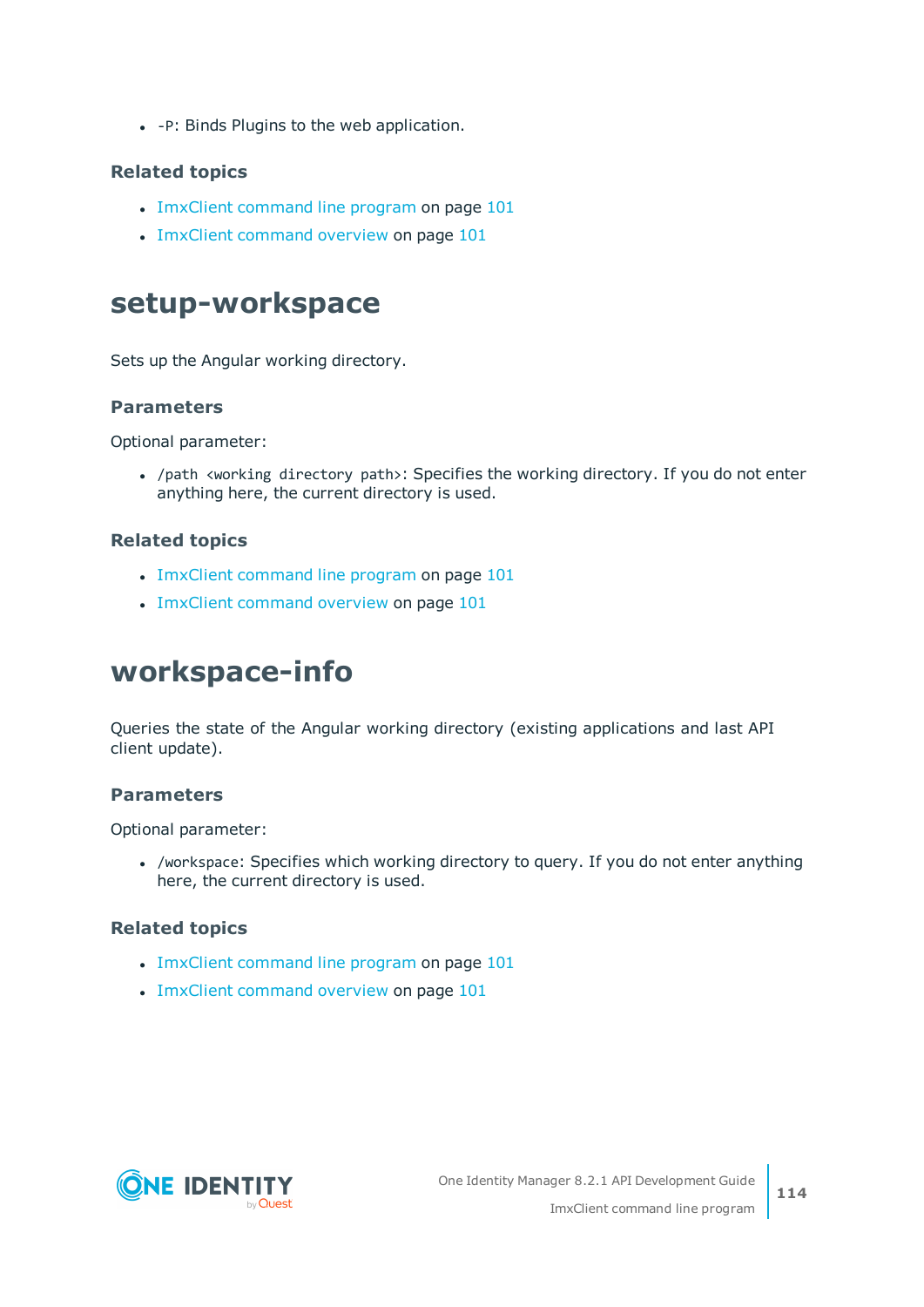- `-P`: Binds Plugins to the web application.

### Related topics

- ImxClient command line program on page 101
- ImxClient command overview on page 101

## setup-workspace

Sets up the Angular working directory.

### Parameters

Optional parameter:

- `/path <working directory path>`: Specifies the working directory. If you do not enter anything here, the current directory is used.

### Related topics

- ImxClient command line program on page 101
- ImxClient command overview on page 101

## workspace-info

Queries the state of the Angular working directory (existing applications and last API client update).

### Parameters

Optional parameter:

- `/workspace`: Specifies which working directory to query. If you do not enter anything here, the current directory is used.

### Related topics

- ImxClient command line program on page 101
- ImxClient command overview on page 101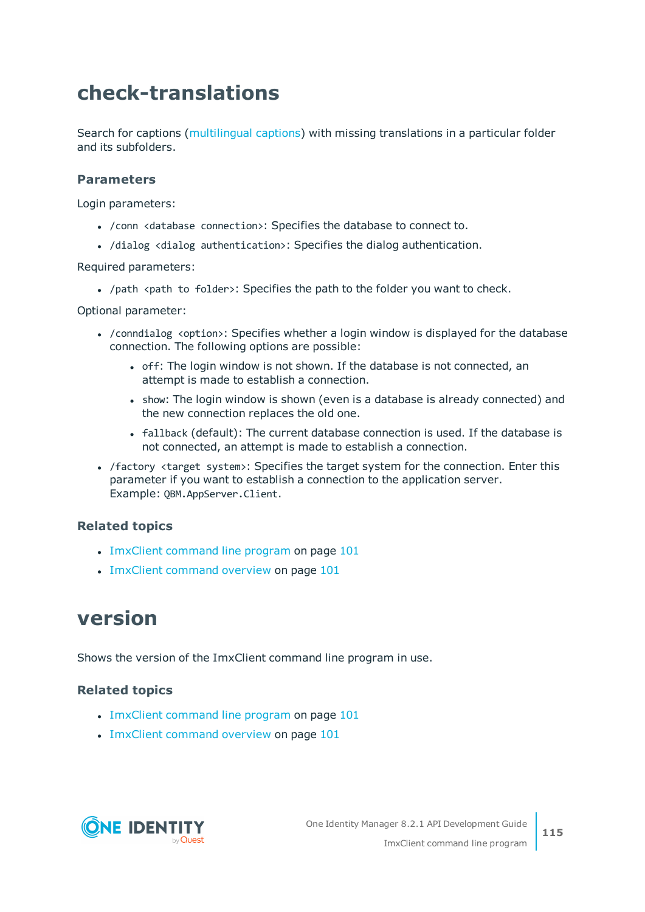# check-translations

Search for captions (multilingual captions) with missing translations in a particular folder and its subfolders.

### Parameters

Login parameters:

- `/conn <database connection>`: Specifies the database to connect to.
- `/dialog <dialog authentication>`: Specifies the dialog authentication.

Required parameters:

- `/path <path to folder>`: Specifies the path to the folder you want to check.

Optional parameter:

- `/conndialog <option>`: Specifies whether a login window is displayed for the database connection. The following options are possible:
  - `off`: The login window is not shown. If the database is not connected, an attempt is made to establish a connection.
  - `show`: The login window is shown (even is a database is already connected) and the new connection replaces the old one.
  - `fallback` (default): The current database connection is used. If the database is not connected, an attempt is made to establish a connection.
- `/factory <target system>`: Specifies the target system for the connection. Enter this parameter if you want to establish a connection to the application server. Example: `QBM.AppServer.Client`.

### Related topics

- ImxClient command line program on page 101
- ImxClient command overview on page 101

# version

Shows the version of the ImxClient command line program in use.

### Related topics

- ImxClient command line program on page 101
- ImxClient command overview on page 101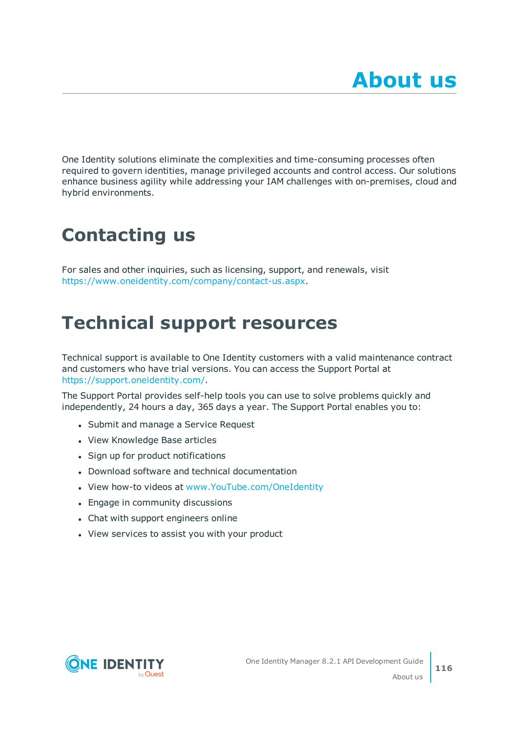# About us

One Identity solutions eliminate the complexities and time-consuming processes often required to govern identities, manage privileged accounts and control access. Our solutions enhance business agility while addressing your IAM challenges with on-premises, cloud and hybrid environments.

## Contacting us

For sales and other inquiries, such as licensing, support, and renewals, visit https://www.oneidentity.com/company/contact-us.aspx.

## Technical support resources

Technical support is available to One Identity customers with a valid maintenance contract and customers who have trial versions. You can access the Support Portal at https://support.oneidentity.com/.

The Support Portal provides self-help tools you can use to solve problems quickly and independently, 24 hours a day, 365 days a year. The Support Portal enables you to:

- Submit and manage a Service Request
- View Knowledge Base articles
- Sign up for product notifications
- Download software and technical documentation
- View how-to videos at www.YouTube.com/OneIdentity
- Engage in community discussions
- Chat with support engineers online
- View services to assist you with your product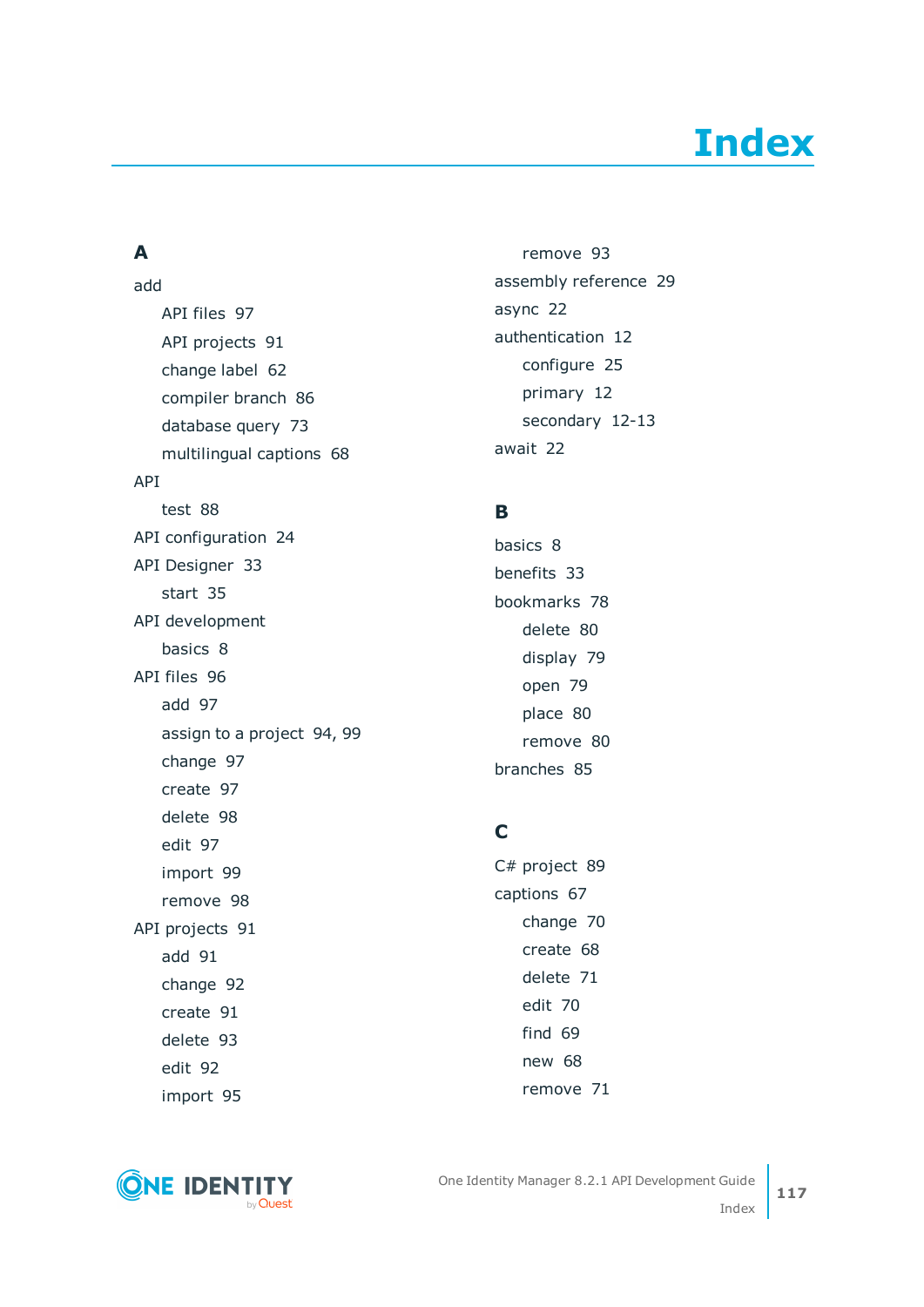# Index

## A

add
- API files 97
- API projects 91
- change label 62
- compiler branch 86
- database query 73
- multilingual captions 68

API
- test 88

API configuration 24

API Designer 33
- start 35

API development
- basics 8

API files 96
- add 97
- assign to a project 94, 99
- change 97
- create 97
- delete 98
- edit 97
- import 99
- remove 98

API projects 91
- add 91
- change 92
- create 91
- delete 93
- edit 92
- import 95
- remove 93

assembly reference 29

async 22

authentication 12
- configure 25
- primary 12
- secondary 12-13

await 22

## B

basics 8

benefits 33

bookmarks 78
- delete 80
- display 79
- open 79
- place 80
- remove 80

branches 85

## C

C# project 89

captions 67
- change 70
- create 68
- delete 71
- edit 70
- find 69
- new 68
- remove 71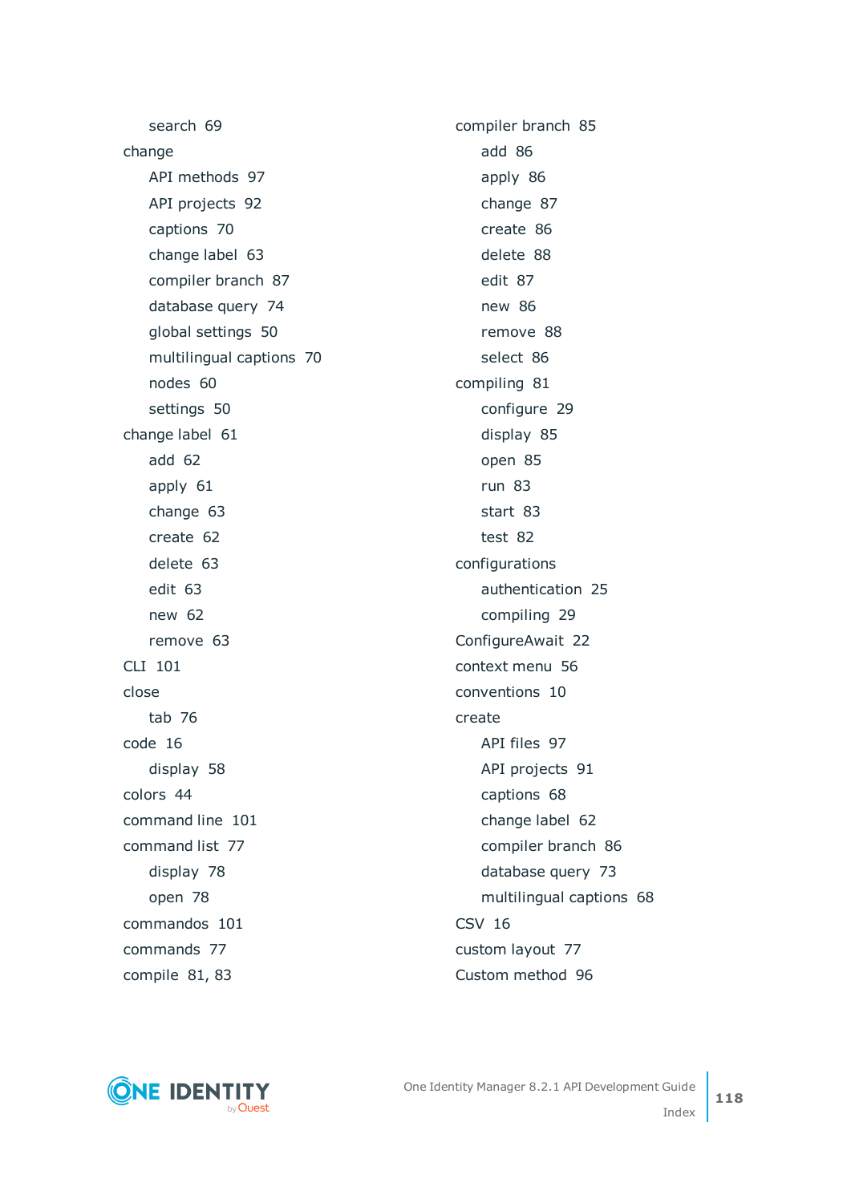- search 69

change

- API methods 97
- API projects 92
- captions 70
- change label 63
- compiler branch 87
- database query 74
- global settings 50
- multilingual captions 70
- nodes 60
- settings 50

change label 61

- add 62
- apply 61
- change 63
- create 62
- delete 63
- edit 63
- new 62
- remove 63

CLI 101

close

- tab 76

code 16

- display 58

colors 44

command line 101

command list 77

- display 78
- open 78

commandos 101

commands 77

compile 81, 83

compiler branch 85

- add 86
- apply 86
- change 87
- create 86
- delete 88
- edit 87
- new 86
- remove 88
- select 86

compiling 81

- configure 29
- display 85
- open 85
- run 83
- start 83
- test 82

configurations

- authentication 25
- compiling 29

ConfigureAwait 22

context menu 56

conventions 10

create

- API files 97
- API projects 91
- captions 68
- change label 62
- compiler branch 86
- database query 73
- multilingual captions 68

CSV 16

custom layout 77

Custom method 96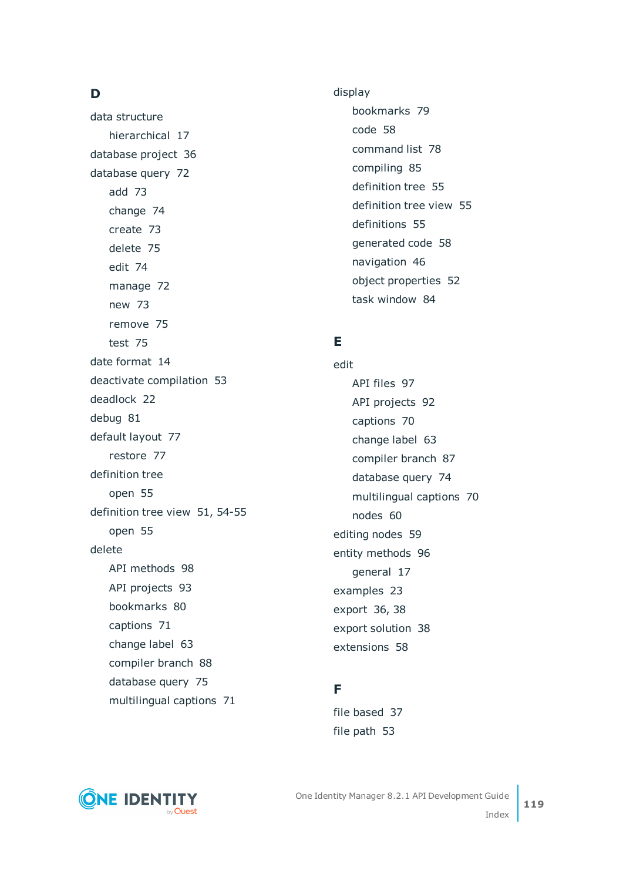## D

data structure
- hierarchical 17

database project 36

database query 72
- add 73
- change 74
- create 73
- delete 75
- edit 74
- manage 72
- new 73
- remove 75
- test 75

date format 14

deactivate compilation 53

deadlock 22

debug 81

default layout 77
- restore 77

definition tree
- open 55

definition tree view 51, 54-55
- open 55

delete
- API methods 98
- API projects 93
- bookmarks 80
- captions 71
- change label 63
- compiler branch 88
- database query 75
- multilingual captions 71

display
- bookmarks 79
- code 58
- command list 78
- compiling 85
- definition tree 55
- definition tree view 55
- definitions 55
- generated code 58
- navigation 46
- object properties 52
- task window 84

## E

edit
- API files 97
- API projects 92
- captions 70
- change label 63
- compiler branch 87
- database query 74
- multilingual captions 70
- nodes 60

editing nodes 59

entity methods 96
- general 17

examples 23

export 36, 38

export solution 38

extensions 58

## F

file based 37

file path 53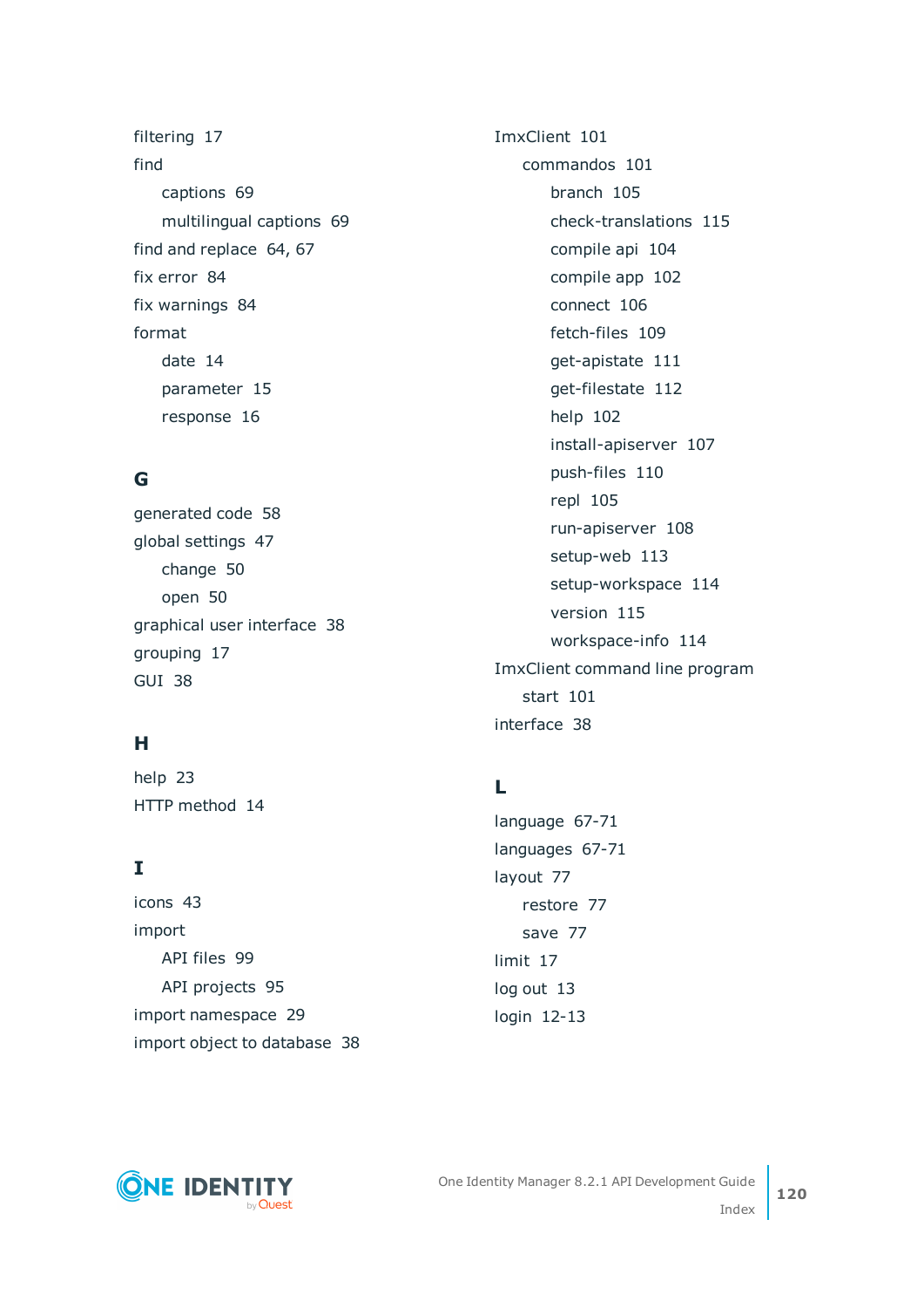filtering 17

find

- captions 69
- multilingual captions 69

find and replace 64, 67

fix error 84

fix warnings 84

format

- date 14
- parameter 15
- response 16

## G

generated code 58

global settings 47

- change 50
- open 50

graphical user interface 38

grouping 17

GUI 38

## H

help 23

HTTP method 14

## I

icons 43

import

- API files 99
- API projects 95

import namespace 29

import object to database 38

ImxClient 101

- commandos 101
  - branch 105
  - check-translations 115
  - compile api 104
  - compile app 102
  - connect 106
  - fetch-files 109
  - get-apistate 111
  - get-filestate 112
  - help 102
  - install-apiserver 107
  - push-files 110
  - repl 105
  - run-apiserver 108
  - setup-web 113
  - setup-workspace 114
  - version 115
  - workspace-info 114

ImxClient command line program

- start 101

interface 38

## L

language 67-71

languages 67-71

layout 77

- restore 77
- save 77

limit 17

log out 13

login 12-13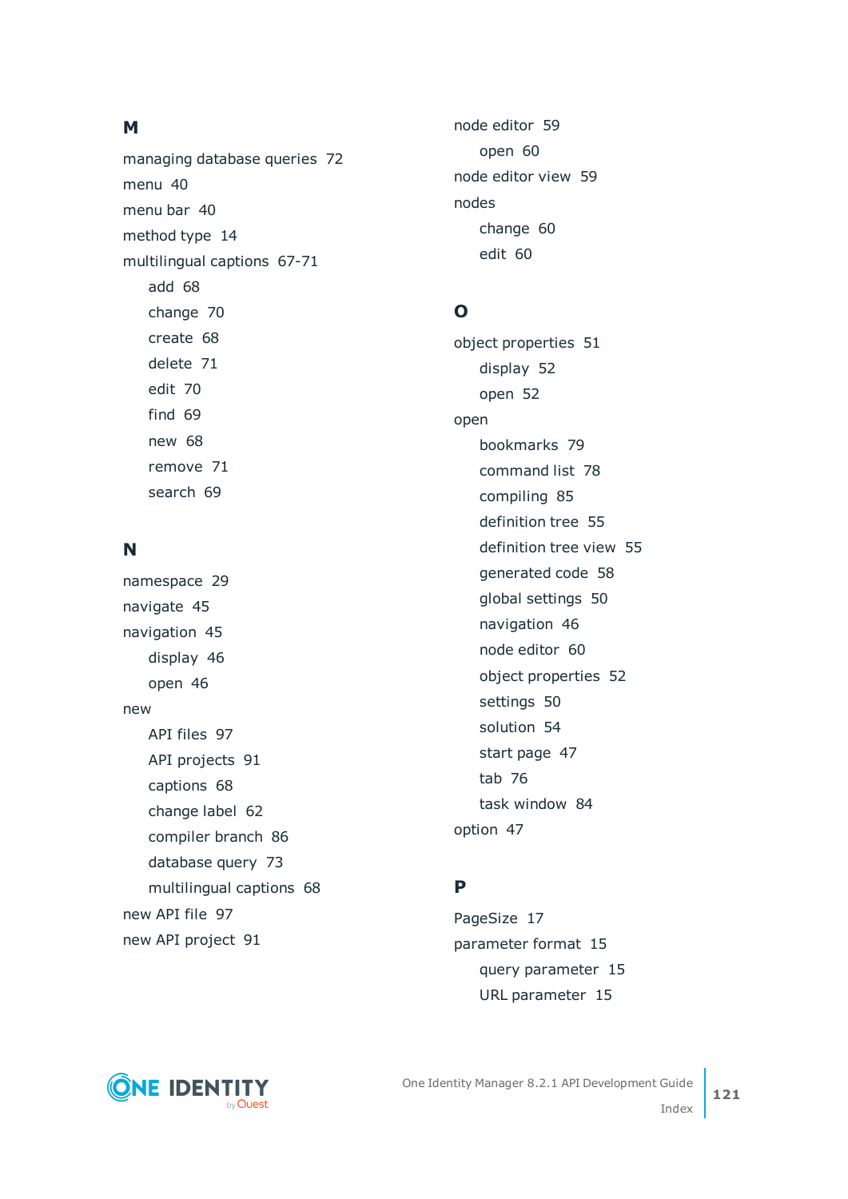## M

managing database queries 72
menu 40
menu bar 40
method type 14
multilingual captions 67-71
- add 68
- change 70
- create 68
- delete 71
- edit 70
- find 69
- new 68
- remove 71
- search 69

## N

namespace 29
navigate 45
navigation 45
- display 46
- open 46

new
- API files 97
- API projects 91
- captions 68
- change label 62
- compiler branch 86
- database query 73
- multilingual captions 68

new API file 97
new API project 91
node editor 59
- open 60

node editor view 59
nodes
- change 60
- edit 60

## O

object properties 51
- display 52
- open 52

open
- bookmarks 79
- command list 78
- compiling 85
- definition tree 55
- definition tree view 55
- generated code 58
- global settings 50
- navigation 46
- node editor 60
- object properties 52
- settings 50
- solution 54
- start page 47
- tab 76
- task window 84

option 47

## P

PageSize 17
parameter format 15
- query parameter 15
- URL parameter 15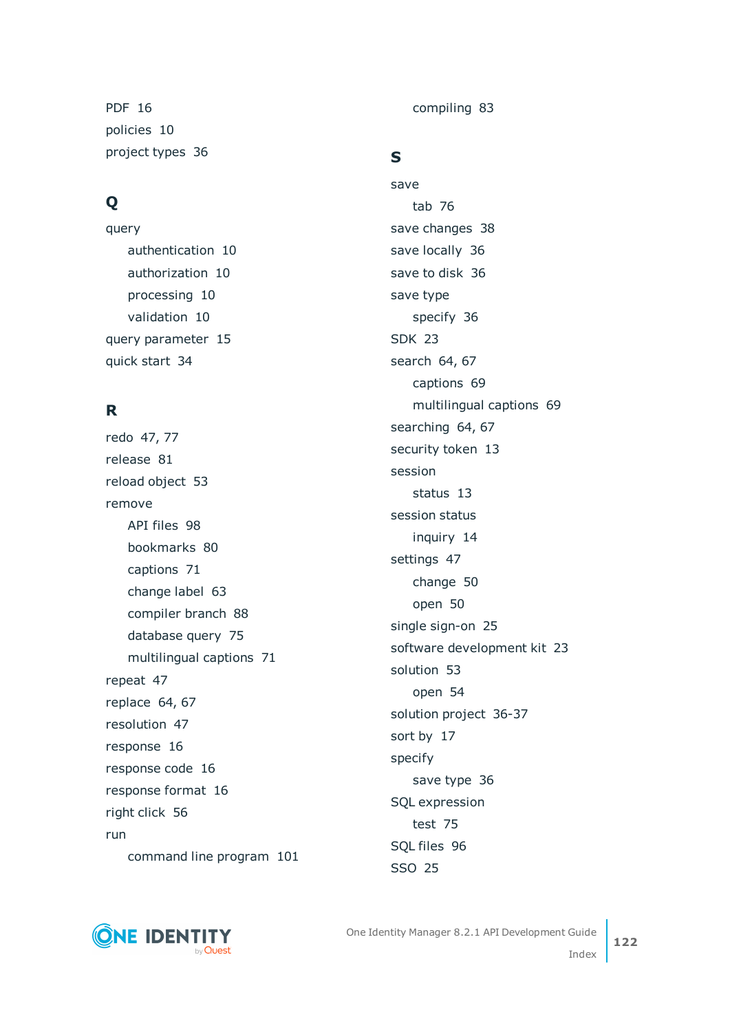PDF 16
policies 10
project types 36

## Q

query
  authentication 10
  authorization 10
  processing 10
  validation 10
query parameter 15
quick start 34

## R

redo 47, 77
release 81
reload object 53
remove
  API files 98
  bookmarks 80
  captions 71
  change label 63
  compiler branch 88
  database query 75
  multilingual captions 71
repeat 47
replace 64, 67
resolution 47
response 16
response code 16
response format 16
right click 56
run
  command line program 101
  compiling 83

## S

save
  tab 76
save changes 38
save locally 36
save to disk 36
save type
  specify 36
SDK 23
search 64, 67
  captions 69
  multilingual captions 69
searching 64, 67
security token 13
session
  status 13
session status
  inquiry 14
settings 47
  change 50
  open 50
single sign-on 25
software development kit 23
solution 53
  open 54
solution project 36-37
sort by 17
specify
  save type 36
SQL expression
  test 75
SQL files 96
SSO 25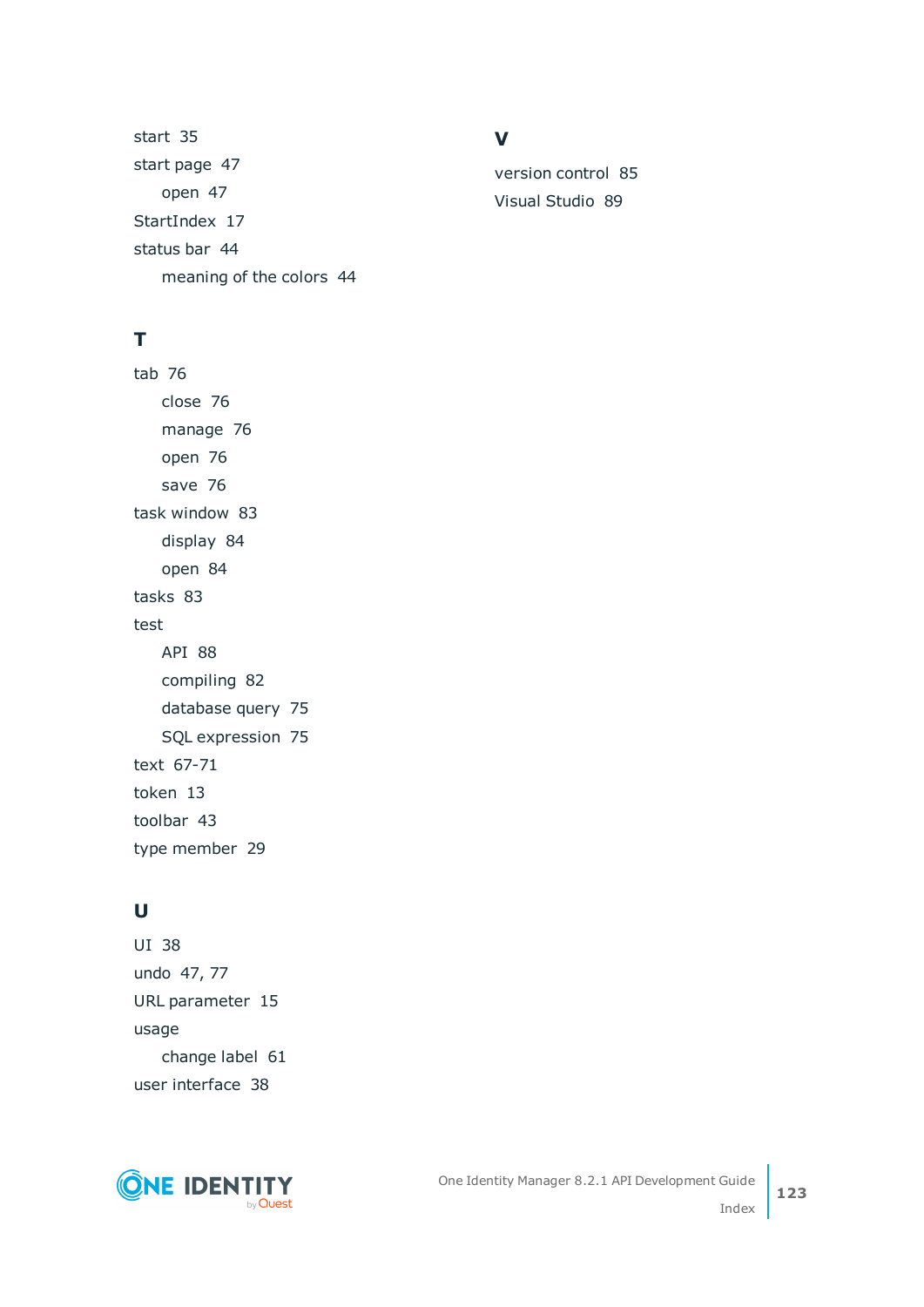start 35

start page 47

- open 47

StartIndex 17

status bar 44

- meaning of the colors 44

## T

tab 76

- close 76
- manage 76
- open 76
- save 76

task window 83

- display 84
- open 84

tasks 83

test

- API 88
- compiling 82
- database query 75
- SQL expression 75

text 67-71

token 13

toolbar 43

type member 29

## U

UI 38

undo 47, 77

URL parameter 15

usage

- change label 61

user interface 38

## V

version control 85

Visual Studio 89